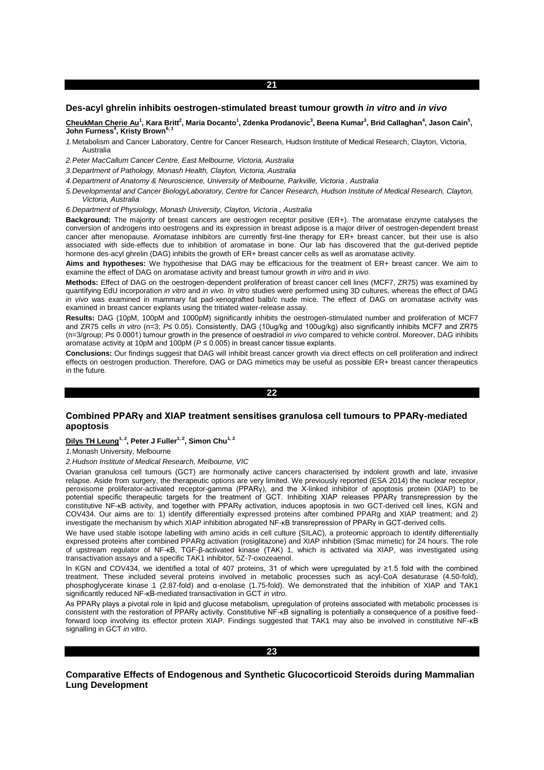## 21

### Des-acyl ghrelin inhibits oestrogen-stimulated breast tumour growth *in vitro* and *in vivo*

**CheukMan Cherie Au[1], Kara Britt[2], Maria Docanto[1], Zdenka Prodanovic[3], Beena Kumar[3], Brid Callaghan[4], Jason Cain[5], John Furness[4], Kristy Brown[6, 1]**

*1.* Metabolism and Cancer Laboratory, Centre for Cancer Research, Hudson Institute of Medical Research, Clayton, Victoria, Australia

*2. Peter MacCallum Cancer Centre, East Melbourne, Victoria, Australia*

*3. Department of Pathology, Monash Health, Clayton, Victoria, Australia*

*4. Department of Anatomy & Neuroscience, University of Melbourne, Parkville, Victoria , Australia*

*5. Developmental and Cancer BiologyLaboratory, Centre for Cancer Research, Hudson Institute of Medical Research, Clayton, Victoria, Australia*

*6. Department of Physiology, Monash University, Clayton, Victoria , Australia*

**Background:** The majority of breast cancers are oestrogen receptor positive (ER+). The aromatase enzyme catalyses the conversion of androgens into oestrogens and its expression in breast adipose is a major driver of oestrogen-dependent breast cancer after menopause. Aromatase inhibitors are currently first-line therapy for ER+ breast cancer, but their use is also associated with side-effects due to inhibition of aromatase in bone. Our lab has discovered that the gut-derived peptide hormone des-acyl ghrelin (DAG) inhibits the growth of ER+ breast cancer cells as well as aromatase activity.

**Aims and hypotheses:** We hypothesise that DAG may be efficacious for the treatment of ER+ breast cancer. We aim to examine the effect of DAG on aromatase activity and breast tumour growth *in vitro* and *in vivo*.

**Methods:** Effect of DAG on the oestrogen-dependent proliferation of breast cancer cell lines (MCF7, ZR75) was examined by quantifying EdU incorporation *in vitro* and *in vivo. In vitro* studies were performed using 3D cultures, whereas the effect of DAG *in vivo* was examined in mammary fat pad-xenografted balb/c nude mice. The effect of DAG on aromatase activity was examined in breast cancer explants using the tritiated water-release assay.

**Results:** DAG (10pM, 100pM and 1000pM) significantly inhibits the oestrogen-stimulated number and proliferation of MCF7 and ZR75 cells *in vitro* (n=3; $P \leq 0.05$). Consistently, DAG (10ug/kg and 100ug/kg) also significantly inhibits MCF7 and ZR75 (n=3/group; $P \leq 0.0001$) tumour growth in the presence of oestradiol *in vivo* compared to vehicle control. Moreover, DAG inhibits aromatase activity at 10pM and 100pM ($P \leq 0.005$) in breast cancer tissue explants.

**Conclusions:** Our findings suggest that DAG will inhibit breast cancer growth via direct effects on cell proliferation and indirect effects on oestrogen production. Therefore, DAG or DAG mimetics may be useful as possible ER+ breast cancer therapeutics in the future.

## 22

### Combined PPARγ and XIAP treatment sensitises granulosa cell tumours to PPARγ-mediated apoptosis

**Dilys TH Leung[1, 2], Peter J Fuller[1, 2], Simon Chu[1, 2]**

*1.* Monash University, Melbourne

*2. Hudson Institute of Medical Research, Melbourne, VIC*

Ovarian granulosa cell tumours (GCT) are hormonally active cancers characterised by indolent growth and late, invasive relapse. Aside from surgery, the therapeutic options are very limited. We previously reported (ESA 2014) the nuclear receptor, peroxisome proliferator-activated receptor-gamma (PPARγ), and the X-linked inhibitor of apoptosis protein (XIAP) to be potential specific therapeutic targets for the treatment of GCT. Inhibiting XIAP releases PPARγ transrepression by the constitutive NF-κB activity, and together with PPARγ activation, induces apoptosis in two GCT-derived cell lines, KGN and COV434. Our aims are to: 1) identify differentially expressed proteins after combined PPARg and XIAP treatment; and 2) investigate the mechanism by which XIAP inhibition abrogated NF-κB transrepression of PPARγ in GCT-derived cells.

We have used stable isotope labelling with amino acids in cell culture (SILAC), a proteomic approach to identify differentially expressed proteins after combined PPARg activation (rosiglitazone) and XIAP inhibition (Smac mimetic) for 24 hours. The role of upstream regulator of NF-κB, TGF-β-activated kinase (TAK) 1, which is activated via XIAP, was investigated using transactivation assays and a specific TAK1 inhibitor, 5Z-7-oxozeaenol.

In KGN and COV434, we identified a total of 407 proteins, 31 of which were upregulated by ≥1.5 fold with the combined treatment. These included several proteins involved in metabolic processes such as acyl-CoA desaturase (4.50-fold), phosphoglycerate kinase 1 (2.87-fold) and α-enolase (1.75-fold). We demonstrated that the inhibition of XIAP and TAK1 significantly reduced NF-κB-mediated transactivation in GCT *in vitro*.

As PPARγ plays a pivotal role in lipid and glucose metabolism, upregulation of proteins associated with metabolic processes is consistent with the restoration of PPARγ activity. Constitutive NF-κB signalling is potentially a consequence of a positive feed-forward loop involving its effector protein XIAP. Findings suggested that TAK1 may also be involved in constitutive NF-κB signalling in GCT *in vitro*.

## 23

### Comparative Effects of Endogenous and Synthetic Glucocorticoid Steroids during Mammalian Lung Development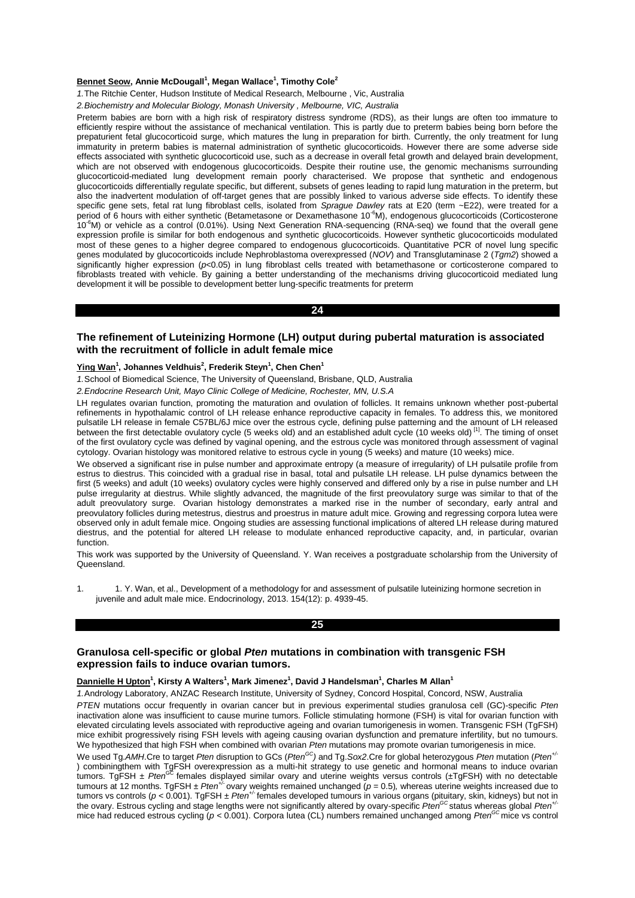**Bennet Seow, Annie McDougall[1], Megan Wallace[1], Timothy Cole[2]**

*1.*The Ritchie Center, Hudson Institute of Medical Research, Melbourne , Vic, Australia

*2.Biochemistry and Molecular Biology, Monash University , Melbourne, VIC, Australia*

Preterm babies are born with a high risk of respiratory distress syndrome (RDS), as their lungs are often too immature to efficiently respire without the assistance of mechanical ventilation. This is partly due to preterm babies being born before the prepaturient fetal glucocorticoid surge, which matures the lung in preparation for birth. Currently, the only treatment for lung immaturity in preterm babies is maternal administration of synthetic glucocorticoids. However there are some adverse side effects associated with synthetic glucocorticoid use, such as a decrease in overall fetal growth and delayed brain development, which are not observed with endogenous glucocorticoids. Despite their routine use, the genomic mechanisms surrounding glucocorticoid-mediated lung development remain poorly characterised. We propose that synthetic and endogenous glucocorticoids differentially regulate specific, but different, subsets of genes leading to rapid lung maturation in the preterm, but also the inadvertent modulation of off-target genes that are possibly linked to various adverse side effects. To identify these specific gene sets, fetal rat lung fibroblast cells, isolated from *Sprague Dawley* rats at E20 (term ~E22), were treated for a period of 6 hours with either synthetic (Betametasone or Dexamethasone $10^{-6}$M), endogenous glucocorticoids (Corticosterone $10^{-6}$M) or vehicle as a control (0.01%). Using Next Generation RNA-sequencing (RNA-seq) we found that the overall gene expression profile is similar for both endogenous and synthetic glucocorticoids. However synthetic glucocorticoids modulated most of these genes to a higher degree compared to endogenous glucocorticoids. Quantitative PCR of novel lung specific genes modulated by glucocorticoids include Nephroblastoma overexpressed (*NOV*) and Transglutaminase 2 (*Tgm2*) showed a significantly higher expression ($p<0.05$) in lung fibroblast cells treated with betamethasone or corticosterone compared to fibroblasts treated with vehicle. By gaining a better understanding of the mechanisms driving glucocorticoid mediated lung development it will be possible to development better lung-specific treatments for preterm

## 24

### The refinement of Luteinizing Hormone (LH) output during pubertal maturation is associated with the recruitment of follicle in adult female mice

**Ying Wan[1], Johannes Veldhuis[2], Frederik Steyn[1], Chen Chen[1]**

*1.*School of Biomedical Science, The University of Queensland, Brisbane, QLD, Australia

*2.Endocrine Research Unit, Mayo Clinic College of Medicine, Rochester, MN, U.S.A*

LH regulates ovarian function, promoting the maturation and ovulation of follicles. It remains unknown whether post-pubertal refinements in hypothalamic control of LH release enhance reproductive capacity in females. To address this, we monitored pulsatile LH release in female C57BL/6J mice over the estrous cycle, defining pulse patterning and the amount of LH released between the first detectable ovulatory cycle (5 weeks old) and an established adult cycle (10 weeks old) [1]. The timing of onset of the first ovulatory cycle was defined by vaginal opening, and the estrous cycle was monitored through assessment of vaginal cytology. Ovarian histology was monitored relative to estrous cycle in young (5 weeks) and mature (10 weeks) mice.

We observed a significant rise in pulse number and approximate entropy (a measure of irregularity) of LH pulsatile profile from estrus to diestrus. This coincided with a gradual rise in basal, total and pulsatile LH release. LH pulse dynamics between the first (5 weeks) and adult (10 weeks) ovulatory cycles were highly conserved and differed only by a rise in pulse number and LH pulse irregularity at diestrus. While slightly advanced, the magnitude of the first preovulatory surge was similar to that of the adult preovulatory surge. Ovarian histology demonstrates a marked rise in the number of secondary, early antral and preovulatory follicles during metestrus, diestrus and proestrus in mature adult mice. Growing and regressing corpora lutea were observed only in adult female mice. Ongoing studies are assessing functional implications of altered LH release during matured diestrus, and the potential for altered LH release to modulate enhanced reproductive capacity, and, in particular, ovarian function.

This work was supported by the University of Queensland. Y. Wan receives a postgraduate scholarship from the University of Queensland.

1. 1. Y. Wan, et al., Development of a methodology for and assessment of pulsatile luteinizing hormone secretion in juvenile and adult male mice. Endocrinology, 2013. 154(12): p. 4939-45.

## 25

### Granulosa cell-specific or global *Pten* mutations in combination with transgenic FSH expression fails to induce ovarian tumors.

**Dannielle H Upton[1], Kirsty A Walters[1], Mark Jimenez[1], David J Handelsman[1], Charles M Allan[1]**

*1.*Andrology Laboratory, ANZAC Research Institute, University of Sydney, Concord Hospital, Concord, NSW, Australia

*PTEN* mutations occur frequently in ovarian cancer but in previous experimental studies granulosa cell (GC)-specific *Pten* inactivation alone was insufficient to cause murine tumors. Follicle stimulating hormone (FSH) is vital for ovarian function with elevated circulating levels associated with reproductive ageing and ovarian tumorigenesis in women. Transgenic FSH (TgFSH) mice exhibit progressively rising FSH levels with ageing causing ovarian dysfunction and premature infertility, but no tumours. We hypothesized that high FSH when combined with ovarian *Pten* mutations may promote ovarian tumorigenesis in mice.

We used Tg.*AMH*.Cre to target *Pten* disruption to GCs (*Pten*$^{GC}$) and Tg.*Sox2*.Cre for global heterozygous *Pten* mutation (*Pten*$^{+/-}$) combiningthem with TgFSH overexpression as a multi-hit strategy to use genetic and hormonal means to induce ovarian tumors. TgFSH ± *Pten*$^{GC}$ females displayed similar ovary and uterine weights versus controls (±TgFSH) with no detectable tumours at 12 months. TgFSH ± *Pten*$^{+/-}$ ovary weights remained unchanged ($p = 0.5$), whereas uterine weights increased due to tumors vs controls ($p < 0.001$). TgFSH ± *Pten*$^{+/-}$ females developed tumours in various organs (pituitary, skin, kidneys) but not in the ovary. Estrous cycling and stage lengths were not significantly altered by ovary-specific *Pten*$^{GC}$ status whereas global *Pten*$^{+/-}$ mice had reduced estrous cycling ($p < 0.001$). Corpora lutea (CL) numbers remained unchanged among *Pten*$^{GC}$ mice vs control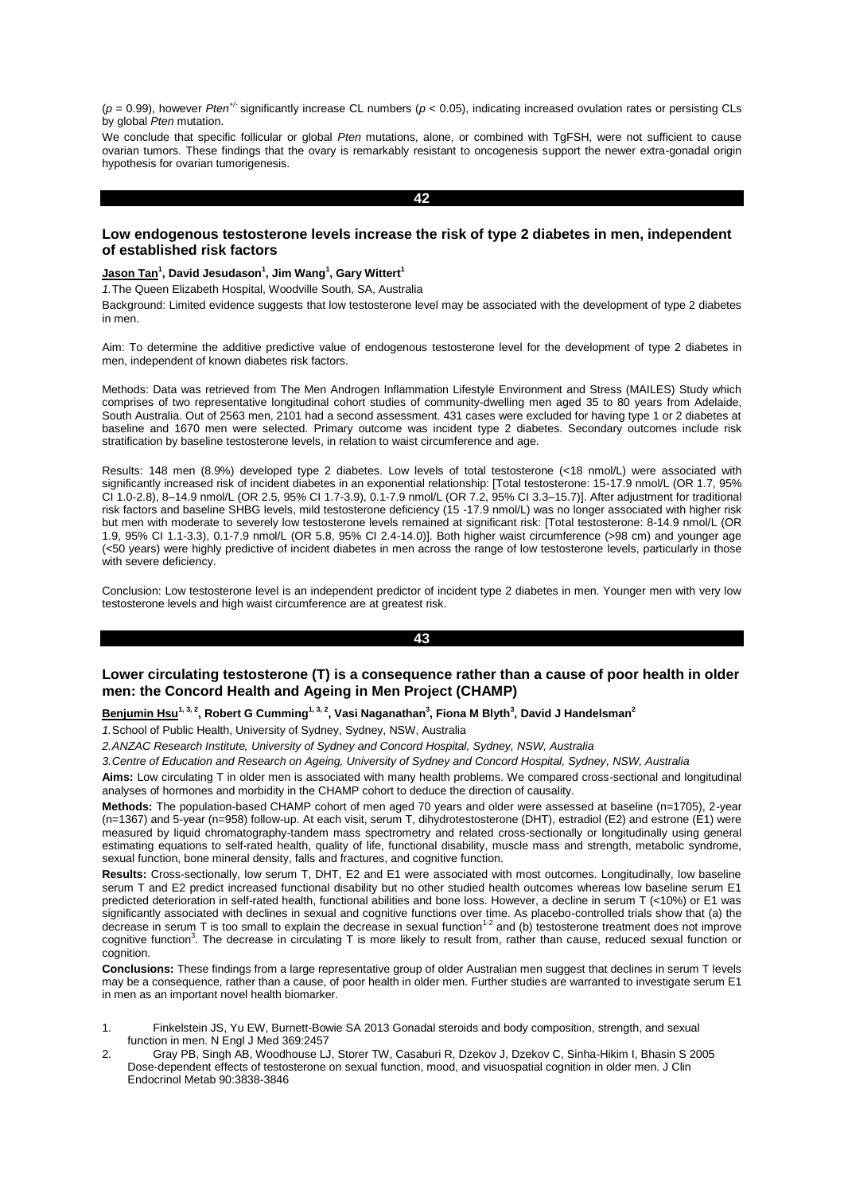($p$ = 0.99), however *Pten*$^{+/-}$ significantly increase CL numbers ($p$ < 0.05), indicating increased ovulation rates or persisting CLs by global *Pten* mutation.

We conclude that specific follicular or global *Pten* mutations, alone, or combined with TgFSH, were not sufficient to cause ovarian tumors. These findings that the ovary is remarkably resistant to oncogenesis support the newer extra-gonadal origin hypothesis for ovarian tumorigenesis.

## 42

### Low endogenous testosterone levels increase the risk of type 2 diabetes in men, independent of established risk factors

**Jason Tan[1], David Jesudason[1], Jim Wang[1], Gary Wittert[1]**

*1.* The Queen Elizabeth Hospital, Woodville South, SA, Australia

Background: Limited evidence suggests that low testosterone level may be associated with the development of type 2 diabetes in men.

Aim: To determine the additive predictive value of endogenous testosterone level for the development of type 2 diabetes in men, independent of known diabetes risk factors.

Methods: Data was retrieved from The Men Androgen Inflammation Lifestyle Environment and Stress (MAILES) Study which comprises of two representative longitudinal cohort studies of community-dwelling men aged 35 to 80 years from Adelaide, South Australia. Out of 2563 men, 2101 had a second assessment. 431 cases were excluded for having type 1 or 2 diabetes at baseline and 1670 men were selected. Primary outcome was incident type 2 diabetes. Secondary outcomes include risk stratification by baseline testosterone levels, in relation to waist circumference and age.

Results: 148 men (8.9%) developed type 2 diabetes. Low levels of total testosterone (<18 nmol/L) were associated with significantly increased risk of incident diabetes in an exponential relationship: [Total testosterone: 15-17.9 nmol/L (OR 1.7, 95% CI 1.0-2.8), 8–14.9 nmol/L (OR 2.5, 95% CI 1.7-3.9), 0.1-7.9 nmol/L (OR 7.2, 95% CI 3.3–15.7)]. After adjustment for traditional risk factors and baseline SHBG levels, mild testosterone deficiency (15 -17.9 nmol/L) was no longer associated with higher risk but men with moderate to severely low testosterone levels remained at significant risk: [Total testosterone: 8-14.9 nmol/L (OR 1.9, 95% CI 1.1-3.3), 0.1-7.9 nmol/L (OR 5.8, 95% CI 2.4-14.0)]. Both higher waist circumference (>98 cm) and younger age (<50 years) were highly predictive of incident diabetes in men across the range of low testosterone levels, particularly in those with severe deficiency.

Conclusion: Low testosterone level is an independent predictor of incident type 2 diabetes in men. Younger men with very low testosterone levels and high waist circumference are at greatest risk.

## 43

### Lower circulating testosterone (T) is a consequence rather than a cause of poor health in older men: the Concord Health and Ageing in Men Project (CHAMP)

**Benjumin Hsu[1, 3, 2], Robert G Cumming[1, 3, 2], Vasi Naganathan[3], Fiona M Blyth[3], David J Handelsman[2]**

*1.* School of Public Health, University of Sydney, Sydney, NSW, Australia

*2. ANZAC Research Institute, University of Sydney and Concord Hospital, Sydney, NSW, Australia*

*3. Centre of Education and Research on Ageing, University of Sydney and Concord Hospital, Sydney, NSW, Australia*

**Aims:** Low circulating T in older men is associated with many health problems. We compared cross-sectional and longitudinal analyses of hormones and morbidity in the CHAMP cohort to deduce the direction of causality.

**Methods:** The population-based CHAMP cohort of men aged 70 years and older were assessed at baseline (n=1705), 2-year (n=1367) and 5-year (n=958) follow-up. At each visit, serum T, dihydrotestosterone (DHT), estradiol (E2) and estrone (E1) were measured by liquid chromatography-tandem mass spectrometry and related cross-sectionally or longitudinally using general estimating equations to self-rated health, quality of life, functional disability, muscle mass and strength, metabolic syndrome, sexual function, bone mineral density, falls and fractures, and cognitive function.

**Results:** Cross-sectionally, low serum T, DHT, E2 and E1 were associated with most outcomes. Longitudinally, low baseline serum T and E2 predict increased functional disability but no other studied health outcomes whereas low baseline serum E1 predicted deterioration in self-rated health, functional abilities and bone loss. However, a decline in serum T (<10%) or E1 was significantly associated with declines in sexual and cognitive functions over time. As placebo-controlled trials show that (a) the decrease in serum T is too small to explain the decrease in sexual function[1-2] and (b) testosterone treatment does not improve cognitive function[3]. The decrease in circulating T is more likely to result from, rather than cause, reduced sexual function or cognition.

**Conclusions:** These findings from a large representative group of older Australian men suggest that declines in serum T levels may be a consequence, rather than a cause, of poor health in older men. Further studies are warranted to investigate serum E1 in men as an important novel health biomarker.

1. Finkelstein JS, Yu EW, Burnett-Bowie SA 2013 Gonadal steroids and body composition, strength, and sexual function in men. N Engl J Med 369:2457
2. Gray PB, Singh AB, Woodhouse LJ, Storer TW, Casaburi R, Dzekov J, Dzekov C, Sinha-Hikim I, Bhasin S 2005 Dose-dependent effects of testosterone on sexual function, mood, and visuospatial cognition in older men. J Clin Endocrinol Metab 90:3838-3846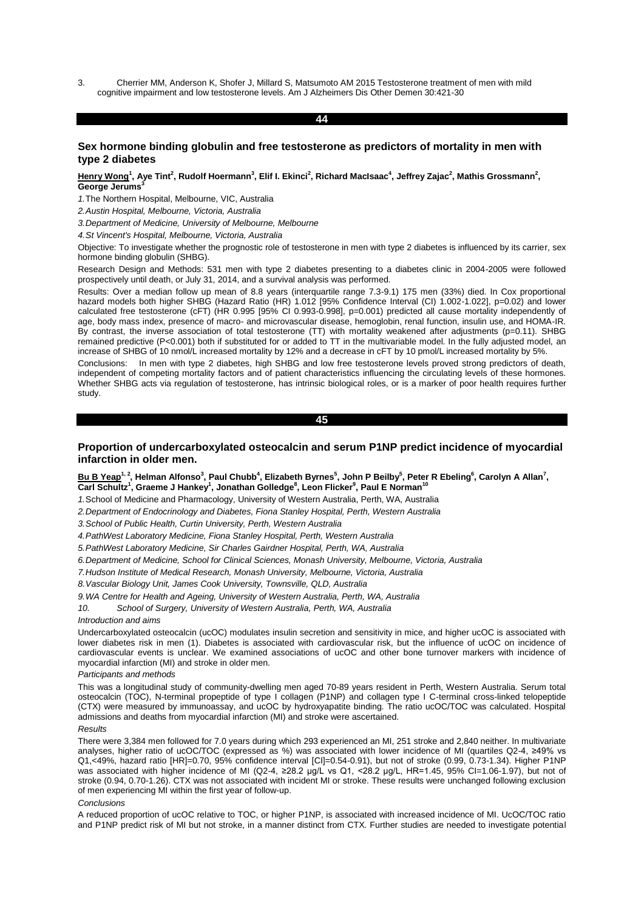3. Cherrier MM, Anderson K, Shofer J, Millard S, Matsumoto AM 2015 Testosterone treatment of men with mild cognitive impairment and low testosterone levels. Am J Alzheimers Dis Other Demen 30:421-30

## 44

### Sex hormone binding globulin and free testosterone as predictors of mortality in men with type 2 diabetes

**Henry Wong[1], Aye Tint[2], Rudolf Hoermann[3], Elif I. Ekinci[2], Richard MacIsaac[4], Jeffrey Zajac[2], Mathis Grossmann[2], George Jerums[3]**

*1.* The Northern Hospital, Melbourne, VIC, Australia

*2. Austin Hospital, Melbourne, Victoria, Australia*

*3. Department of Medicine, University of Melbourne, Melbourne*

*4. St Vincent's Hospital, Melbourne, Victoria, Australia*

Objective: To investigate whether the prognostic role of testosterone in men with type 2 diabetes is influenced by its carrier, sex hormone binding globulin (SHBG).

Research Design and Methods: 531 men with type 2 diabetes presenting to a diabetes clinic in 2004-2005 were followed prospectively until death, or July 31, 2014, and a survival analysis was performed.

Results: Over a median follow up mean of 8.8 years (interquartile range 7.3-9.1) 175 men (33%) died. In Cox proportional hazard models both higher SHBG (Hazard Ratio (HR) 1.012 [95% Confidence Interval (CI) 1.002-1.022], p=0.02) and lower calculated free testosterone (cFT) (HR 0.995 [95% CI 0.993-0.998], p=0.001) predicted all cause mortality independently of age, body mass index, presence of macro- and microvascular disease, hemoglobin, renal function, insulin use, and HOMA-IR. By contrast, the inverse association of total testosterone (TT) with mortality weakened after adjustments (p=0.11). SHBG remained predictive (P<0.001) both if substituted for or added to TT in the multivariable model. In the fully adjusted model, an increase of SHBG of 10 nmol/L increased mortality by 12% and a decrease in cFT by 10 pmol/L increased mortality by 5%.

Conclusions: In men with type 2 diabetes, high SHBG and low free testosterone levels proved strong predictors of death, independent of competing mortality factors and of patient characteristics influencing the circulating levels of these hormones. Whether SHBG acts via regulation of testosterone, has intrinsic biological roles, or is a marker of poor health requires further study.

## 45

### Proportion of undercarboxylated osteocalcin and serum P1NP predict incidence of myocardial infarction in older men.

**Bu B Yeap[1, 2], Helman Alfonso[3], Paul Chubb[4], Elizabeth Byrnes[5], John P Beilby[5], Peter R Ebeling[6], Carolyn A Allan[7], Carl Schultz[1], Graeme J Hankey[1], Jonathan Golledge[8], Leon Flicker[9], Paul E Norman[10]**

*1.* School of Medicine and Pharmacology, University of Western Australia, Perth, WA, Australia

*2. Department of Endocrinology and Diabetes, Fiona Stanley Hospital, Perth, Western Australia*

*3. School of Public Health, Curtin University, Perth, Western Australia*

*4. PathWest Laboratory Medicine, Fiona Stanley Hospital, Perth, Western Australia*

*5. PathWest Laboratory Medicine, Sir Charles Gairdner Hospital, Perth, WA, Australia*

*6. Department of Medicine, School for Clinical Sciences, Monash University, Melbourne, Victoria, Australia*

*7. Hudson Institute of Medical Research, Monash University, Melbourne, Victoria, Australia*

*8. Vascular Biology Unit, James Cook University, Townsville, QLD, Australia*

*9. WA Centre for Health and Ageing, University of Western Australia, Perth, WA, Australia*

*10. School of Surgery, University of Western Australia, Perth, WA, Australia*

*Introduction and aims*

Undercarboxylated osteocalcin (ucOC) modulates insulin secretion and sensitivity in mice, and higher ucOC is associated with lower diabetes risk in men (1). Diabetes is associated with cardiovascular risk, but the influence of ucOC on incidence of cardiovascular events is unclear. We examined associations of ucOC and other bone turnover markers with incidence of myocardial infarction (MI) and stroke in older men.

*Participants and methods*

This was a longitudinal study of community-dwelling men aged 70-89 years resident in Perth, Western Australia. Serum total osteocalcin (TOC), N-terminal propeptide of type I collagen (P1NP) and collagen type I C-terminal cross-linked telopeptide (CTX) were measured by immunoassay, and ucOC by hydroxyapatite binding. The ratio ucOC/TOC was calculated. Hospital admissions and deaths from myocardial infarction (MI) and stroke were ascertained.

*Results*

There were 3,384 men followed for 7.0 years during which 293 experienced an MI, 251 stroke and 2,840 neither. In multivariate analyses, higher ratio of ucOC/TOC (expressed as %) was associated with lower incidence of MI (quartiles Q2-4, ≥49% vs Q1,<49%, hazard ratio [HR]=0.70, 95% confidence interval [CI]=0.54-0.91), but not of stroke (0.99, 0.73-1.34). Higher P1NP was associated with higher incidence of MI (Q2-4, ≥28.2 μg/L vs Q1, <28.2 μg/L, HR=1.45, 95% CI=1.06-1.97), but not of stroke (0.94, 0.70-1.26). CTX was not associated with incident MI or stroke. These results were unchanged following exclusion of men experiencing MI within the first year of follow-up.

*Conclusions*

A reduced proportion of ucOC relative to TOC, or higher P1NP, is associated with increased incidence of MI. UcOC/TOC ratio and P1NP predict risk of MI but not stroke, in a manner distinct from CTX. Further studies are needed to investigate potential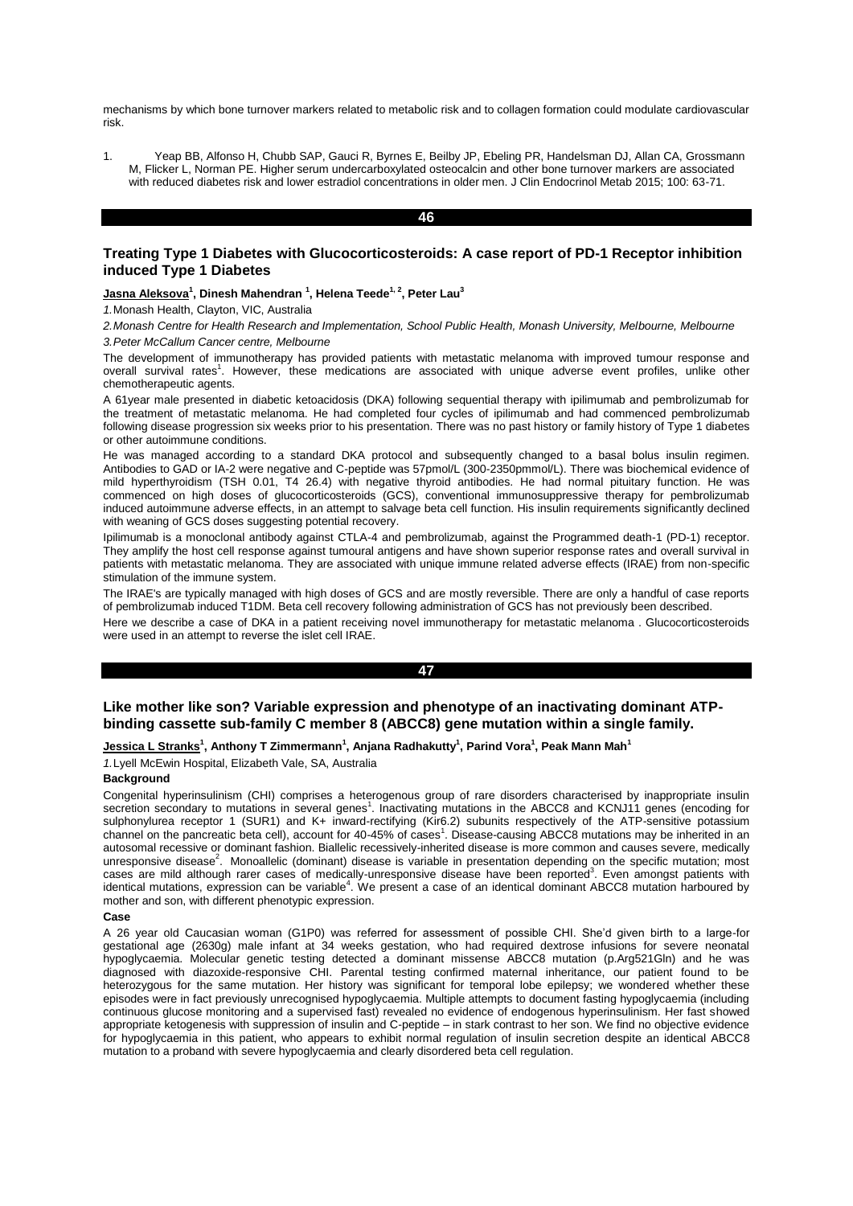mechanisms by which bone turnover markers related to metabolic risk and to collagen formation could modulate cardiovascular risk.

1. Yeap BB, Alfonso H, Chubb SAP, Gauci R, Byrnes E, Beilby JP, Ebeling PR, Handelsman DJ, Allan CA, Grossmann M, Flicker L, Norman PE. Higher serum undercarboxylated osteocalcin and other bone turnover markers are associated with reduced diabetes risk and lower estradiol concentrations in older men. J Clin Endocrinol Metab 2015; 100: 63-71.

## 46

### Treating Type 1 Diabetes with Glucocorticosteroids: A case report of PD-1 Receptor inhibition induced Type 1 Diabetes

**Jasna Aleksova**[1], Dinesh Mahendran [1], Helena Teede[1,2], Peter Lau[3]

*1. Monash Health, Clayton, VIC, Australia*

*2. Monash Centre for Health Research and Implementation, School Public Health, Monash University, Melbourne, Melbourne*

*3. Peter McCallum Cancer centre, Melbourne*

The development of immunotherapy has provided patients with metastatic melanoma with improved tumour response and overall survival rates[1]. However, these medications are associated with unique adverse event profiles, unlike other chemotherapeutic agents.

A 61year male presented in diabetic ketoacidosis (DKA) following sequential therapy with ipilimumab and pembrolizumab for the treatment of metastatic melanoma. He had completed four cycles of ipilimumab and had commenced pembrolizumab following disease progression six weeks prior to his presentation. There was no past history or family history of Type 1 diabetes or other autoimmune conditions.

He was managed according to a standard DKA protocol and subsequently changed to a basal bolus insulin regimen. Antibodies to GAD or IA-2 were negative and C-peptide was 57pmol/L (300-2350pmmol/L). There was biochemical evidence of mild hyperthyroidism (TSH 0.01, T4 26.4) with negative thyroid antibodies. He had normal pituitary function. He was commenced on high doses of glucocorticosteroids (GCS), conventional immunosuppressive therapy for pembrolizumab induced autoimmune adverse effects, in an attempt to salvage beta cell function. His insulin requirements significantly declined with weaning of GCS doses suggesting potential recovery.

Ipilimumab is a monoclonal antibody against CTLA-4 and pembrolizumab, against the Programmed death-1 (PD-1) receptor. They amplify the host cell response against tumoural antigens and have shown superior response rates and overall survival in patients with metastatic melanoma. They are associated with unique immune related adverse effects (IRAE) from non-specific stimulation of the immune system.

The IRAE's are typically managed with high doses of GCS and are mostly reversible. There are only a handful of case reports of pembrolizumab induced T1DM. Beta cell recovery following administration of GCS has not previously been described.

Here we describe a case of DKA in a patient receiving novel immunotherapy for metastatic melanoma . Glucocorticosteroids were used in an attempt to reverse the islet cell IRAE.

## 47

### Like mother like son? Variable expression and phenotype of an inactivating dominant ATP-binding cassette sub-family C member 8 (ABCC8) gene mutation within a single family.

**Jessica L Stranks**[1], Anthony T Zimmermann[1], Anjana Radhakutty[1], Parind Vora[1], Peak Mann Mah[1]

*1. Lyell McEwin Hospital, Elizabeth Vale, SA, Australia*

**Background**

Congenital hyperinsulinism (CHI) comprises a heterogenous group of rare disorders characterised by inappropriate insulin secretion secondary to mutations in several genes[1]. Inactivating mutations in the ABCC8 and KCNJ11 genes (encoding for sulphonylurea receptor 1 (SUR1) and K+ inward-rectifying (Kir6.2) subunits respectively of the ATP-sensitive potassium channel on the pancreatic beta cell), account for 40-45% of cases[1]. Disease-causing ABCC8 mutations may be inherited in an autosomal recessive or dominant fashion. Biallelic recessively-inherited disease is more common and causes severe, medically unresponsive disease[2]. Monoallelic (dominant) disease is variable in presentation depending on the specific mutation; most cases are mild although rarer cases of medically-unresponsive disease have been reported[3]. Even amongst patients with identical mutations, expression can be variable[4]. We present a case of an identical dominant ABCC8 mutation harboured by mother and son, with different phenotypic expression.

**Case**

A 26 year old Caucasian woman (G1P0) was referred for assessment of possible CHI. She'd given birth to a large-for gestational age (2630g) male infant at 34 weeks gestation, who had required dextrose infusions for severe neonatal hypoglycaemia. Molecular genetic testing detected a dominant missense ABCC8 mutation (p.Arg521Gln) and he was diagnosed with diazoxide-responsive CHI. Parental testing confirmed maternal inheritance, our patient found to be heterozygous for the same mutation. Her history was significant for temporal lobe epilepsy; we wondered whether these episodes were in fact previously unrecognised hypoglycaemia. Multiple attempts to document fasting hypoglycaemia (including continuous glucose monitoring and a supervised fast) revealed no evidence of endogenous hyperinsulinism. Her fast showed appropriate ketogenesis with suppression of insulin and C-peptide – in stark contrast to her son. We find no objective evidence for hypoglycaemia in this patient, who appears to exhibit normal regulation of insulin secretion despite an identical ABCC8 mutation to a proband with severe hypoglycaemia and clearly disordered beta cell regulation.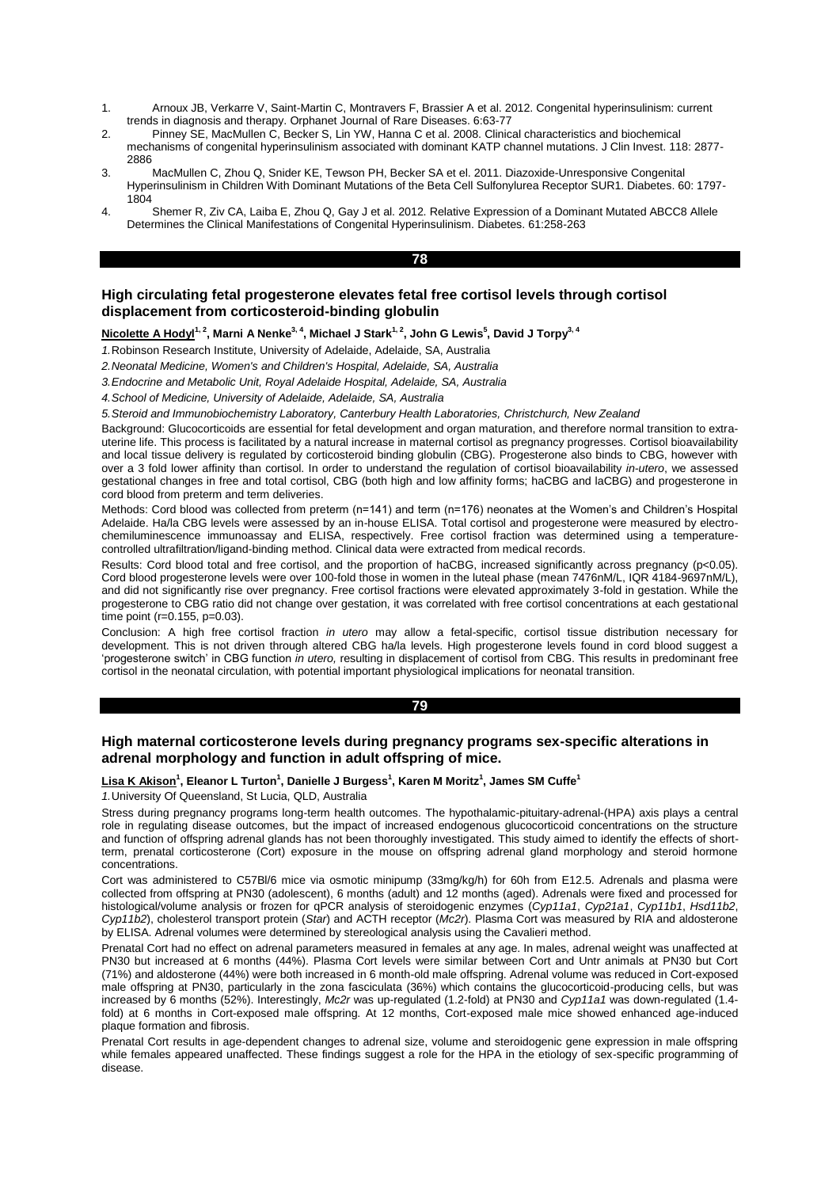1. Arnoux JB, Verkarre V, Saint-Martin C, Montravers F, Brassier A et al. 2012. Congenital hyperinsulinism: current trends in diagnosis and therapy. Orphanet Journal of Rare Diseases. 6:63-77
2. Pinney SE, MacMullen C, Becker S, Lin YW, Hanna C et al. 2008. Clinical characteristics and biochemical mechanisms of congenital hyperinsulinism associated with dominant KATP channel mutations. J Clin Invest. 118: 2877-2886
3. MacMullen C, Zhou Q, Snider KE, Tewson PH, Becker SA et el. 2011. Diazoxide-Unresponsive Congenital Hyperinsulinism in Children With Dominant Mutations of the Beta Cell Sulfonylurea Receptor SUR1. Diabetes. 60: 1797-1804
4. Shemer R, Ziv CA, Laiba E, Zhou Q, Gay J et al. 2012. Relative Expression of a Dominant Mutated ABCC8 Allele Determines the Clinical Manifestations of Congenital Hyperinsulinism. Diabetes. 61:258-263

## 78

### High circulating fetal progesterone elevates fetal free cortisol levels through cortisol displacement from corticosteroid-binding globulin

**Nicolette A Hodyl[1, 2], Marni A Nenke[3, 4], Michael J Stark[1, 2], John G Lewis[5], David J Torpy[3, 4]**

*1.Robinson Research Institute, University of Adelaide, Adelaide, SA, Australia*

*2.Neonatal Medicine, Women's and Children's Hospital, Adelaide, SA, Australia*

*3.Endocrine and Metabolic Unit, Royal Adelaide Hospital, Adelaide, SA, Australia*

*4.School of Medicine, University of Adelaide, Adelaide, SA, Australia*

*5.Steroid and Immunobiochemistry Laboratory, Canterbury Health Laboratories, Christchurch, New Zealand*

Background: Glucocorticoids are essential for fetal development and organ maturation, and therefore normal transition to extra-uterine life. This process is facilitated by a natural increase in maternal cortisol as pregnancy progresses. Cortisol bioavailability and local tissue delivery is regulated by corticosteroid binding globulin (CBG). Progesterone also binds to CBG, however with over a 3 fold lower affinity than cortisol. In order to understand the regulation of cortisol bioavailability *in-utero*, we assessed gestational changes in free and total cortisol, CBG (both high and low affinity forms; haCBG and laCBG) and progesterone in cord blood from preterm and term deliveries.

Methods: Cord blood was collected from preterm (n=141) and term (n=176) neonates at the Women's and Children's Hospital Adelaide. Ha/la CBG levels were assessed by an in-house ELISA. Total cortisol and progesterone were measured by electro-chemiluminescence immunoassay and ELISA, respectively. Free cortisol fraction was determined using a temperature-controlled ultrafiltration/ligand-binding method. Clinical data were extracted from medical records.

Results: Cord blood total and free cortisol, and the proportion of haCBG, increased significantly across pregnancy ($p<0.05$). Cord blood progesterone levels were over 100-fold those in women in the luteal phase (mean 7476nM/L, IQR 4184-9697nM/L), and did not significantly rise over pregnancy. Free cortisol fractions were elevated approximately 3-fold in gestation. While the progesterone to CBG ratio did not change over gestation, it was correlated with free cortisol concentrations at each gestational time point ($r=0.155$, $p=0.03$).

Conclusion: A high free cortisol fraction *in utero* may allow a fetal-specific, cortisol tissue distribution necessary for development. This is not driven through altered CBG ha/la levels. High progesterone levels found in cord blood suggest a 'progesterone switch' in CBG function *in utero,* resulting in displacement of cortisol from CBG. This results in predominant free cortisol in the neonatal circulation, with potential important physiological implications for neonatal transition.

## 79

### High maternal corticosterone levels during pregnancy programs sex-specific alterations in adrenal morphology and function in adult offspring of mice.

**Lisa K Akison[1], Eleanor L Turton[1], Danielle J Burgess[1], Karen M Moritz[1], James SM Cuffe[1]**

*1.University Of Queensland, St Lucia, QLD, Australia*

Stress during pregnancy programs long-term health outcomes. The hypothalamic-pituitary-adrenal-(HPA) axis plays a central role in regulating disease outcomes, but the impact of increased endogenous glucocorticoid concentrations on the structure and function of offspring adrenal glands has not been thoroughly investigated. This study aimed to identify the effects of short-term, prenatal corticosterone (Cort) exposure in the mouse on offspring adrenal gland morphology and steroid hormone concentrations.

Cort was administered to C57Bl/6 mice via osmotic minipump (33mg/kg/h) for 60h from E12.5. Adrenals and plasma were collected from offspring at PN30 (adolescent), 6 months (adult) and 12 months (aged). Adrenals were fixed and processed for histological/volume analysis or frozen for qPCR analysis of steroidogenic enzymes (*Cyp11a1*, *Cyp21a1*, *Cyp11b1*, *Hsd11b2*, *Cyp11b2*), cholesterol transport protein (*Star*) and ACTH receptor (*Mc2r*). Plasma Cort was measured by RIA and aldosterone by ELISA. Adrenal volumes were determined by stereological analysis using the Cavalieri method.

Prenatal Cort had no effect on adrenal parameters measured in females at any age. In males, adrenal weight was unaffected at PN30 but increased at 6 months (44%). Plasma Cort levels were similar between Cort and Untr animals at PN30 but Cort (71%) and aldosterone (44%) were both increased in 6 month-old male offspring. Adrenal volume was reduced in Cort-exposed male offspring at PN30, particularly in the zona fasciculata (36%) which contains the glucocorticoid-producing cells, but was increased by 6 months (52%). Interestingly, *Mc2r* was up-regulated (1.2-fold) at PN30 and *Cyp11a1* was down-regulated (1.4-fold) at 6 months in Cort-exposed male offspring. At 12 months, Cort-exposed male mice showed enhanced age-induced plaque formation and fibrosis.

Prenatal Cort results in age-dependent changes to adrenal size, volume and steroidogenic gene expression in male offspring while females appeared unaffected. These findings suggest a role for the HPA in the etiology of sex-specific programming of disease.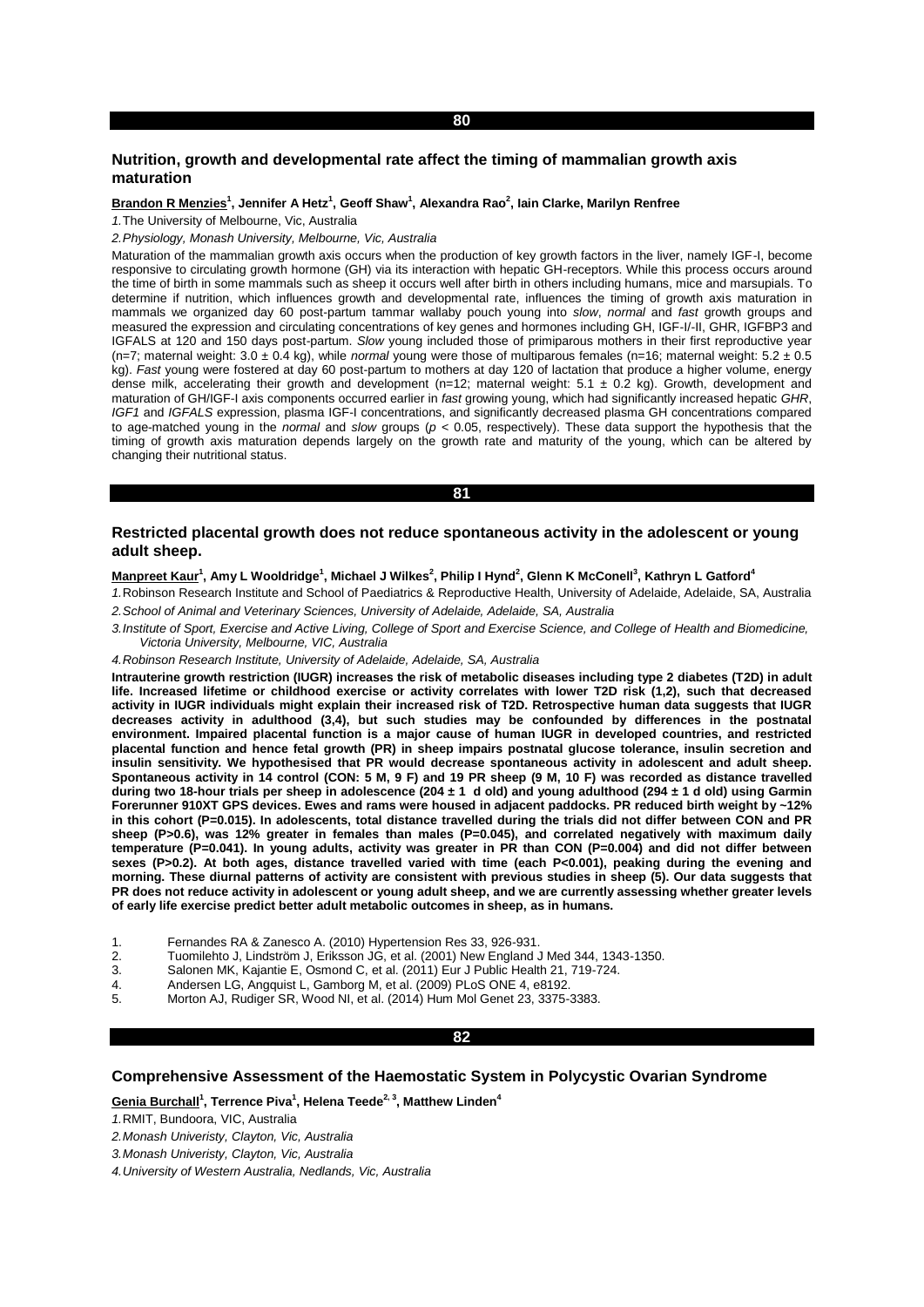## 80

### Nutrition, growth and developmental rate affect the timing of mammalian growth axis maturation

**Brandon R Menzies[1], Jennifer A Hetz[1], Geoff Shaw[1], Alexandra Rao[2], Iain Clarke, Marilyn Renfree**

*1.* The University of Melbourne, Vic, Australia

*2. Physiology, Monash University, Melbourne, Vic, Australia*

Maturation of the mammalian growth axis occurs when the production of key growth factors in the liver, namely IGF-I, become responsive to circulating growth hormone (GH) via its interaction with hepatic GH-receptors. While this process occurs around the time of birth in some mammals such as sheep it occurs well after birth in others including humans, mice and marsupials. To determine if nutrition, which influences growth and developmental rate, influences the timing of growth axis maturation in mammals we organized day 60 post-partum tammar wallaby pouch young into *slow*, *normal* and *fast* growth groups and measured the expression and circulating concentrations of key genes and hormones including GH, IGF-I/-II, GHR, IGFBP3 and IGFALS at 120 and 150 days post-partum. *Slow* young included those of primiparous mothers in their first reproductive year (n=7; maternal weight: 3.0 ± 0.4 kg), while *normal* young were those of multiparous females (n=16; maternal weight: 5.2 ± 0.5 kg). *Fast* young were fostered at day 60 post-partum to mothers at day 120 of lactation that produce a higher volume, energy dense milk, accelerating their growth and development (n=12; maternal weight: 5.1 ± 0.2 kg). Growth, development and maturation of GH/IGF-I axis components occurred earlier in *fast* growing young, which had significantly increased hepatic *GHR*, *IGF1* and *IGFALS* expression, plasma IGF-I concentrations, and significantly decreased plasma GH concentrations compared to age-matched young in the *normal* and *slow* groups ($p$ < 0.05, respectively). These data support the hypothesis that the timing of growth axis maturation depends largely on the growth rate and maturity of the young, which can be altered by changing their nutritional status.

## 81

### Restricted placental growth does not reduce spontaneous activity in the adolescent or young adult sheep.

**Manpreet Kaur[1], Amy L Wooldridge[1], Michael J Wilkes[2], Philip I Hynd[2], Glenn K McConell[3], Kathryn L Gatford[4]**

*1.* Robinson Research Institute and School of Paediatrics & Reproductive Health, University of Adelaide, Adelaide, SA, Australia

*2. School of Animal and Veterinary Sciences, University of Adelaide, Adelaide, SA, Australia*

*3. Institute of Sport, Exercise and Active Living, College of Sport and Exercise Science, and College of Health and Biomedicine, Victoria University, Melbourne, VIC, Australia*

*4. Robinson Research Institute, University of Adelaide, Adelaide, SA, Australia*

**Intrauterine growth restriction (IUGR) increases the risk of metabolic diseases including type 2 diabetes (T2D) in adult life. Increased lifetime or childhood exercise or activity correlates with lower T2D risk (1,2), such that decreased activity in IUGR individuals might explain their increased risk of T2D. Retrospective human data suggests that IUGR decreases activity in adulthood (3,4), but such studies may be confounded by differences in the postnatal environment. Impaired placental function is a major cause of human IUGR in developed countries, and restricted placental function and hence fetal growth (PR) in sheep impairs postnatal glucose tolerance, insulin secretion and insulin sensitivity. We hypothesised that PR would decrease spontaneous activity in adolescent and adult sheep. Spontaneous activity in 14 control (CON: 5 M, 9 F) and 19 PR sheep (9 M, 10 F) was recorded as distance travelled during two 18-hour trials per sheep in adolescence (204 ± 1 d old) and young adulthood (294 ± 1 d old) using Garmin Forerunner 910XT GPS devices. Ewes and rams were housed in adjacent paddocks. PR reduced birth weight by ~12% in this cohort (P=0.015). In adolescents, total distance travelled during the trials did not differ between CON and PR sheep (P>0.6), was 12% greater in females than males (P=0.045), and correlated negatively with maximum daily temperature (P=0.041). In young adults, activity was greater in PR than CON (P=0.004) and did not differ between sexes (P>0.2). At both ages, distance travelled varied with time (each P<0.001), peaking during the evening and morning. These diurnal patterns of activity are consistent with previous studies in sheep (5). Our data suggests that PR does not reduce activity in adolescent or young adult sheep, and we are currently assessing whether greater levels of early life exercise predict better adult metabolic outcomes in sheep, as in humans.**

1. Fernandes RA & Zanesco A. (2010) Hypertension Res 33, 926-931.
2. Tuomilehto J, Lindström J, Eriksson JG, et al. (2001) New England J Med 344, 1343-1350.
3. Salonen MK, Kajantie E, Osmond C, et al. (2011) Eur J Public Health 21, 719-724.
4. Andersen LG, Angquist L, Gamborg M, et al. (2009) PLoS ONE 4, e8192.
5. Morton AJ, Rudiger SR, Wood NI, et al. (2014) Hum Mol Genet 23, 3375-3383.

## 82

### Comprehensive Assessment of the Haemostatic System in Polycystic Ovarian Syndrome

**Genia Burchall[1], Terrence Piva[1], Helena Teede[2, 3], Matthew Linden[4]**

*1.* RMIT, Bundoora, VIC, Australia

*2. Monash Univeristy, Clayton, Vic, Australia*

*3. Monash Univeristy, Clayton, Vic, Australia*

*4. University of Western Australia, Nedlands, Vic, Australia*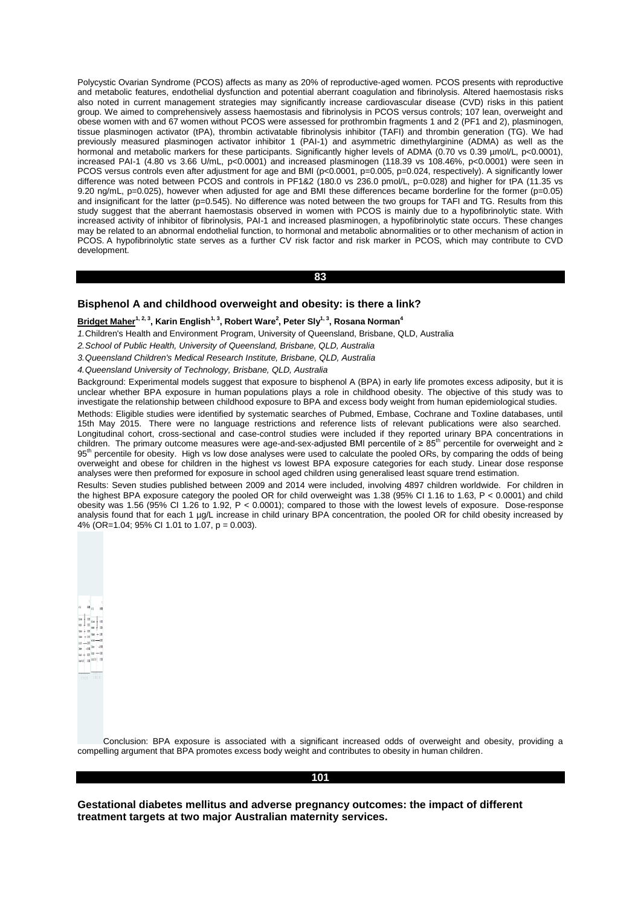Polycystic Ovarian Syndrome (PCOS) affects as many as 20% of reproductive-aged women. PCOS presents with reproductive and metabolic features, endothelial dysfunction and potential aberrant coagulation and fibrinolysis. Altered haemostasis risks also noted in current management strategies may significantly increase cardiovascular disease (CVD) risks in this patient group. We aimed to comprehensively assess haemostasis and fibrinolysis in PCOS versus controls; 107 lean, overweight and obese women with and 67 women without PCOS were assessed for prothrombin fragments 1 and 2 (PF1 and 2), plasminogen, tissue plasminogen activator (tPA), thrombin activatable fibrinolysis inhibitor (TAFI) and thrombin generation (TG). We had previously measured plasminogen activator inhibitor 1 (PAI-1) and asymmetric dimethylarginine (ADMA) as well as the hormonal and metabolic markers for these participants. Significantly higher levels of ADMA (0.70 vs 0.39 µmol/L, $p<0.0001$), increased PAI-1 (4.80 vs 3.66 U/mL, $p<0.0001$) and increased plasminogen (118.39 vs 108.46%, $p<0.0001$) were seen in PCOS versus controls even after adjustment for age and BMI ($p<0.0001$, $p=0.005$, $p=0.024$, respectively). A significantly lower difference was noted between PCOS and controls in PF1&2 (180.0 vs 236.0 pmol/L, $p=0.028$) and higher for tPA (11.35 vs 9.20 ng/mL, $p=0.025$), however when adjusted for age and BMI these differences became borderline for the former ($p=0.05$) and insignificant for the latter ($p=0.545$). No difference was noted between the two groups for TAFI and TG. Results from this study suggest that the aberrant haemostasis observed in women with PCOS is mainly due to a hypofibrinolytic state. With increased activity of inhibitor of fibrinolysis, PAI-1 and increased plasminogen, a hypofibrinolytic state occurs. These changes may be related to an abnormal endothelial function, to hormonal and metabolic abnormalities or to other mechanism of action in PCOS. A hypofibrinolytic state serves as a further CV risk factor and risk marker in PCOS, which may contribute to CVD development.

**83**

### Bisphenol A and childhood overweight and obesity: is there a link?

**Bridget Maher[1, 2, 3], Karin English[1, 3], Robert Ware[2], Peter Sly[1, 3], Rosana Norman[4]**

*1.Children's Health and Environment Program, University of Queensland, Brisbane, QLD, Australia*

*2.School of Public Health, University of Queensland, Brisbane, QLD, Australia*

*3.Queensland Children's Medical Research Institute, Brisbane, QLD, Australia*

*4.Queensland University of Technology, Brisbane, QLD, Australia*

Background: Experimental models suggest that exposure to bisphenol A (BPA) in early life promotes excess adiposity, but it is unclear whether BPA exposure in human populations plays a role in childhood obesity. The objective of this study was to investigate the relationship between childhood exposure to BPA and excess body weight from human epidemiological studies.

Methods: Eligible studies were identified by systematic searches of Pubmed, Embase, Cochrane and Toxline databases, until 15th May 2015. There were no language restrictions and reference lists of relevant publications were also searched. Longitudinal cohort, cross-sectional and case-control studies were included if they reported urinary BPA concentrations in children. The primary outcome measures were age-and-sex-adjusted BMI percentile of ≥ 85$^{th}$ percentile for overweight and ≥ 95$^{th}$ percentile for obesity. High vs low dose analyses were used to calculate the pooled ORs, by comparing the odds of being overweight and obese for children in the highest vs lowest BPA exposure categories for each study. Linear dose response analyses were then preformed for exposure in school aged children using generalised least square trend estimation.

Results: Seven studies published between 2009 and 2014 were included, involving 4897 children worldwide. For children in the highest BPA exposure category the pooled OR for child overweight was 1.38 (95% CI 1.16 to 1.63, $P < 0.0001$) and child obesity was 1.56 (95% CI 1.26 to 1.92, $P < 0.0001$); compared to those with the lowest levels of exposure. Dose-response analysis found that for each 1 µg/L increase in child urinary BPA concentration, the pooled OR for child obesity increased by 4% (OR=1.04; 95% CI 1.01 to 1.07, $p = 0.003$).

Conclusion: BPA exposure is associated with a significant increased odds of overweight and obesity, providing a compelling argument that BPA promotes excess body weight and contributes to obesity in human children.

**101**

### Gestational diabetes mellitus and adverse pregnancy outcomes: the impact of different treatment targets at two major Australian maternity services.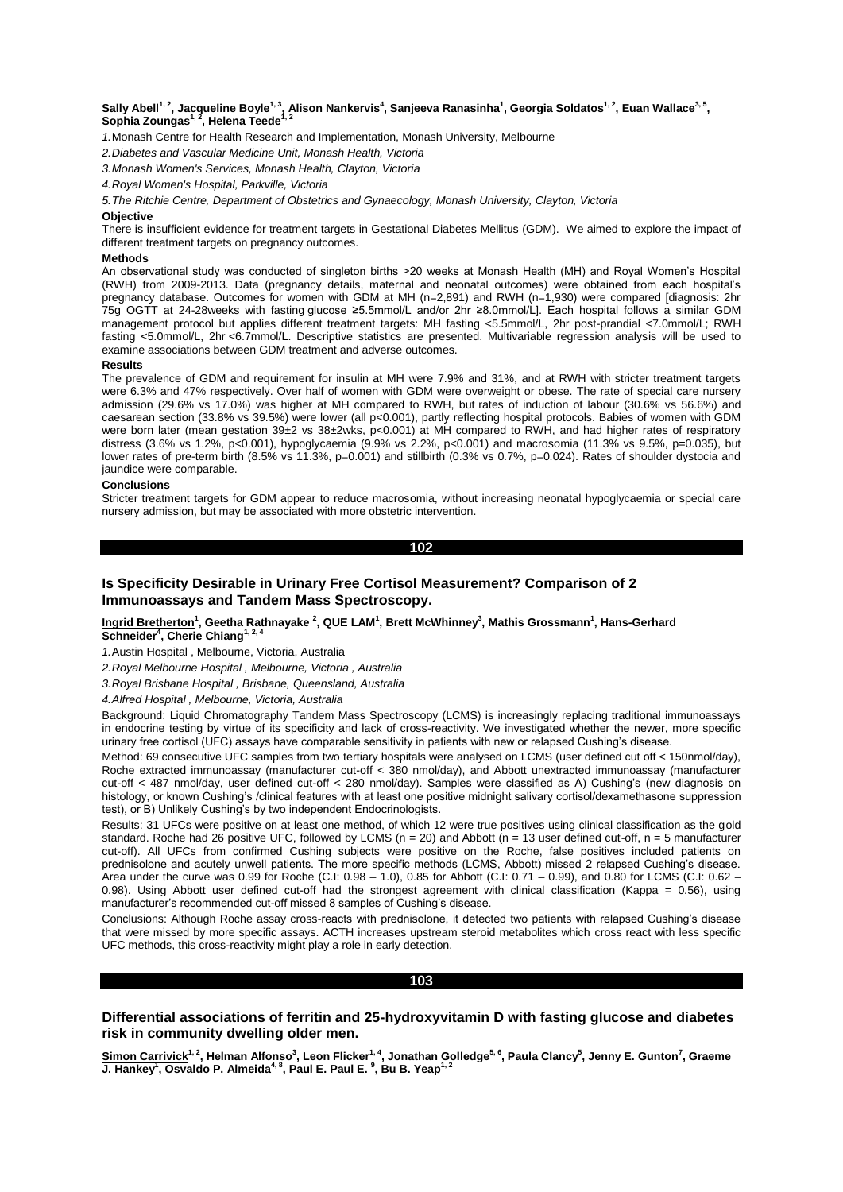**Sally Abell**[1, 2], **Jacqueline Boyle**[1, 3], **Alison Nankervis**[4], **Sanjeeva Ranasinha**[1], **Georgia Soldatos**[1, 2], **Euan Wallace**[3, 5], **Sophia Zoungas**[1, 2], **Helena Teede**[1, 2]

*1.* Monash Centre for Health Research and Implementation, Monash University, Melbourne

*2. Diabetes and Vascular Medicine Unit, Monash Health, Victoria*

*3. Monash Women's Services, Monash Health, Clayton, Victoria*

*4. Royal Women's Hospital, Parkville, Victoria*

*5. The Ritchie Centre, Department of Obstetrics and Gynaecology, Monash University, Clayton, Victoria*

**Objective**

There is insufficient evidence for treatment targets in Gestational Diabetes Mellitus (GDM). We aimed to explore the impact of different treatment targets on pregnancy outcomes.

**Methods**

An observational study was conducted of singleton births >20 weeks at Monash Health (MH) and Royal Women's Hospital (RWH) from 2009-2013. Data (pregnancy details, maternal and neonatal outcomes) were obtained from each hospital's pregnancy database. Outcomes for women with GDM at MH (n=2,891) and RWH (n=1,930) were compared [diagnosis: 2hr 75g OGTT at 24-28weeks with fasting glucose ≥5.5mmol/L and/or 2hr ≥8.0mmol/L]. Each hospital follows a similar GDM management protocol but applies different treatment targets: MH fasting <5.5mmol/L, 2hr post-prandial <7.0mmol/L; RWH fasting <5.0mmol/L, 2hr <6.7mmol/L. Descriptive statistics are presented. Multivariable regression analysis will be used to examine associations between GDM treatment and adverse outcomes.

**Results**

The prevalence of GDM and requirement for insulin at MH were 7.9% and 31%, and at RWH with stricter treatment targets were 6.3% and 47% respectively. Over half of women with GDM were overweight or obese. The rate of special care nursery admission (29.6% vs 17.0%) was higher at MH compared to RWH, but rates of induction of labour (30.6% vs 56.6%) and caesarean section (33.8% vs 39.5%) were lower (all p<0.001), partly reflecting hospital protocols. Babies of women with GDM were born later (mean gestation 39±2 vs 38±2wks, p<0.001) at MH compared to RWH, and had higher rates of respiratory distress (3.6% vs 1.2%, p<0.001), hypoglycaemia (9.9% vs 2.2%, p<0.001) and macrosomia (11.3% vs 9.5%, p=0.035), but lower rates of pre-term birth (8.5% vs 11.3%, p=0.001) and stillbirth (0.3% vs 0.7%, p=0.024). Rates of shoulder dystocia and jaundice were comparable.

**Conclusions**

Stricter treatment targets for GDM appear to reduce macrosomia, without increasing neonatal hypoglycaemia or special care nursery admission, but may be associated with more obstetric intervention.

## 102

### Is Specificity Desirable in Urinary Free Cortisol Measurement? Comparison of 2 Immunoassays and Tandem Mass Spectroscopy.

**Ingrid Bretherton**[1], **Geetha Rathnayake**[2], **QUE LAM**[1], **Brett McWhinney**[3], **Mathis Grossmann**[1], **Hans-Gerhard Schneider**[4], **Cherie Chiang**[1, 2, 4]

*1.* Austin Hospital , Melbourne, Victoria, Australia

*2. Royal Melbourne Hospital , Melbourne, Victoria , Australia*

*3. Royal Brisbane Hospital , Brisbane, Queensland, Australia*

*4. Alfred Hospital , Melbourne, Victoria, Australia*

Background: Liquid Chromatography Tandem Mass Spectroscopy (LCMS) is increasingly replacing traditional immunoassays in endocrine testing by virtue of its specificity and lack of cross-reactivity. We investigated whether the newer, more specific urinary free cortisol (UFC) assays have comparable sensitivity in patients with new or relapsed Cushing's disease.

Method: 69 consecutive UFC samples from two tertiary hospitals were analysed on LCMS (user defined cut off < 150nmol/day), Roche extracted immunoassay (manufacturer cut-off < 380 nmol/day), and Abbott unextracted immunoassay (manufacturer cut-off < 487 nmol/day, user defined cut-off < 280 nmol/day). Samples were classified as A) Cushing's (new diagnosis on histology, or known Cushing's /clinical features with at least one positive midnight salivary cortisol/dexamethasone suppression test), or B) Unlikely Cushing's by two independent Endocrinologists.

Results: 31 UFCs were positive on at least one method, of which 12 were true positives using clinical classification as the gold standard. Roche had 26 positive UFC, followed by LCMS (n = 20) and Abbott (n = 13 user defined cut-off, n = 5 manufacturer cut-off). All UFCs from confirmed Cushing subjects were positive on the Roche, false positives included patients on prednisolone and acutely unwell patients. The more specific methods (LCMS, Abbott) missed 2 relapsed Cushing's disease. Area under the curve was 0.99 for Roche (C.I: 0.98 – 1.0), 0.85 for Abbott (C.I: 0.71 – 0.99), and 0.80 for LCMS (C.I: 0.62 – 0.98). Using Abbott user defined cut-off had the strongest agreement with clinical classification (Kappa = 0.56), using manufacturer's recommended cut-off missed 8 samples of Cushing's disease.

Conclusions: Although Roche assay cross-reacts with prednisolone, it detected two patients with relapsed Cushing's disease that were missed by more specific assays. ACTH increases upstream steroid metabolites which cross react with less specific UFC methods, this cross-reactivity might play a role in early detection.

## 103

### Differential associations of ferritin and 25-hydroxyvitamin D with fasting glucose and diabetes risk in community dwelling older men.

**Simon Carrivick**[1, 2], **Helman Alfonso**[3], **Leon Flicker**[1, 4], **Jonathan Golledge**[5, 6], **Paula Clancy**[5], **Jenny E. Gunton**[7], **Graeme J. Hankey**[1], **Osvaldo P. Almeida**[4, 8], **Paul E. Paul E.**[9], **Bu B. Yeap**[1, 2]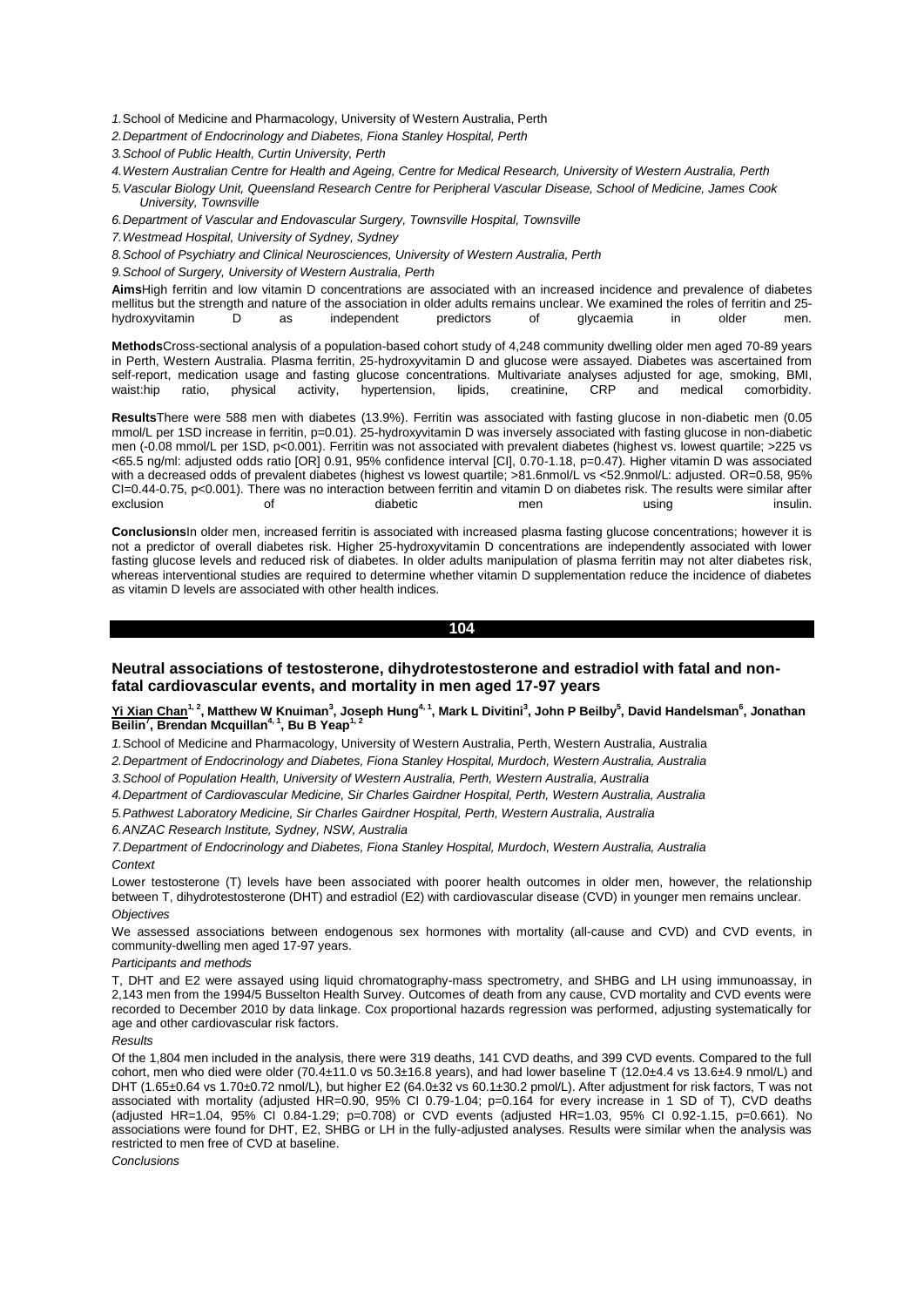*1.* School of Medicine and Pharmacology, University of Western Australia, Perth

*2.Department of Endocrinology and Diabetes, Fiona Stanley Hospital, Perth*

*3.School of Public Health, Curtin University, Perth*

*4.Western Australian Centre for Health and Ageing, Centre for Medical Research, University of Western Australia, Perth*

*5.Vascular Biology Unit, Queensland Research Centre for Peripheral Vascular Disease, School of Medicine, James Cook University, Townsville*

*6.Department of Vascular and Endovascular Surgery, Townsville Hospital, Townsville*

*7.Westmead Hospital, University of Sydney, Sydney*

*8.School of Psychiatry and Clinical Neurosciences, University of Western Australia, Perth*

*9.School of Surgery, University of Western Australia, Perth*

**Aims**High ferritin and low vitamin D concentrations are associated with an increased incidence and prevalence of diabetes mellitus but the strength and nature of the association in older adults remains unclear. We examined the roles of ferritin and 25-hydroxyvitamin D as independent predictors of glycaemia in older men.

**Methods**Cross-sectional analysis of a population-based cohort study of 4,248 community dwelling older men aged 70-89 years in Perth, Western Australia. Plasma ferritin, 25-hydroxyvitamin D and glucose were assayed. Diabetes was ascertained from self-report, medication usage and fasting glucose concentrations. Multivariate analyses adjusted for age, smoking, BMI, waist:hip ratio, physical activity, hypertension, lipids, creatinine, CRP and medical comorbidity.

**Results**There were 588 men with diabetes (13.9%). Ferritin was associated with fasting glucose in non-diabetic men (0.05 mmol/L per 1SD increase in ferritin, p=0.01). 25-hydroxyvitamin D was inversely associated with fasting glucose in non-diabetic men (-0.08 mmol/L per 1SD, p<0.001). Ferritin was not associated with prevalent diabetes (highest vs. lowest quartile; >225 vs <65.5 ng/ml: adjusted odds ratio [OR] 0.91, 95% confidence interval [CI], 0.70-1.18, p=0.47). Higher vitamin D was associated with a decreased odds of prevalent diabetes (highest vs lowest quartile; >81.6nmol/L vs <52.9nmol/L: adjusted. OR=0.58, 95% CI=0.44-0.75, p<0.001). There was no interaction between ferritin and vitamin D on diabetes risk. The results were similar after exclusion of diabetic men using insulin.

**Conclusions**In older men, increased ferritin is associated with increased plasma fasting glucose concentrations; however it is not a predictor of overall diabetes risk. Higher 25-hydroxyvitamin D concentrations are independently associated with lower fasting glucose levels and reduced risk of diabetes. In older adults manipulation of plasma ferritin may not alter diabetes risk, whereas interventional studies are required to determine whether vitamin D supplementation reduce the incidence of diabetes as vitamin D levels are associated with other health indices.

## 104

### Neutral associations of testosterone, dihydrotestosterone and estradiol with fatal and non-fatal cardiovascular events, and mortality in men aged 17-97 years

**Yi Xian Chan[1, 2], Matthew W Knuiman[3], Joseph Hung[4, 1], Mark L Divitini[3], John P Beilby[5], David Handelsman[6], Jonathan Beilin[7], Brendan Mcquillan[4, 1], Bu B Yeap[1, 2]**

*1.* School of Medicine and Pharmacology, University of Western Australia, Perth, Western Australia, Australia

*2.Department of Endocrinology and Diabetes, Fiona Stanley Hospital, Murdoch, Western Australia, Australia*

*3.School of Population Health, University of Western Australia, Perth, Western Australia, Australia*

*4.Department of Cardiovascular Medicine, Sir Charles Gairdner Hospital, Perth, Western Australia, Australia*

*5.Pathwest Laboratory Medicine, Sir Charles Gairdner Hospital, Perth, Western Australia, Australia*

*6.ANZAC Research Institute, Sydney, NSW, Australia*

*7.Department of Endocrinology and Diabetes, Fiona Stanley Hospital, Murdoch, Western Australia, Australia*

*Context*

Lower testosterone (T) levels have been associated with poorer health outcomes in older men, however, the relationship between T, dihydrotestosterone (DHT) and estradiol (E2) with cardiovascular disease (CVD) in younger men remains unclear.

*Objectives*

We assessed associations between endogenous sex hormones with mortality (all-cause and CVD) and CVD events, in community-dwelling men aged 17-97 years.

*Participants and methods*

T, DHT and E2 were assayed using liquid chromatography-mass spectrometry, and SHBG and LH using immunoassay, in 2,143 men from the 1994/5 Busselton Health Survey. Outcomes of death from any cause, CVD mortality and CVD events were recorded to December 2010 by data linkage. Cox proportional hazards regression was performed, adjusting systematically for age and other cardiovascular risk factors.

*Results*

Of the 1,804 men included in the analysis, there were 319 deaths, 141 CVD deaths, and 399 CVD events. Compared to the full cohort, men who died were older (70.4±11.0 vs 50.3±16.8 years), and had lower baseline T (12.0±4.4 vs 13.6±4.9 nmol/L) and DHT (1.65±0.64 vs 1.70±0.72 nmol/L), but higher E2 (64.0±32 vs 60.1±30.2 pmol/L). After adjustment for risk factors, T was not associated with mortality (adjusted HR=0.90, 95% CI 0.79-1.04; p=0.164 for every increase in 1 SD of T), CVD deaths (adjusted HR=1.04, 95% CI 0.84-1.29; p=0.708) or CVD events (adjusted HR=1.03, 95% CI 0.92-1.15, p=0.661). No associations were found for DHT, E2, SHBG or LH in the fully-adjusted analyses. Results were similar when the analysis was restricted to men free of CVD at baseline.

*Conclusions*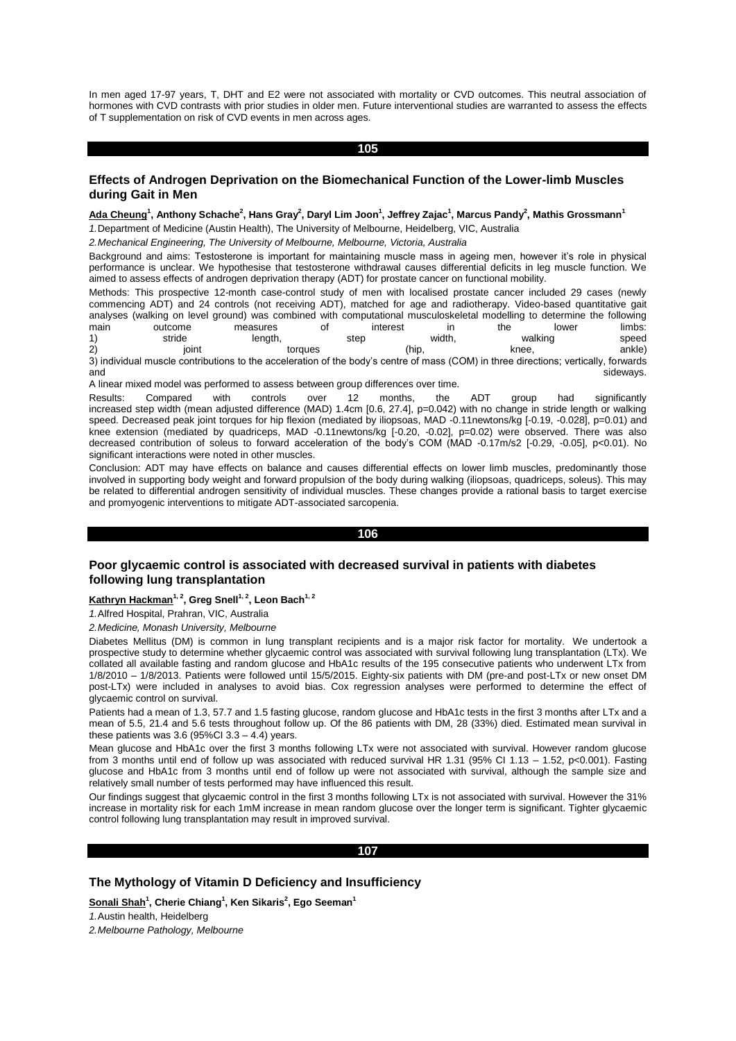In men aged 17-97 years, T, DHT and E2 were not associated with mortality or CVD outcomes. This neutral association of hormones with CVD contrasts with prior studies in older men. Future interventional studies are warranted to assess the effects of T supplementation on risk of CVD events in men across ages.

## 105

### Effects of Androgen Deprivation on the Biomechanical Function of the Lower-limb Muscles during Gait in Men

**Ada Cheung[1], Anthony Schache[2], Hans Gray[2], Daryl Lim Joon[1], Jeffrey Zajac[1], Marcus Pandy[2], Mathis Grossmann[1]**

*1.* Department of Medicine (Austin Health), The University of Melbourne, Heidelberg, VIC, Australia

*2.Mechanical Engineering, The University of Melbourne, Melbourne, Victoria, Australia*

Background and aims: Testosterone is important for maintaining muscle mass in ageing men, however it's role in physical performance is unclear. We hypothesise that testosterone withdrawal causes differential deficits in leg muscle function. We aimed to assess effects of androgen deprivation therapy (ADT) for prostate cancer on functional mobility.

Methods: This prospective 12-month case-control study of men with localised prostate cancer included 29 cases (newly commencing ADT) and 24 controls (not receiving ADT), matched for age and radiotherapy. Video-based quantitative gait analyses (walking on level ground) was combined with computational musculoskeletal modelling to determine the following main outcome measures of interest in the lower limbs:
1) stride length, step width, walking speed
2) joint torques (hip, knee, ankle)
3) individual muscle contributions to the acceleration of the body's centre of mass (COM) in three directions; vertically, forwards and sideways.

A linear mixed model was performed to assess between group differences over time.

Results: Compared with controls over 12 months, the ADT group had significantly increased step width (mean adjusted difference (MAD) 1.4cm [0.6, 27.4], p=0.042) with no change in stride length or walking speed. Decreased peak joint torques for hip flexion (mediated by iliopsoas, MAD -0.11newtons/kg [-0.19, -0.028], p=0.01) and knee extension (mediated by quadriceps, MAD -0.11newtons/kg [-0.20, -0.02], p=0.02) were observed. There was also decreased contribution of soleus to forward acceleration of the body's COM (MAD -0.17m/s2 [-0.29, -0.05], p<0.01). No significant interactions were noted in other muscles.

Conclusion: ADT may have effects on balance and causes differential effects on lower limb muscles, predominantly those involved in supporting body weight and forward propulsion of the body during walking (iliopsoas, quadriceps, soleus). This may be related to differential androgen sensitivity of individual muscles. These changes provide a rational basis to target exercise and promyogenic interventions to mitigate ADT-associated sarcopenia.

## 106

### Poor glycaemic control is associated with decreased survival in patients with diabetes following lung transplantation

**Kathryn Hackman[1, 2], Greg Snell[1, 2], Leon Bach[1, 2]**

*1.* Alfred Hospital, Prahran, VIC, Australia

*2.Medicine, Monash University, Melbourne*

Diabetes Mellitus (DM) is common in lung transplant recipients and is a major risk factor for mortality. We undertook a prospective study to determine whether glycaemic control was associated with survival following lung transplantation (LTx). We collated all available fasting and random glucose and HbA1c results of the 195 consecutive patients who underwent LTx from 1/8/2010 – 1/8/2013. Patients were followed until 15/5/2015. Eighty-six patients with DM (pre-and post-LTx or new onset DM post-LTx) were included in analyses to avoid bias. Cox regression analyses were performed to determine the effect of glycaemic control on survival.

Patients had a mean of 1.3, 57.7 and 1.5 fasting glucose, random glucose and HbA1c tests in the first 3 months after LTx and a mean of 5.5, 21.4 and 5.6 tests throughout follow up. Of the 86 patients with DM, 28 (33%) died. Estimated mean survival in these patients was 3.6 (95%CI 3.3 – 4.4) years.

Mean glucose and HbA1c over the first 3 months following LTx were not associated with survival. However random glucose from 3 months until end of follow up was associated with reduced survival HR 1.31 (95% CI 1.13 – 1.52, p<0.001). Fasting glucose and HbA1c from 3 months until end of follow up were not associated with survival, although the sample size and relatively small number of tests performed may have influenced this result.

Our findings suggest that glycaemic control in the first 3 months following LTx is not associated with survival. However the 31% increase in mortality risk for each 1mM increase in mean random glucose over the longer term is significant. Tighter glycaemic control following lung transplantation may result in improved survival.

## 107

### The Mythology of Vitamin D Deficiency and Insufficiency

**Sonali Shah[1], Cherie Chiang[1], Ken Sikaris[2], Ego Seeman[1]**

*1.* Austin health, Heidelberg

*2.Melbourne Pathology, Melbourne*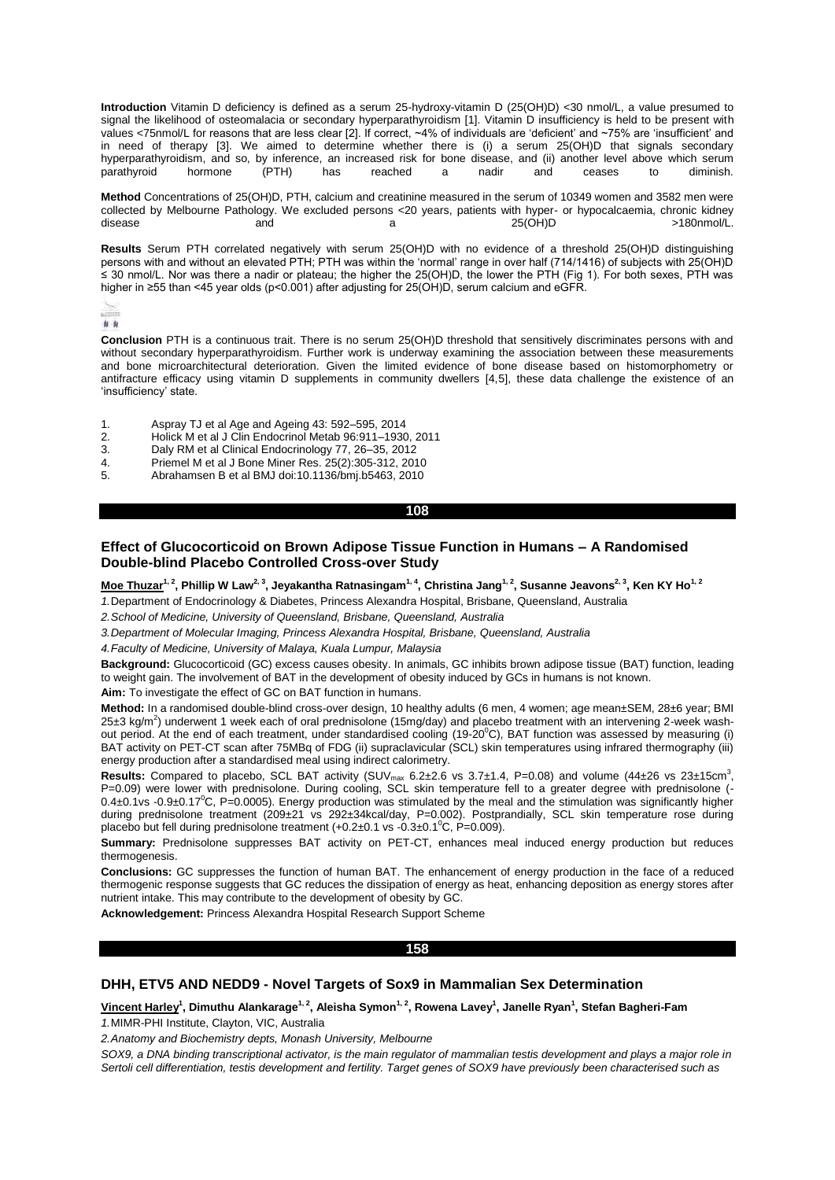**Introduction** Vitamin D deficiency is defined as a serum 25-hydroxy-vitamin D (25(OH)D) <30 nmol/L, a value presumed to signal the likelihood of osteomalacia or secondary hyperparathyroidism [1]. Vitamin D insufficiency is held to be present with values <75nmol/L for reasons that are less clear [2]. If correct, ~4% of individuals are 'deficient' and ~75% are 'insufficient' and in need of therapy [3]. We aimed to determine whether there is (i) a serum 25(OH)D that signals secondary hyperparathyroidism, and so, by inference, an increased risk for bone disease, and (ii) another level above which serum parathyroid hormone (PTH) has reached a nadir and ceases to diminish.

**Method** Concentrations of 25(OH)D, PTH, calcium and creatinine measured in the serum of 10349 women and 3582 men were collected by Melbourne Pathology. We excluded persons <20 years, patients with hyper- or hypocalcaemia, chronic kidney disease and a 25(OH)D >180nmol/L.

**Results** Serum PTH correlated negatively with serum 25(OH)D with no evidence of a threshold 25(OH)D distinguishing persons with and without an elevated PTH; PTH was within the 'normal' range in over half (714/1416) of subjects with 25(OH)D ≤ 30 nmol/L. Nor was there a nadir or plateau; the higher the 25(OH)D, the lower the PTH (Fig 1). For both sexes, PTH was higher in ≥55 than <45 year olds (p<0.001) after adjusting for 25(OH)D, serum calcium and eGFR.

**Conclusion** PTH is a continuous trait. There is no serum 25(OH)D threshold that sensitively discriminates persons with and without secondary hyperparathyroidism. Further work is underway examining the association between these measurements and bone microarchitectural deterioration. Given the limited evidence of bone disease based on histomorphometry or antifracture efficacy using vitamin D supplements in community dwellers [4,5], these data challenge the existence of an 'insufficiency' state.

1. Aspray TJ et al Age and Ageing 43: 592–595, 2014
2. Holick M et al J Clin Endocrinol Metab 96:911–1930, 2011
3. Daly RM et al Clinical Endocrinology 77, 26–35, 2012
4. Priemel M et al J Bone Miner Res. 25(2):305-312, 2010
5. Abrahamsen B et al BMJ doi:10.1136/bmj.b5463, 2010

## 108

### Effect of Glucocorticoid on Brown Adipose Tissue Function in Humans – A Randomised Double-blind Placebo Controlled Cross-over Study

**Moe Thuzar[1, 2], Phillip W Law[2, 3], Jeyakantha Ratnasingam[1, 4], Christina Jang[1, 2], Susanne Jeavons[2, 3], Ken KY Ho[1, 2]**

*1.* Department of Endocrinology & Diabetes, Princess Alexandra Hospital, Brisbane, Queensland, Australia

*2. School of Medicine, University of Queensland, Brisbane, Queensland, Australia*

*3. Department of Molecular Imaging, Princess Alexandra Hospital, Brisbane, Queensland, Australia*

*4. Faculty of Medicine, University of Malaya, Kuala Lumpur, Malaysia*

**Background:** Glucocorticoid (GC) excess causes obesity. In animals, GC inhibits brown adipose tissue (BAT) function, leading to weight gain. The involvement of BAT in the development of obesity induced by GCs in humans is not known.

**Aim:** To investigate the effect of GC on BAT function in humans.

**Method:** In a randomised double-blind cross-over design, 10 healthy adults (6 men, 4 women; age mean±SEM, 28±6 year; BMI 25±3 kg/m$^2$) underwent 1 week each of oral prednisolone (15mg/day) and placebo treatment with an intervening 2-week wash-out period. At the end of each treatment, under standardised cooling (19-20$^0$C), BAT function was assessed by measuring (i) BAT activity on PET-CT scan after 75MBq of FDG (ii) supraclavicular (SCL) skin temperatures using infrared thermography (iii) energy production after a standardised meal using indirect calorimetry.

**Results:** Compared to placebo, SCL BAT activity (SUV$_{max}$ 6.2±2.6 vs 3.7±1.4, P=0.08) and volume (44±26 vs 23±15cm$^3$, P=0.09) were lower with prednisolone. During cooling, SCL skin temperature fell to a greater degree with prednisolone (-0.4±0.1vs -0.9±0.17$^0$C, P=0.0005). Energy production was stimulated by the meal and the stimulation was significantly higher during prednisolone treatment (209±21 vs 292±34kcal/day, P=0.002). Postprandially, SCL skin temperature rose during placebo but fell during prednisolone treatment (+0.2±0.1 vs -0.3±0.1$^0$C, P=0.009).

**Summary:** Prednisolone suppresses BAT activity on PET-CT, enhances meal induced energy production but reduces thermogenesis.

**Conclusions:** GC suppresses the function of human BAT. The enhancement of energy production in the face of a reduced thermogenic response suggests that GC reduces the dissipation of energy as heat, enhancing deposition as energy stores after nutrient intake. This may contribute to the development of obesity by GC.

**Acknowledgement:** Princess Alexandra Hospital Research Support Scheme

## 158

### DHH, ETV5 AND NEDD9 - Novel Targets of Sox9 in Mammalian Sex Determination

**Vincent Harley[1], Dimuthu Alankarage[1, 2], Aleisha Symon[1, 2], Rowena Lavey[1], Janelle Ryan[1], Stefan Bagheri-Fam**

*1.* MIMR-PHI Institute, Clayton, VIC, Australia

*2.* Anatomy and Biochemistry depts, Monash University, Melbourne

*SOX9, a DNA binding transcriptional activator, is the main regulator of mammalian testis development and plays a major role in Sertoli cell differentiation, testis development and fertility. Target genes of SOX9 have previously been characterised such as*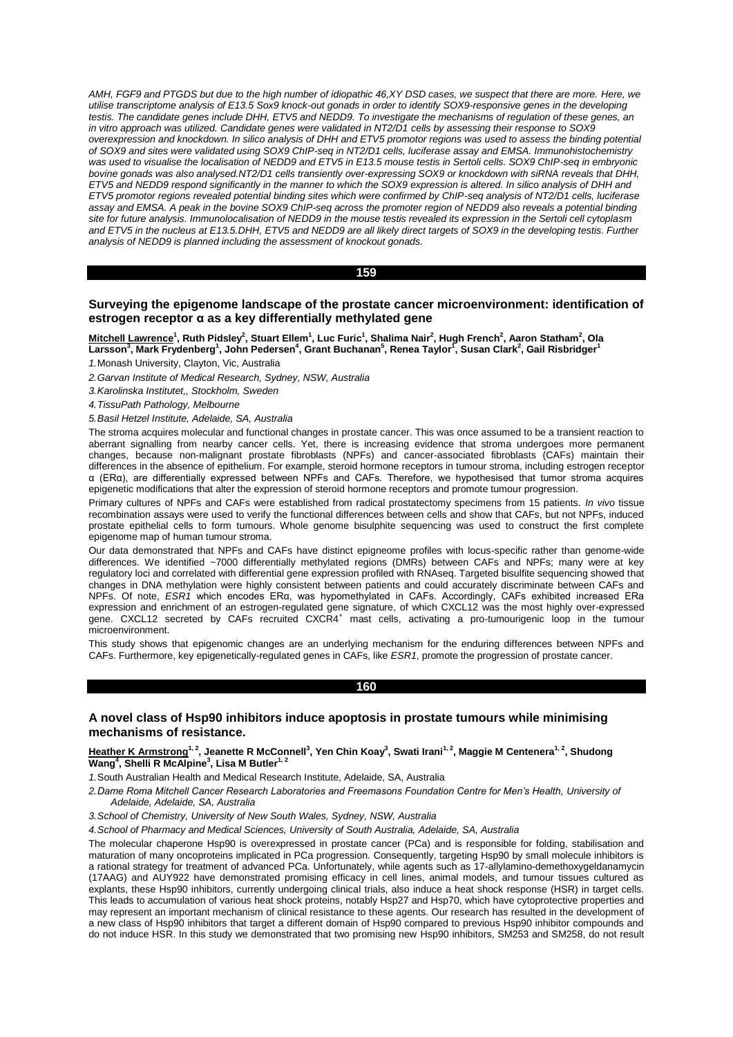*AMH, FGF9 and PTGDS but due to the high number of idiopathic 46,XY DSD cases, we suspect that there are more. Here, we utilise transcriptome analysis of E13.5 Sox9 knock-out gonads in order to identify SOX9-responsive genes in the developing testis. The candidate genes include DHH, ETV5 and NEDD9. To investigate the mechanisms of regulation of these genes, an in vitro approach was utilized. Candidate genes were validated in NT2/D1 cells by assessing their response to SOX9 overexpression and knockdown. In silico analysis of DHH and ETV5 promotor regions was used to assess the binding potential of SOX9 and sites were validated using SOX9 ChIP-seq in NT2/D1 cells, luciferase assay and EMSA. Immunohistochemistry was used to visualise the localisation of NEDD9 and ETV5 in E13.5 mouse testis in Sertoli cells. SOX9 ChIP-seq in embryonic bovine gonads was also analysed.NT2/D1 cells transiently over-expressing SOX9 or knockdown with siRNA reveals that DHH, ETV5 and NEDD9 respond significantly in the manner to which the SOX9 expression is altered. In silico analysis of DHH and ETV5 promotor regions revealed potential binding sites which were confirmed by ChIP-seq analysis of NT2/D1 cells, luciferase assay and EMSA. A peak in the bovine SOX9 ChIP-seq across the promoter region of NEDD9 also reveals a potential binding site for future analysis. Immunolocalisation of NEDD9 in the mouse testis revealed its expression in the Sertoli cell cytoplasm and ETV5 in the nucleus at E13.5.DHH, ETV5 and NEDD9 are all likely direct targets of SOX9 in the developing testis. Further analysis of NEDD9 is planned including the assessment of knockout gonads.*

## 159

### Surveying the epigenome landscape of the prostate cancer microenvironment: identification of estrogen receptor α as a key differentially methylated gene

**Mitchell Lawrence[1], Ruth Pidsley[2], Stuart Ellem[1], Luc Furic[1], Shalima Nair[2], Hugh French[2], Aaron Statham[2], Ola Larsson[3], Mark Frydenberg[1], John Pedersen[4], Grant Buchanan[5], Renea Taylor[1], Susan Clark[2], Gail Risbridger[1]**

1. Monash University, Clayton, Vic, Australia
2. *Garvan Institute of Medical Research, Sydney, NSW, Australia*
3. *Karolinska Institutet,, Stockholm, Sweden*
4. *TissuPath Pathology, Melbourne*
5. *Basil Hetzel Institute, Adelaide, SA, Australia*

The stroma acquires molecular and functional changes in prostate cancer. This was once assumed to be a transient reaction to aberrant signalling from nearby cancer cells. Yet, there is increasing evidence that stroma undergoes more permanent changes, because non-malignant prostate fibroblasts (NPFs) and cancer-associated fibroblasts (CAFs) maintain their differences in the absence of epithelium. For example, steroid hormone receptors in tumour stroma, including estrogen receptor α (ERα), are differentially expressed between NPFs and CAFs. Therefore, we hypothesised that tumor stroma acquires epigenetic modifications that alter the expression of steroid hormone receptors and promote tumour progression.

Primary cultures of NPFs and CAFs were established from radical prostatectomy specimens from 15 patients. *In vivo* tissue recombination assays were used to verify the functional differences between cells and show that CAFs, but not NPFs, induced prostate epithelial cells to form tumours. Whole genome bisulphite sequencing was used to construct the first complete epigenome map of human tumour stroma.

Our data demonstrated that NPFs and CAFs have distinct epigneome profiles with locus-specific rather than genome-wide differences. We identified ~7000 differentially methylated regions (DMRs) between CAFs and NPFs; many were at key regulatory loci and correlated with differential gene expression profiled with RNAseq. Targeted bisulfite sequencing showed that changes in DNA methylation were highly consistent between patients and could accurately discriminate between CAFs and NPFs. Of note, *ESR1* which encodes ERα, was hypomethylated in CAFs. Accordingly, CAFs exhibited increased ERa expression and enrichment of an estrogen-regulated gene signature, of which CXCL12 was the most highly over-expressed gene. CXCL12 secreted by CAFs recruited CXCR4$^+$ mast cells, activating a pro-tumourigenic loop in the tumour microenvironment.

This study shows that epigenomic changes are an underlying mechanism for the enduring differences between NPFs and CAFs. Furthermore, key epigenetically-regulated genes in CAFs, like *ESR1*, promote the progression of prostate cancer.

## 160

### A novel class of Hsp90 inhibitors induce apoptosis in prostate tumours while minimising mechanisms of resistance.

**Heather K Armstrong[1, 2], Jeanette R McConnell[3], Yen Chin Koay[3], Swati Irani[1, 2], Maggie M Centenera[1, 2], Shudong Wang[4], Shelli R McAlpine[3], Lisa M Butler[1, 2]**

1. South Australian Health and Medical Research Institute, Adelaide, SA, Australia
2. *Dame Roma Mitchell Cancer Research Laboratories and Freemasons Foundation Centre for Men's Health, University of Adelaide, Adelaide, SA, Australia*
3. *School of Chemistry, University of New South Wales, Sydney, NSW, Australia*
4. *School of Pharmacy and Medical Sciences, University of South Australia, Adelaide, SA, Australia*

The molecular chaperone Hsp90 is overexpressed in prostate cancer (PCa) and is responsible for folding, stabilisation and maturation of many oncoproteins implicated in PCa progression. Consequently, targeting Hsp90 by small molecule inhibitors is a rational strategy for treatment of advanced PCa. Unfortunately, while agents such as 17-allylamino-demethoxygeldanamycin (17AAG) and AUY922 have demonstrated promising efficacy in cell lines, animal models, and tumour tissues cultured as explants, these Hsp90 inhibitors, currently undergoing clinical trials, also induce a heat shock response (HSR) in target cells. This leads to accumulation of various heat shock proteins, notably Hsp27 and Hsp70, which have cytoprotective properties and may represent an important mechanism of clinical resistance to these agents. Our research has resulted in the development of a new class of Hsp90 inhibitors that target a different domain of Hsp90 compared to previous Hsp90 inhibitor compounds and do not induce HSR. In this study we demonstrated that two promising new Hsp90 inhibitors, SM253 and SM258, do not result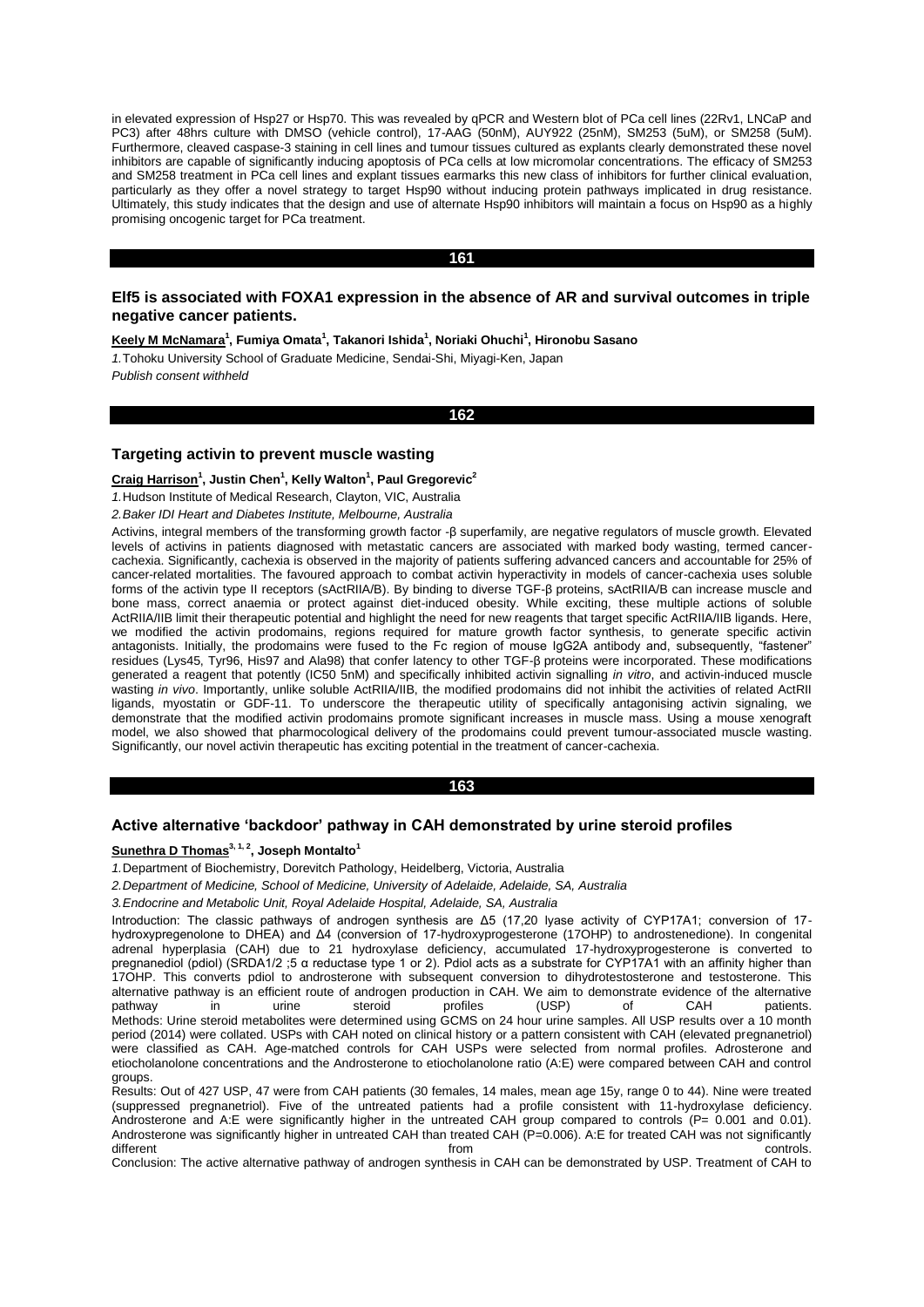in elevated expression of Hsp27 or Hsp70. This was revealed by qPCR and Western blot of PCa cell lines (22Rv1, LNCaP and PC3) after 48hrs culture with DMSO (vehicle control), 17-AAG (50nM), AUY922 (25nM), SM253 (5uM), or SM258 (5uM). Furthermore, cleaved caspase-3 staining in cell lines and tumour tissues cultured as explants clearly demonstrated these novel inhibitors are capable of significantly inducing apoptosis of PCa cells at low micromolar concentrations. The efficacy of SM253 and SM258 treatment in PCa cell lines and explant tissues earmarks this new class of inhibitors for further clinical evaluation, particularly as they offer a novel strategy to target Hsp90 without inducing protein pathways implicated in drug resistance. Ultimately, this study indicates that the design and use of alternate Hsp90 inhibitors will maintain a focus on Hsp90 as a highly promising oncogenic target for PCa treatment.

## 161

### Elf5 is associated with FOXA1 expression in the absence of AR and survival outcomes in triple negative cancer patients.

**Keely M McNamara[1], Fumiya Omata[1], Takanori Ishida[1], Noriaki Ohuchi[1], Hironobu Sasano**

1. Tohoku University School of Graduate Medicine, Sendai-Shi, Miyagi-Ken, Japan

*Publish consent withheld*

## 162

### Targeting activin to prevent muscle wasting

**Craig Harrison[1], Justin Chen[1], Kelly Walton[1], Paul Gregorevic[2]**

1. Hudson Institute of Medical Research, Clayton, VIC, Australia

2. *Baker IDI Heart and Diabetes Institute, Melbourne, Australia*

Activins, integral members of the transforming growth factor -β superfamily, are negative regulators of muscle growth. Elevated levels of activins in patients diagnosed with metastatic cancers are associated with marked body wasting, termed cancer-cachexia. Significantly, cachexia is observed in the majority of patients suffering advanced cancers and accountable for 25% of cancer-related mortalities. The favoured approach to combat activin hyperactivity in models of cancer-cachexia uses soluble forms of the activin type II receptors (sActRIIA/B). By binding to diverse TGF-β proteins, sActRIIA/B can increase muscle and bone mass, correct anaemia or protect against diet-induced obesity. While exciting, these multiple actions of soluble ActRIIA/IIB limit their therapeutic potential and highlight the need for new reagents that target specific ActRIIA/IIB ligands. Here, we modified the activin prodomains, regions required for mature growth factor synthesis, to generate specific activin antagonists. Initially, the prodomains were fused to the Fc region of mouse IgG2A antibody and, subsequently, "fastener" residues (Lys45, Tyr96, His97 and Ala98) that confer latency to other TGF-β proteins were incorporated. These modifications generated a reagent that potently (IC50 5nM) and specifically inhibited activin signalling *in vitro*, and activin-induced muscle wasting *in vivo*. Importantly, unlike soluble ActRIIA/IIB, the modified prodomains did not inhibit the activities of related ActRII ligands, myostatin or GDF-11. To underscore the therapeutic utility of specifically antagonising activin signaling, we demonstrate that the modified activin prodomains promote significant increases in muscle mass. Using a mouse xenograft model, we also showed that pharmocological delivery of the prodomains could prevent tumour-associated muscle wasting. Significantly, our novel activin therapeutic has exciting potential in the treatment of cancer-cachexia.

## 163

### Active alternative 'backdoor' pathway in CAH demonstrated by urine steroid profiles

**Sunethra D Thomas[3, 1, 2], Joseph Montalto[1]**

1. Department of Biochemistry, Dorevitch Pathology, Heidelberg, Victoria, Australia

2. *Department of Medicine, School of Medicine, University of Adelaide, Adelaide, SA, Australia*

3. *Endocrine and Metabolic Unit, Royal Adelaide Hospital, Adelaide, SA, Australia*

Introduction: The classic pathways of androgen synthesis are Δ5 (17,20 lyase activity of CYP17A1; conversion of 17-hydroxypregnenolone to DHEA) and Δ4 (conversion of 17-hydroxyprogesterone (17OHP) to androstenedione). In congenital adrenal hyperplasia (CAH) due to 21 hydroxylase deficiency, accumulated 17-hydroxyprogesterone is converted to pregnanediol (pdiol) (SRDA1/2 ;5 α reductase type 1 or 2). Pdiol acts as a substrate for CYP17A1 with an affinity higher than 17OHP. This converts pdiol to androsterone with subsequent conversion to dihydrotestosterone and testosterone. This alternative pathway is an efficient route of androgen production in CAH. We aim to demonstrate evidence of the alternative pathway in urine steroid profiles (USP) of CAH patients.

Methods: Urine steroid metabolites were determined using GCMS on 24 hour urine samples. All USP results over a 10 month period (2014) were collated. USPs with CAH noted on clinical history or a pattern consistent with CAH (elevated pregnanetriol) were classified as CAH. Age-matched controls for CAH USPs were selected from normal profiles. Adrosterone and etiocholanolone concentrations and the Androsterone to etiocholanolone ratio (A:E) were compared between CAH and control groups.

Results: Out of 427 USP, 47 were from CAH patients (30 females, 14 males, mean age 15y, range 0 to 44). Nine were treated (suppressed pregnanetriol). Five of the untreated patients had a profile consistent with 11-hydroxylase deficiency. Androsterone and A:E were significantly higher in the untreated CAH group compared to controls (P= 0.001 and 0.01). Androsterone was significantly higher in untreated CAH than treated CAH (P=0.006). A:E for treated CAH was not significantly different from controls.

Conclusion: The active alternative pathway of androgen synthesis in CAH can be demonstrated by USP. Treatment of CAH to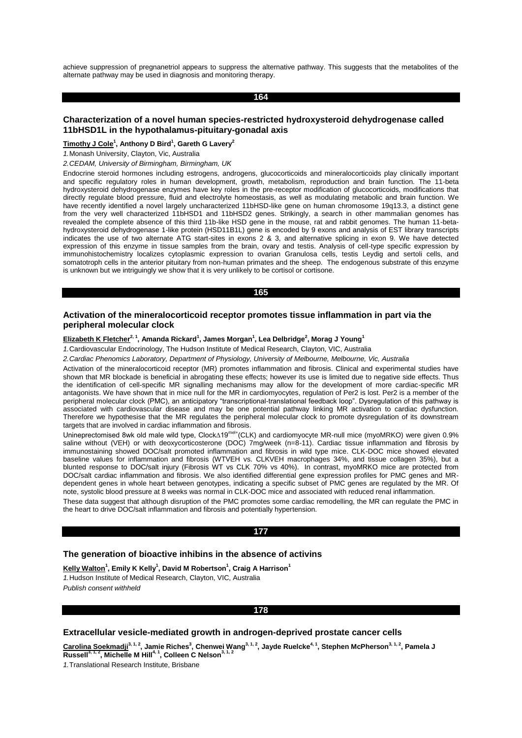achieve suppression of pregnanetriol appears to suppress the alternative pathway. This suggests that the metabolites of the alternate pathway may be used in diagnosis and monitoring therapy.

## 164

### Characterization of a novel human species-restricted hydroxysteroid dehydrogenase called 11bHSD1L in the hypothalamus-pituitary-gonadal axis

**Timothy J Cole[1], Anthony D Bird[1], Gareth G Lavery[2]**

*1.* Monash University, Clayton, Vic, Australia

*2.* CEDAM, University of Birmingham, Birmingham, UK

Endocrine steroid hormones including estrogens, androgens, glucocorticoids and mineralocorticoids play clinically important and specific regulatory roles in human development, growth, metabolism, reproduction and brain function. The 11-beta hydroxysteroid dehydrogenase enzymes have key roles in the pre-receptor modification of glucocorticoids, modifications that directly regulate blood pressure, fluid and electrolyte homeostasis, as well as modulating metabolic and brain function. We have recently identified a novel largely uncharacterized 11bHSD-like gene on human chromosome 19q13.3, a distinct gene from the very well characterized 11bHSD1 and 11bHSD2 genes. Strikingly, a search in other mammalian genomes has revealed the complete absence of this third 11b-like HSD gene in the mouse, rat and rabbit genomes. The human 11-beta-hydroxysteroid dehydrogenase 1-like protein (HSD11B1L) gene is encoded by 9 exons and analysis of EST library transcripts indicates the use of two alternate ATG start-sites in exons 2 & 3, and alternative splicing in exon 9. We have detected expression of this enzyme in tissue samples from the brain, ovary and testis. Analysis of cell-type specific expression by immunohistochemistry localizes cytoplasmic expression to ovarian Granulosa cells, testis Leydig and sertoli cells, and somatotroph cells in the anterior pituitary from non-human primates and the sheep. The endogenous substrate of this enzyme is unknown but we intriguingly we show that it is very unlikely to be cortisol or cortisone.

## 165

### Activation of the mineralocorticoid receptor promotes tissue inflammation in part via the peripheral molecular clock

**Elizabeth K Fletcher[2, 1], Amanda Rickard[1], James Morgan[1], Lea Delbridge[2], Morag J Young[1]**

*1.* Cardiovascular Endocrinology, The Hudson Institute of Medical Research, Clayton, VIC, Australia

*2.* Cardiac Phenomics Laboratory, Department of Physiology, University of Melbourne, Melbourne, Vic, Australia

Activation of the mineralocorticoid receptor (MR) promotes inflammation and fibrosis. Clinical and experimental studies have shown that MR blockade is beneficial in abrogating these effects; however its use is limited due to negative side effects. Thus the identification of cell-specific MR signalling mechanisms may allow for the development of more cardiac-specific MR antagonists. We have shown that in mice null for the MR in cardiomyocytes, regulation of Per2 is lost. Per2 is a member of the peripheral molecular clock (PMC), an anticipatory "transcriptional-translational feedback loop". Dysregulation of this pathway is associated with cardiovascular disease and may be one potential pathway linking MR activation to cardiac dysfunction. Therefore we hypothesise that the MR regulates the peripheral molecular clock to promote dysregulation of its downstream targets that are involved in cardiac inflammation and fibrosis.

Uninephrectomised 8wk old male wild type, Clock$\Delta$19$^{mel+}$(CLK) and cardiomyocyte MR-null mice (myoMRKO) were given 0.9% saline without (VEH) or with deoxycorticosterone (DOC) 7mg/week (n=8-11). Cardiac tissue inflammation and fibrosis by immunostaining showed DOC/salt promoted inflammation and fibrosis in wild type mice. CLK-DOC mice showed elevated baseline values for inflammation and fibrosis (WTVEH vs. CLKVEH macrophages 34%, and tissue collagen 35%), but a blunted response to DOC/salt injury (Fibrosis WT vs CLK 70% vs 40%). In contrast, myoMRKO mice are protected from DOC/salt cardiac inflammation and fibrosis. We also identified differential gene expression profiles for PMC genes and MR-dependent genes in whole heart between genotypes, indicating a specific subset of PMC genes are regulated by the MR. Of note, systolic blood pressure at 8 weeks was normal in CLK-DOC mice and associated with reduced renal inflammation.

These data suggest that although disruption of the PMC promotes some cardiac remodelling, the MR can regulate the PMC in the heart to drive DOC/salt inflammation and fibrosis and potentially hypertension.

## 177

### The generation of bioactive inhibins in the absence of activins

**Kelly Walton[1], Emily K Kelly[1], David M Robertson[1], Craig A Harrison[1]**

*1.* Hudson Institute of Medical Research, Clayton, VIC, Australia

*Publish consent withheld*

## 178

### Extracellular vesicle-mediated growth in androgen-deprived prostate cancer cells

**Carolina Soekmadji[3, 1, 2], Jamie Riches[3], Chenwei Wang[3, 1, 2], Jayde Ruelcke[4, 1], Stephen McPherson[3, 1, 2], Pamela J Russell[3, 1, 2], Michelle M Hill[4, 1], Colleen C Nelson[3, 1, 2]**

*1.* Translational Research Institute, Brisbane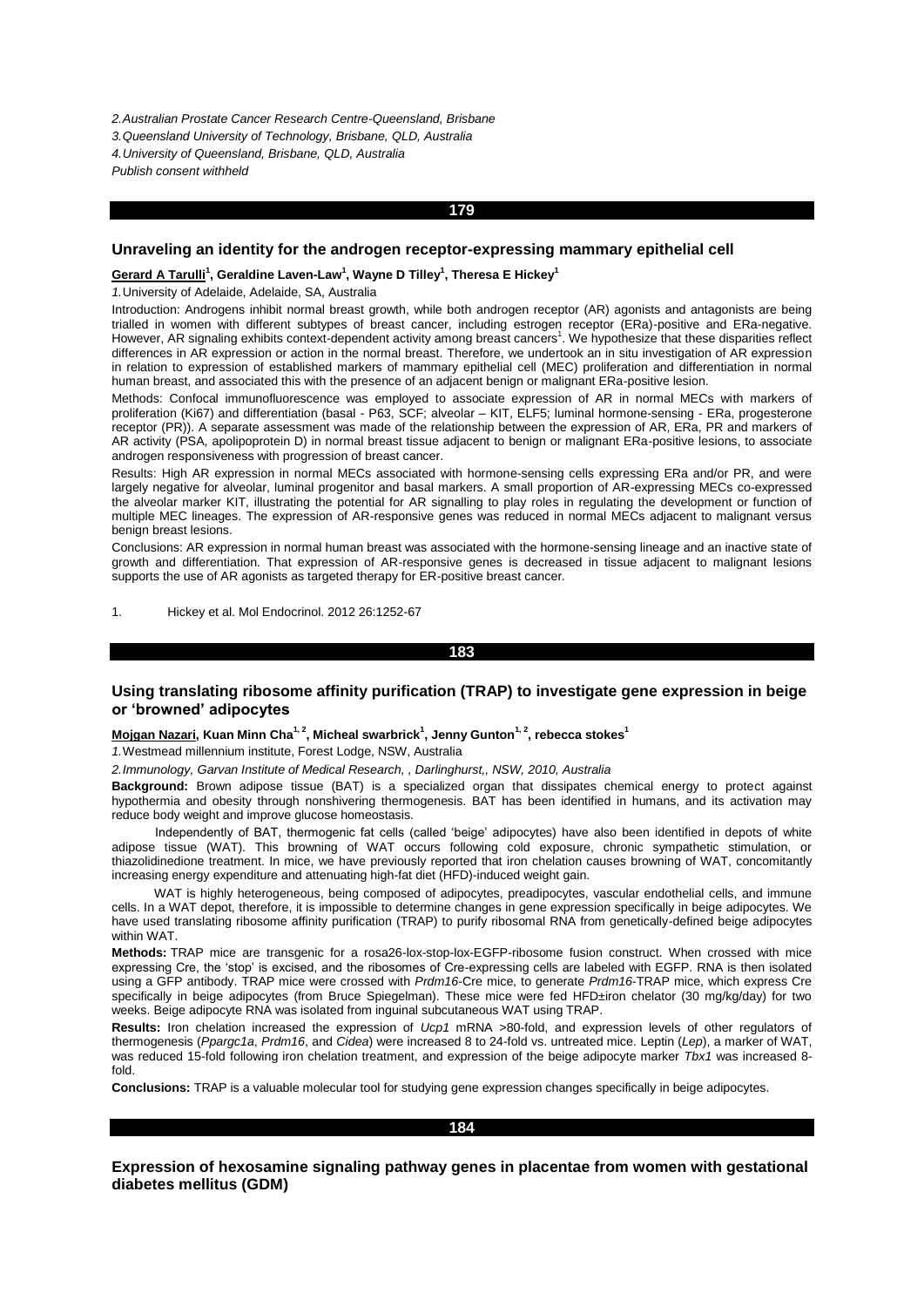2. Australian Prostate Cancer Research Centre-Queensland, Brisbane
3. Queensland University of Technology, Brisbane, QLD, Australia
4. University of Queensland, Brisbane, QLD, Australia
*Publish consent withheld*

## 179

### Unraveling an identity for the androgen receptor-expressing mammary epithelial cell

**Gerard A Tarulli[1], Geraldine Laven-Law[1], Wayne D Tilley[1], Theresa E Hickey[1]**

*1.* University of Adelaide, Adelaide, SA, Australia

Introduction: Androgens inhibit normal breast growth, while both androgen receptor (AR) agonists and antagonists are being trialled in women with different subtypes of breast cancer, including estrogen receptor (ERa)-positive and ERa-negative. However, AR signaling exhibits context-dependent activity among breast cancers[1]. We hypothesize that these disparities reflect differences in AR expression or action in the normal breast. Therefore, we undertook an in situ investigation of AR expression in relation to expression of established markers of mammary epithelial cell (MEC) proliferation and differentiation in normal human breast, and associated this with the presence of an adjacent benign or malignant ERa-positive lesion.

Methods: Confocal immunofluorescence was employed to associate expression of AR in normal MECs with markers of proliferation (Ki67) and differentiation (basal - P63, SCF; alveolar – KIT, ELF5; luminal hormone-sensing - ERa, progesterone receptor (PR)). A separate assessment was made of the relationship between the expression of AR, ERa, PR and markers of AR activity (PSA, apolipoprotein D) in normal breast tissue adjacent to benign or malignant ERa-positive lesions, to associate androgen responsiveness with progression of breast cancer.

Results: High AR expression in normal MECs associated with hormone-sensing cells expressing ERa and/or PR, and were largely negative for alveolar, luminal progenitor and basal markers. A small proportion of AR-expressing MECs co-expressed the alveolar marker KIT, illustrating the potential for AR signalling to play roles in regulating the development or function of multiple MEC lineages. The expression of AR-responsive genes was reduced in normal MECs adjacent to malignant versus benign breast lesions.

Conclusions: AR expression in normal human breast was associated with the hormone-sensing lineage and an inactive state of growth and differentiation. That expression of AR-responsive genes is decreased in tissue adjacent to malignant lesions supports the use of AR agonists as targeted therapy for ER-positive breast cancer.

1. Hickey et al. Mol Endocrinol. 2012 26:1252-67

## 183

### Using translating ribosome affinity purification (TRAP) to investigate gene expression in beige or 'browned' adipocytes

**Mojgan Nazari, Kuan Minn Cha[1,2], Micheal swarbrick[1], Jenny Gunton[1,2], rebecca stokes[1]**

*1.* Westmead millennium institute, Forest Lodge, NSW, Australia

*2. Immunology, Garvan Institute of Medical Research, , Darlinghurst,, NSW, 2010, Australia*

**Background:** Brown adipose tissue (BAT) is a specialized organ that dissipates chemical energy to protect against hypothermia and obesity through nonshivering thermogenesis. BAT has been identified in humans, and its activation may reduce body weight and improve glucose homeostasis.

Independently of BAT, thermogenic fat cells (called 'beige' adipocytes) have also been identified in depots of white adipose tissue (WAT). This browning of WAT occurs following cold exposure, chronic sympathetic stimulation, or thiazolidinedione treatment. In mice, we have previously reported that iron chelation causes browning of WAT, concomitantly increasing energy expenditure and attenuating high-fat diet (HFD)-induced weight gain.

WAT is highly heterogeneous, being composed of adipocytes, preadipocytes, vascular endothelial cells, and immune cells. In a WAT depot, therefore, it is impossible to determine changes in gene expression specifically in beige adipocytes. We have used translating ribosome affinity purification (TRAP) to purify ribosomal RNA from genetically-defined beige adipocytes within WAT.

**Methods:** TRAP mice are transgenic for a rosa26-lox-stop-lox-EGFP-ribosome fusion construct. When crossed with mice expressing Cre, the 'stop' is excised, and the ribosomes of Cre-expressing cells are labeled with EGFP. RNA is then isolated using a GFP antibody. TRAP mice were crossed with *Prdm16*-Cre mice, to generate *Prdm16*-TRAP mice, which express Cre specifically in beige adipocytes (from Bruce Spiegelman). These mice were fed HFD±iron chelator (30 mg/kg/day) for two weeks. Beige adipocyte RNA was isolated from inguinal subcutaneous WAT using TRAP.

**Results:** Iron chelation increased the expression of *Ucp1* mRNA >80-fold, and expression levels of other regulators of thermogenesis (*Ppargc1a*, *Prdm16*, and *Cidea*) were increased 8 to 24-fold vs. untreated mice. Leptin (*Lep*), a marker of WAT, was reduced 15-fold following iron chelation treatment, and expression of the beige adipocyte marker *Tbx1* was increased 8-fold.

**Conclusions:** TRAP is a valuable molecular tool for studying gene expression changes specifically in beige adipocytes.

## 184

### Expression of hexosamine signaling pathway genes in placentae from women with gestational diabetes mellitus (GDM)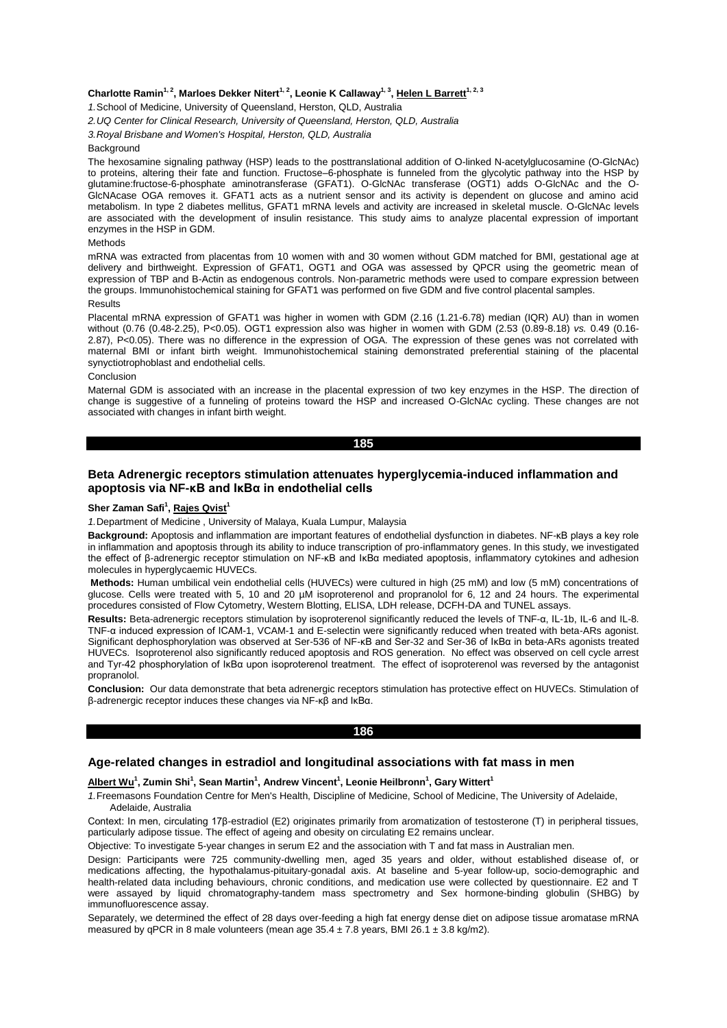**Charlotte Ramin[1,2], Marloes Dekker Nitert[1,2], Leonie K Callaway[1,3], Helen L Barrett[1,2,3]**

*1.* School of Medicine, University of Queensland, Herston, QLD, Australia

*2.UQ Center for Clinical Research, University of Queensland, Herston, QLD, Australia*

*3.Royal Brisbane and Women's Hospital, Herston, QLD, Australia*

Background

The hexosamine signaling pathway (HSP) leads to the posttranslational addition of O-linked N-acetylglucosamine (O-GlcNAc) to proteins, altering their fate and function. Fructose–6-phosphate is funneled from the glycolytic pathway into the HSP by glutamine:fructose-6-phosphate aminotransferase (GFAT1). O-GlcNAc transferase (OGT1) adds O-GlcNAc and the O-GlcNAcase OGA removes it. GFAT1 acts as a nutrient sensor and its activity is dependent on glucose and amino acid metabolism. In type 2 diabetes mellitus, GFAT1 mRNA levels and activity are increased in skeletal muscle. O-GlcNAc levels are associated with the development of insulin resistance. This study aims to analyze placental expression of important enzymes in the HSP in GDM.

Methods

mRNA was extracted from placentas from 10 women with and 30 women without GDM matched for BMI, gestational age at delivery and birthweight. Expression of GFAT1, OGT1 and OGA was assessed by QPCR using the geometric mean of expression of TBP and B-Actin as endogenous controls. Non-parametric methods were used to compare expression between the groups. Immunohistochemical staining for GFAT1 was performed on five GDM and five control placental samples.

Results

Placental mRNA expression of GFAT1 was higher in women with GDM (2.16 (1.21-6.78) median (IQR) AU) than in women without (0.76 (0.48-2.25), P<0.05). OGT1 expression also was higher in women with GDM (2.53 (0.89-8.18) *vs.* 0.49 (0.16-2.87), P<0.05). There was no difference in the expression of OGA. The expression of these genes was not correlated with maternal BMI or infant birth weight. Immunohistochemical staining demonstrated preferential staining of the placental synctiotrophoblast and endothelial cells.

Conclusion

Maternal GDM is associated with an increase in the placental expression of two key enzymes in the HSP. The direction of change is suggestive of a funneling of proteins toward the HSP and increased O-GlcNAc cycling. These changes are not associated with changes in infant birth weight.

**185**

## Beta Adrenergic receptors stimulation attenuates hyperglycemia-induced inflammation and apoptosis via NF-κB and IκBα in endothelial cells

**Sher Zaman Safi[1], Rajes Qvist[1]**

*1.* Department of Medicine , University of Malaya, Kuala Lumpur, Malaysia

**Background:** Apoptosis and inflammation are important features of endothelial dysfunction in diabetes. NF-κB plays a key role in inflammation and apoptosis through its ability to induce transcription of pro-inflammatory genes. In this study, we investigated the effect of β-adrenergic receptor stimulation on NF-κB and IκBα mediated apoptosis, inflammatory cytokines and adhesion molecules in hyperglycaemic HUVECs.

**Methods:** Human umbilical vein endothelial cells (HUVECs) were cultured in high (25 mM) and low (5 mM) concentrations of glucose. Cells were treated with 5, 10 and 20 µM isoproterenol and propranolol for 6, 12 and 24 hours. The experimental procedures consisted of Flow Cytometry, Western Blotting, ELISA, LDH release, DCFH-DA and TUNEL assays.

**Results:** Beta-adrenergic receptors stimulation by isoproterenol significantly reduced the levels of TNF-α, IL-1b, IL-6 and IL-8. TNF-α induced expression of ICAM-1, VCAM-1 and E-selectin were significantly reduced when treated with beta-ARs agonist. Significant dephosphorylation was observed at Ser-536 of NF-κB and Ser-32 and Ser-36 of IκBα in beta-ARs agonists treated HUVECs. Isoproterenol also significantly reduced apoptosis and ROS generation. No effect was observed on cell cycle arrest and Tyr-42 phosphorylation of IκBα upon isoproterenol treatment. The effect of isoproterenol was reversed by the antagonist propranolol.

**Conclusion:** Our data demonstrate that beta adrenergic receptors stimulation has protective effect on HUVECs. Stimulation of β-adrenergic receptor induces these changes via NF-κβ and IκBα.

**186**

## Age-related changes in estradiol and longitudinal associations with fat mass in men

**Albert Wu[1], Zumin Shi[1], Sean Martin[1], Andrew Vincent[1], Leonie Heilbronn[1], Gary Wittert[1]**

*1.* Freemasons Foundation Centre for Men's Health, Discipline of Medicine, School of Medicine, The University of Adelaide, Adelaide, Australia

Context: In men, circulating 17β-estradiol (E2) originates primarily from aromatization of testosterone (T) in peripheral tissues, particularly adipose tissue. The effect of ageing and obesity on circulating E2 remains unclear.

Objective: To investigate 5-year changes in serum E2 and the association with T and fat mass in Australian men.

Design: Participants were 725 community-dwelling men, aged 35 years and older, without established disease of, or medications affecting, the hypothalamus-pituitary-gonadal axis. At baseline and 5-year follow-up, socio-demographic and health-related data including behaviours, chronic conditions, and medication use were collected by questionnaire. E2 and T were assayed by liquid chromatography-tandem mass spectrometry and Sex hormone-binding globulin (SHBG) by immunofluorescence assay.

Separately, we determined the effect of 28 days over-feeding a high fat energy dense diet on adipose tissue aromatase mRNA measured by qPCR in 8 male volunteers (mean age 35.4 ± 7.8 years, BMI 26.1 ± 3.8 kg/m2).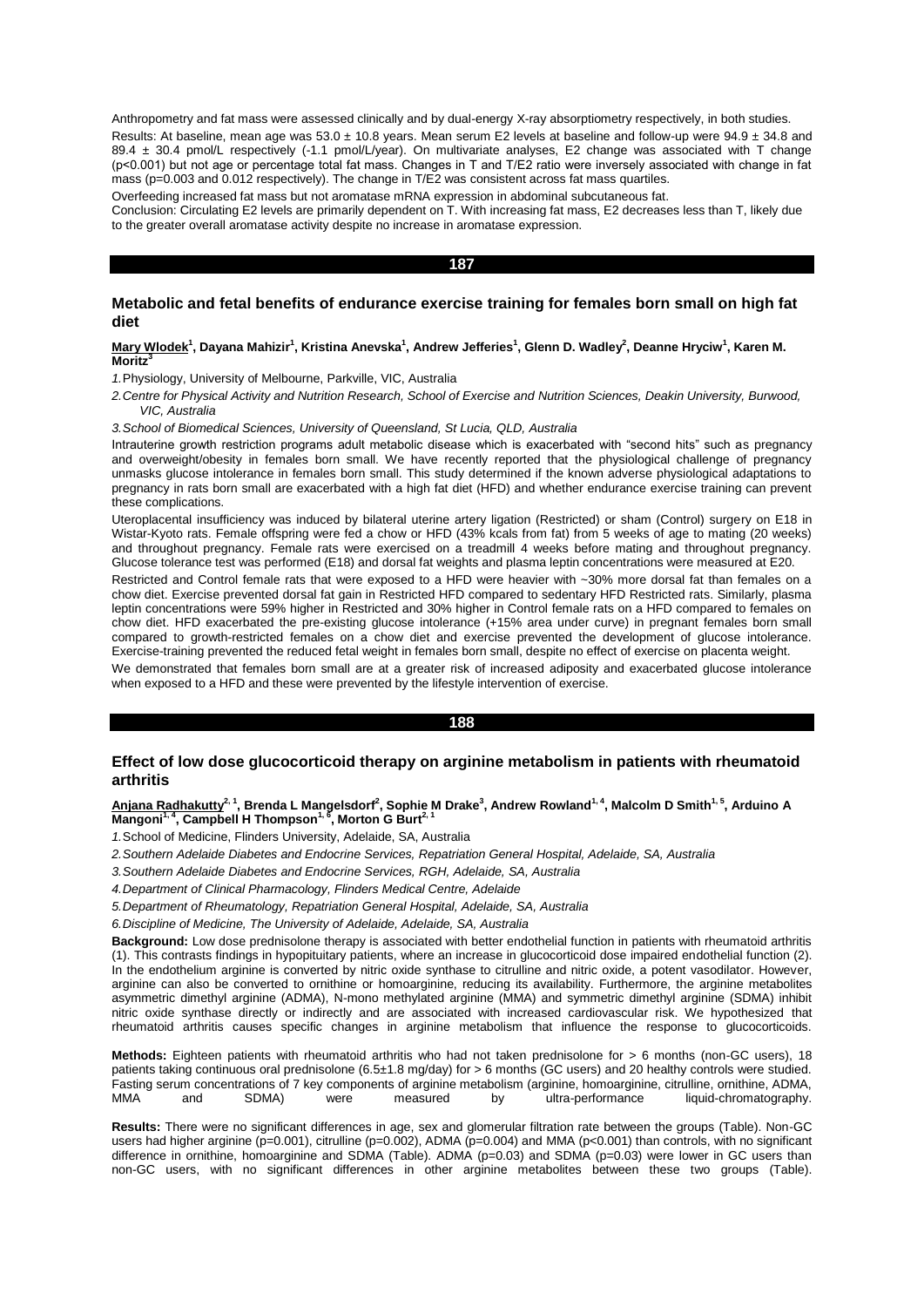Anthropometry and fat mass were assessed clinically and by dual-energy X-ray absorptiometry respectively, in both studies.

Results: At baseline, mean age was 53.0 ± 10.8 years. Mean serum E2 levels at baseline and follow-up were 94.9 ± 34.8 and 89.4 ± 30.4 pmol/L respectively (-1.1 pmol/L/year). On multivariate analyses, E2 change was associated with T change ($p<0.001$) but not age or percentage total fat mass. Changes in T and T/E2 ratio were inversely associated with change in fat mass ($p=0.003$ and 0.012 respectively). The change in T/E2 was consistent across fat mass quartiles.

Overfeeding increased fat mass but not aromatase mRNA expression in abdominal subcutaneous fat.

Conclusion: Circulating E2 levels are primarily dependent on T. With increasing fat mass, E2 decreases less than T, likely due to the greater overall aromatase activity despite no increase in aromatase expression.

## 187

### Metabolic and fetal benefits of endurance exercise training for females born small on high fat diet

**Mary Wlodek**[1], **Dayana Mahizir**[1], **Kristina Anevska**[1], **Andrew Jefferies**[1], **Glenn D. Wadley**[2], **Deanne Hryciw**[1], **Karen M. Moritz**[3]

*1. Physiology, University of Melbourne, Parkville, VIC, Australia*

*2. Centre for Physical Activity and Nutrition Research, School of Exercise and Nutrition Sciences, Deakin University, Burwood, VIC, Australia*

*3. School of Biomedical Sciences, University of Queensland, St Lucia, QLD, Australia*

Intrauterine growth restriction programs adult metabolic disease which is exacerbated with "second hits" such as pregnancy and overweight/obesity in females born small. We have recently reported that the physiological challenge of pregnancy unmasks glucose intolerance in females born small. This study determined if the known adverse physiological adaptations to pregnancy in rats born small are exacerbated with a high fat diet (HFD) and whether endurance exercise training can prevent these complications.

Uteroplacental insufficiency was induced by bilateral uterine artery ligation (Restricted) or sham (Control) surgery on E18 in Wistar-Kyoto rats. Female offspring were fed a chow or HFD (43% kcals from fat) from 5 weeks of age to mating (20 weeks) and throughout pregnancy. Female rats were exercised on a treadmill 4 weeks before mating and throughout pregnancy. Glucose tolerance test was performed (E18) and dorsal fat weights and plasma leptin concentrations were measured at E20.

Restricted and Control female rats that were exposed to a HFD were heavier with ~30% more dorsal fat than females on a chow diet. Exercise prevented dorsal fat gain in Restricted HFD compared to sedentary HFD Restricted rats. Similarly, plasma leptin concentrations were 59% higher in Restricted and 30% higher in Control female rats on a HFD compared to females on chow diet. HFD exacerbated the pre-existing glucose intolerance (+15% area under curve) in pregnant females born small compared to growth-restricted females on a chow diet and exercise prevented the development of glucose intolerance. Exercise-training prevented the reduced fetal weight in females born small, despite no effect of exercise on placenta weight.

We demonstrated that females born small are at a greater risk of increased adiposity and exacerbated glucose intolerance when exposed to a HFD and these were prevented by the lifestyle intervention of exercise.

## 188

### Effect of low dose glucocorticoid therapy on arginine metabolism in patients with rheumatoid arthritis

**Anjana Radhakutty**[2,1], **Brenda L Mangelsdorf**[2], **Sophie M Drake**[3], **Andrew Rowland**[1,4], **Malcolm D Smith**[1,5], **Arduino A Mangoni**[1,4], **Campbell H Thompson**[1,6], **Morton G Burt**[2,1]

*1. School of Medicine, Flinders University, Adelaide, SA, Australia*

*2. Southern Adelaide Diabetes and Endocrine Services, Repatriation General Hospital, Adelaide, SA, Australia*

*3. Southern Adelaide Diabetes and Endocrine Services, RGH, Adelaide, SA, Australia*

*4. Department of Clinical Pharmacology, Flinders Medical Centre, Adelaide*

*5. Department of Rheumatology, Repatriation General Hospital, Adelaide, SA, Australia*

*6. Discipline of Medicine, The University of Adelaide, Adelaide, SA, Australia*

**Background:** Low dose prednisolone therapy is associated with better endothelial function in patients with rheumatoid arthritis (1). This contrasts findings in hypopituitary patients, where an increase in glucocorticoid dose impaired endothelial function (2). In the endothelium arginine is converted by nitric oxide synthase to citrulline and nitric oxide, a potent vasodilator. However, arginine can also be converted to ornithine or homoarginine, reducing its availability. Furthermore, the arginine metabolites asymmetric dimethyl arginine (ADMA), N-mono methylated arginine (MMA) and symmetric dimethyl arginine (SDMA) inhibit nitric oxide synthase directly or indirectly and are associated with increased cardiovascular risk. We hypothesized that rheumatoid arthritis causes specific changes in arginine metabolism that influence the response to glucocorticoids.

**Methods:** Eighteen patients with rheumatoid arthritis who had not taken prednisolone for > 6 months (non-GC users), 18 patients taking continuous oral prednisolone (6.5±1.8 mg/day) for > 6 months (GC users) and 20 healthy controls were studied. Fasting serum concentrations of 7 key components of arginine metabolism (arginine, homoarginine, citrulline, ornithine, ADMA, MMA and SDMA) were measured by ultra-performance liquid-chromatography.

**Results:** There were no significant differences in age, sex and glomerular filtration rate between the groups (Table). Non-GC users had higher arginine ($p=0.001$), citrulline ($p=0.002$), ADMA ($p=0.004$) and MMA ($p<0.001$) than controls, with no significant difference in ornithine, homoarginine and SDMA (Table). ADMA ($p=0.03$) and SDMA ($p=0.03$) were lower in GC users than non-GC users, with no significant differences in other arginine metabolites between these two groups (Table).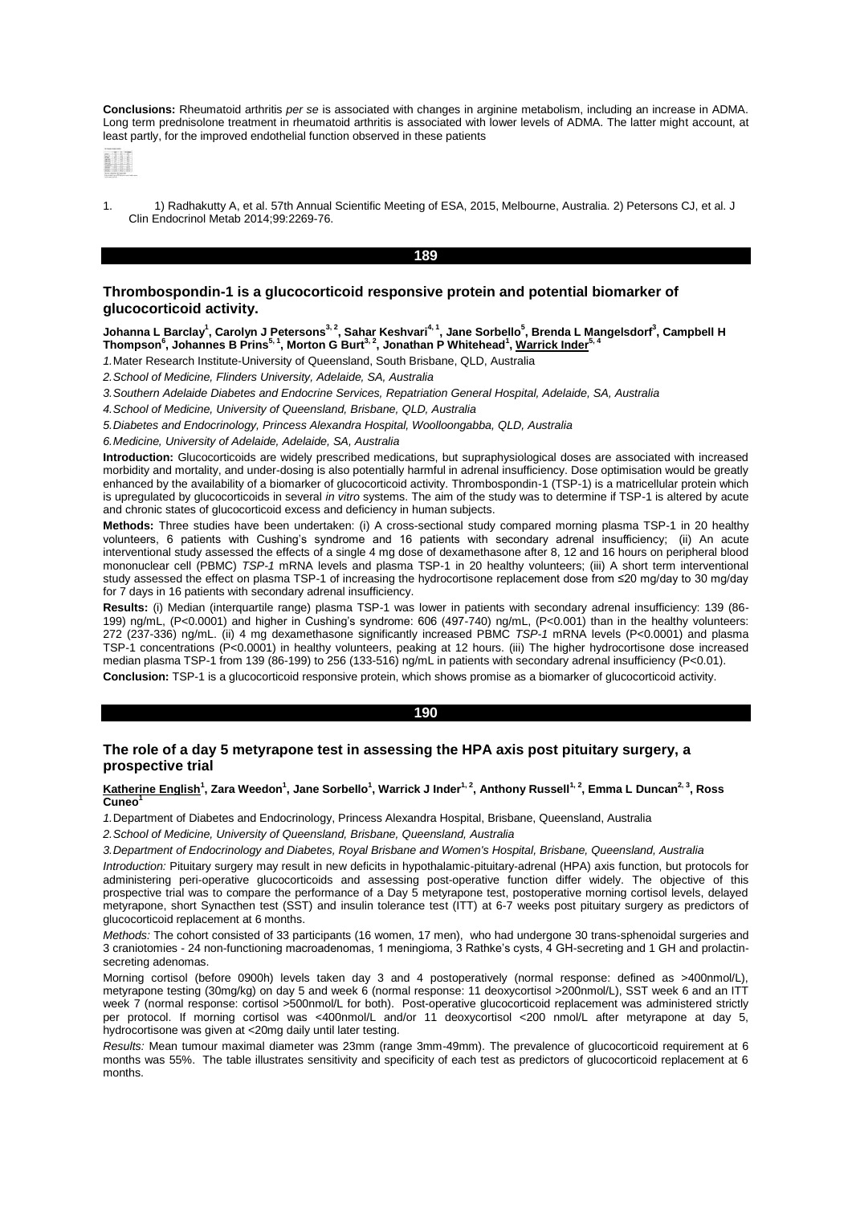**Conclusions:** Rheumatoid arthritis *per se* is associated with changes in arginine metabolism, including an increase in ADMA. Long term prednisolone treatment in rheumatoid arthritis is associated with lower levels of ADMA. The latter might account, at least partly, for the improved endothelial function observed in these patients

1. 1) Radhakutty A, et al. 57th Annual Scientific Meeting of ESA, 2015, Melbourne, Australia. 2) Petersons CJ, et al. J Clin Endocrinol Metab 2014;99:2269-76.

## 189

### Thrombospondin-1 is a glucocorticoid responsive protein and potential biomarker of glucocorticoid activity.

**Johanna L Barclay[1], Carolyn J Petersons[3, 2], Sahar Keshvari[4, 1], Jane Sorbello[5], Brenda L Mangelsdorf[3], Campbell H Thompson[6], Johannes B Prins[5, 1], Morton G Burt[3, 2], Jonathan P Whitehead[1], Warrick Inder[5, 4]**

*1. Mater Research Institute-University of Queensland, South Brisbane, QLD, Australia*

*2. School of Medicine, Flinders University, Adelaide, SA, Australia*

*3. Southern Adelaide Diabetes and Endocrine Services, Repatriation General Hospital, Adelaide, SA, Australia*

*4. School of Medicine, University of Queensland, Brisbane, QLD, Australia*

*5. Diabetes and Endocrinology, Princess Alexandra Hospital, Woolloongabba, QLD, Australia*

*6. Medicine, University of Adelaide, Adelaide, SA, Australia*

**Introduction:** Glucocorticoids are widely prescribed medications, but supraphysiological doses are associated with increased morbidity and mortality, and under-dosing is also potentially harmful in adrenal insufficiency. Dose optimisation would be greatly enhanced by the availability of a biomarker of glucocorticoid activity. Thrombospondin-1 (TSP-1) is a matricellular protein which is upregulated by glucocorticoids in several *in vitro* systems. The aim of the study was to determine if TSP-1 is altered by acute and chronic states of glucocorticoid excess and deficiency in human subjects.

**Methods:** Three studies have been undertaken: (i) A cross-sectional study compared morning plasma TSP-1 in 20 healthy volunteers, 6 patients with Cushing's syndrome and 16 patients with secondary adrenal insufficiency; (ii) An acute interventional study assessed the effects of a single 4 mg dose of dexamethasone after 8, 12 and 16 hours on peripheral blood mononuclear cell (PBMC) *TSP-1* mRNA levels and plasma TSP-1 in 20 healthy volunteers; (iii) A short term interventional study assessed the effect on plasma TSP-1 of increasing the hydrocortisone replacement dose from ≤20 mg/day to 30 mg/day for 7 days in 16 patients with secondary adrenal insufficiency.

**Results:** (i) Median (interquartile range) plasma TSP-1 was lower in patients with secondary adrenal insufficiency: 139 (86-199) ng/mL, (P<0.0001) and higher in Cushing's syndrome: 606 (497-740) ng/mL, (P<0.001) than in the healthy volunteers: 272 (237-336) ng/mL. (ii) 4 mg dexamethasone significantly increased PBMC *TSP-1* mRNA levels (P<0.0001) and plasma TSP-1 concentrations (P<0.0001) in healthy volunteers, peaking at 12 hours. (iii) The higher hydrocortisone dose increased median plasma TSP-1 from 139 (86-199) to 256 (133-516) ng/mL in patients with secondary adrenal insufficiency (P<0.01).

**Conclusion:** TSP-1 is a glucocorticoid responsive protein, which shows promise as a biomarker of glucocorticoid activity.

## 190

### The role of a day 5 metyrapone test in assessing the HPA axis post pituitary surgery, a prospective trial

**Katherine English[1], Zara Weedon[1], Jane Sorbello[1], Warrick J Inder[1, 2], Anthony Russell[1, 2], Emma L Duncan[2, 3], Ross Cuneo[1]**

*1. Department of Diabetes and Endocrinology, Princess Alexandra Hospital, Brisbane, Queensland, Australia*

*2. School of Medicine, University of Queensland, Brisbane, Queensland, Australia*

*3. Department of Endocrinology and Diabetes, Royal Brisbane and Women's Hospital, Brisbane, Queensland, Australia*

*Introduction:* Pituitary surgery may result in new deficits in hypothalamic-pituitary-adrenal (HPA) axis function, but protocols for administering peri-operative glucocorticoids and assessing post-operative function differ widely. The objective of this prospective trial was to compare the performance of a Day 5 metyrapone test, postoperative morning cortisol levels, delayed metyrapone, short Synacthen test (SST) and insulin tolerance test (ITT) at 6-7 weeks post pituitary surgery as predictors of glucocorticoid replacement at 6 months.

*Methods:* The cohort consisted of 33 participants (16 women, 17 men), who had undergone 30 trans-sphenoidal surgeries and 3 craniotomies - 24 non-functioning macroadenomas, 1 meningioma, 3 Rathke's cysts, 4 GH-secreting and 1 GH and prolactin-secreting adenomas.

Morning cortisol (before 0900h) levels taken day 3 and 4 postoperatively (normal response: defined as >400nmol/L), metyrapone testing (30mg/kg) on day 5 and week 6 (normal response: 11 deoxycortisol >200nmol/L), SST week 6 and an ITT week 7 (normal response: cortisol >500nmol/L for both). Post-operative glucocorticoid replacement was administered strictly per protocol. If morning cortisol was <400nmol/L and/or 11 deoxycortisol <200 nmol/L after metyrapone at day 5, hydrocortisone was given at <20mg daily until later testing.

*Results:* Mean tumour maximal diameter was 23mm (range 3mm-49mm). The prevalence of glucocorticoid requirement at 6 months was 55%. The table illustrates sensitivity and specificity of each test as predictors of glucocorticoid replacement at 6 months.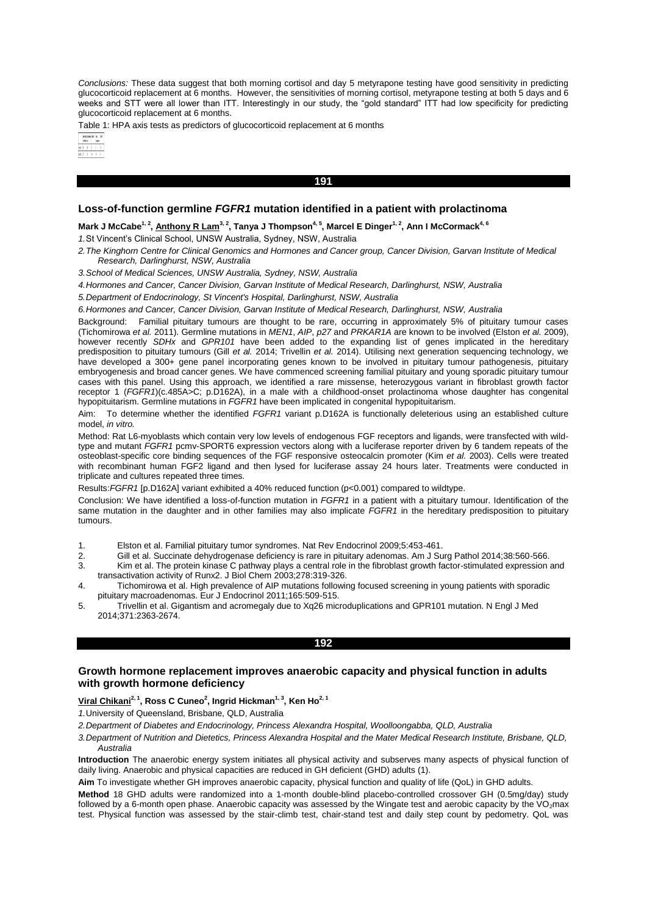*Conclusions:* These data suggest that both morning cortisol and day 5 metyrapone testing have good sensitivity in predicting glucocorticoid replacement at 6 months. However, the sensitivities of morning cortisol, metyrapone testing at both 5 days and 6 weeks and STT were all lower than ITT. Interestingly in our study, the "gold standard" ITT had low specificity for predicting glucocorticoid replacement at 6 months.

Table 1: HPA axis tests as predictors of glucocorticoid replacement at 6 months

## 191

### Loss-of-function germline *FGFR1* mutation identified in a patient with prolactinoma

**Mark J McCabe[1, 2], Anthony R Lam[3, 2], Tanya J Thompson[4, 5], Marcel E Dinger[1, 2], Ann I McCormack[4, 6]**

*1.* St Vincent's Clinical School, UNSW Australia, Sydney, NSW, Australia

*2. The Kinghorn Centre for Clinical Genomics and Hormones and Cancer group, Cancer Division, Garvan Institute of Medical Research, Darlinghurst, NSW, Australia*

*3. School of Medical Sciences, UNSW Australia, Sydney, NSW, Australia*

*4. Hormones and Cancer, Cancer Division, Garvan Institute of Medical Research, Darlinghurst, NSW, Australia*

*5. Department of Endocrinology, St Vincent's Hospital, Darlinghurst, NSW, Australia*

*6. Hormones and Cancer, Cancer Division, Garvan Institute of Medical Research, Darlinghurst, NSW, Australia*

Background: Familial pituitary tumours are thought to be rare, occurring in approximately 5% of pituitary tumour cases (Tichomirowa *et al.* 2011). Germline mutations in *MEN1*, *AIP*, *p27* and *PRKAR1A* are known to be involved (Elston *et al.* 2009), however recently *SDHx* and *GPR101* have been added to the expanding list of genes implicated in the hereditary predisposition to pituitary tumours (Gill *et al.* 2014; Trivellin *et al.* 2014). Utilising next generation sequencing technology, we have developed a 300+ gene panel incorporating genes known to be involved in pituitary tumour pathogenesis, pituitary embryogenesis and broad cancer genes. We have commenced screening familial pituitary and young sporadic pituitary tumour cases with this panel. Using this approach, we identified a rare missense, heterozygous variant in fibroblast growth factor receptor 1 (*FGFR1*)(c.485A>C; p.D162A), in a male with a childhood-onset prolactinoma whose daughter has congenital hypopituitarism. Germline mutations in *FGFR1* have been implicated in congenital hypopituitarism.

Aim: To determine whether the identified *FGFR1* variant p.D162A is functionally deleterious using an established culture model, *in vitro.*

Method: Rat L6-myoblasts which contain very low levels of endogenous FGF receptors and ligands, were transfected with wild-type and mutant *FGFR1* pcmv-SPORT6 expression vectors along with a luciferase reporter driven by 6 tandem repeats of the osteoblast-specific core binding sequences of the FGF responsive osteocalcin promoter (Kim *et al.* 2003). Cells were treated with recombinant human FGF2 ligand and then lysed for luciferase assay 24 hours later. Treatments were conducted in triplicate and cultures repeated three times.

Results: *FGFR1* [p.D162A] variant exhibited a 40% reduced function ($p<0.001$) compared to wildtype.

Conclusion: We have identified a loss-of-function mutation in *FGFR1* in a patient with a pituitary tumour. Identification of the same mutation in the daughter and in other families may also implicate *FGFR1* in the hereditary predisposition to pituitary tumours.

1. Elston et al. Familial pituitary tumor syndromes. Nat Rev Endocrinol 2009;5:453-461.
2. Gill et al. Succinate dehydrogenase deficiency is rare in pituitary adenomas. Am J Surg Pathol 2014;38:560-566.
3. Kim et al. The protein kinase C pathway plays a central role in the fibroblast growth factor-stimulated expression and transactivation activity of Runx2. J Biol Chem 2003;278:319-326.
4. Tichomirowa et al. High prevalence of AIP mutations following focused screening in young patients with sporadic pituitary macroadenomas. Eur J Endocrinol 2011;165:509-515.
5. Trivellin et al. Gigantism and acromegaly due to Xq26 microduplications and GPR101 mutation. N Engl J Med 2014;371:2363-2674.

## 192

### Growth hormone replacement improves anaerobic capacity and physical function in adults with growth hormone deficiency

**Viral Chikani[2, 1], Ross C Cuneo[2], Ingrid Hickman[1, 3], Ken Ho[2, 1]**

*1.* University of Queensland, Brisbane, QLD, Australia

*2. Department of Diabetes and Endocrinology, Princess Alexandra Hospital, Woolloongabba, QLD, Australia*

*3. Department of Nutrition and Dietetics, Princess Alexandra Hospital and the Mater Medical Research Institute, Brisbane, QLD, Australia*

**Introduction** The anaerobic energy system initiates all physical activity and subserves many aspects of physical function of daily living. Anaerobic and physical capacities are reduced in GH deficient (GHD) adults (1).

**Aim** To investigate whether GH improves anaerobic capacity, physical function and quality of life (QoL) in GHD adults.

**Method** 18 GHD adults were randomized into a 1-month double-blind placebo-controlled crossover GH (0.5mg/day) study followed by a 6-month open phase. Anaerobic capacity was assessed by the Wingate test and aerobic capacity by the $VO_2$max test. Physical function was assessed by the stair-climb test, chair-stand test and daily step count by pedometry. QoL was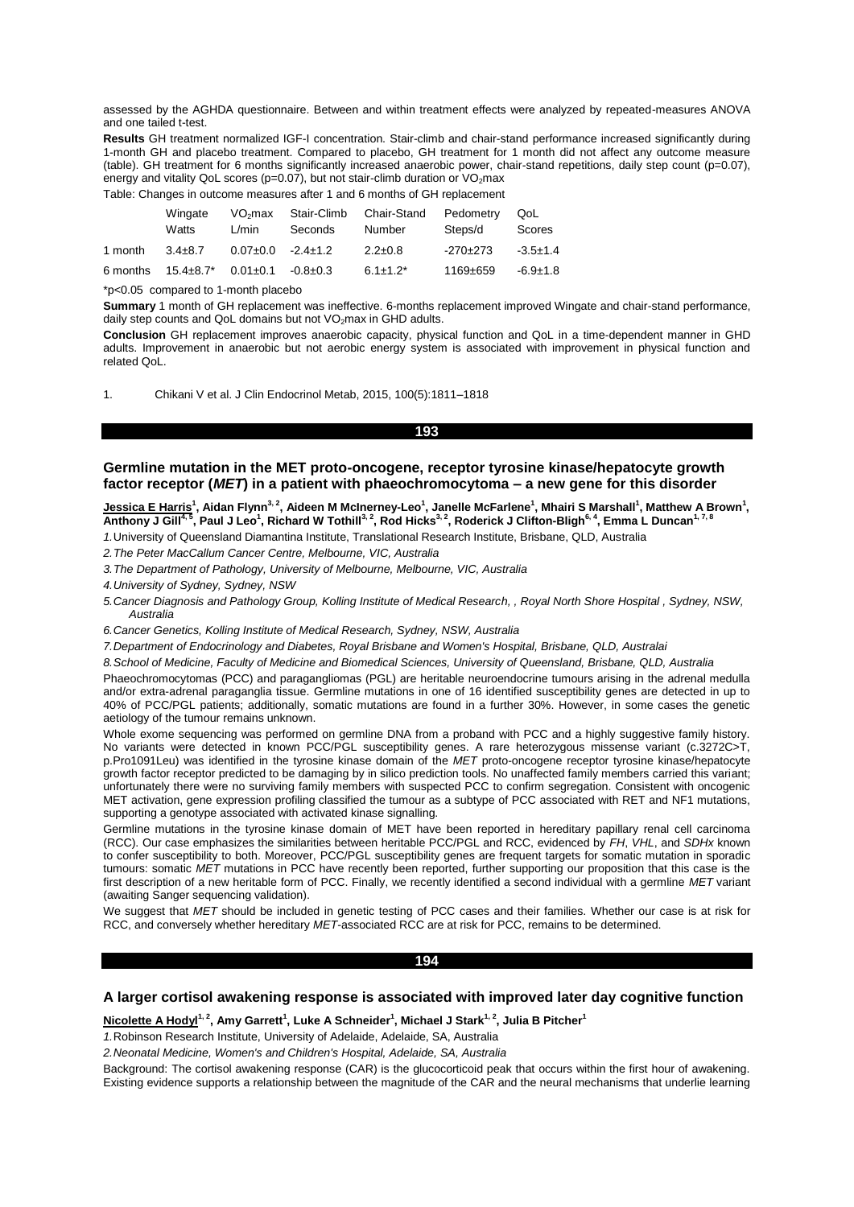assessed by the AGHDA questionnaire. Between and within treatment effects were analyzed by repeated-measures ANOVA and one tailed t-test.

**Results** GH treatment normalized IGF-I concentration. Stair-climb and chair-stand performance increased significantly during 1-month GH and placebo treatment. Compared to placebo, GH treatment for 1 month did not affect any outcome measure (table). GH treatment for 6 months significantly increased anaerobic power, chair-stand repetitions, daily step count ($p=0.07$), energy and vitality QoL scores ($p=0.07$), but not stair-climb duration or $VO_2max$

Table: Changes in outcome measures after 1 and 6 months of GH replacement

| | Wingate Watts | $VO_2max$ L/min | Stair-Climb Seconds | Chair-Stand Number | Pedometry Steps/d | QoL Scores |
|---|---|---|---|---|---|---|
| 1 month | 3.4±8.7 | 0.07±0.0 | -2.4±1.2 | 2.2±0.8 | -270±273 | -3.5±1.4 |
| 6 months | 15.4±8.7* | 0.01±0.1 | -0.8±0.3 | 6.1±1.2* | 1169±659 | -6.9±1.8 |

*$p<0.05$ compared to 1-month placebo

**Summary** 1 month of GH replacement was ineffective. 6-months replacement improved Wingate and chair-stand performance, daily step counts and QoL domains but not $VO_2max$ in GHD adults.

**Conclusion** GH replacement improves anaerobic capacity, physical function and QoL in a time-dependent manner in GHD adults. Improvement in anaerobic but not aerobic energy system is associated with improvement in physical function and related QoL.

1. Chikani V et al. J Clin Endocrinol Metab, 2015, 100(5):1811–1818

## 193

### Germline mutation in the MET proto-oncogene, receptor tyrosine kinase/hepatocyte growth factor receptor (*MET*) in a patient with phaeochromocytoma – a new gene for this disorder

**Jessica E Harris[1], Aidan Flynn[3,2], Aideen M McInerney-Leo[1], Janelle McFarlene[1], Mhairi S Marshall[1], Matthew A Brown[1], Anthony J Gill[4,5], Paul J Leo[1], Richard W Tothill[3,2], Rod Hicks[3,2], Roderick J Clifton-Bligh[6,4], Emma L Duncan[1,7,8]**

*1.* University of Queensland Diamantina Institute, Translational Research Institute, Brisbane, QLD, Australia

*2.The Peter MacCallum Cancer Centre, Melbourne, VIC, Australia*

*3.The Department of Pathology, University of Melbourne, Melbourne, VIC, Australia*

*4.University of Sydney, Sydney, NSW*

*5.Cancer Diagnosis and Pathology Group, Kolling Institute of Medical Research, , Royal North Shore Hospital , Sydney, NSW, Australia*

*6.Cancer Genetics, Kolling Institute of Medical Research, Sydney, NSW, Australia*

*7.Department of Endocrinology and Diabetes, Royal Brisbane and Women's Hospital, Brisbane, QLD, Australai*

*8.School of Medicine, Faculty of Medicine and Biomedical Sciences, University of Queensland, Brisbane, QLD, Australia*

Phaeochromocytomas (PCC) and paragangliomas (PGL) are heritable neuroendocrine tumours arising in the adrenal medulla and/or extra-adrenal paraganglia tissue. Germline mutations in one of 16 identified susceptibility genes are detected in up to 40% of PCC/PGL patients; additionally, somatic mutations are found in a further 30%. However, in some cases the genetic aetiology of the tumour remains unknown.

Whole exome sequencing was performed on germline DNA from a proband with PCC and a highly suggestive family history. No variants were detected in known PCC/PGL susceptibility genes. A rare heterozygous missense variant (c.3272C>T, p.Pro1091Leu) was identified in the tyrosine kinase domain of the *MET* proto-oncogene receptor tyrosine kinase/hepatocyte growth factor receptor predicted to be damaging by in silico prediction tools. No unaffected family members carried this variant; unfortunately there were no surviving family members with suspected PCC to confirm segregation. Consistent with oncogenic MET activation, gene expression profiling classified the tumour as a subtype of PCC associated with RET and NF1 mutations, supporting a genotype associated with activated kinase signalling.

Germline mutations in the tyrosine kinase domain of MET have been reported in hereditary papillary renal cell carcinoma (RCC). Our case emphasizes the similarities between heritable PCC/PGL and RCC, evidenced by *FH*, *VHL*, and *SDHx* known to confer susceptibility to both. Moreover, PCC/PGL susceptibility genes are frequent targets for somatic mutation in sporadic tumours: somatic *MET* mutations in PCC have recently been reported, further supporting our proposition that this case is the first description of a new heritable form of PCC. Finally, we recently identified a second individual with a germline *MET* variant (awaiting Sanger sequencing validation).

We suggest that *MET* should be included in genetic testing of PCC cases and their families. Whether our case is at risk for RCC, and conversely whether hereditary *MET*-associated RCC are at risk for PCC, remains to be determined.

## 194

### A larger cortisol awakening response is associated with improved later day cognitive function

**Nicolette A Hodyl[1,2], Amy Garrett[1], Luke A Schneider[1], Michael J Stark[1,2], Julia B Pitcher[1]**

*1.* Robinson Research Institute, University of Adelaide, Adelaide, SA, Australia

*2.Neonatal Medicine, Women's and Children's Hospital, Adelaide, SA, Australia*

Background: The cortisol awakening response (CAR) is the glucocorticoid peak that occurs within the first hour of awakening. Existing evidence supports a relationship between the magnitude of the CAR and the neural mechanisms that underlie learning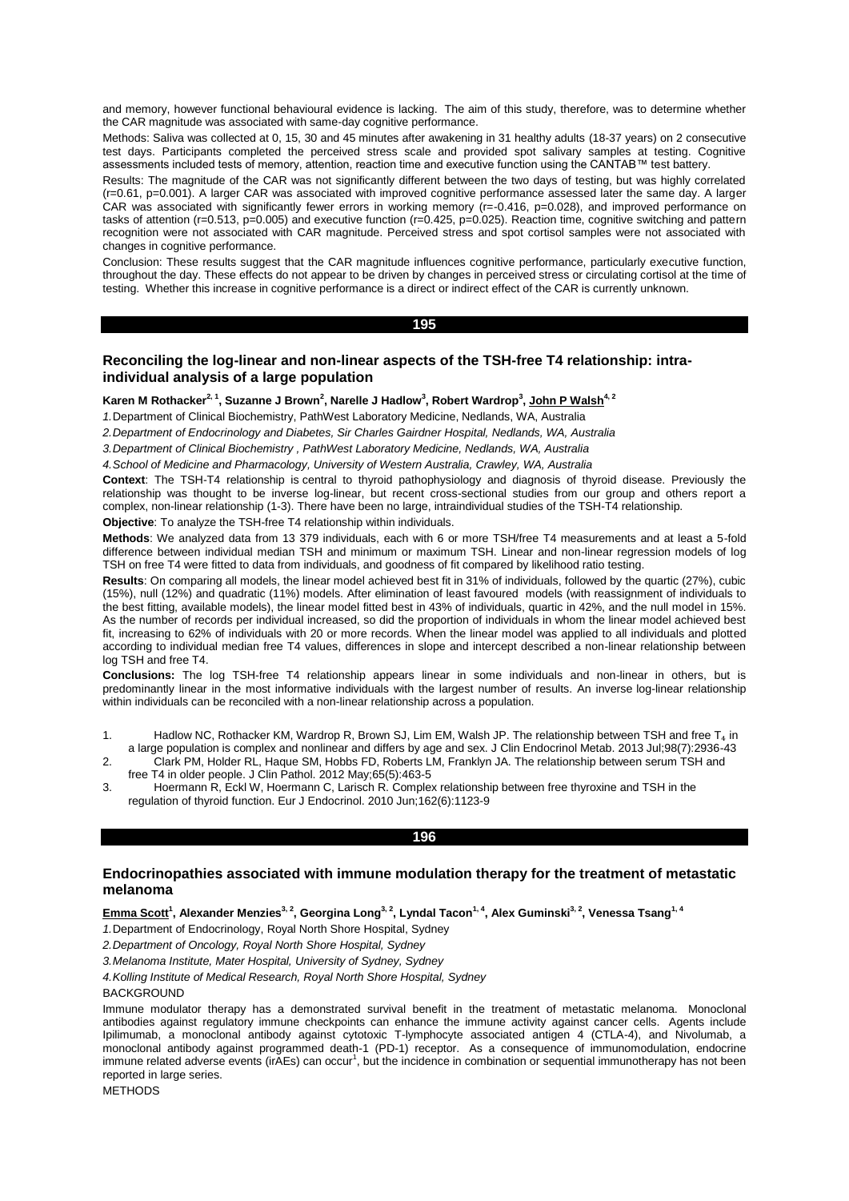and memory, however functional behavioural evidence is lacking. The aim of this study, therefore, was to determine whether the CAR magnitude was associated with same-day cognitive performance.

Methods: Saliva was collected at 0, 15, 30 and 45 minutes after awakening in 31 healthy adults (18-37 years) on 2 consecutive test days. Participants completed the perceived stress scale and provided spot salivary samples at testing. Cognitive assessments included tests of memory, attention, reaction time and executive function using the CANTAB™ test battery.

Results: The magnitude of the CAR was not significantly different between the two days of testing, but was highly correlated (r=0.61, p=0.001). A larger CAR was associated with improved cognitive performance assessed later the same day. A larger CAR was associated with significantly fewer errors in working memory (r=-0.416, p=0.028), and improved performance on tasks of attention (r=0.513, p=0.005) and executive function (r=0.425, p=0.025). Reaction time, cognitive switching and pattern recognition were not associated with CAR magnitude. Perceived stress and spot cortisol samples were not associated with changes in cognitive performance.

Conclusion: These results suggest that the CAR magnitude influences cognitive performance, particularly executive function, throughout the day. These effects do not appear to be driven by changes in perceived stress or circulating cortisol at the time of testing. Whether this increase in cognitive performance is a direct or indirect effect of the CAR is currently unknown.

## 195

### Reconciling the log-linear and non-linear aspects of the TSH-free T4 relationship: intra-individual analysis of a large population

**Karen M Rothacker[2, 1], Suzanne J Brown[2], Narelle J Hadlow[3], Robert Wardrop[3], John P Walsh[4, 2]**

*1.* Department of Clinical Biochemistry, PathWest Laboratory Medicine, Nedlands, WA, Australia

*2. Department of Endocrinology and Diabetes, Sir Charles Gairdner Hospital, Nedlands, WA, Australia*

*3. Department of Clinical Biochemistry , PathWest Laboratory Medicine, Nedlands, WA, Australia*

*4. School of Medicine and Pharmacology, University of Western Australia, Crawley, WA, Australia*

**Context**: The TSH-T4 relationship is central to thyroid pathophysiology and diagnosis of thyroid disease. Previously the relationship was thought to be inverse log-linear, but recent cross-sectional studies from our group and others report a complex, non-linear relationship (1-3). There have been no large, intraindividual studies of the TSH-T4 relationship.

**Objective**: To analyze the TSH-free T4 relationship within individuals.

**Methods**: We analyzed data from 13 379 individuals, each with 6 or more TSH/free T4 measurements and at least a 5-fold difference between individual median TSH and minimum or maximum TSH. Linear and non-linear regression models of log TSH on free T4 were fitted to data from individuals, and goodness of fit compared by likelihood ratio testing.

**Results**: On comparing all models, the linear model achieved best fit in 31% of individuals, followed by the quartic (27%), cubic (15%), null (12%) and quadratic (11%) models. After elimination of least favoured models (with reassignment of individuals to the best fitting, available models), the linear model fitted best in 43% of individuals, quartic in 42%, and the null model in 15%. As the number of records per individual increased, so did the proportion of individuals in whom the linear model achieved best fit, increasing to 62% of individuals with 20 or more records. When the linear model was applied to all individuals and plotted according to individual median free T4 values, differences in slope and intercept described a non-linear relationship between log TSH and free T4.

**Conclusions:** The log TSH-free T4 relationship appears linear in some individuals and non-linear in others, but is predominantly linear in the most informative individuals with the largest number of results. An inverse log-linear relationship within individuals can be reconciled with a non-linear relationship across a population.

1. Hadlow NC, Rothacker KM, Wardrop R, Brown SJ, Lim EM, Walsh JP. The relationship between TSH and free $T_4$ in a large population is complex and nonlinear and differs by age and sex. J Clin Endocrinol Metab. 2013 Jul;98(7):2936-43
2. Clark PM, Holder RL, Haque SM, Hobbs FD, Roberts LM, Franklyn JA. The relationship between serum TSH and free T4 in older people. J Clin Pathol. 2012 May;65(5):463-5
3. Hoermann R, Eckl W, Hoermann C, Larisch R. Complex relationship between free thyroxine and TSH in the regulation of thyroid function. Eur J Endocrinol. 2010 Jun;162(6):1123-9

## 196

### Endocrinopathies associated with immune modulation therapy for the treatment of metastatic melanoma

**Emma Scott[1], Alexander Menzies[3, 2], Georgina Long[3, 2], Lyndal Tacon[1, 4], Alex Guminski[3, 2], Venessa Tsang[1, 4]**

*1.* Department of Endocrinology, Royal North Shore Hospital, Sydney

*2. Department of Oncology, Royal North Shore Hospital, Sydney*

*3. Melanoma Institute, Mater Hospital, University of Sydney, Sydney*

*4. Kolling Institute of Medical Research, Royal North Shore Hospital, Sydney*

BACKGROUND

Immune modulator therapy has a demonstrated survival benefit in the treatment of metastatic melanoma. Monoclonal antibodies against regulatory immune checkpoints can enhance the immune activity against cancer cells. Agents include Ipilimumab, a monoclonal antibody against cytotoxic T-lymphocyte associated antigen 4 (CTLA-4), and Nivolumab, a monoclonal antibody against programmed death-1 (PD-1) receptor. As a consequence of immunomodulation, endocrine immune related adverse events (irAEs) can occur[1], but the incidence in combination or sequential immunotherapy has not been reported in large series.

METHODS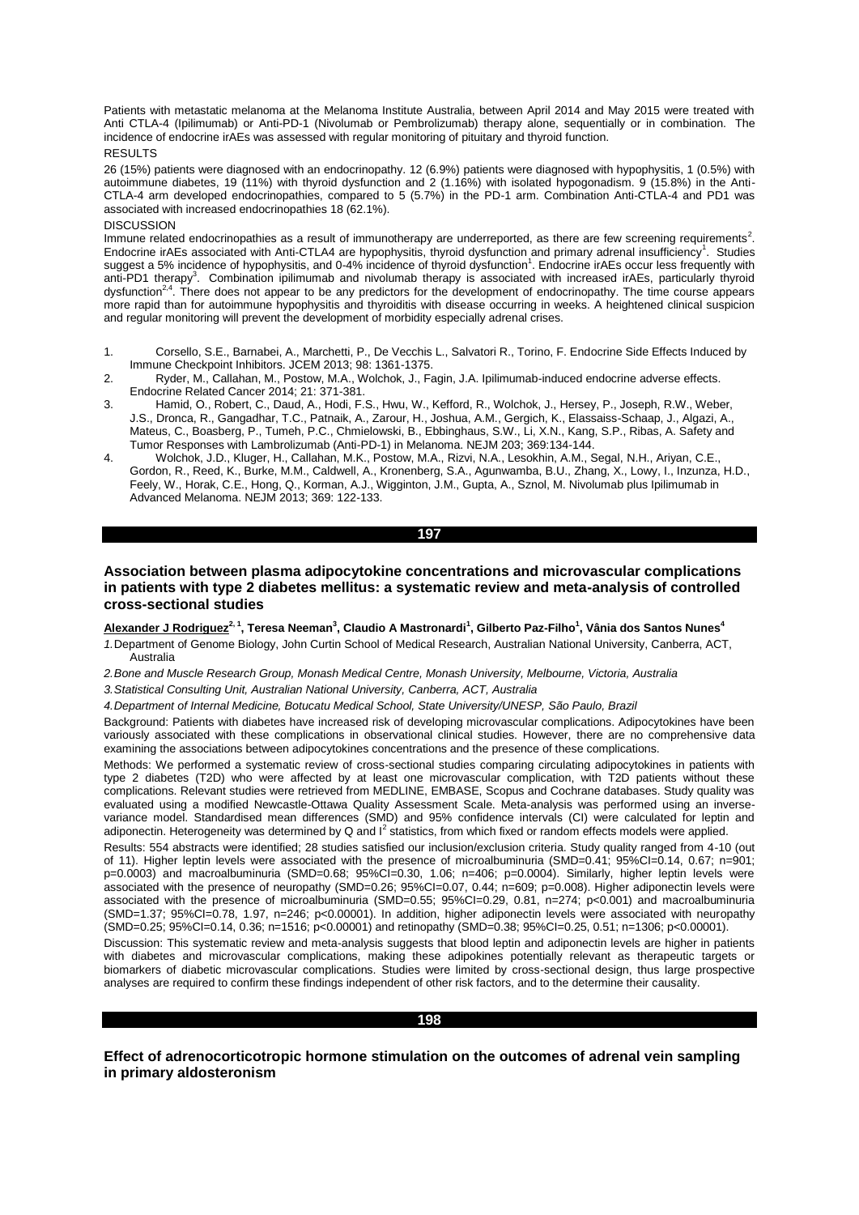Patients with metastatic melanoma at the Melanoma Institute Australia, between April 2014 and May 2015 were treated with Anti CTLA-4 (Ipilimumab) or Anti-PD-1 (Nivolumab or Pembrolizumab) therapy alone, sequentially or in combination. The incidence of endocrine irAEs was assessed with regular monitoring of pituitary and thyroid function.

RESULTS

26 (15%) patients were diagnosed with an endocrinopathy. 12 (6.9%) patients were diagnosed with hypophysitis, 1 (0.5%) with autoimmune diabetes, 19 (11%) with thyroid dysfunction and 2 (1.16%) with isolated hypogonadism. 9 (15.8%) in the Anti-CTLA-4 arm developed endocrinopathies, compared to 5 (5.7%) in the PD-1 arm. Combination Anti-CTLA-4 and PD1 was associated with increased endocrinopathies 18 (62.1%).

DISCUSSION

Immune related endocrinopathies as a result of immunotherapy are underreported, as there are few screening requirements[2]. Endocrine irAEs associated with Anti-CTLA4 are hypophysitis, thyroid dysfunction and primary adrenal insufficiency[1]. Studies suggest a 5% incidence of hypophysitis, and 0-4% incidence of thyroid dysfunction[1]. Endocrine irAEs occur less frequently with anti-PD1 therapy[3]. Combination ipilimumab and nivolumab therapy is associated with increased irAEs, particularly thyroid dysfunction[2,4]. There does not appear to be any predictors for the development of endocrinopathy. The time course appears more rapid than for autoimmune hypophysitis and thyroiditis with disease occurring in weeks. A heightened clinical suspicion and regular monitoring will prevent the development of morbidity especially adrenal crises.

1. Corsello, S.E., Barnabei, A., Marchetti, P., De Vecchis L., Salvatori R., Torino, F. Endocrine Side Effects Induced by Immune Checkpoint Inhibitors. JCEM 2013; 98: 1361-1375.
2. Ryder, M., Callahan, M., Postow, M.A., Wolchok, J., Fagin, J.A. Ipilimumab-induced endocrine adverse effects. Endocrine Related Cancer 2014; 21: 371-381.
3. Hamid, O., Robert, C., Daud, A., Hodi, F.S., Hwu, W., Kefford, R., Wolchok, J., Hersey, P., Joseph, R.W., Weber, J.S., Dronca, R., Gangadhar, T.C., Patnaik, A., Zarour, H., Joshua, A.M., Gergich, K., Elassaiss-Schaap, J., Algazi, A., Mateus, C., Boasberg, P., Tumeh, P.C., Chmielowski, B., Ebbinghaus, S.W., Li, X.N., Kang, S.P., Ribas, A. Safety and Tumor Responses with Lambrolizumab (Anti-PD-1) in Melanoma. NEJM 203; 369:134-144.
4. Wolchok, J.D., Kluger, H., Callahan, M.K., Postow, M.A., Rizvi, N.A., Lesokhin, A.M., Segal, N.H., Ariyan, C.E., Gordon, R., Reed, K., Burke, M.M., Caldwell, A., Kronenberg, S.A., Agunwamba, B.U., Zhang, X., Lowy, I., Inzunza, H.D., Feely, W., Horak, C.E., Hong, Q., Korman, A.J., Wigginton, J.M., Gupta, A., Sznol, M. Nivolumab plus Ipilimumab in Advanced Melanoma. NEJM 2013; 369: 122-133.

## 197

### Association between plasma adipocytokine concentrations and microvascular complications in patients with type 2 diabetes mellitus: a systematic review and meta-analysis of controlled cross-sectional studies

**Alexander J Rodriguez[2,1], Teresa Neeman[3], Claudio A Mastronardi[1], Gilberto Paz-Filho[1], Vânia dos Santos Nunes[4]**

*1. Department of Genome Biology, John Curtin School of Medical Research, Australian National University, Canberra, ACT, Australia*

*2. Bone and Muscle Research Group, Monash Medical Centre, Monash University, Melbourne, Victoria, Australia*

*3. Statistical Consulting Unit, Australian National University, Canberra, ACT, Australia*

*4. Department of Internal Medicine, Botucatu Medical School, State University/UNESP, São Paulo, Brazil*

Background: Patients with diabetes have increased risk of developing microvascular complications. Adipocytokines have been variously associated with these complications in observational clinical studies. However, there are no comprehensive data examining the associations between adipocytokines concentrations and the presence of these complications.

Methods: We performed a systematic review of cross-sectional studies comparing circulating adipocytokines in patients with type 2 diabetes (T2D) who were affected by at least one microvascular complication, with T2D patients without these complications. Relevant studies were retrieved from MEDLINE, EMBASE, Scopus and Cochrane databases. Study quality was evaluated using a modified Newcastle-Ottawa Quality Assessment Scale. Meta-analysis was performed using an inverse-variance model. Standardised mean differences (SMD) and 95% confidence intervals (CI) were calculated for leptin and adiponectin. Heterogeneity was determined by Q and $I^2$ statistics, from which fixed or random effects models were applied.

Results: 554 abstracts were identified; 28 studies satisfied our inclusion/exclusion criteria. Study quality ranged from 4-10 (out of 11). Higher leptin levels were associated with the presence of microalbuminuria (SMD=0.41; 95%CI=0.14, 0.67; n=901; p=0.0003) and macroalbuminuria (SMD=0.68; 95%CI=0.30, 1.06; n=406; p=0.0004). Similarly, higher leptin levels were associated with the presence of neuropathy (SMD=0.26; 95%CI=0.07, 0.44; n=609; p=0.008). Higher adiponectin levels were associated with the presence of microalbuminuria (SMD=0.55; 95%CI=0.29, 0.81, n=274; p<0.001) and macroalbuminuria (SMD=1.37; 95%CI=0.78, 1.97, n=246; p<0.00001). In addition, higher adiponectin levels were associated with neuropathy (SMD=0.25; 95%CI=0.14, 0.36; n=1516; p<0.00001) and retinopathy (SMD=0.38; 95%CI=0.25, 0.51; n=1306; p<0.00001).

Discussion: This systematic review and meta-analysis suggests that blood leptin and adiponectin levels are higher in patients with diabetes and microvascular complications, making these adipokines potentially relevant as therapeutic targets or biomarkers of diabetic microvascular complications. Studies were limited by cross-sectional design, thus large prospective analyses are required to confirm these findings independent of other risk factors, and to the determine their causality.

## 198

### Effect of adrenocorticotropic hormone stimulation on the outcomes of adrenal vein sampling in primary aldosteronism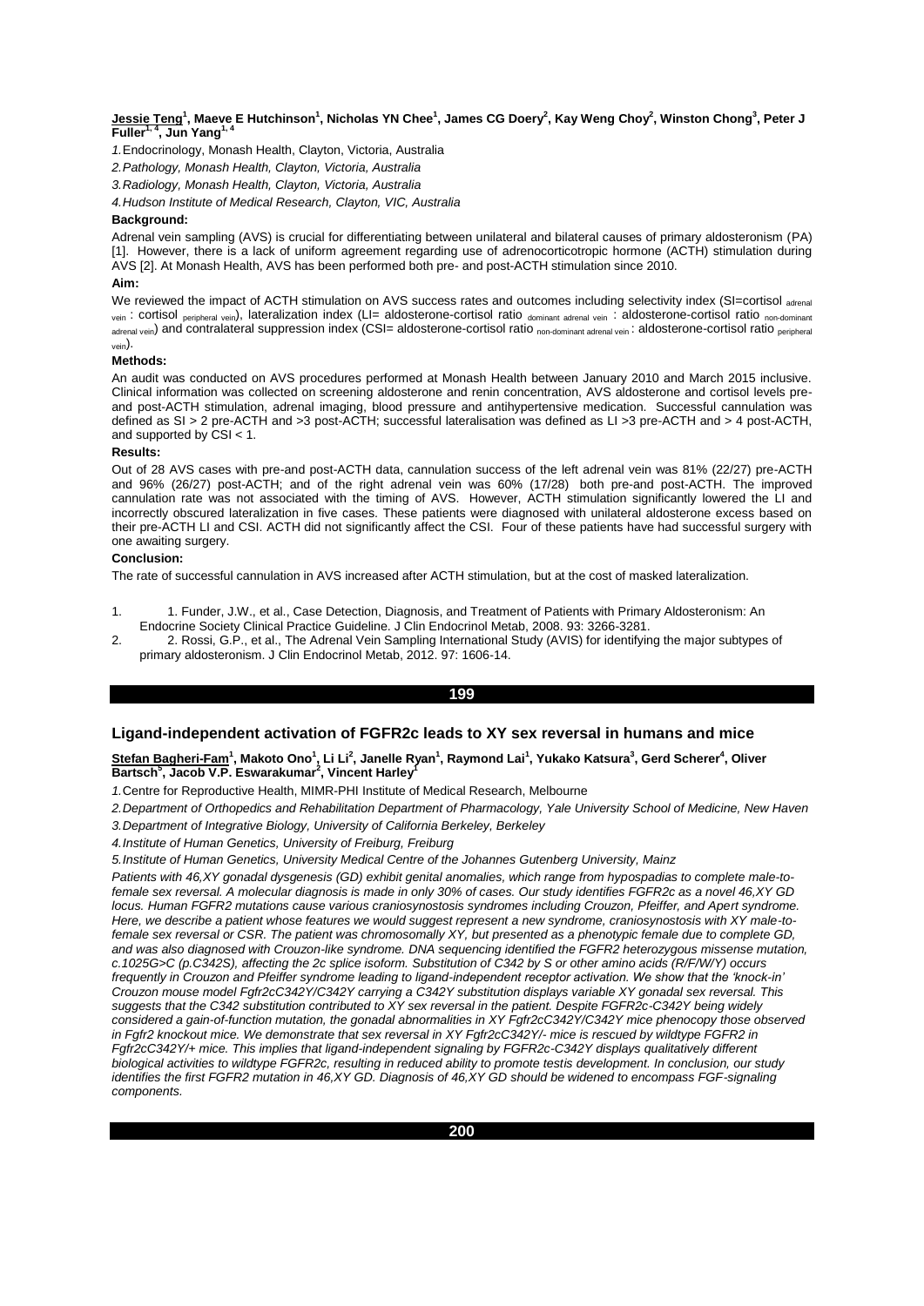**Jessie Teng[1], Maeve E Hutchinson[1], Nicholas YN Chee[1], James CG Doery[2], Kay Weng Choy[2], Winston Chong[3], Peter J Fuller[1, 4], Jun Yang[1, 4]**

*1.*Endocrinology, Monash Health, Clayton, Victoria, Australia

*2.Pathology, Monash Health, Clayton, Victoria, Australia*

*3.Radiology, Monash Health, Clayton, Victoria, Australia*

*4.Hudson Institute of Medical Research, Clayton, VIC, Australia*

**Background:**

Adrenal vein sampling (AVS) is crucial for differentiating between unilateral and bilateral causes of primary aldosteronism (PA) [1]. However, there is a lack of uniform agreement regarding use of adrenocorticotropic hormone (ACTH) stimulation during AVS [2]. At Monash Health, AVS has been performed both pre- and post-ACTH stimulation since 2010.

**Aim:**

We reviewed the impact of ACTH stimulation on AVS success rates and outcomes including selectivity index (SI=cortisol $_{\text{adrenal vein}}$ : cortisol $_{\text{peripheral vein}}$), lateralization index (LI= aldosterone-cortisol ratio $_{\text{dominant adrenal vein}}$ : aldosterone-cortisol ratio $_{\text{non-dominant adrenal vein}}$) and contralateral suppression index (CSI= aldosterone-cortisol ratio $_{\text{non-dominant adrenal vein}}$ : aldosterone-cortisol ratio $_{\text{peripheral vein}}$).

**Methods:**

An audit was conducted on AVS procedures performed at Monash Health between January 2010 and March 2015 inclusive. Clinical information was collected on screening aldosterone and renin concentration, AVS aldosterone and cortisol levels pre- and post-ACTH stimulation, adrenal imaging, blood pressure and antihypertensive medication. Successful cannulation was defined as SI > 2 pre-ACTH and >3 post-ACTH; successful lateralisation was defined as LI >3 pre-ACTH and > 4 post-ACTH, and supported by CSI < 1.

**Results:**

Out of 28 AVS cases with pre-and post-ACTH data, cannulation success of the left adrenal vein was 81% (22/27) pre-ACTH and 96% (26/27) post-ACTH; and of the right adrenal vein was 60% (17/28) both pre-and post-ACTH. The improved cannulation rate was not associated with the timing of AVS. However, ACTH stimulation significantly lowered the LI and incorrectly obscured lateralization in five cases. These patients were diagnosed with unilateral aldosterone excess based on their pre-ACTH LI and CSI. ACTH did not significantly affect the CSI. Four of these patients have had successful surgery with one awaiting surgery.

**Conclusion:**

The rate of successful cannulation in AVS increased after ACTH stimulation, but at the cost of masked lateralization.

1. 1. Funder, J.W., et al., Case Detection, Diagnosis, and Treatment of Patients with Primary Aldosteronism: An Endocrine Society Clinical Practice Guideline. J Clin Endocrinol Metab, 2008. 93: 3266-3281.
2. 2. Rossi, G.P., et al., The Adrenal Vein Sampling International Study (AVIS) for identifying the major subtypes of primary aldosteronism. J Clin Endocrinol Metab, 2012. 97: 1606-14.

**199**

## Ligand-independent activation of FGFR2c leads to XY sex reversal in humans and mice

**Stefan Bagheri-Fam[1], Makoto Ono[1], Li Li[2], Janelle Ryan[1], Raymond Lai[1], Yukako Katsura[3], Gerd Scherer[4], Oliver Bartsch[5], Jacob V.P. Eswarakumar[2], Vincent Harley[1]**

*1.*Centre for Reproductive Health, MIMR-PHI Institute of Medical Research, Melbourne

*2.Department of Orthopedics and Rehabilitation Department of Pharmacology, Yale University School of Medicine, New Haven*

*3.Department of Integrative Biology, University of California Berkeley, Berkeley*

*4.Institute of Human Genetics, University of Freiburg, Freiburg*

*5.Institute of Human Genetics, University Medical Centre of the Johannes Gutenberg University, Mainz*

*Patients with 46,XY gonadal dysgenesis (GD) exhibit genital anomalies, which range from hypospadias to complete male-to-female sex reversal. A molecular diagnosis is made in only 30% of cases. Our study identifies FGFR2c as a novel 46,XY GD locus. Human FGFR2 mutations cause various craniosynostosis syndromes including Crouzon, Pfeiffer, and Apert syndrome. Here, we describe a patient whose features we would suggest represent a new syndrome, craniosynostosis with XY male-to-female sex reversal or CSR. The patient was chromosomally XY, but presented as a phenotypic female due to complete GD, and was also diagnosed with Crouzon-like syndrome. DNA sequencing identified the FGFR2 heterozygous missense mutation, c.1025G>C (p.C342S), affecting the 2c splice isoform. Substitution of C342 by S or other amino acids (R/F/W/Y) occurs frequently in Crouzon and Pfeiffer syndrome leading to ligand-independent receptor activation. We show that the 'knock-in' Crouzon mouse model Fgfr2cC342Y/C342Y carrying a C342Y substitution displays variable XY gonadal sex reversal. This suggests that the C342 substitution contributed to XY sex reversal in the patient. Despite FGFR2c-C342Y being widely considered a gain-of-function mutation, the gonadal abnormalities in XY Fgfr2cC342Y/C342Y mice phenocopy those observed in Fgfr2 knockout mice. We demonstrate that sex reversal in XY Fgfr2cC342Y/- mice is rescued by wildtype FGFR2 in Fgfr2cC342Y/+ mice. This implies that ligand-independent signaling by FGFR2c-C342Y displays qualitatively different biological activities to wildtype FGFR2c, resulting in reduced ability to promote testis development. In conclusion, our study identifies the first FGFR2 mutation in 46,XY GD. Diagnosis of 46,XY GD should be widened to encompass FGF-signaling components.*

**200**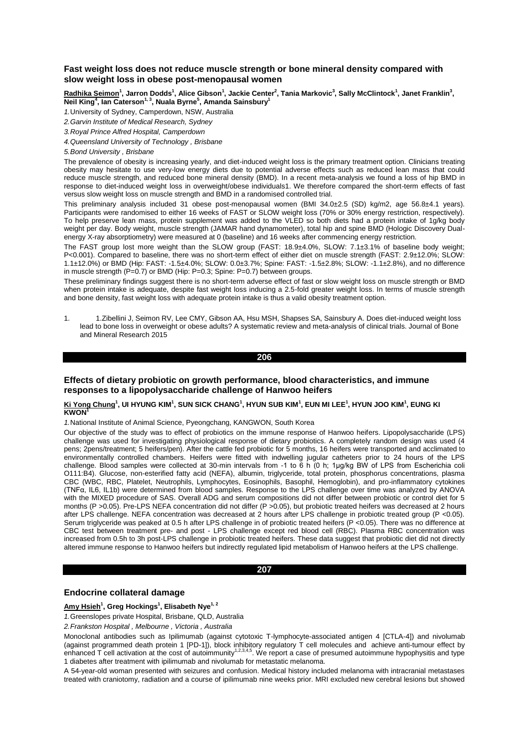### Fast weight loss does not reduce muscle strength or bone mineral density compared with slow weight loss in obese post-menopausal women

**Radhika Seimon[1], Jarron Dodds[1], Alice Gibson[1], Jackie Center[2], Tania Markovic[3], Sally McClintock[1], Janet Franklin[3], Neil King[4], Ian Caterson[1, 3], Nuala Byrne[5], Amanda Sainsbury[1]**

*1.University of Sydney, Camperdown, NSW, Australia*

*2.Garvin Institute of Medical Research, Sydney*

*3.Royal Prince Alfred Hospital, Camperdown*

*4.Queensland University of Technology , Brisbane*

*5.Bond University , Brisbane*

The prevalence of obesity is increasing yearly, and diet-induced weight loss is the primary treatment option. Clinicians treating obesity may hesitate to use very-low energy diets due to potential adverse effects such as reduced lean mass that could reduce muscle strength, and reduced bone mineral density (BMD). In a recent meta-analysis we found a loss of hip BMD in response to diet-induced weight loss in overweight/obese individuals1. We therefore compared the short-term effects of fast versus slow weight loss on muscle strength and BMD in a randomised controlled trial.

This preliminary analysis included 31 obese post-menopausal women (BMI 34.0±2.5 (SD) kg/m2, age 56.8±4.1 years). Participants were randomised to either 16 weeks of FAST or SLOW weight loss (70% or 30% energy restriction, respectively). To help preserve lean mass, protein supplement was added to the VLED so both diets had a protein intake of 1g/kg body weight per day. Body weight, muscle strength (JAMAR hand dynamometer), total hip and spine BMD (Hologic Discovery Dual-energy X-ray absorptiometry) were measured at 0 (baseline) and 16 weeks after commencing energy restriction.

The FAST group lost more weight than the SLOW group (FAST: 18.9±4.0%, SLOW: 7.1±3.1% of baseline body weight; P<0.001). Compared to baseline, there was no short-term effect of either diet on muscle strength (FAST: 2.9±12.0%; SLOW: 1.1±12.0%) or BMD (Hip: FAST: -1.5±4.0%; SLOW: 0.0±3.7%; Spine: FAST: -1.5±2.8%; SLOW: -1.1±2.8%), and no difference in muscle strength (P=0.7) or BMD (Hip: P=0.3; Spine: P=0.7) between groups.

These preliminary findings suggest there is no short-term adverse effect of fast or slow weight loss on muscle strength or BMD when protein intake is adequate, despite fast weight loss inducing a 2.5-fold greater weight loss. In terms of muscle strength and bone density, fast weight loss with adequate protein intake is thus a valid obesity treatment option.

1. 1.Zibellini J, Seimon RV, Lee CMY, Gibson AA, Hsu MSH, Shapses SA, Sainsbury A. Does diet-induced weight loss lead to bone loss in overweight or obese adults? A systematic review and meta-analysis of clinical trials. Journal of Bone and Mineral Research 2015

## 206

### Effects of dietary probiotic on growth performance, blood characteristics, and immune responses to a lipopolysaccharide challenge of Hanwoo heifers

**Ki Yong Chung[1], Ul HYUNG KIM[1], SUN SICK CHANG[1], HYUN SUB KIM[1], EUN MI LEE[1], HYUN JOO KIM[1], EUNG KI KWON[1]**

*1.National Institute of Animal Science, Pyeongchang, KANGWON, South Korea*

Our objective of the study was to effect of probiotics on the immune response of Hanwoo heifers. Lipopolysaccharide (LPS) challenge was used for investigating physiological response of dietary probiotics. A completely random design was used (4 pens; 2pens/treatment; 5 heifers/pen). After the cattle fed probiotic for 5 months, 16 heifers were transported and acclimated to environmentally controlled chambers. Heifers were fitted with indwelling jugular catheters prior to 24 hours of the LPS challenge. Blood samples were collected at 30-min intervals from -1 to 6 h (0 h; 1μg/kg BW of LPS from Escherichia coli O111:B4). Glucose, non-esterified fatty acid (NEFA), albumin, triglyceride, total protein, phosphorus concentrations, plasma CBC (WBC, RBC, Platelet, Neutrophils, Lymphocytes, Eosinophils, Basophil, Hemoglobin), and pro-inflammatory cytokines (TNFα, IL6, IL1b) were determined from blood samples. Response to the LPS challenge over time was analyzed by ANOVA with the MIXED procedure of SAS. Overall ADG and serum compositions did not differ between probiotic or control diet for 5 months (P >0.05). Pre-LPS NEFA concentration did not differ (P >0.05), but probiotic treated heifers was decreased at 2 hours after LPS challenge. NEFA concentration was decreased at 2 hours after LPS challenge in probiotic treated group (P <0.05). Serum triglyceride was peaked at 0.5 h after LPS challenge in of probiotic treated heifers (P <0.05). There was no difference at CBC test between treatment pre- and post - LPS challenge except red blood cell (RBC). Plasma RBC concentration was increased from 0.5h to 3h post-LPS challenge in probiotic treated heifers. These data suggest that probiotic diet did not directly altered immune response to Hanwoo heifers but indirectly regulated lipid metabolism of Hanwoo heifers at the LPS challenge.

## 207

### Endocrine collateral damage

**Amy Hsieh[1], Greg Hockings[1], Elisabeth Nye[1, 2]**

*1.Greenslopes private Hospital, Brisbane, QLD, Australia*

*2.Frankston Hospital , Melbourne , Victoria , Australia*

Monoclonal antibodies such as Ipilimumab (against cytotoxic T-lymphocyte-associated antigen 4 [CTLA-4]) and nivolumab (against programmed death protein 1 [PD-1]), block inhibitory regulatory T cell molecules and achieve anti-tumour effect by enhanced T cell activation at the cost of autoimmunity[1,2,3,4,5]. We report a case of presumed autoimmune hypophysitis and type 1 diabetes after treatment with ipilimumab and nivolumab for metastatic melanoma.

A 54-year-old woman presented with seizures and confusion. Medical history included melanoma with intracranial metastases treated with craniotomy, radiation and a course of ipilimumab nine weeks prior. MRI excluded new cerebral lesions but showed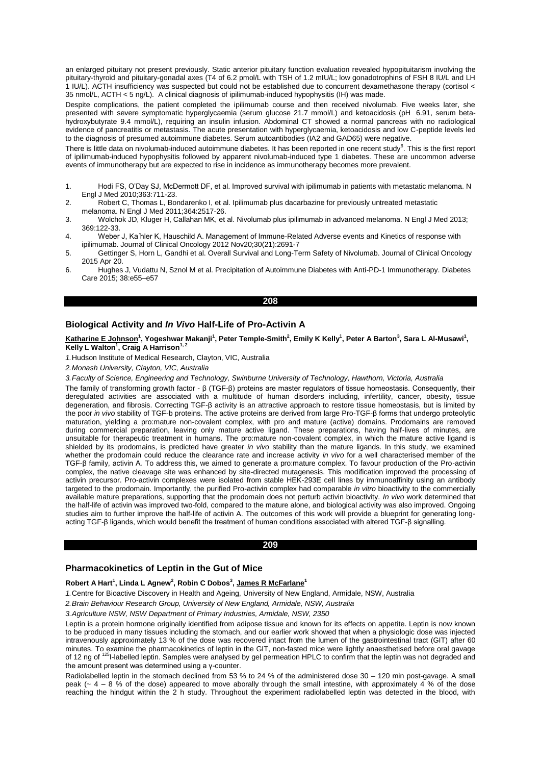an enlarged pituitary not present previously. Static anterior pituitary function evaluation revealed hypopituitarism involving the pituitary-thyroid and pituitary-gonadal axes (T4 of 6.2 pmol/L with TSH of 1.2 mIU/L; low gonadotrophins of FSH 8 IU/L and LH 1 IU/L). ACTH insufficiency was suspected but could not be established due to concurrent dexamethasone therapy (cortisol < 35 nmol/L, ACTH < 5 ng/L). A clinical diagnosis of ipilimumab-induced hypophysitis (IH) was made.

Despite complications, the patient completed the ipilimumab course and then received nivolumab. Five weeks later, she presented with severe symptomatic hyperglycaemia (serum glucose 21.7 mmol/L) and ketoacidosis (pH 6.91, serum beta-hydroxybutyrate 9.4 mmol/L), requiring an insulin infusion. Abdominal CT showed a normal pancreas with no radiological evidence of pancreatitis or metastasis. The acute presentation with hyperglycaemia, ketoacidosis and low C-peptide levels led to the diagnosis of presumed autoimmune diabetes. Serum autoantibodies (IA2 and GAD65) were negative.

There is little data on nivolumab-induced autoimmune diabetes. It has been reported in one recent study[6]. This is the first report of ipilimumab-induced hypophysitis followed by apparent nivolumab-induced type 1 diabetes. These are uncommon adverse events of immunotherapy but are expected to rise in incidence as immunotherapy becomes more prevalent.

1. Hodi FS, O'Day SJ, McDermott DF, et al. Improved survival with ipilimumab in patients with metastatic melanoma. N Engl J Med 2010;363:711-23.
2. Robert C, Thomas L, Bondarenko I, et al. Ipilimumab plus dacarbazine for previously untreated metastatic melanoma. N Engl J Med 2011;364:2517-26.
3. Wolchok JD, Kluger H, Callahan MK, et al. Nivolumab plus ipilimumab in advanced melanoma. N Engl J Med 2013; 369:122-33.
4. Weber J, Kähler K, Hauschild A. Management of Immune-Related Adverse events and Kinetics of response with ipilimumab. Journal of Clinical Oncology 2012 Nov20;30(21):2691-7
5. Gettinger S, Horn L, Gandhi et al. Overall Survival and Long-Term Safety of Nivolumab. Journal of Clinical Oncology 2015 Apr 20.
6. Hughes J, Vudattu N, Sznol M et al. Precipitation of Autoimmune Diabetes with Anti-PD-1 Immunotherapy. Diabetes Care 2015; 38:e55–e57

## 208

### Biological Activity and *In Vivo* Half-Life of Pro-Activin A

**Katharine E Johnson[1], Yogeshwar Makanji[1], Peter Temple-Smith[2], Emily K Kelly[1], Peter A Barton[3], Sara L Al-Musawi[1], Kelly L Walton[1], Craig A Harrison[1, 2]**

*1.* Hudson Institute of Medical Research, Clayton, VIC, Australia

*2. Monash University, Clayton, VIC, Australia*

*3. Faculty of Science, Engineering and Technology, Swinburne University of Technology, Hawthorn, Victoria, Australia*

The family of transforming growth factor - β (TGF-β) proteins are master regulators of tissue homeostasis. Consequently, their deregulated activities are associated with a multitude of human disorders including, infertility, cancer, obesity, tissue degeneration, and fibrosis. Correcting TGF-β activity is an attractive approach to restore tissue homeostasis, but is limited by the poor *in vivo* stability of TGF-b proteins. The active proteins are derived from large Pro-TGF-β forms that undergo proteolytic maturation, yielding a pro:mature non-covalent complex, with pro and mature (active) domains. Prodomains are removed during commercial preparation, leaving only mature active ligand. These preparations, having half-lives of minutes, are unsuitable for therapeutic treatment in humans. The pro:mature non-covalent complex, in which the mature active ligand is shielded by its prodomains, is predicted have greater *in vivo* stability than the mature ligands. In this study, we examined whether the prodomain could reduce the clearance rate and increase activity *in vivo* for a well characterised member of the TGF-β family, activin A. To address this, we aimed to generate a pro:mature complex. To favour production of the Pro-activin complex, the native cleavage site was enhanced by site-directed mutagenesis. This modification improved the processing of activin precursor. Pro-activin complexes were isolated from stable HEK-293E cell lines by immunoaffinity using an antibody targeted to the prodomain. Importantly, the purified Pro-activin complex had comparable *in vitro* bioactivity to the commercially available mature preparations, supporting that the prodomain does not perturb activin bioactivity. *In vivo* work determined that the half-life of activin was improved two-fold, compared to the mature alone, and biological activity was also improved. Ongoing studies aim to further improve the half-life of activin A. The outcomes of this work will provide a blueprint for generating long-acting TGF-β ligands, which would benefit the treatment of human conditions associated with altered TGF-β signalling.

## 209

### Pharmacokinetics of Leptin in the Gut of Mice

**Robert A Hart[1], Linda L Agnew[2], Robin C Dobos[3], James R McFarlane[1]**

*1.* Centre for Bioactive Discovery in Health and Ageing, University of New England, Armidale, NSW, Australia

*2. Brain Behaviour Research Group, University of New England, Armidale, NSW, Australia*

*3. Agriculture NSW, NSW Department of Primary Industries, Armidale, NSW, 2350*

Leptin is a protein hormone originally identified from adipose tissue and known for its effects on appetite. Leptin is now known to be produced in many tissues including the stomach, and our earlier work showed that when a physiologic dose was injected intravenously approximately 13 % of the dose was recovered intact from the lumen of the gastrointestinal tract (GIT) after 60 minutes. To examine the pharmacokinetics of leptin in the GIT, non-fasted mice were lightly anaesthetised before oral gavage of 12 ng of $^{125}$I-labelled leptin. Samples were analysed by gel permeation HPLC to confirm that the leptin was not degraded and the amount present was determined using a γ-counter.

Radiolabelled leptin in the stomach declined from 53 % to 24 % of the administered dose 30 – 120 min post-gavage. A small peak (~ 4 – 8 % of the dose) appeared to move aborally through the small intestine, with approximately 4 % of the dose reaching the hindgut within the 2 h study. Throughout the experiment radiolabelled leptin was detected in the blood, with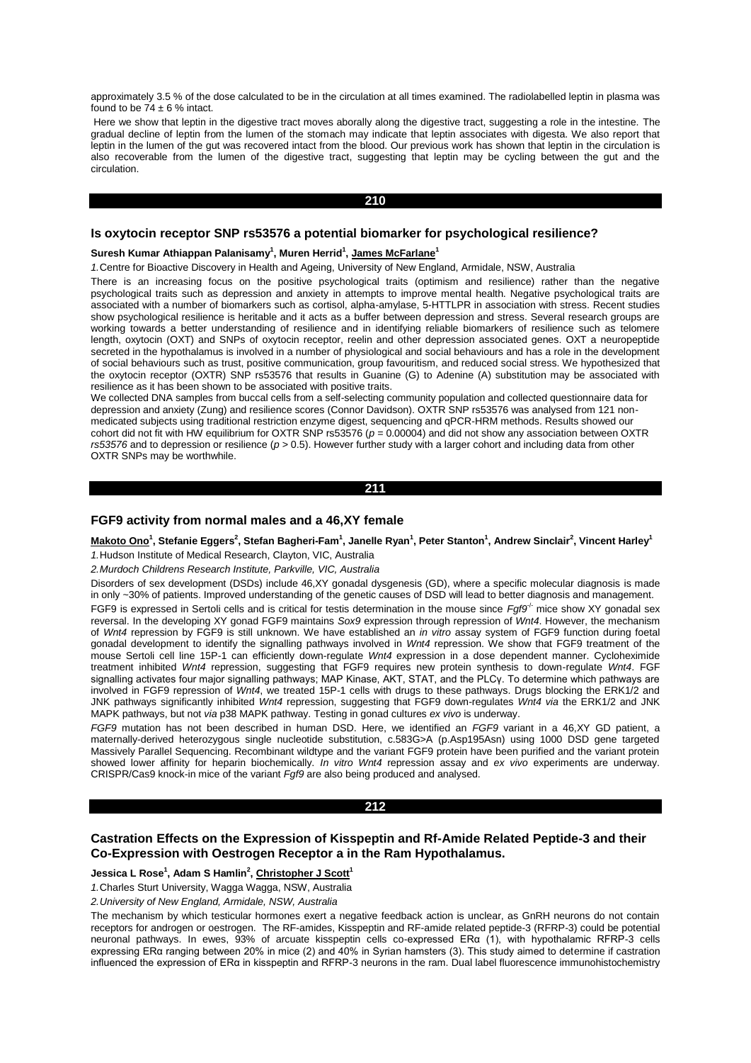approximately 3.5 % of the dose calculated to be in the circulation at all times examined. The radiolabelled leptin in plasma was found to be 74 ± 6 % intact.

Here we show that leptin in the digestive tract moves aborally along the digestive tract, suggesting a role in the intestine. The gradual decline of leptin from the lumen of the stomach may indicate that leptin associates with digesta. We also report that leptin in the lumen of the gut was recovered intact from the blood. Our previous work has shown that leptin in the circulation is also recoverable from the lumen of the digestive tract, suggesting that leptin may be cycling between the gut and the circulation.

## 210

### Is oxytocin receptor SNP rs53576 a potential biomarker for psychological resilience?

**Suresh Kumar Athiappan Palanisamy[1], Muren Herrid[1], James McFarlane[1]**

*1.* Centre for Bioactive Discovery in Health and Ageing, University of New England, Armidale, NSW, Australia

There is an increasing focus on the positive psychological traits (optimism and resilience) rather than the negative psychological traits such as depression and anxiety in attempts to improve mental health. Negative psychological traits are associated with a number of biomarkers such as cortisol, alpha-amylase, 5-HTTLPR in association with stress. Recent studies show psychological resilience is heritable and it acts as a buffer between depression and stress. Several research groups are working towards a better understanding of resilience and in identifying reliable biomarkers of resilience such as telomere length, oxytocin (OXT) and SNPs of oxytocin receptor, reelin and other depression associated genes. OXT a neuropeptide secreted in the hypothalamus is involved in a number of physiological and social behaviours and has a role in the development of social behaviours such as trust, positive communication, group favouritism, and reduced social stress. We hypothesized that the oxytocin receptor (OXTR) SNP rs53576 that results in Guanine (G) to Adenine (A) substitution may be associated with resilience as it has been shown to be associated with positive traits.

We collected DNA samples from buccal cells from a self-selecting community population and collected questionnaire data for depression and anxiety (Zung) and resilience scores (Connor Davidson). OXTR SNP rs53576 was analysed from 121 non-medicated subjects using traditional restriction enzyme digest, sequencing and qPCR-HRM methods. Results showed our cohort did not fit with HW equilibrium for OXTR SNP rs53576 ($p = 0.00004$) and did not show any association between OXTR *rs53576* and to depression or resilience ($p > 0.5$). However further study with a larger cohort and including data from other OXTR SNPs may be worthwhile.

## 211

### FGF9 activity from normal males and a 46,XY female

**Makoto Ono[1], Stefanie Eggers[2], Stefan Bagheri-Fam[1], Janelle Ryan[1], Peter Stanton[1], Andrew Sinclair[2], Vincent Harley[1]**

*1.* Hudson Institute of Medical Research, Clayton, VIC, Australia

*2. Murdoch Childrens Research Institute, Parkville, VIC, Australia*

Disorders of sex development (DSDs) include 46,XY gonadal dysgenesis (GD), where a specific molecular diagnosis is made in only ~30% of patients. Improved understanding of the genetic causes of DSD will lead to better diagnosis and management.

FGF9 is expressed in Sertoli cells and is critical for testis determination in the mouse since *Fgf9*$^{-/-}$ mice show XY gonadal sex reversal. In the developing XY gonad FGF9 maintains *Sox9* expression through repression of *Wnt4*. However, the mechanism of *Wnt4* repression by FGF9 is still unknown. We have established an *in vitro* assay system of FGF9 function during foetal gonadal development to identify the signalling pathways involved in *Wnt4* repression. We show that FGF9 treatment of the mouse Sertoli cell line 15P-1 can efficiently down-regulate *Wnt4* expression in a dose dependent manner. Cycloheximide treatment inhibited *Wnt4* repression, suggesting that FGF9 requires new protein synthesis to down-regulate *Wnt4*. FGF signalling activates four major signalling pathways; MAP Kinase, AKT, STAT, and the PLCγ. To determine which pathways are involved in FGF9 repression of *Wnt4*, we treated 15P-1 cells with drugs to these pathways. Drugs blocking the ERK1/2 and JNK pathways significantly inhibited *Wnt4* repression, suggesting that FGF9 down-regulates *Wnt4 via* the ERK1/2 and JNK MAPK pathways, but not *via* p38 MAPK pathway. Testing in gonad cultures *ex vivo* is underway.

*FGF9* mutation has not been described in human DSD. Here, we identified an *FGF9* variant in a 46,XY GD patient, a maternally-derived heterozygous single nucleotide substitution, c.583G>A (p.Asp195Asn) using 1000 DSD gene targeted Massively Parallel Sequencing. Recombinant wildtype and the variant FGF9 protein have been purified and the variant protein showed lower affinity for heparin biochemically. *In vitro Wnt4* repression assay and *ex vivo* experiments are underway. CRISPR/Cas9 knock-in mice of the variant *Fgf9* are also being produced and analysed.

## 212

### Castration Effects on the Expression of Kisspeptin and Rf-Amide Related Peptide-3 and their Co-Expression with Oestrogen Receptor a in the Ram Hypothalamus.

**Jessica L Rose[1], Adam S Hamlin[2], Christopher J Scott[1]**

*1.* Charles Sturt University, Wagga Wagga, NSW, Australia

*2. University of New England, Armidale, NSW, Australia*

The mechanism by which testicular hormones exert a negative feedback action is unclear, as GnRH neurons do not contain receptors for androgen or oestrogen. The RF-amides, Kisspeptin and RF-amide related peptide-3 (RFRP-3) could be potential neuronal pathways. In ewes, 93% of arcuate kisspeptin cells co-expressed ERα (1), with hypothalamic RFRP-3 cells expressing ERα ranging between 20% in mice (2) and 40% in Syrian hamsters (3). This study aimed to determine if castration influenced the expression of ERα in kisspeptin and RFRP-3 neurons in the ram. Dual label fluorescence immunohistochemistry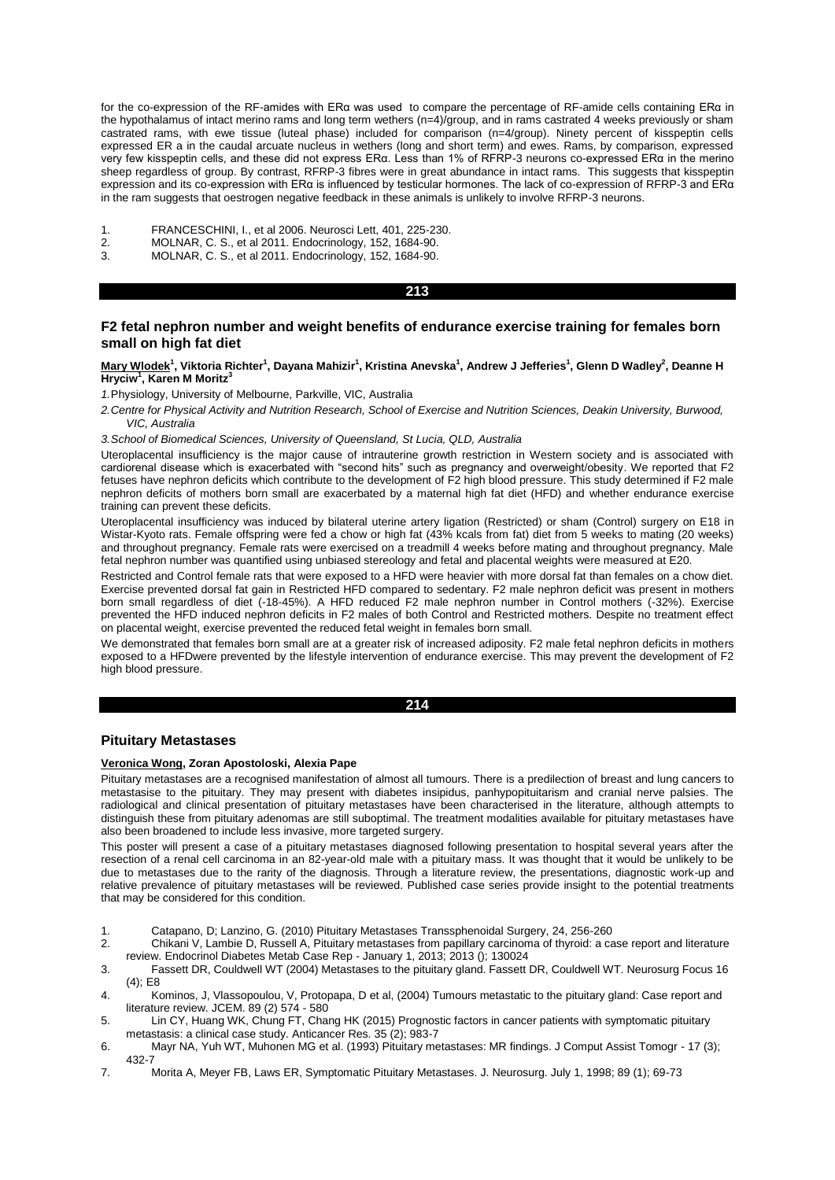for the co-expression of the RF-amides with ERα was used to compare the percentage of RF-amide cells containing ERα in the hypothalamus of intact merino rams and long term wethers (n=4)/group, and in rams castrated 4 weeks previously or sham castrated rams, with ewe tissue (luteal phase) included for comparison (n=4/group). Ninety percent of kisspeptin cells expressed ER a in the caudal arcuate nucleus in wethers (long and short term) and ewes. Rams, by comparison, expressed very few kisspeptin cells, and these did not express ERα. Less than 1% of RFRP-3 neurons co-expressed ERα in the merino sheep regardless of group. By contrast, RFRP-3 fibres were in great abundance in intact rams. This suggests that kisspeptin expression and its co-expression with ERα is influenced by testicular hormones. The lack of co-expression of RFRP-3 and ERα in the ram suggests that oestrogen negative feedback in these animals is unlikely to involve RFRP-3 neurons.

1. FRANCESCHINI, I., et al 2006. Neurosci Lett, 401, 225-230.
2. MOLNAR, C. S., et al 2011. Endocrinology, 152, 1684-90.
3. MOLNAR, C. S., et al 2011. Endocrinology, 152, 1684-90.

**213**

## F2 fetal nephron number and weight benefits of endurance exercise training for females born small on high fat diet

**Mary Wlodek[1], Viktoria Richter[1], Dayana Mahizir[1], Kristina Anevska[1], Andrew J Jefferies[1], Glenn D Wadley[2], Deanne H Hryciw[1], Karen M Moritz[3]**

*1. Physiology, University of Melbourne, Parkville, VIC, Australia*

*2. Centre for Physical Activity and Nutrition Research, School of Exercise and Nutrition Sciences, Deakin University, Burwood, VIC, Australia*

*3. School of Biomedical Sciences, University of Queensland, St Lucia, QLD, Australia*

Uteroplacental insufficiency is the major cause of intrauterine growth restriction in Western society and is associated with cardiorenal disease which is exacerbated with "second hits" such as pregnancy and overweight/obesity. We reported that F2 fetuses have nephron deficits which contribute to the development of F2 high blood pressure. This study determined if F2 male nephron deficits of mothers born small are exacerbated by a maternal high fat diet (HFD) and whether endurance exercise training can prevent these deficits.

Uteroplacental insufficiency was induced by bilateral uterine artery ligation (Restricted) or sham (Control) surgery on E18 in Wistar-Kyoto rats. Female offspring were fed a chow or high fat (43% kcals from fat) diet from 5 weeks to mating (20 weeks) and throughout pregnancy. Female rats were exercised on a treadmill 4 weeks before mating and throughout pregnancy. Male fetal nephron number was quantified using unbiased stereology and fetal and placental weights were measured at E20.

Restricted and Control female rats that were exposed to a HFD were heavier with more dorsal fat than females on a chow diet. Exercise prevented dorsal fat gain in Restricted HFD compared to sedentary. F2 male nephron deficit was present in mothers born small regardless of diet (-18-45%). A HFD reduced F2 male nephron number in Control mothers (-32%). Exercise prevented the HFD induced nephron deficits in F2 males of both Control and Restricted mothers. Despite no treatment effect on placental weight, exercise prevented the reduced fetal weight in females born small.

We demonstrated that females born small are at a greater risk of increased adiposity. F2 male fetal nephron deficits in mothers exposed to a HFDwere prevented by the lifestyle intervention of endurance exercise. This may prevent the development of F2 high blood pressure.

**214**

## Pituitary Metastases

**Veronica Wong, Zoran Apostoloski, Alexia Pape**

Pituitary metastases are a recognised manifestation of almost all tumours. There is a predilection of breast and lung cancers to metastasise to the pituitary. They may present with diabetes insipidus, panhypopituitarism and cranial nerve palsies. The radiological and clinical presentation of pituitary metastases have been characterised in the literature, although attempts to distinguish these from pituitary adenomas are still suboptimal. The treatment modalities available for pituitary metastases have also been broadened to include less invasive, more targeted surgery.

This poster will present a case of a pituitary metastases diagnosed following presentation to hospital several years after the resection of a renal cell carcinoma in an 82-year-old male with a pituitary mass. It was thought that it would be unlikely to be due to metastases due to the rarity of the diagnosis. Through a literature review, the presentations, diagnostic work-up and relative prevalence of pituitary metastases will be reviewed. Published case series provide insight to the potential treatments that may be considered for this condition.

1. Catapano, D; Lanzino, G. (2010) Pituitary Metastases Transsphenoidal Surgery, 24, 256-260
2. Chikani V, Lambie D, Russell A, Pituitary metastases from papillary carcinoma of thyroid: a case report and literature review. Endocrinol Diabetes Metab Case Rep - January 1, 2013; 2013 (); 130024
3. Fassett DR, Couldwell WT (2004) Metastases to the pituitary gland. Fassett DR, Couldwell WT. Neurosurg Focus 16 (4); E8
4. Kominos, J, Vlassopoulou, V, Protopapa, D et al, (2004) Tumours metastatic to the pituitary gland: Case report and literature review. JCEM. 89 (2) 574 - 580
5. Lin CY, Huang WK, Chung FT, Chang HK (2015) Prognostic factors in cancer patients with symptomatic pituitary metastasis: a clinical case study. Anticancer Res. 35 (2); 983-7
6. Mayr NA, Yuh WT, Muhonen MG et al. (1993) Pituitary metastases: MR findings. J Comput Assist Tomogr - 17 (3); 432-7
7. Morita A, Meyer FB, Laws ER, Symptomatic Pituitary Metastases. J. Neurosurg. July 1, 1998; 89 (1); 69-73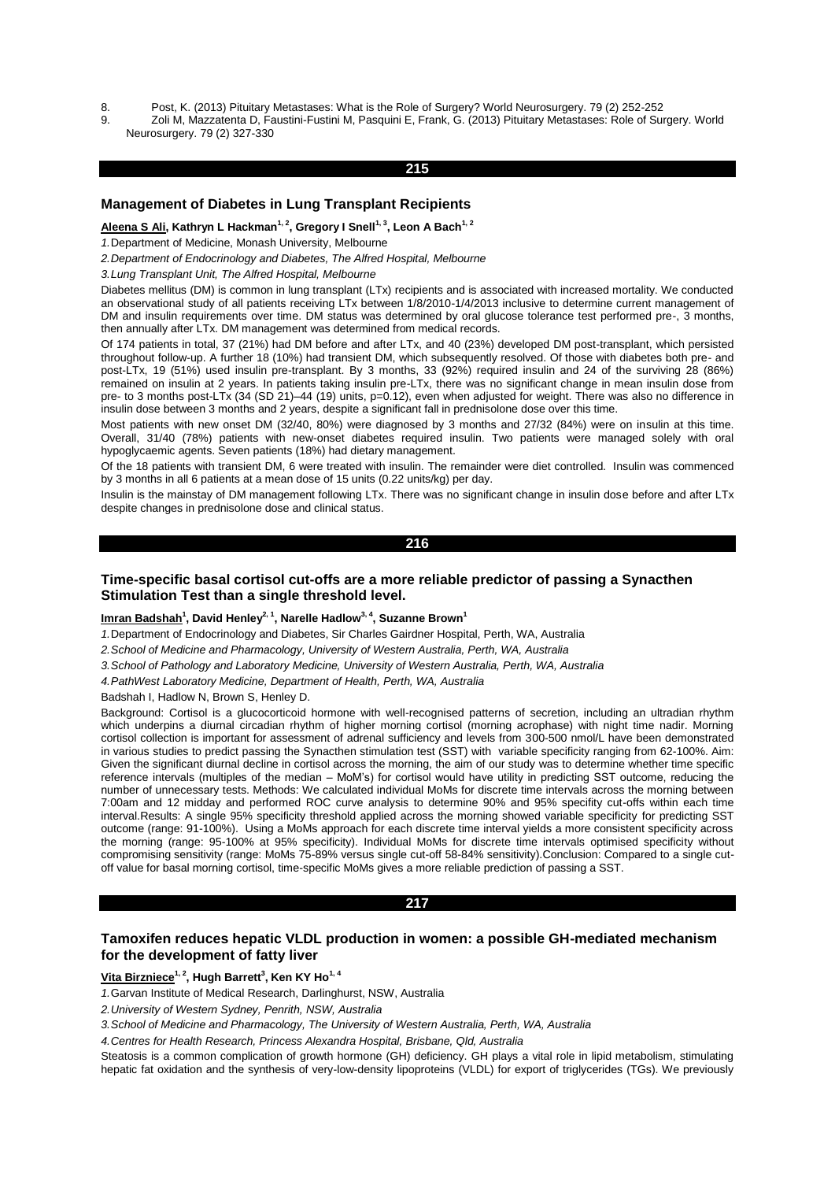8. Post, K. (2013) Pituitary Metastases: What is the Role of Surgery? World Neurosurgery. 79 (2) 252-252
9. Zoli M, Mazzatenta D, Faustini-Fustini M, Pasquini E, Frank, G. (2013) Pituitary Metastases: Role of Surgery. World Neurosurgery. 79 (2) 327-330

## 215

### Management of Diabetes in Lung Transplant Recipients

**Aleena S Ali**, Kathryn L Hackman[1, 2], Gregory I Snell[1, 3], Leon A Bach[1, 2]

*1.* Department of Medicine, Monash University, Melbourne

*2. Department of Endocrinology and Diabetes, The Alfred Hospital, Melbourne*

*3. Lung Transplant Unit, The Alfred Hospital, Melbourne*

Diabetes mellitus (DM) is common in lung transplant (LTx) recipients and is associated with increased mortality. We conducted an observational study of all patients receiving LTx between 1/8/2010-1/4/2013 inclusive to determine current management of DM and insulin requirements over time. DM status was determined by oral glucose tolerance test performed pre-, 3 months, then annually after LTx. DM management was determined from medical records.

Of 174 patients in total, 37 (21%) had DM before and after LTx, and 40 (23%) developed DM post-transplant, which persisted throughout follow-up. A further 18 (10%) had transient DM, which subsequently resolved. Of those with diabetes both pre- and post-LTx, 19 (51%) used insulin pre-transplant. By 3 months, 33 (92%) required insulin and 24 of the surviving 28 (86%) remained on insulin at 2 years. In patients taking insulin pre-LTx, there was no significant change in mean insulin dose from pre- to 3 months post-LTx (34 (SD 21)–44 (19) units, p=0.12), even when adjusted for weight. There was also no difference in insulin dose between 3 months and 2 years, despite a significant fall in prednisolone dose over this time.

Most patients with new onset DM (32/40, 80%) were diagnosed by 3 months and 27/32 (84%) were on insulin at this time. Overall, 31/40 (78%) patients with new-onset diabetes required insulin. Two patients were managed solely with oral hypoglycaemic agents. Seven patients (18%) had dietary management.

Of the 18 patients with transient DM, 6 were treated with insulin. The remainder were diet controlled. Insulin was commenced by 3 months in all 6 patients at a mean dose of 15 units (0.22 units/kg) per day.

Insulin is the mainstay of DM management following LTx. There was no significant change in insulin dose before and after LTx despite changes in prednisolone dose and clinical status.

## 216

### Time-specific basal cortisol cut-offs are a more reliable predictor of passing a Synacthen Stimulation Test than a single threshold level.

**Imran Badshah**[1], David Henley[2, 1], Narelle Hadlow[3, 4], Suzanne Brown[1]

*1.* Department of Endocrinology and Diabetes, Sir Charles Gairdner Hospital, Perth, WA, Australia

*2. School of Medicine and Pharmacology, University of Western Australia, Perth, WA, Australia*

*3. School of Pathology and Laboratory Medicine, University of Western Australia, Perth, WA, Australia*

*4. PathWest Laboratory Medicine, Department of Health, Perth, WA, Australia*

Badshah I, Hadlow N, Brown S, Henley D.

Background: Cortisol is a glucocorticoid hormone with well-recognised patterns of secretion, including an ultradian rhythm which underpins a diurnal circadian rhythm of higher morning cortisol (morning acrophase) with night time nadir. Morning cortisol collection is important for assessment of adrenal sufficiency and levels from 300-500 nmol/L have been demonstrated in various studies to predict passing the Synacthen stimulation test (SST) with variable specificity ranging from 62-100%. Aim: Given the significant diurnal decline in cortisol across the morning, the aim of our study was to determine whether time specific reference intervals (multiples of the median – MoM's) for cortisol would have utility in predicting SST outcome, reducing the number of unnecessary tests. Methods: We calculated individual MoMs for discrete time intervals across the morning between 7:00am and 12 midday and performed ROC curve analysis to determine 90% and 95% specifity cut-offs within each time interval.Results: A single 95% specificity threshold applied across the morning showed variable specificity for predicting SST outcome (range: 91-100%). Using a MoMs approach for each discrete time interval yields a more consistent specificity across the morning (range: 95-100% at 95% specificity). Individual MoMs for discrete time intervals optimised specificity without compromising sensitivity (range: MoMs 75-89% versus single cut-off 58-84% sensitivity).Conclusion: Compared to a single cut-off value for basal morning cortisol, time-specific MoMs gives a more reliable prediction of passing a SST.

## 217

### Tamoxifen reduces hepatic VLDL production in women: a possible GH-mediated mechanism for the development of fatty liver

**Vita Birzniece**[1, 2], Hugh Barrett[3], Ken KY Ho[1, 4]

*1.* Garvan Institute of Medical Research, Darlinghurst, NSW, Australia

*2. University of Western Sydney, Penrith, NSW, Australia*

*3. School of Medicine and Pharmacology, The University of Western Australia, Perth, WA, Australia*

*4. Centres for Health Research, Princess Alexandra Hospital, Brisbane, Qld, Australia*

Steatosis is a common complication of growth hormone (GH) deficiency. GH plays a vital role in lipid metabolism, stimulating hepatic fat oxidation and the synthesis of very-low-density lipoproteins (VLDL) for export of triglycerides (TGs). We previously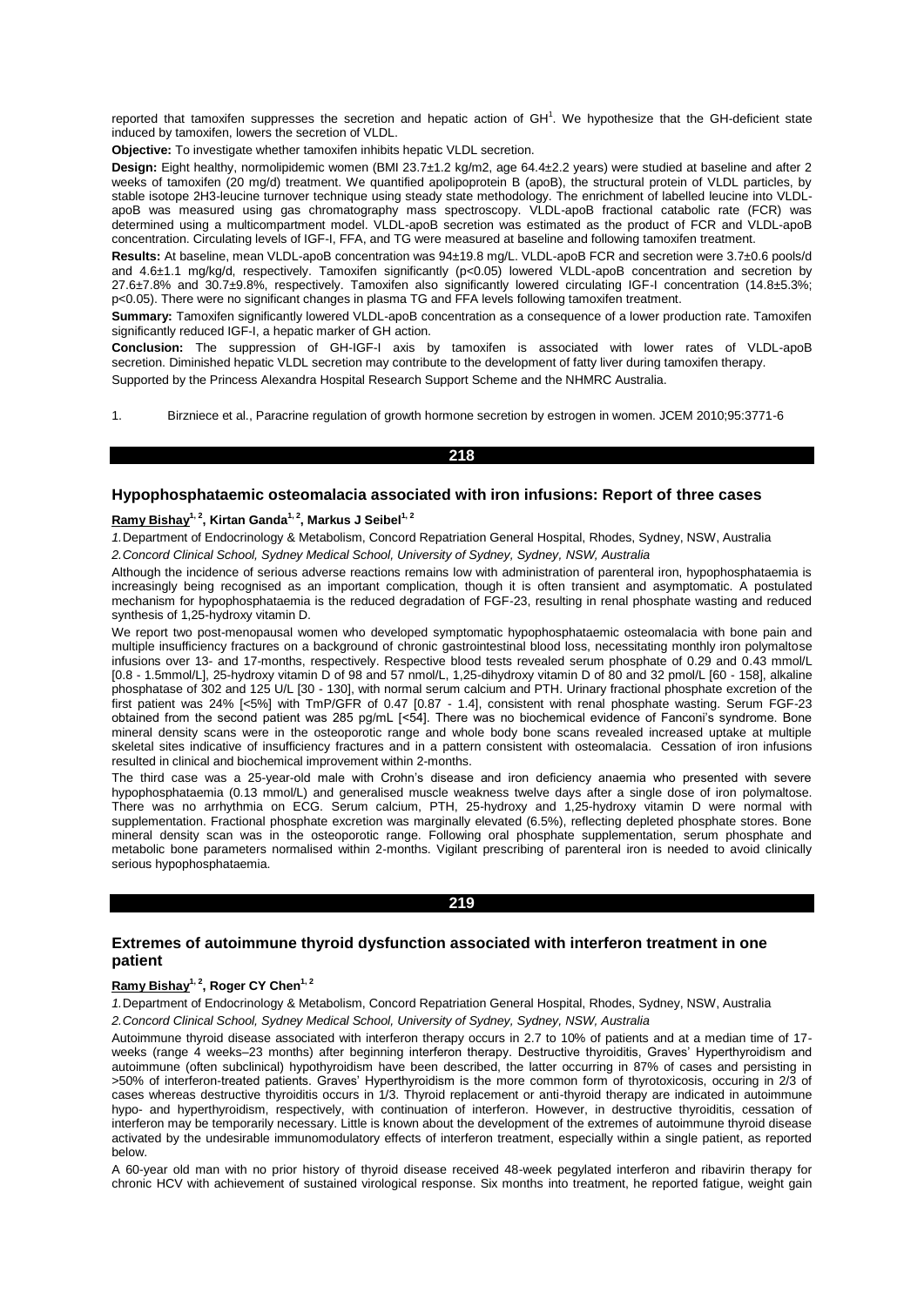reported that tamoxifen suppresses the secretion and hepatic action of GH[1]. We hypothesize that the GH-deficient state induced by tamoxifen, lowers the secretion of VLDL.

**Objective:** To investigate whether tamoxifen inhibits hepatic VLDL secretion.

**Design:** Eight healthy, normolipidemic women (BMI 23.7±1.2 kg/m2, age 64.4±2.2 years) were studied at baseline and after 2 weeks of tamoxifen (20 mg/d) treatment. We quantified apolipoprotein B (apoB), the structural protein of VLDL particles, by stable isotope 2H3-leucine turnover technique using steady state methodology. The enrichment of labelled leucine into VLDL-apoB was measured using gas chromatography mass spectroscopy. VLDL-apoB fractional catabolic rate (FCR) was determined using a multicompartment model. VLDL-apoB secretion was estimated as the product of FCR and VLDL-apoB concentration. Circulating levels of IGF-I, FFA, and TG were measured at baseline and following tamoxifen treatment.

**Results:** At baseline, mean VLDL-apoB concentration was 94±19.8 mg/L. VLDL-apoB FCR and secretion were 3.7±0.6 pools/d and 4.6±1.1 mg/kg/d, respectively. Tamoxifen significantly ($p<0.05$) lowered VLDL-apoB concentration and secretion by 27.6±7.8% and 30.7±9.8%, respectively. Tamoxifen also significantly lowered circulating IGF-I concentration (14.8±5.3%; $p<0.05$). There were no significant changes in plasma TG and FFA levels following tamoxifen treatment.

**Summary:** Tamoxifen significantly lowered VLDL-apoB concentration as a consequence of a lower production rate. Tamoxifen significantly reduced IGF-I, a hepatic marker of GH action.

**Conclusion:** The suppression of GH-IGF-I axis by tamoxifen is associated with lower rates of VLDL-apoB secretion. Diminished hepatic VLDL secretion may contribute to the development of fatty liver during tamoxifen therapy.

Supported by the Princess Alexandra Hospital Research Support Scheme and the NHMRC Australia.

1. Birzniece et al., Paracrine regulation of growth hormone secretion by estrogen in women. JCEM 2010;95:3771-6

## 218

### Hypophosphataemic osteomalacia associated with iron infusions: Report of three cases

**Ramy Bishay[1, 2], Kirtan Ganda[1, 2], Markus J Seibel[1, 2]**

*1.Department of Endocrinology & Metabolism, Concord Repatriation General Hospital, Rhodes, Sydney, NSW, Australia*

*2.Concord Clinical School, Sydney Medical School, University of Sydney, Sydney, NSW, Australia*

Although the incidence of serious adverse reactions remains low with administration of parenteral iron, hypophosphataemia is increasingly being recognised as an important complication, though it is often transient and asymptomatic. A postulated mechanism for hypophosphataemia is the reduced degradation of FGF-23, resulting in renal phosphate wasting and reduced synthesis of 1,25-hydroxy vitamin D.

We report two post-menopausal women who developed symptomatic hypophosphataemic osteomalacia with bone pain and multiple insufficiency fractures on a background of chronic gastrointestinal blood loss, necessitating monthly iron polymaltose infusions over 13- and 17-months, respectively. Respective blood tests revealed serum phosphate of 0.29 and 0.43 mmol/L [0.8 - 1.5mmol/L], 25-hydroxy vitamin D of 98 and 57 nmol/L, 1,25-dihydroxy vitamin D of 80 and 32 pmol/L [60 - 158], alkaline phosphatase of 302 and 125 U/L [30 - 130], with normal serum calcium and PTH. Urinary fractional phosphate excretion of the first patient was 24% [<5%] with TmP/GFR of 0.47 [0.87 - 1.4], consistent with renal phosphate wasting. Serum FGF-23 obtained from the second patient was 285 pg/mL [<54]. There was no biochemical evidence of Fanconi's syndrome. Bone mineral density scans were in the osteoporotic range and whole body bone scans revealed increased uptake at multiple skeletal sites indicative of insufficiency fractures and in a pattern consistent with osteomalacia. Cessation of iron infusions resulted in clinical and biochemical improvement within 2-months.

The third case was a 25-year-old male with Crohn's disease and iron deficiency anaemia who presented with severe hypophosphataemia (0.13 mmol/L) and generalised muscle weakness twelve days after a single dose of iron polymaltose. There was no arrhythmia on ECG. Serum calcium, PTH, 25-hydroxy and 1,25-hydroxy vitamin D were normal with supplementation. Fractional phosphate excretion was marginally elevated (6.5%), reflecting depleted phosphate stores. Bone mineral density scan was in the osteoporotic range. Following oral phosphate supplementation, serum phosphate and metabolic bone parameters normalised within 2-months. Vigilant prescribing of parenteral iron is needed to avoid clinically serious hypophosphataemia.

## 219

### Extremes of autoimmune thyroid dysfunction associated with interferon treatment in one patient

**Ramy Bishay[1, 2], Roger CY Chen[1, 2]**

*1.Department of Endocrinology & Metabolism, Concord Repatriation General Hospital, Rhodes, Sydney, NSW, Australia*

*2.Concord Clinical School, Sydney Medical School, University of Sydney, Sydney, NSW, Australia*

Autoimmune thyroid disease associated with interferon therapy occurs in 2.7 to 10% of patients and at a median time of 17-weeks (range 4 weeks–23 months) after beginning interferon therapy. Destructive thyroiditis, Graves' Hyperthyroidism and autoimmune (often subclinical) hypothyroidism have been described, the latter occurring in 87% of cases and persisting in >50% of interferon-treated patients. Graves' Hyperthyroidism is the more common form of thyrotoxicosis, occuring in 2/3 of cases whereas destructive thyroiditis occurs in 1/3. Thyroid replacement or anti-thyroid therapy are indicated in autoimmune hypo- and hyperthyroidism, respectively, with continuation of interferon. However, in destructive thyroiditis, cessation of interferon may be temporarily necessary. Little is known about the development of the extremes of autoimmune thyroid disease activated by the undesirable immunomodulatory effects of interferon treatment, especially within a single patient, as reported below.

A 60-year old man with no prior history of thyroid disease received 48-week pegylated interferon and ribavirin therapy for chronic HCV with achievement of sustained virological response. Six months into treatment, he reported fatigue, weight gain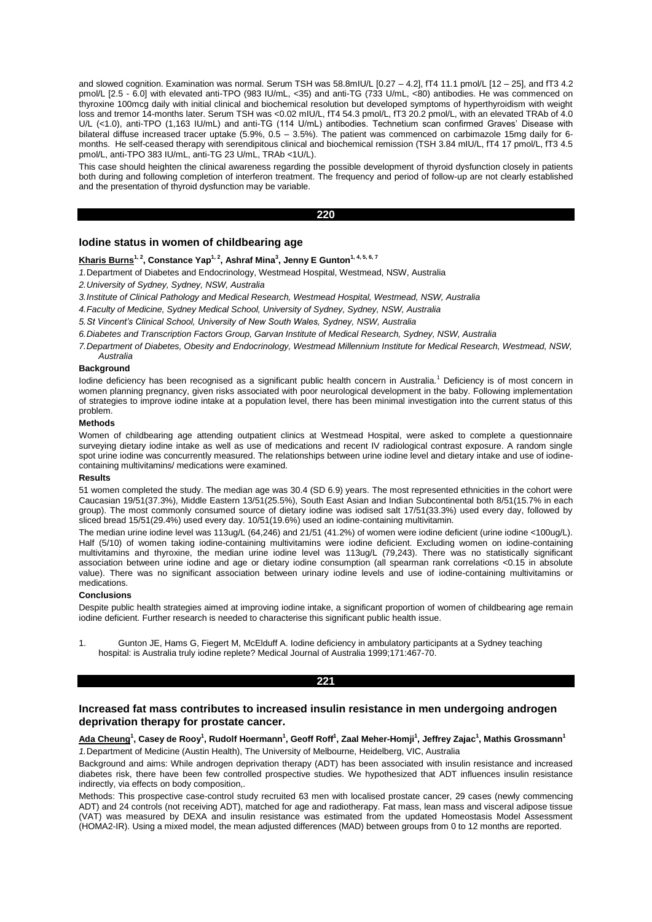and slowed cognition. Examination was normal. Serum TSH was 58.8mIU/L [0.27 – 4.2], fT4 11.1 pmol/L [12 – 25], and fT3 4.2 pmol/L [2.5 - 6.0] with elevated anti-TPO (983 IU/mL, <35) and anti-TG (733 U/mL, <80) antibodies. He was commenced on thyroxine 100mcg daily with initial clinical and biochemical resolution but developed symptoms of hyperthyroidism with weight loss and tremor 14-months later. Serum TSH was <0.02 mIU/L, fT4 54.3 pmol/L, fT3 20.2 pmol/L, with an elevated TRAb of 4.0 U/L (<1.0), anti-TPO (1,163 IU/mL) and anti-TG (114 U/mL) antibodies. Technetium scan confirmed Graves' Disease with bilateral diffuse increased tracer uptake (5.9%, 0.5 – 3.5%). The patient was commenced on carbimazole 15mg daily for 6-months. He self-ceased therapy with serendipitous clinical and biochemical remission (TSH 3.84 mIU/L, fT4 17 pmol/L, fT3 4.5 pmol/L, anti-TPO 383 IU/mL, anti-TG 23 U/mL, TRAb <1U/L).

This case should heighten the clinical awareness regarding the possible development of thyroid dysfunction closely in patients both during and following completion of interferon treatment. The frequency and period of follow-up are not clearly established and the presentation of thyroid dysfunction may be variable.

## 220

### Iodine status in women of childbearing age

**Kharis Burns**[1,2], **Constance Yap**[1,2], **Ashraf Mina**[3], **Jenny E Gunton**[1,4,5,6,7]

*1. Department of Diabetes and Endocrinology, Westmead Hospital, Westmead, NSW, Australia*

*2. University of Sydney, Sydney, NSW, Australia*

*3. Institute of Clinical Pathology and Medical Research, Westmead Hospital, Westmead, NSW, Australia*

*4. Faculty of Medicine, Sydney Medical School, University of Sydney, Sydney, NSW, Australia*

*5. St Vincent's Clinical School, University of New South Wales, Sydney, NSW, Australia*

*6. Diabetes and Transcription Factors Group, Garvan Institute of Medical Research, Sydney, NSW, Australia*

*7. Department of Diabetes, Obesity and Endocrinology, Westmead Millennium Institute for Medical Research, Westmead, NSW, Australia*

**Background**

Iodine deficiency has been recognised as a significant public health concern in Australia.[1] Deficiency is of most concern in women planning pregnancy, given risks associated with poor neurological development in the baby. Following implementation of strategies to improve iodine intake at a population level, there has been minimal investigation into the current status of this problem.

**Methods**

Women of childbearing age attending outpatient clinics at Westmead Hospital, were asked to complete a questionnaire surveying dietary iodine intake as well as use of medications and recent IV radiological contrast exposure. A random single spot urine iodine was concurrently measured. The relationships between urine iodine level and dietary intake and use of iodine-containing multivitamins/ medications were examined.

**Results**

51 women completed the study. The median age was 30.4 (SD 6.9) years. The most represented ethnicities in the cohort were Caucasian 19/51(37.3%), Middle Eastern 13/51(25.5%), South East Asian and Indian Subcontinental both 8/51(15.7% in each group). The most commonly consumed source of dietary iodine was iodised salt 17/51(33.3%) used every day, followed by sliced bread 15/51(29.4%) used every day. 10/51(19.6%) used an iodine-containing multivitamin.

The median urine iodine level was 113ug/L (64,246) and 21/51 (41.2%) of women were iodine deficient (urine iodine <100ug/L). Half (5/10) of women taking iodine-containing multivitamins were iodine deficient. Excluding women on iodine-containing multivitamins and thyroxine, the median urine iodine level was 113ug/L (79,243). There was no statistically significant association between urine iodine and age or dietary iodine consumption (all spearman rank correlations <0.15 in absolute value). There was no significant association between urinary iodine levels and use of iodine-containing multivitamins or medications.

**Conclusions**

Despite public health strategies aimed at improving iodine intake, a significant proportion of women of childbearing age remain iodine deficient. Further research is needed to characterise this significant public health issue.

1. Gunton JE, Hams G, Fiegert M, McElduff A. Iodine deficiency in ambulatory participants at a Sydney teaching hospital: is Australia truly iodine replete? Medical Journal of Australia 1999;171:467-70.

## 221

### Increased fat mass contributes to increased insulin resistance in men undergoing androgen deprivation therapy for prostate cancer.

**Ada Cheung**[1], **Casey de Rooy**[1], **Rudolf Hoermann**[1], **Geoff Roff**[1], **Zaal Meher-Homji**[1], **Jeffrey Zajac**[1], **Mathis Grossmann**[1]

*1. Department of Medicine (Austin Health), The University of Melbourne, Heidelberg, VIC, Australia*

Background and aims: While androgen deprivation therapy (ADT) has been associated with insulin resistance and increased diabetes risk, there have been few controlled prospective studies. We hypothesized that ADT influences insulin resistance indirectly, via effects on body composition,.

Methods: This prospective case-control study recruited 63 men with localised prostate cancer, 29 cases (newly commencing ADT) and 24 controls (not receiving ADT), matched for age and radiotherapy. Fat mass, lean mass and visceral adipose tissue (VAT) was measured by DEXA and insulin resistance was estimated from the updated Homeostasis Model Assessment (HOMA2-IR). Using a mixed model, the mean adjusted differences (MAD) between groups from 0 to 12 months are reported.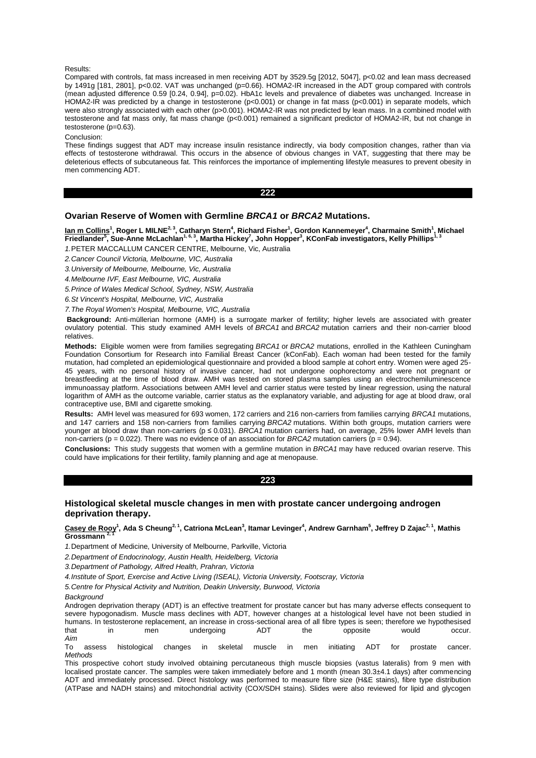Results:

Compared with controls, fat mass increased in men receiving ADT by 3529.5g [2012, 5047], p<0.02 and lean mass decreased by 1491g [181, 2801], p<0.02. VAT was unchanged (p=0.66). HOMA2-IR increased in the ADT group compared with controls (mean adjusted difference 0.59 [0.24, 0.94], p=0.02). HbA1c levels and prevalence of diabetes was unchanged. Increase in HOMA2-IR was predicted by a change in testosterone (p<0.001) or change in fat mass (p<0.001) in separate models, which were also strongly associated with each other (p>0.001). HOMA2-IR was not predicted by lean mass. In a combined model with testosterone and fat mass only, fat mass change (p<0.001) remained a significant predictor of HOMA2-IR, but not change in testosterone (p=0.63).

Conclusion:

These findings suggest that ADT may increase insulin resistance indirectly, via body composition changes, rather than via effects of testosterone withdrawal. This occurs in the absence of obvious changes in VAT, suggesting that there may be deleterious effects of subcutaneous fat. This reinforces the importance of implementing lifestyle measures to prevent obesity in men commencing ADT.

## 222

### Ovarian Reserve of Women with Germline *BRCA1* or *BRCA2* Mutations.

**Ian m Collins[1], Roger L MILNE[2, 3], Catharyn Stern[4], Richard Fisher[1], Gordon Kannemeyer[4], Charmaine Smith[1], Michael Friedlander[5], Sue-Anne McLachlan[1, 6, 3], Martha Hickey[7], John Hopper[3], KConFab investigators, Kelly Phillips[1, 3]**

*1.PETER MACCALLUM CANCER CENTRE, Melbourne, Vic, Australia*

*2.Cancer Council Victoria, Melbourne, VIC, Australia*

*3.University of Melbourne, Melbourne, Vic, Australia*

*4.Melbourne IVF, East Melbourne, VIC, Australia*

*5.Prince of Wales Medical School, Sydney, NSW, Australia*

*6.St Vincent's Hospital, Melbourne, VIC, Australia*

*7.The Royal Women's Hospital, Melbourne, VIC, Australia*

**Background:** Anti-müllerian hormone (AMH) is a surrogate marker of fertility; higher levels are associated with greater ovulatory potential. This study examined AMH levels of *BRCA1* and *BRCA2* mutation carriers and their non-carrier blood relatives.

**Methods:** Eligible women were from families segregating *BRCA1* or *BRCA2* mutations, enrolled in the Kathleen Cuningham Foundation Consortium for Research into Familial Breast Cancer (kConFab). Each woman had been tested for the family mutation, had completed an epidemiological questionnaire and provided a blood sample at cohort entry. Women were aged 25-45 years, with no personal history of invasive cancer, had not undergone oophorectomy and were not pregnant or breastfeeding at the time of blood draw. AMH was tested on stored plasma samples using an electrochemiluminescence immunoassay platform. Associations between AMH level and carrier status were tested by linear regression, using the natural logarithm of AMH as the outcome variable, carrier status as the explanatory variable, and adjusting for age at blood draw, oral contraceptive use, BMI and cigarette smoking.

**Results:** AMH level was measured for 693 women, 172 carriers and 216 non-carriers from families carrying *BRCA1* mutations, and 147 carriers and 158 non-carriers from families carrying *BRCA2* mutations. Within both groups, mutation carriers were younger at blood draw than non-carriers ($p \leq 0.031$). *BRCA1* mutation carriers had, on average, 25% lower AMH levels than non-carriers ($p = 0.022$). There was no evidence of an association for *BRCA2* mutation carriers ($p = 0.94$).

**Conclusions:** This study suggests that women with a germline mutation in *BRCA1* may have reduced ovarian reserve. This could have implications for their fertility, family planning and age at menopause.

## 223

### Histological skeletal muscle changes in men with prostate cancer undergoing androgen deprivation therapy.

**Casey de Rooy[1], Ada S Cheung[2, 1], Catriona McLean[3], Itamar Levinger[4], Andrew Garnham[5], Jeffrey D Zajac[2, 1], Mathis Grossmann[2, 1]**

*1.Department of Medicine, University of Melbourne, Parkville, Victoria*

*2.Department of Endocrinology, Austin Health, Heidelberg, Victoria*

*3.Department of Pathology, Alfred Health, Prahran, Victoria*

*4.Institute of Sport, Exercise and Active Living (ISEAL), Victoria University, Footscray, Victoria*

*5.Centre for Physical Activity and Nutrition, Deakin University, Burwood, Victoria*

*Background*

Androgen deprivation therapy (ADT) is an effective treatment for prostate cancer but has many adverse effects consequent to severe hypogonadism. Muscle mass declines with ADT, however changes at a histological level have not been studied in humans. In testosterone replacement, an increase in cross-sectional area of all fibre types is seen; therefore we hypothesised that in men undergoing ADT the opposite would occur.

*Aim*

To assess histological changes in skeletal muscle in men initiating ADT for prostate cancer.

*Methods*

This prospective cohort study involved obtaining percutaneous thigh muscle biopsies (vastus lateralis) from 9 men with localised prostate cancer. The samples were taken immediately before and 1 month (mean 30.3±4.1 days) after commencing ADT and immediately processed. Direct histology was performed to measure fibre size (H&E stains), fibre type distribution (ATPase and NADH stains) and mitochondrial activity (COX/SDH stains). Slides were also reviewed for lipid and glycogen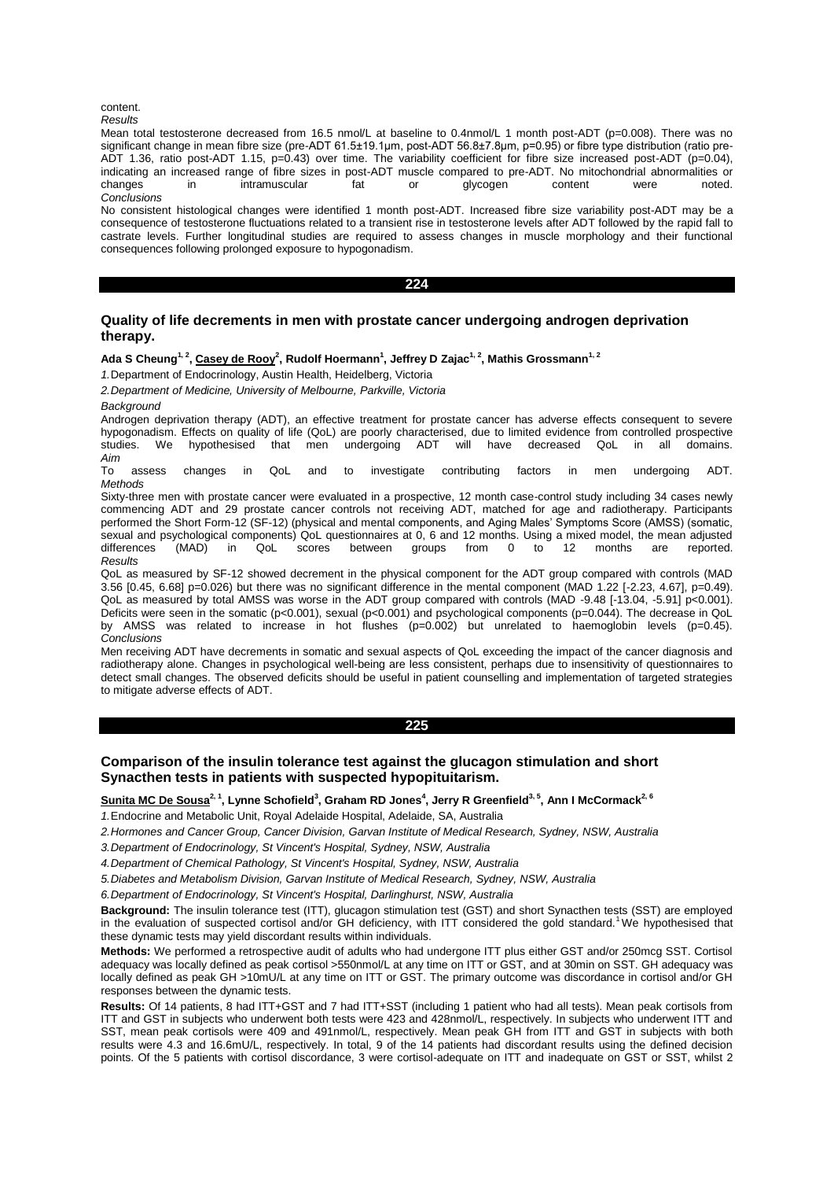content.

*Results*

Mean total testosterone decreased from 16.5 nmol/L at baseline to 0.4nmol/L 1 month post-ADT (p=0.008). There was no significant change in mean fibre size (pre-ADT 61.5±19.1μm, post-ADT 56.8±7.8μm, p=0.95) or fibre type distribution (ratio pre-ADT 1.36, ratio post-ADT 1.15, p=0.43) over time. The variability coefficient for fibre size increased post-ADT (p=0.04), indicating an increased range of fibre sizes in post-ADT muscle compared to pre-ADT. No mitochondrial abnormalities or changes in intramuscular fat or glycogen content were noted.

*Conclusions*

No consistent histological changes were identified 1 month post-ADT. Increased fibre size variability post-ADT may be a consequence of testosterone fluctuations related to a transient rise in testosterone levels after ADT followed by the rapid fall to castrate levels. Further longitudinal studies are required to assess changes in muscle morphology and their functional consequences following prolonged exposure to hypogonadism.

## 224

### Quality of life decrements in men with prostate cancer undergoing androgen deprivation therapy.

**Ada S Cheung[1, 2], Casey de Rooy[2], Rudolf Hoermann[1], Jeffrey D Zajac[1, 2], Mathis Grossmann[1, 2]**

1. Department of Endocrinology, Austin Health, Heidelberg, Victoria

2. *Department of Medicine, University of Melbourne, Parkville, Victoria*

*Background*

Androgen deprivation therapy (ADT), an effective treatment for prostate cancer has adverse effects consequent to severe hypogonadism. Effects on quality of life (QoL) are poorly characterised, due to limited evidence from controlled prospective studies. We hypothesised that men undergoing ADT will have decreased QoL in all domains.

*Aim*

To assess changes in QoL and to investigate contributing factors in men undergoing ADT.

*Methods*

Sixty-three men with prostate cancer were evaluated in a prospective, 12 month case-control study including 34 cases newly commencing ADT and 29 prostate cancer controls not receiving ADT, matched for age and radiotherapy. Participants performed the Short Form-12 (SF-12) (physical and mental components, and Aging Males' Symptoms Score (AMSS) (somatic, sexual and psychological components) QoL questionnaires at 0, 6 and 12 months. Using a mixed model, the mean adjusted differences (MAD) in QoL scores between groups from 0 to 12 months are reported.

*Results*

QoL as measured by SF-12 showed decrement in the physical component for the ADT group compared with controls (MAD 3.56 [0.45, 6.68] p=0.026) but there was no significant difference in the mental component (MAD 1.22 [-2.23, 4.67], p=0.49). QoL as measured by total AMSS was worse in the ADT group compared with controls (MAD -9.48 [-13.04, -5.91] p<0.001). Deficits were seen in the somatic (p<0.001), sexual (p<0.001) and psychological components (p=0.044). The decrease in QoL by AMSS was related to increase in hot flushes (p=0.002) but unrelated to haemoglobin levels (p=0.45).

*Conclusions*

Men receiving ADT have decrements in somatic and sexual aspects of QoL exceeding the impact of the cancer diagnosis and radiotherapy alone. Changes in psychological well-being are less consistent, perhaps due to insensitivity of questionnaires to detect small changes. The observed deficits should be useful in patient counselling and implementation of targeted strategies to mitigate adverse effects of ADT.

## 225

### Comparison of the insulin tolerance test against the glucagon stimulation and short Synacthen tests in patients with suspected hypopituitarism.

**Sunita MC De Sousa[2, 1], Lynne Schofield[3], Graham RD Jones[4], Jerry R Greenfield[3, 5], Ann I McCormack[2, 6]**

1. Endocrine and Metabolic Unit, Royal Adelaide Hospital, Adelaide, SA, Australia

2. *Hormones and Cancer Group, Cancer Division, Garvan Institute of Medical Research, Sydney, NSW, Australia*

3. *Department of Endocrinology, St Vincent's Hospital, Sydney, NSW, Australia*

4. *Department of Chemical Pathology, St Vincent's Hospital, Sydney, NSW, Australia*

5. *Diabetes and Metabolism Division, Garvan Institute of Medical Research, Sydney, NSW, Australia*

6. *Department of Endocrinology, St Vincent's Hospital, Darlinghurst, NSW, Australia*

**Background:** The insulin tolerance test (ITT), glucagon stimulation test (GST) and short Synacthen tests (SST) are employed in the evaluation of suspected cortisol and/or GH deficiency, with ITT considered the gold standard.[1] We hypothesised that these dynamic tests may yield discordant results within individuals.

**Methods:** We performed a retrospective audit of adults who had undergone ITT plus either GST and/or 250mcg SST. Cortisol adequacy was locally defined as peak cortisol >550nmol/L at any time on ITT or GST, and at 30min on SST. GH adequacy was locally defined as peak GH >10mU/L at any time on ITT or GST. The primary outcome was discordance in cortisol and/or GH responses between the dynamic tests.

**Results:** Of 14 patients, 8 had ITT+GST and 7 had ITT+SST (including 1 patient who had all tests). Mean peak cortisols from ITT and GST in subjects who underwent both tests were 423 and 428nmol/L, respectively. In subjects who underwent ITT and SST, mean peak cortisols were 409 and 491nmol/L, respectively. Mean peak GH from ITT and GST in subjects with both results were 4.3 and 16.6mU/L, respectively. In total, 9 of the 14 patients had discordant results using the defined decision points. Of the 5 patients with cortisol discordance, 3 were cortisol-adequate on ITT and inadequate on GST or SST, whilst 2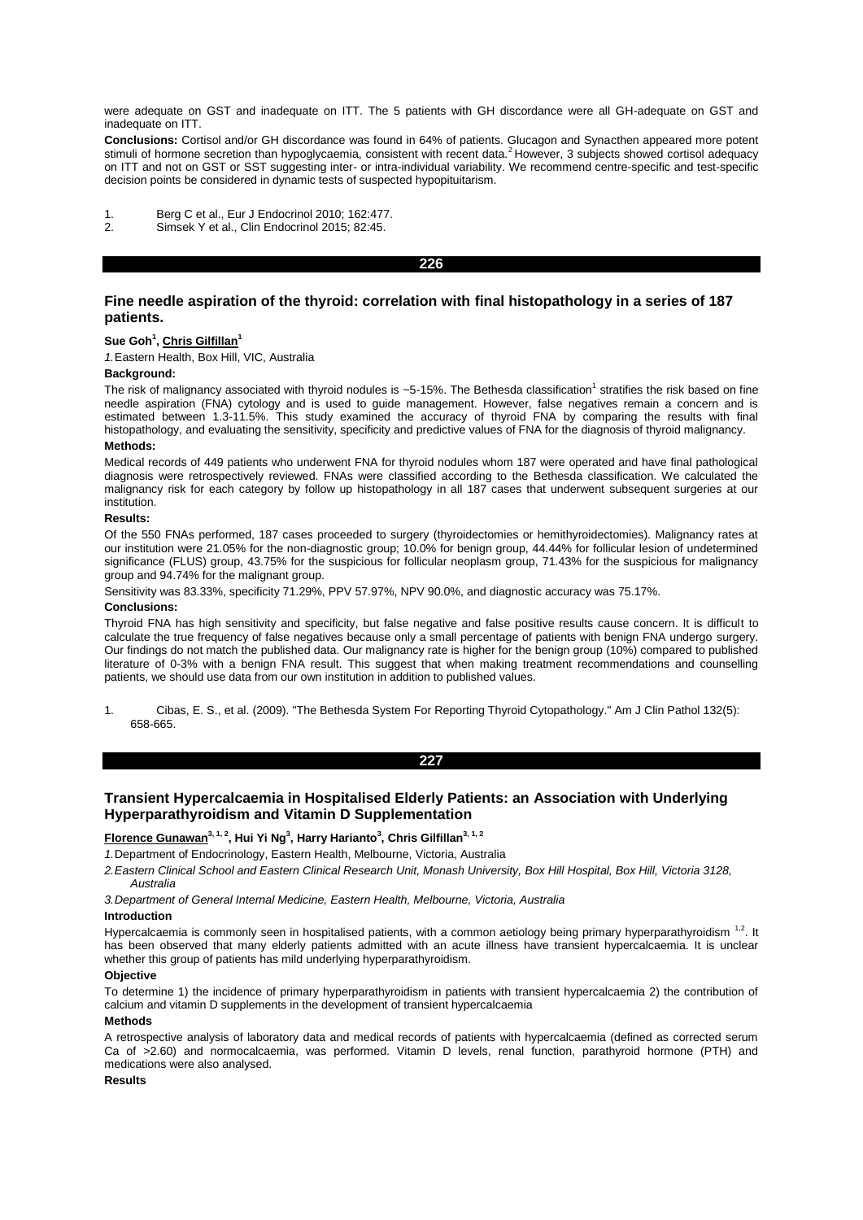were adequate on GST and inadequate on ITT. The 5 patients with GH discordance were all GH-adequate on GST and inadequate on ITT.

**Conclusions:** Cortisol and/or GH discordance was found in 64% of patients. Glucagon and Synacthen appeared more potent stimuli of hormone secretion than hypoglycaemia, consistent with recent data.[2] However, 3 subjects showed cortisol adequacy on ITT and not on GST or SST suggesting inter- or intra-individual variability. We recommend centre-specific and test-specific decision points be considered in dynamic tests of suspected hypopituitarism.

1. Berg C et al., Eur J Endocrinol 2010; 162:477.
2. Simsek Y et al., Clin Endocrinol 2015; 82:45.

## 226

### Fine needle aspiration of the thyroid: correlation with final histopathology in a series of 187 patients.

**Sue Goh[1], Chris Gilfillan[1]**

*1.* Eastern Health, Box Hill, VIC, Australia

**Background:**

The risk of malignancy associated with thyroid nodules is ~5-15%. The Bethesda classification[1] stratifies the risk based on fine needle aspiration (FNA) cytology and is used to guide management. However, false negatives remain a concern and is estimated between 1.3-11.5%. This study examined the accuracy of thyroid FNA by comparing the results with final histopathology, and evaluating the sensitivity, specificity and predictive values of FNA for the diagnosis of thyroid malignancy.

**Methods:**

Medical records of 449 patients who underwent FNA for thyroid nodules whom 187 were operated and have final pathological diagnosis were retrospectively reviewed. FNAs were classified according to the Bethesda classification. We calculated the malignancy risk for each category by follow up histopathology in all 187 cases that underwent subsequent surgeries at our institution.

**Results:**

Of the 550 FNAs performed, 187 cases proceeded to surgery (thyroidectomies or hemithyroidectomies). Malignancy rates at our institution were 21.05% for the non-diagnostic group; 10.0% for benign group, 44.44% for follicular lesion of undetermined significance (FLUS) group, 43.75% for the suspicious for follicular neoplasm group, 71.43% for the suspicious for malignancy group and 94.74% for the malignant group.

Sensitivity was 83.33%, specificity 71.29%, PPV 57.97%, NPV 90.0%, and diagnostic accuracy was 75.17%.

**Conclusions:**

Thyroid FNA has high sensitivity and specificity, but false negative and false positive results cause concern. It is difficult to calculate the true frequency of false negatives because only a small percentage of patients with benign FNA undergo surgery. Our findings do not match the published data. Our malignancy rate is higher for the benign group (10%) compared to published literature of 0-3% with a benign FNA result. This suggest that when making treatment recommendations and counselling patients, we should use data from our own institution in addition to published values.

1. Cibas, E. S., et al. (2009). "The Bethesda System For Reporting Thyroid Cytopathology." Am J Clin Pathol 132(5): 658-665.

## 227

### Transient Hypercalcaemia in Hospitalised Elderly Patients: an Association with Underlying Hyperparathyroidism and Vitamin D Supplementation

**Florence Gunawan[3,1,2], Hui Yi Ng[3], Harry Harianto[3], Chris Gilfillan[3,1,2]**

*1.* Department of Endocrinology, Eastern Health, Melbourne, Victoria, Australia

*2. Eastern Clinical School and Eastern Clinical Research Unit, Monash University, Box Hill Hospital, Box Hill, Victoria 3128, Australia*

*3. Department of General Internal Medicine, Eastern Health, Melbourne, Victoria, Australia*

**Introduction**

Hypercalcaemia is commonly seen in hospitalised patients, with a common aetiology being primary hyperparathyroidism [1,2]. It has been observed that many elderly patients admitted with an acute illness have transient hypercalcaemia. It is unclear whether this group of patients has mild underlying hyperparathyroidism.

**Objective**

To determine 1) the incidence of primary hyperparathyroidism in patients with transient hypercalcaemia 2) the contribution of calcium and vitamin D supplements in the development of transient hypercalcaemia

**Methods**

A retrospective analysis of laboratory data and medical records of patients with hypercalcaemia (defined as corrected serum Ca of >2.60) and normocalcaemia, was performed. Vitamin D levels, renal function, parathyroid hormone (PTH) and medications were also analysed.

**Results**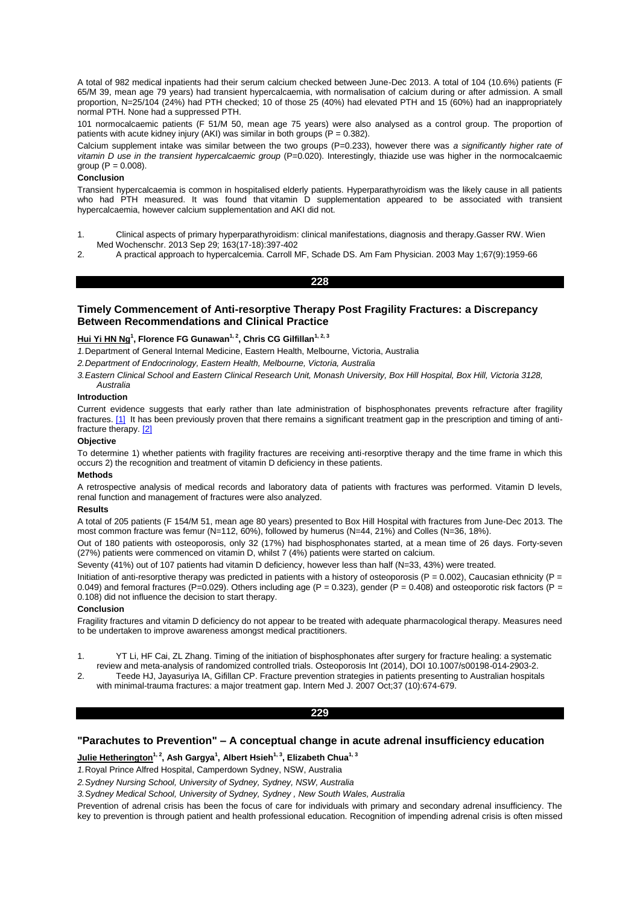A total of 982 medical inpatients had their serum calcium checked between June-Dec 2013. A total of 104 (10.6%) patients (F 65/M 39, mean age 79 years) had transient hypercalcaemia, with normalisation of calcium during or after admission. A small proportion, N=25/104 (24%) had PTH checked; 10 of those 25 (40%) had elevated PTH and 15 (60%) had an inappropriately normal PTH. None had a suppressed PTH.

101 normocalcaemic patients (F 51/M 50, mean age 75 years) were also analysed as a control group. The proportion of patients with acute kidney injury (AKI) was similar in both groups (P = 0.382).

Calcium supplement intake was similar between the two groups (P=0.233), however there was *a significantly higher rate of vitamin D use in the transient hypercalcaemic group* (P=0.020). Interestingly, thiazide use was higher in the normocalcaemic group (P = 0.008).

**Conclusion**

Transient hypercalcaemia is common in hospitalised elderly patients. Hyperparathyroidism was the likely cause in all patients who had PTH measured. It was found that vitamin D supplementation appeared to be associated with transient hypercalcaemia, however calcium supplementation and AKI did not.

1. Clinical aspects of primary hyperparathyroidism: clinical manifestations, diagnosis and therapy.Gasser RW. Wien Med Wochenschr. 2013 Sep 29; 163(17-18):397-402
2. A practical approach to hypercalcemia. Carroll MF, Schade DS. Am Fam Physician. 2003 May 1;67(9):1959-66

**228**

## Timely Commencement of Anti-resorptive Therapy Post Fragility Fractures: a Discrepancy Between Recommendations and Clinical Practice

**Hui Yi HN Ng[1], Florence FG Gunawan[1, 2], Chris CG Gilfillan[1, 2, 3]**

*1.*Department of General Internal Medicine, Eastern Health, Melbourne, Victoria, Australia

*2.Department of Endocrinology, Eastern Health, Melbourne, Victoria, Australia*

*3.Eastern Clinical School and Eastern Clinical Research Unit, Monash University, Box Hill Hospital, Box Hill, Victoria 3128, Australia*

**Introduction**

Current evidence suggests that early rather than late administration of bisphosphonates prevents refracture after fragility fractures. [1] It has been previously proven that there remains a significant treatment gap in the prescription and timing of anti-fracture therapy. [2]

**Objective**

To determine 1) whether patients with fragility fractures are receiving anti-resorptive therapy and the time frame in which this occurs 2) the recognition and treatment of vitamin D deficiency in these patients.

**Methods**

A retrospective analysis of medical records and laboratory data of patients with fractures was performed. Vitamin D levels, renal function and management of fractures were also analyzed.

**Results**

A total of 205 patients (F 154/M 51, mean age 80 years) presented to Box Hill Hospital with fractures from June-Dec 2013. The most common fracture was femur (N=112, 60%), followed by humerus (N=44, 21%) and Colles (N=36, 18%).

Out of 180 patients with osteoporosis, only 32 (17%) had bisphosphonates started, at a mean time of 26 days. Forty-seven (27%) patients were commenced on vitamin D, whilst 7 (4%) patients were started on calcium.

Seventy (41%) out of 107 patients had vitamin D deficiency, however less than half (N=33, 43%) were treated.

Initiation of anti-resorptive therapy was predicted in patients with a history of osteoporosis (P = 0.002), Caucasian ethnicity (P = 0.049) and femoral fractures (P=0.029). Others including age (P = 0.323), gender (P = 0.408) and osteoporotic risk factors (P = 0.108) did not influence the decision to start therapy.

**Conclusion**

Fragility fractures and vitamin D deficiency do not appear to be treated with adequate pharmacological therapy. Measures need to be undertaken to improve awareness amongst medical practitioners.

1. YT Li, HF Cai, ZL Zhang. Timing of the initiation of bisphosphonates after surgery for fracture healing: a systematic review and meta-analysis of randomized controlled trials. Osteoporosis Int (2014), DOI 10.1007/s00198-014-2903-2.
2. Teede HJ, Jayasuriya IA, Gifillan CP. Fracture prevention strategies in patients presenting to Australian hospitals with minimal-trauma fractures: a major treatment gap. Intern Med J. 2007 Oct;37 (10):674-679.

**229**

## "Parachutes to Prevention" – A conceptual change in acute adrenal insufficiency education

**Julie Hetherington[1, 2], Ash Gargya[1], Albert Hsieh[1, 3], Elizabeth Chua[1, 3]**

*1.*Royal Prince Alfred Hospital, Camperdown Sydney, NSW, Australia

*2.Sydney Nursing School, University of Sydney, Sydney, NSW, Australia*

*3.Sydney Medical School, University of Sydney, Sydney , New South Wales, Australia*

Prevention of adrenal crisis has been the focus of care for individuals with primary and secondary adrenal insufficiency. The key to prevention is through patient and health professional education. Recognition of impending adrenal crisis is often missed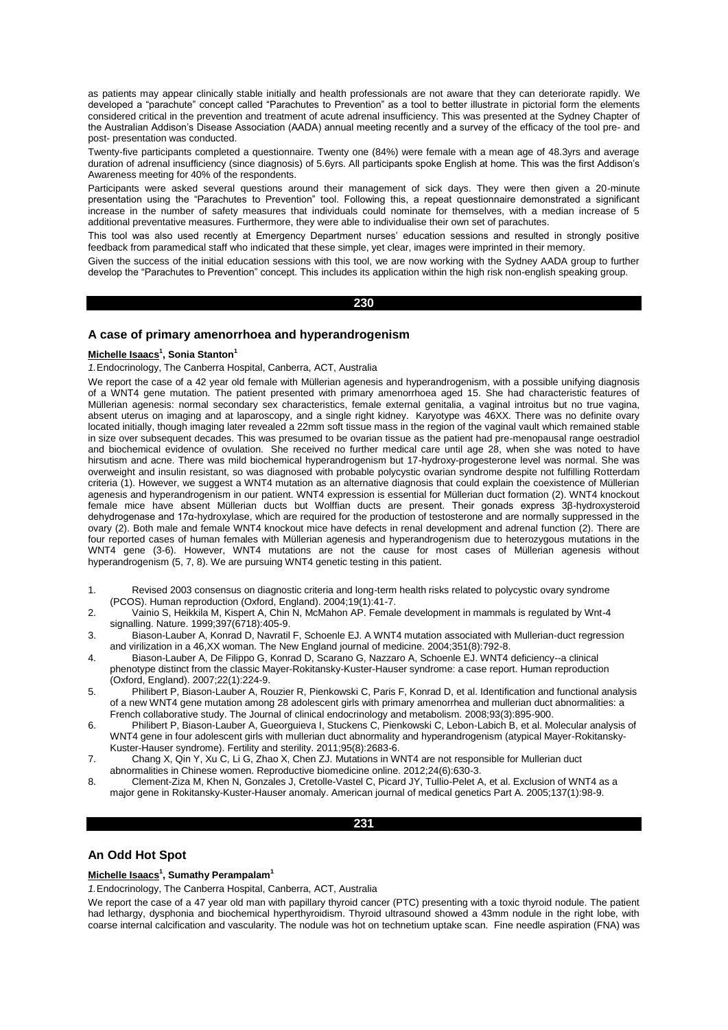as patients may appear clinically stable initially and health professionals are not aware that they can deteriorate rapidly. We developed a "parachute" concept called "Parachutes to Prevention" as a tool to better illustrate in pictorial form the elements considered critical in the prevention and treatment of acute adrenal insufficiency. This was presented at the Sydney Chapter of the Australian Addison's Disease Association (AADA) annual meeting recently and a survey of the efficacy of the tool pre- and post- presentation was conducted.

Twenty-five participants completed a questionnaire. Twenty one (84%) were female with a mean age of 48.3yrs and average duration of adrenal insufficiency (since diagnosis) of 5.6yrs. All participants spoke English at home. This was the first Addison's Awareness meeting for 40% of the respondents.

Participants were asked several questions around their management of sick days. They were then given a 20-minute presentation using the "Parachutes to Prevention" tool. Following this, a repeat questionnaire demonstrated a significant increase in the number of safety measures that individuals could nominate for themselves, with a median increase of 5 additional preventative measures. Furthermore, they were able to individualise their own set of parachutes.

This tool was also used recently at Emergency Department nurses' education sessions and resulted in strongly positive feedback from paramedical staff who indicated that these simple, yet clear, images were imprinted in their memory.

Given the success of the initial education sessions with this tool, we are now working with the Sydney AADA group to further develop the "Parachutes to Prevention" concept. This includes its application within the high risk non-english speaking group.

**230**

## A case of primary amenorrhoea and hyperandrogenism

**Michelle Isaacs[1], Sonia Stanton[1]**

*1.* Endocrinology, The Canberra Hospital, Canberra, ACT, Australia

We report the case of a 42 year old female with Müllerian agenesis and hyperandrogenism, with a possible unifying diagnosis of a WNT4 gene mutation. The patient presented with primary amenorrhoea aged 15. She had characteristic features of Müllerian agenesis: normal secondary sex characteristics, female external genitalia, a vaginal introitus but no true vagina, absent uterus on imaging and at laparoscopy, and a single right kidney. Karyotype was 46XX. There was no definite ovary located initially, though imaging later revealed a 22mm soft tissue mass in the region of the vaginal vault which remained stable in size over subsequent decades. This was presumed to be ovarian tissue as the patient had pre-menopausal range oestradiol and biochemical evidence of ovulation. She received no further medical care until age 28, when she was noted to have hirsutism and acne. There was mild biochemical hyperandrogenism but 17-hydroxy-progesterone level was normal. She was overweight and insulin resistant, so was diagnosed with probable polycystic ovarian syndrome despite not fulfilling Rotterdam criteria (1). However, we suggest a WNT4 mutation as an alternative diagnosis that could explain the coexistence of Müllerian agenesis and hyperandrogenism in our patient. WNT4 expression is essential for Müllerian duct formation (2). WNT4 knockout female mice have absent Müllerian ducts but Wolffian ducts are present. Their gonads express 3β-hydroxysteroid dehydrogenase and 17α-hydroxylase, which are required for the production of testosterone and are normally suppressed in the ovary (2). Both male and female WNT4 knockout mice have defects in renal development and adrenal function (2). There are four reported cases of human females with Müllerian agenesis and hyperandrogenism due to heterozygous mutations in the WNT4 gene (3-6). However, WNT4 mutations are not the cause for most cases of Müllerian agenesis without hyperandrogenism (5, 7, 8). We are pursuing WNT4 genetic testing in this patient.

1. Revised 2003 consensus on diagnostic criteria and long-term health risks related to polycystic ovary syndrome (PCOS). Human reproduction (Oxford, England). 2004;19(1):41-7.
2. Vainio S, Heikkila M, Kispert A, Chin N, McMahon AP. Female development in mammals is regulated by Wnt-4 signalling. Nature. 1999;397(6718):405-9.
3. Biason-Lauber A, Konrad D, Navratil F, Schoenle EJ. A WNT4 mutation associated with Mullerian-duct regression and virilization in a 46,XX woman. The New England journal of medicine. 2004;351(8):792-8.
4. Biason-Lauber A, De Filippo G, Konrad D, Scarano G, Nazzaro A, Schoenle EJ. WNT4 deficiency--a clinical phenotype distinct from the classic Mayer-Rokitansky-Kuster-Hauser syndrome: a case report. Human reproduction (Oxford, England). 2007;22(1):224-9.
5. Philibert P, Biason-Lauber A, Rouzier R, Pienkowski C, Paris F, Konrad D, et al. Identification and functional analysis of a new WNT4 gene mutation among 28 adolescent girls with primary amenorrhea and mullerian duct abnormalities: a French collaborative study. The Journal of clinical endocrinology and metabolism. 2008;93(3):895-900.
6. Philibert P, Biason-Lauber A, Gueorguieva I, Stuckens C, Pienkowski C, Lebon-Labich B, et al. Molecular analysis of WNT4 gene in four adolescent girls with mullerian duct abnormality and hyperandrogenism (atypical Mayer-Rokitansky-Kuster-Hauser syndrome). Fertility and sterility. 2011;95(8):2683-6.
7. Chang X, Qin Y, Xu C, Li G, Zhao X, Chen ZJ. Mutations in WNT4 are not responsible for Mullerian duct abnormalities in Chinese women. Reproductive biomedicine online. 2012;24(6):630-3.
8. Clement-Ziza M, Khen N, Gonzales J, Cretolle-Vastel C, Picard JY, Tullio-Pelet A, et al. Exclusion of WNT4 as a major gene in Rokitansky-Kuster-Hauser anomaly. American journal of medical genetics Part A. 2005;137(1):98-9.

**231**

## An Odd Hot Spot

**Michelle Isaacs[1], Sumathy Perampalam[1]**

*1.* Endocrinology, The Canberra Hospital, Canberra, ACT, Australia

We report the case of a 47 year old man with papillary thyroid cancer (PTC) presenting with a toxic thyroid nodule. The patient had lethargy, dysphonia and biochemical hyperthyroidism. Thyroid ultrasound showed a 43mm nodule in the right lobe, with coarse internal calcification and vascularity. The nodule was hot on technetium uptake scan. Fine needle aspiration (FNA) was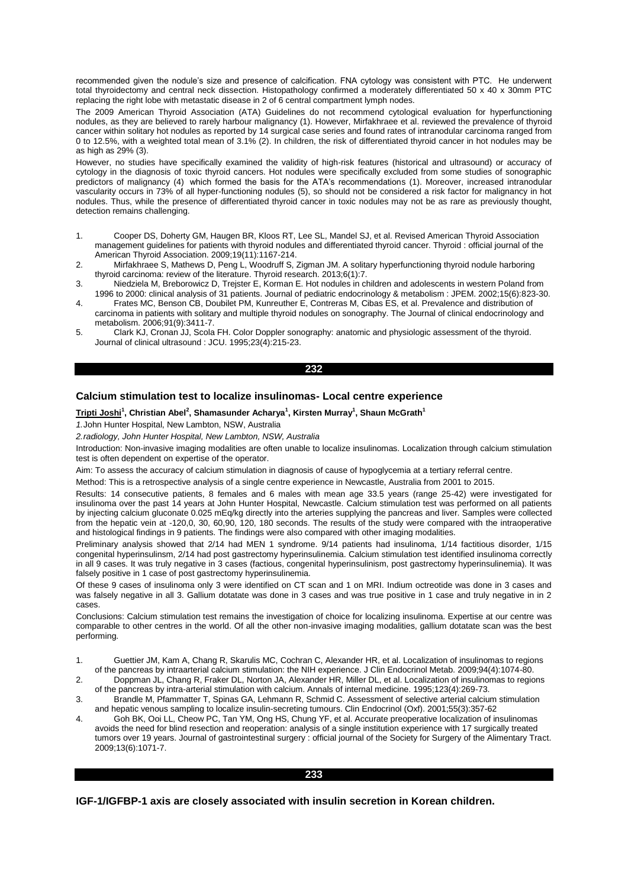recommended given the nodule's size and presence of calcification. FNA cytology was consistent with PTC. He underwent total thyroidectomy and central neck dissection. Histopathology confirmed a moderately differentiated 50 x 40 x 30mm PTC replacing the right lobe with metastatic disease in 2 of 6 central compartment lymph nodes.

The 2009 American Thyroid Association (ATA) Guidelines do not recommend cytological evaluation for hyperfunctioning nodules, as they are believed to rarely harbour malignancy (1). However, Mirfakhraee et al. reviewed the prevalence of thyroid cancer within solitary hot nodules as reported by 14 surgical case series and found rates of intranodular carcinoma ranged from 0 to 12.5%, with a weighted total mean of 3.1% (2). In children, the risk of differentiated thyroid cancer in hot nodules may be as high as 29% (3).

However, no studies have specifically examined the validity of high-risk features (historical and ultrasound) or accuracy of cytology in the diagnosis of toxic thyroid cancers. Hot nodules were specifically excluded from some studies of sonographic predictors of malignancy (4) which formed the basis for the ATA's recommendations (1). Moreover, increased intranodular vascularity occurs in 73% of all hyper-functioning nodules (5), so should not be considered a risk factor for malignancy in hot nodules. Thus, while the presence of differentiated thyroid cancer in toxic nodules may not be as rare as previously thought, detection remains challenging.

1. Cooper DS, Doherty GM, Haugen BR, Kloos RT, Lee SL, Mandel SJ, et al. Revised American Thyroid Association management guidelines for patients with thyroid nodules and differentiated thyroid cancer. Thyroid : official journal of the American Thyroid Association. 2009;19(11):1167-214.
2. Mirfakhraee S, Mathews D, Peng L, Woodruff S, Zigman JM. A solitary hyperfunctioning thyroid nodule harboring thyroid carcinoma: review of the literature. Thyroid research. 2013;6(1):7.
3. Niedziela M, Breborowicz D, Trejster E, Korman E. Hot nodules in children and adolescents in western Poland from 1996 to 2000: clinical analysis of 31 patients. Journal of pediatric endocrinology & metabolism : JPEM. 2002;15(6):823-30.
4. Frates MC, Benson CB, Doubilet PM, Kunreuther E, Contreras M, Cibas ES, et al. Prevalence and distribution of carcinoma in patients with solitary and multiple thyroid nodules on sonography. The Journal of clinical endocrinology and metabolism. 2006;91(9):3411-7.
5. Clark KJ, Cronan JJ, Scola FH. Color Doppler sonography: anatomic and physiologic assessment of the thyroid. Journal of clinical ultrasound : JCU. 1995;23(4):215-23.

## 232

### Calcium stimulation test to localize insulinomas- Local centre experience

**Tripti Joshi[1], Christian Abel[2], Shamasunder Acharya[1], Kirsten Murray[1], Shaun McGrath[1]**

*1.* John Hunter Hospital, New Lambton, NSW, Australia

*2.radiology, John Hunter Hospital, New Lambton, NSW, Australia*

Introduction: Non-invasive imaging modalities are often unable to localize insulinomas. Localization through calcium stimulation test is often dependent on expertise of the operator.

Aim: To assess the accuracy of calcium stimulation in diagnosis of cause of hypoglycemia at a tertiary referral centre.

Method: This is a retrospective analysis of a single centre experience in Newcastle, Australia from 2001 to 2015.

Results: 14 consecutive patients, 8 females and 6 males with mean age 33.5 years (range 25-42) were investigated for insulinoma over the past 14 years at John Hunter Hospital, Newcastle. Calcium stimulation test was performed on all patients by injecting calcium gluconate 0.025 mEq/kg directly into the arteries supplying the pancreas and liver. Samples were collected from the hepatic vein at -120,0, 30, 60,90, 120, 180 seconds. The results of the study were compared with the intraoperative and histological findings in 9 patients. The findings were also compared with other imaging modalities.

Preliminary analysis showed that 2/14 had MEN 1 syndrome. 9/14 patients had insulinoma, 1/14 factitious disorder, 1/15 congenital hyperinsulinsm, 2/14 had post gastrectomy hyperinsulinemia. Calcium stimulation test identified insulinoma correctly in all 9 cases. It was truly negative in 3 cases (factious, congenital hyperinsulinism, post gastrectomy hyperinsulinemia). It was falsely positive in 1 case of post gastrectomy hyperinsulinemia.

Of these 9 cases of insulinoma only 3 were identified on CT scan and 1 on MRI. Indium octreotide was done in 3 cases and was falsely negative in all 3. Gallium dotatate was done in 3 cases and was true positive in 1 case and truly negative in in 2 cases.

Conclusions: Calcium stimulation test remains the investigation of choice for localizing insulinoma. Expertise at our centre was comparable to other centres in the world. Of all the other non-invasive imaging modalities, gallium dotatate scan was the best performing.

1. Guettier JM, Kam A, Chang R, Skarulis MC, Cochran C, Alexander HR, et al. Localization of insulinomas to regions of the pancreas by intraarterial calcium stimulation: the NIH experience. J Clin Endocrinol Metab. 2009;94(4):1074-80.
2. Doppman JL, Chang R, Fraker DL, Norton JA, Alexander HR, Miller DL, et al. Localization of insulinomas to regions of the pancreas by intra-arterial stimulation with calcium. Annals of internal medicine. 1995;123(4):269-73.
3. Brandle M, Pfammatter T, Spinas GA, Lehmann R, Schmid C. Assessment of selective arterial calcium stimulation and hepatic venous sampling to localize insulin-secreting tumours. Clin Endocrinol (Oxf). 2001;55(3):357-62
4. Goh BK, Ooi LL, Cheow PC, Tan YM, Ong HS, Chung YF, et al. Accurate preoperative localization of insulinomas avoids the need for blind resection and reoperation: analysis of a single institution experience with 17 surgically treated tumors over 19 years. Journal of gastrointestinal surgery : official journal of the Society for Surgery of the Alimentary Tract. 2009;13(6):1071-7.

## 233

### IGF-1/IGFBP-1 axis are closely associated with insulin secretion in Korean children.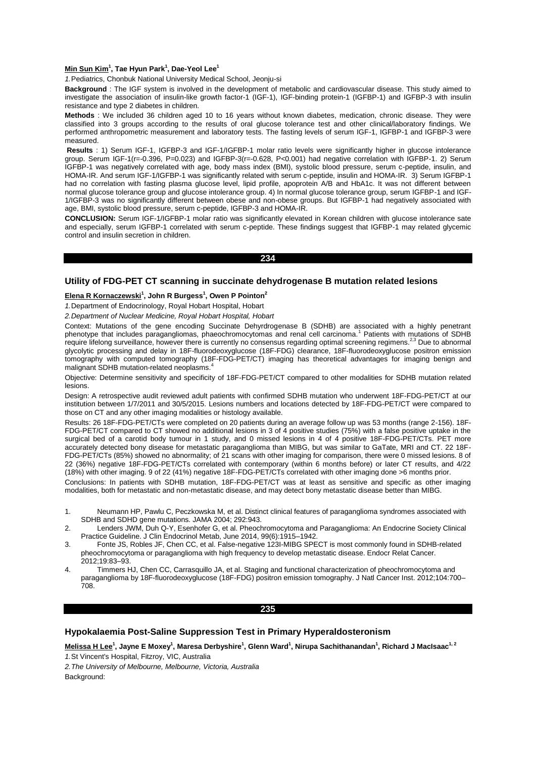**Min Sun Kim[1], Tae Hyun Park[1], Dae-Yeol Lee[1]**

*1.* Pediatrics, Chonbuk National University Medical School, Jeonju-si

**Background** : The IGF system is involved in the development of metabolic and cardiovascular disease. This study aimed to investigate the association of insulin-like growth factor-1 (IGF-1), IGF-binding protein-1 (IGFBP-1) and IGFBP-3 with insulin resistance and type 2 diabetes in children.

**Methods** : We included 36 children aged 10 to 16 years without known diabetes, medication, chronic disease. They were classified into 3 groups according to the results of oral glucose tolerance test and other clinical/laboratory findings. We performed anthropometric measurement and laboratory tests. The fasting levels of serum IGF-1, IGFBP-1 and IGFBP-3 were measured.

**Results** : 1) Serum IGF-1, IGFBP-3 and IGF-1/IGFBP-1 molar ratio levels were significantly higher in glucose intolerance group. Serum IGF-1(r=-0.396, P=0.023) and IGFBP-3(r=-0.628, P<0.001) had negative correlation with IGFBP-1. 2) Serum IGFBP-1 was negatively correlated with age, body mass index (BMI), systolic blood pressure, serum c-peptide, insulin, and HOMA-IR. And serum IGF-1/IGFBP-1 was significantly related with serum c-peptide, insulin and HOMA-IR. 3) Serum IGFBP-1 had no correlation with fasting plasma glucose level, lipid profile, apoprotein A/B and HbA1c. It was not different between normal glucose tolerance group and glucose intolerance group. 4) In normal glucose tolerance group, serum IGFBP-1 and IGF-1/IGFBP-3 was no significantly different between obese and non-obese groups. But IGFBP-1 had negatively associated with age, BMI, systolic blood pressure, serum c-peptide, IGFBP-3 and HOMA-IR.

**CONCLUSION:** Serum IGF-1/IGFBP-1 molar ratio was significantly elevated in Korean children with glucose intolerance sate and especially, serum IGFBP-1 correlated with serum c-peptide. These findings suggest that IGFBP-1 may related glycemic control and insulin secretion in children.

**234**

### Utility of FDG-PET CT scanning in succinate dehydrogenase B mutation related lesions

**Elena R Kornaczewski[1], John R Burgess[1], Owen P Pointon[2]**

*1.* Department of Endocrinology, Royal Hobart Hospital, Hobart

*2. Department of Nuclear Medicine, Royal Hobart Hospital, Hobart*

Context: Mutations of the gene encoding Succinate Dehyrdrogenase B (SDHB) are associated with a highly penetrant phenotype that includes paragangliomas, phaeochromocytomas and renal cell carcinoma.[1] Patients with mutations of SDHB require lifelong surveillance, however there is currently no consensus regarding optimal screening regimens.[2,3] Due to abnormal glycolytic processing and delay in 18F-fluorodeoxyglucose (18F-FDG) clearance, 18F-fluorodeoxyglucose positron emission tomography with computed tomography (18F-FDG-PET/CT) imaging has theoretical advantages for imaging benign and malignant SDHB mutation-related neoplasms.[4]

Objective: Determine sensitivity and specificity of 18F-FDG-PET/CT compared to other modalities for SDHB mutation related lesions.

Design: A retrospective audit reviewed adult patients with confirmed SDHB mutation who underwent 18F-FDG-PET/CT at our institution between 1/7/2011 and 30/5/2015. Lesions numbers and locations detected by 18F-FDG-PET/CT were compared to those on CT and any other imaging modalities or histology available.

Results: 26 18F-FDG-PET/CTs were completed on 20 patients during an average follow up was 53 months (range 2-156). 18F-FDG-PET/CT compared to CT showed no additional lesions in 3 of 4 positive studies (75%) with a false positive uptake in the surgical bed of a carotid body tumour in 1 study, and 0 missed lesions in 4 of 4 positive 18F-FDG-PET/CTs. PET more accurately detected bony disease for metastatic paraganglioma than MIBG, but was similar to GaTate, MRI and CT. 22 18F-FDG-PET/CTs (85%) showed no abnormality; of 21 scans with other imaging for comparison, there were 0 missed lesions. 8 of 22 (36%) negative 18F-FDG-PET/CTs correlated with contemporary (within 6 months before) or later CT results, and 4/22 (18%) with other imaging. 9 of 22 (41%) negative 18F-FDG-PET/CTs correlated with other imaging done >6 months prior.

Conclusions: In patients with SDHB mutation, 18F-FDG-PET/CT was at least as sensitive and specific as other imaging modalities, both for metastatic and non-metastatic disease, and may detect bony metastatic disease better than MIBG.

1. Neumann HP, Pawlu C, Peczkowska M, et al. Distinct clinical features of paraganglioma syndromes associated with SDHB and SDHD gene mutations. JAMA 2004; 292:943.
2. Lenders JWM, Duh Q-Y, Esenhofer G, et al. Pheochromocytoma and Paraganglioma: An Endocrine Society Clinical Practice Guideline. J Clin Endocrinol Metab, June 2014, 99(6):1915–1942.
3. Fonte JS, Robles JF, Chen CC, et al. False-negative 123I-MIBG SPECT is most commonly found in SDHB-related pheochromocytoma or paraganglioma with high frequency to develop metastatic disease. Endocr Relat Cancer. 2012;19:83–93.
4. Timmers HJ, Chen CC, Carrasquillo JA, et al. Staging and functional characterization of pheochromocytoma and paraganglioma by 18F-fluorodeoxyglucose (18F-FDG) positron emission tomography. J Natl Cancer Inst. 2012;104:700–708.

**235**

### Hypokalaemia Post-Saline Suppression Test in Primary Hyperaldosteronism

**Melissa H Lee[1], Jayne E Moxey[1], Maresa Derbyshire[1], Glenn Ward[1], Nirupa Sachithanandan[1], Richard J MacIsaac[1,2]**

*1.* St Vincent's Hospital, Fitzroy, VIC, Australia

*2. The University of Melbourne, Melbourne, Victoria, Australia*

Background: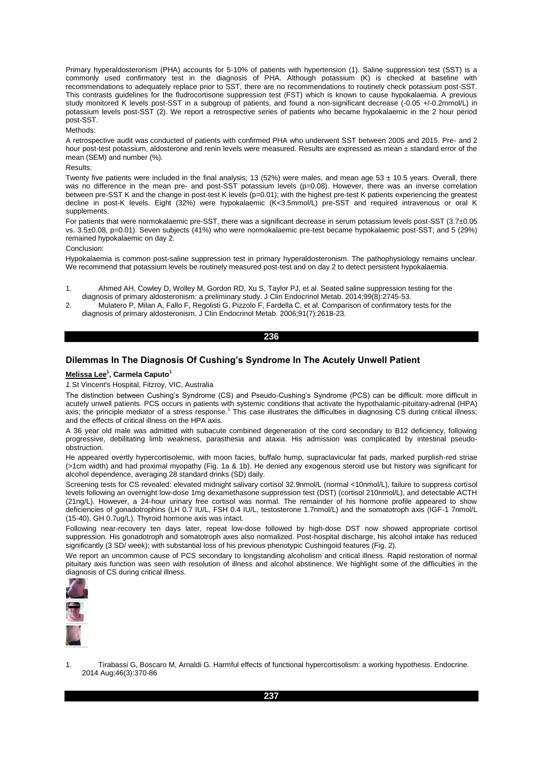Primary hyperaldosteronism (PHA) accounts for 5-10% of patients with hypertension (1). Saline suppression test (SST) is a commonly used confirmatory test in the diagnosis of PHA. Although potassium (K) is checked at baseline with recommendations to adequately replace prior to SST, there are no recommendations to routinely check potassium post-SST. This contrasts guidelines for the fludrocortisone suppression test (FST) which is known to cause hypokalaemia. A previous study monitored K levels post-SST in a subgroup of patients, and found a non-significant decrease (-0.05 +/-0.2mmol/L) in potassium levels post-SST (2). We report a retrospective series of patients who became hypokalaemic in the 2 hour period post-SST.

Methods:

A retrospective audit was conducted of patients with confirmed PHA who underwent SST between 2005 and 2015. Pre- and 2 hour post-test potassium, aldosterone and renin levels were measured. Results are expressed as mean ± standard error of the mean (SEM) and number (%).

Results:

Twenty five patients were included in the final analysis; 13 (52%) were males, and mean age 53 ± 10.5 years. Overall, there was no difference in the mean pre- and post-SST potassium levels (p=0.08). However, there was an inverse correlation between pre-SST K and the change in post-test K levels (p=0.01); with the highest pre-test K patients experiencing the greatest decline in post-K levels. Eight (32%) were hypokalaemic (K<3.5mmol/L) pre-SST and required intravenous or oral K supplements.

For patients that were normokalaemic pre-SST, there was a significant decrease in serum potassium levels post-SST (3.7±0.05 vs. 3.5±0.08, p=0.01). Seven subjects (41%) who were normokalaemic pre-test became hypokalaemic post-SST; and 5 (29%) remained hypokalaemic on day 2.

Conclusion:

Hypokalaemia is common post-saline suppression test in primary hyperaldosteronism. The pathophysiology remains unclear. We recommend that potassium levels be routinely measured post-test and on day 2 to detect persistent hypokalaemia.

1. Ahmed AH, Cowley D, Wolley M, Gordon RD, Xu S, Taylor PJ, et al. Seated saline suppression testing for the diagnosis of primary aldosteronism: a preliminary study. J Clin Endocrinol Metab. 2014;99(8):2745-53.
2. Mulatero P, Milan A, Fallo F, Regolisti G, Pizzolo F, Fardella C, et al. Comparison of confirmatory tests for the diagnosis of primary aldosteronism. J Clin Endocrinol Metab. 2006;91(7):2618-23.

**236**

## Dilemmas In The Diagnosis Of Cushing's Syndrome In The Acutely Unwell Patient

**Melissa Lee[1], Carmela Caputo[1]**

*1.* St Vincent's Hospital, Fitzroy, VIC, Australia

The distinction between Cushing's Syndrome (CS) and Pseudo-Cushing's Syndrome (PCS) can be difficult: more difficult in acutely unwell patients. PCS occurs in patients with systemic conditions that activate the hypothalamic-pituitary-adrenal (HPA) axis; the principle mediator of a stress response.[1] This case illustrates the difficulties in diagnosing CS during critical illness; and the effects of critical illness on the HPA axis.

A 36 year old male was admitted with subacute combined degeneration of the cord secondary to B12 deficiency, following progressive, debilitating limb weakness, parasthesia and ataxia. His admission was complicated by intestinal pseudo-obstruction.

He appeared overtly hypercortisolemic, with moon facies, buffalo hump, supraclavicular fat pads, marked purplish-red striae (>1cm width) and had proximal myopathy (Fig. 1a & 1b). He denied any exogenous steroid use but history was significant for alcohol dependence, averaging 28 standard drinks (SD) daily.

Screening tests for CS revealed: elevated midnight salivary cortisol 32.9nmol/L (normal <10nmol/L), failure to suppress cortisol levels following an overnight low-dose 1mg dexamethasone suppression test (DST) (cortisol 210nmol/L), and detectable ACTH (21ng/L). However, a 24-hour urinary free cortisol was normal. The remainder of his hormone profile appeared to show deficiencies of gonadotrophins (LH 0.7 IU/L, FSH 0.4 IU/L, testosterone 1.7nmol/L) and the somatotroph axis (IGF-1 7nmol/L (15-40), GH 0.7ug/L). Thyroid hormone axis was intact.

Following near-recovery ten days later, repeat low-dose followed by high-dose DST now showed appropriate cortisol suppression. His gonadotroph and somatotroph axes also normalized. Post-hospital discharge, his alcohol intake has reduced significantly (3 SD/ week); with substantial loss of his previous phenotypic Cushingoid features (Fig. 2).

We report an uncommon cause of PCS secondary to longstanding alcoholism and critical illness. Rapid restoration of normal pituitary axis function was seen with resolution of illness and alcohol abstinence. We highlight some of the difficulties in the diagnosis of CS during critical illness.

1. Tirabassi G, Boscaro M, Arnaldi G. Harmful effects of functional hypercortisolism: a working hypothesis. Endocrine. 2014 Aug;46(3):370-86

**237**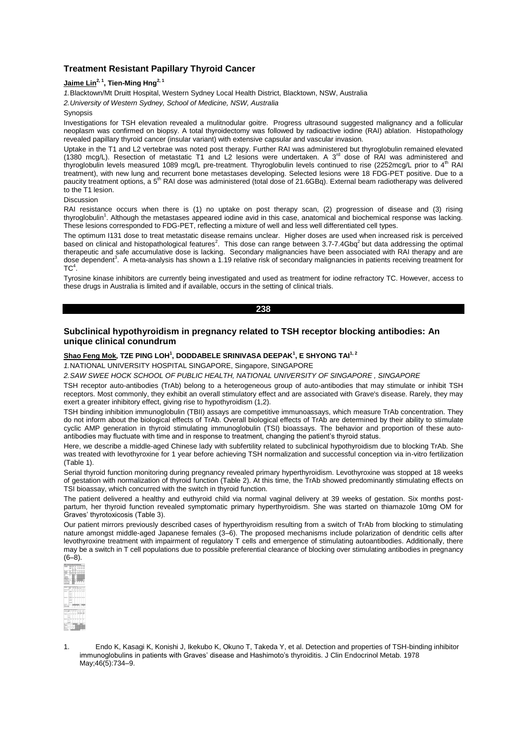## Treatment Resistant Papillary Thyroid Cancer

**Jaime Lin**[2, 1], **Tien-Ming Hng**[2, 1]

*1.* Blacktown/Mt Druitt Hospital, Western Sydney Local Health District, Blacktown, NSW, Australia

*2. University of Western Sydney, School of Medicine, NSW, Australia*

Synopsis

Investigations for TSH elevation revealed a mulitnodular goitre. Progress ultrasound suggested malignancy and a follicular neoplasm was confirmed on biopsy. A total thyroidectomy was followed by radioactive iodine (RAI) ablation. Histopathology revealed papillary thyroid cancer (insular variant) with extensive capsular and vascular invasion.

Uptake in the T1 and L2 vertebrae was noted post therapy. Further RAI was administered but thyroglobulin remained elevated (1380 mcg/L). Resection of metastatic T1 and L2 lesions were undertaken. A 3rd dose of RAI was administered and thyroglobulin levels measured 1089 mcg/L pre-treatment. Thyroglobulin levels continued to rise (2252mcg/L prior to 4th RAI treatment), with new lung and recurrent bone metastases developing. Selected lesions were 18 FDG-PET positive. Due to a paucity treatment options, a 5th RAI dose was administered (total dose of 21.6GBq). External beam radiotherapy was delivered to the T1 lesion.

Discussion

RAI resistance occurs when there is (1) no uptake on post therapy scan, (2) progression of disease and (3) rising thyroglobulin[1]. Although the metastases appeared iodine avid in this case, anatomical and biochemical response was lacking. These lesions corresponded to FDG-PET, reflecting a mixture of well and less well differentiated cell types.

The optimum I131 dose to treat metastatic disease remains unclear. Higher doses are used when increased risk is perceived based on clinical and histopathological features[2]. This dose can range between 3.7-7.4Gbq[2] but data addressing the optimal therapeutic and safe accumulative dose is lacking. Secondary malignancies have been associated with RAI therapy and are dose dependent[3]. A meta-analysis has shown a 1.19 relative risk of secondary malignancies in patients receiving treatment for TC[4].

Tyrosine kinase inhibitors are currently being investigated and used as treatment for iodine refractory TC. However, access to these drugs in Australia is limited and if available, occurs in the setting of clinical trials.

**238**

## Subclinical hypothyroidism in pregnancy related to TSH receptor blocking antibodies: An unique clinical conundrum

**Shao Feng Mok**, **TZE PING LOH**[1], **DODDABELE SRINIVASA DEEPAK**[1], **E SHYONG TAI**[1, 2]

*1.* NATIONAL UNIVERSITY HOSPITAL SINGAPORE, Singapore, SINGAPORE

*2. SAW SWEE HOCK SCHOOL OF PUBLIC HEALTH, NATIONAL UNIVERSITY OF SINGAPORE , SINGAPORE*

TSH receptor auto-antibodies (TrAb) belong to a heterogeneous group of auto-antibodies that may stimulate or inhibit TSH receptors. Most commonly, they exhibit an overall stimulatory effect and are associated with Grave's disease. Rarely, they may exert a greater inhibitory effect, giving rise to hypothyroidism (1,2).

TSH binding inhibition immunoglobulin (TBII) assays are competitive immunoassays, which measure TrAb concentration. They do not inform about the biological effects of TrAb. Overall biological effects of TrAb are determined by their ability to stimulate cyclic AMP generation in thyroid stimulating immunoglobulin (TSI) bioassays. The behavior and proportion of these auto-antibodies may fluctuate with time and in response to treatment, changing the patient's thyroid status.

Here, we describe a middle-aged Chinese lady with subfertility related to subclinical hypothyroidism due to blocking TrAb. She was treated with levothyroxine for 1 year before achieving TSH normalization and successful conception via in-vitro fertilization (Table 1).

Serial thyroid function monitoring during pregnancy revealed primary hyperthyroidism. Levothyroxine was stopped at 18 weeks of gestation with normalization of thyroid function (Table 2). At this time, the TrAb showed predominantly stimulating effects on TSI bioassay, which concurred with the switch in thyroid function.

The patient delivered a healthy and euthyroid child via normal vaginal delivery at 39 weeks of gestation. Six months post-partum, her thyroid function revealed symptomatic primary hyperthyroidism. She was started on thiamazole 10mg OM for Graves' thyrotoxicosis (Table 3).

Our patient mirrors previously described cases of hyperthyroidism resulting from a switch of TrAb from blocking to stimulating nature amongst middle-aged Japanese females (3–6). The proposed mechanisms include polarization of dendritic cells after levothyroxine treatment with impairment of regulatory T cells and emergence of stimulating autoantibodies. Additionally, there may be a switch in T cell populations due to possible preferential clearance of blocking over stimulating antibodies in pregnancy (6–8).

1. Endo K, Kasagi K, Konishi J, Ikekubo K, Okuno T, Takeda Y, et al. Detection and properties of TSH-binding inhibitor immunoglobulins in patients with Graves' disease and Hashimoto's thyroiditis. J Clin Endocrinol Metab. 1978 May;46(5):734–9.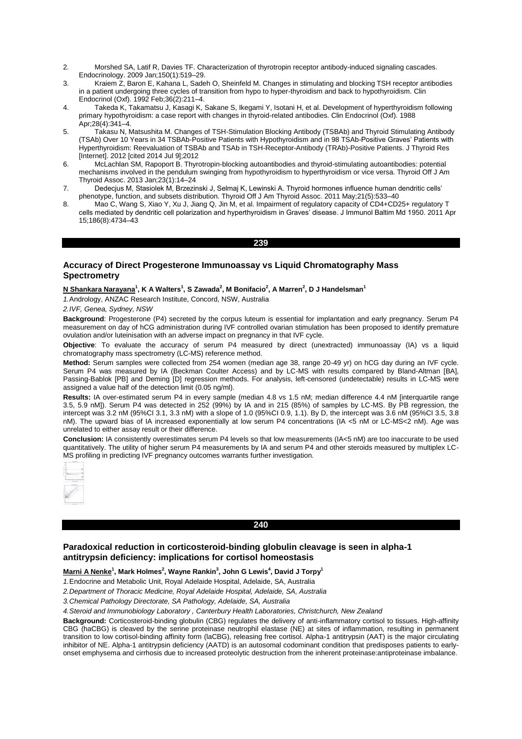2. Morshed SA, Latif R, Davies TF. Characterization of thyrotropin receptor antibody-induced signaling cascades. Endocrinology. 2009 Jan;150(1):519–29.
3. Kraiem Z, Baron E, Kahana L, Sadeh O, Sheinfeld M. Changes in stimulating and blocking TSH receptor antibodies in a patient undergoing three cycles of transition from hypo to hyper-thyroidism and back to hypothyroidism. Clin Endocrinol (Oxf). 1992 Feb;36(2):211–4.
4. Takeda K, Takamatsu J, Kasagi K, Sakane S, Ikegami Y, Isotani H, et al. Development of hyperthyroidism following primary hypothyroidism: a case report with changes in thyroid-related antibodies. Clin Endocrinol (Oxf). 1988 Apr;28(4):341–4.
5. Takasu N, Matsushita M. Changes of TSH-Stimulation Blocking Antibody (TSBAb) and Thyroid Stimulating Antibody (TSAb) Over 10 Years in 34 TSBAb-Positive Patients with Hypothyroidism and in 98 TSAb-Positive Graves' Patients with Hyperthyroidism: Reevaluation of TSBAb and TSAb in TSH-Receptor-Antibody (TRAb)-Positive Patients. J Thyroid Res [Internet]. 2012 [cited 2014 Jul 9];2012
6. McLachlan SM, Rapoport B. Thyrotropin-blocking autoantibodies and thyroid-stimulating autoantibodies: potential mechanisms involved in the pendulum swinging from hypothyroidism to hyperthyroidism or vice versa. Thyroid Off J Am Thyroid Assoc. 2013 Jan;23(1):14–24
7. Dedecjus M, Stasiolek M, Brzezinski J, Selmaj K, Lewinski A. Thyroid hormones influence human dendritic cells' phenotype, function, and subsets distribution. Thyroid Off J Am Thyroid Assoc. 2011 May;21(5):533–40
8. Mao C, Wang S, Xiao Y, Xu J, Jiang Q, Jin M, et al. Impairment of regulatory capacity of CD4+CD25+ regulatory T cells mediated by dendritic cell polarization and hyperthyroidism in Graves' disease. J Immunol Baltim Md 1950. 2011 Apr 15;186(8):4734–43

## 239

### Accuracy of Direct Progesterone Immunoassay vs Liquid Chromatography Mass Spectrometry

**N Shankara Narayana[1], K A Walters[1], S Zawada[2], M Bonifacio[2], A Marren[2], D J Handelsman[1]**

*1.* Andrology, ANZAC Research Institute, Concord, NSW, Australia

*2. IVF, Genea, Sydney, NSW*

**Background**: Progesterone (P4) secreted by the corpus luteum is essential for implantation and early pregnancy. Serum P4 measurement on day of hCG administration during IVF controlled ovarian stimulation has been proposed to identify premature ovulation and/or luteinisation with an adverse impact on pregnancy in that IVF cycle.

**Objective**: To evaluate the accuracy of serum P4 measured by direct (unextracted) immunoassay (IA) vs a liquid chromatography mass spectrometry (LC-MS) reference method.

**Method:** Serum samples were collected from 254 women (median age 38, range 20-49 yr) on hCG day during an IVF cycle. Serum P4 was measured by IA (Beckman Coulter Access) and by LC-MS with results compared by Bland-Altman [BA], Passing-Bablok [PB] and Deming [D] regression methods. For analysis, left-censored (undetectable) results in LC-MS were assigned a value half of the detection limit (0.05 ng/ml).

**Results:** IA over-estimated serum P4 in every sample (median 4.8 vs 1.5 nM; median difference 4.4 nM [interquartile range 3.5, 5.9 nM]). Serum P4 was detected in 252 (99%) by IA and in 215 (85%) of samples by LC-MS. By PB regression, the intercept was 3.2 nM (95%CI 3.1, 3.3 nM) with a slope of 1.0 (95%CI 0.9, 1.1). By D, the intercept was 3.6 nM (95%CI 3.5, 3.8 nM). The upward bias of IA increased exponentially at low serum P4 concentrations (IA <5 nM or LC-MS<2 nM). Age was unrelated to either assay result or their difference.

**Conclusion:** IA consistently overestimates serum P4 levels so that low measurements (IA<5 nM) are too inaccurate to be used quantitatively. The utility of higher serum P4 measurements by IA and serum P4 and other steroids measured by multiplex LC-MS profiling in predicting IVF pregnancy outcomes warrants further investigation.

## 240

### Paradoxical reduction in corticosteroid-binding globulin cleavage is seen in alpha-1 antitrypsin deficiency: implications for cortisol homeostasis

**Marni A Nenke[1], Mark Holmes[2], Wayne Rankin[3], John G Lewis[4], David J Torpy[1]**

*1.* Endocrine and Metabolic Unit, Royal Adelaide Hospital, Adelaide, SA, Australia

*2. Department of Thoracic Medicine, Royal Adelaide Hospital, Adelaide, SA, Australia*

*3. Chemical Pathology Directorate, SA Pathology, Adelaide, SA, Australia*

*4. Steroid and Immunobiology Laboratory , Canterbury Health Laboratories, Christchurch, New Zealand*

**Background:** Corticosteroid-binding globulin (CBG) regulates the delivery of anti-inflammatory cortisol to tissues. High-affinity CBG (haCBG) is cleaved by the serine proteinase neutrophil elastase (NE) at sites of inflammation, resulting in permanent transition to low cortisol-binding affinity form (laCBG), releasing free cortisol. Alpha-1 antitrypsin (AAT) is the major circulating inhibitor of NE. Alpha-1 antitrypsin deficiency (AATD) is an autosomal codominant condition that predisposes patients to early-onset emphysema and cirrhosis due to increased proteolytic destruction from the inherent proteinase:antiproteinase imbalance.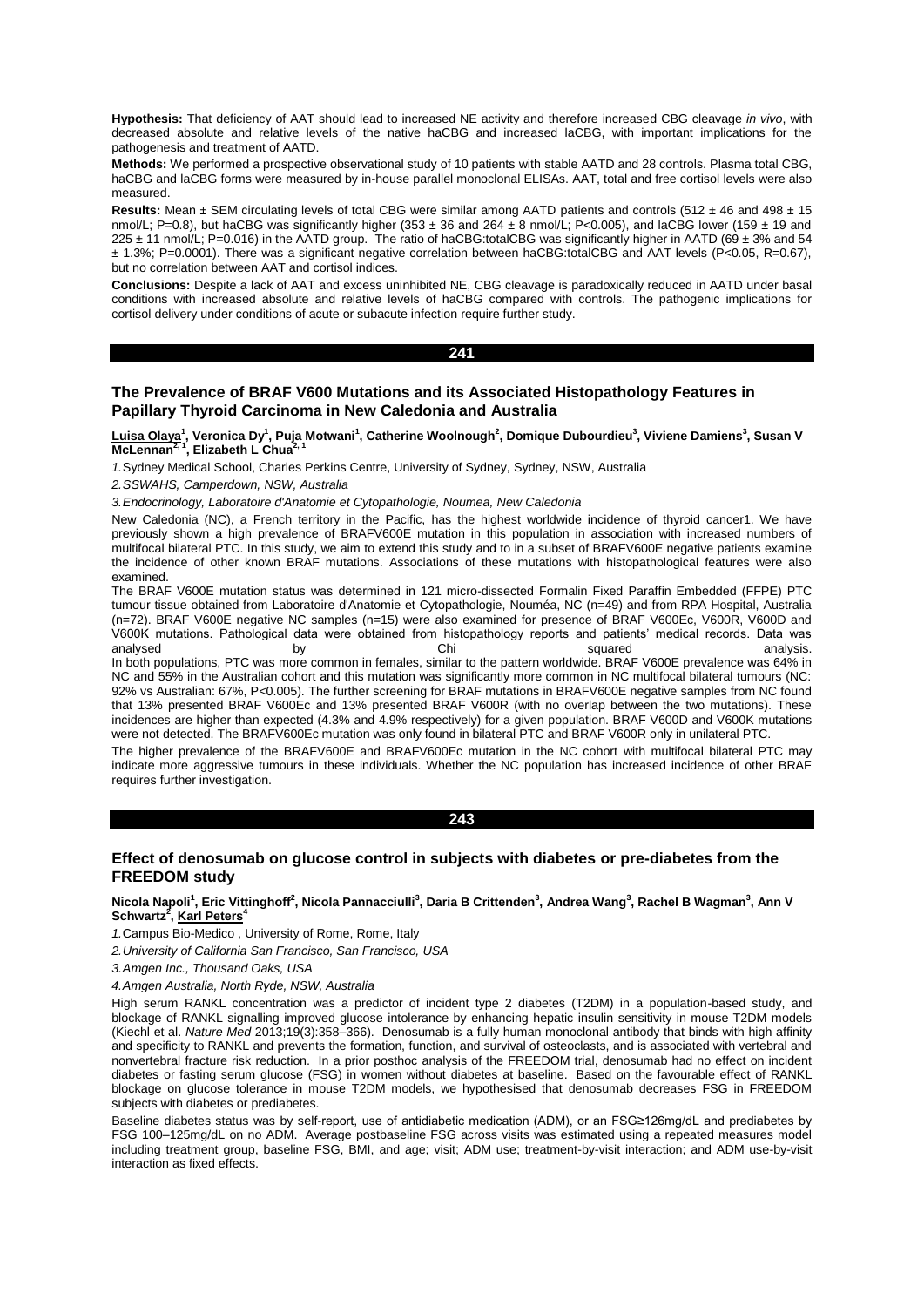**Hypothesis:** That deficiency of AAT should lead to increased NE activity and therefore increased CBG cleavage *in vivo*, with decreased absolute and relative levels of the native haCBG and increased laCBG, with important implications for the pathogenesis and treatment of AATD.

**Methods:** We performed a prospective observational study of 10 patients with stable AATD and 28 controls. Plasma total CBG, haCBG and laCBG forms were measured by in-house parallel monoclonal ELISAs. AAT, total and free cortisol levels were also measured.

**Results:** Mean ± SEM circulating levels of total CBG were similar among AATD patients and controls (512 ± 46 and 498 ± 15 nmol/L; P=0.8), but haCBG was significantly higher (353 ± 36 and 264 ± 8 nmol/L; P<0.005), and laCBG lower (159 ± 19 and 225 ± 11 nmol/L; P=0.016) in the AATD group. The ratio of haCBG:totalCBG was significantly higher in AATD (69 ± 3% and 54 ± 1.3%; P=0.0001). There was a significant negative correlation between haCBG:totalCBG and AAT levels (P<0.05, R=0.67), but no correlation between AAT and cortisol indices.

**Conclusions:** Despite a lack of AAT and excess uninhibited NE, CBG cleavage is paradoxically reduced in AATD under basal conditions with increased absolute and relative levels of haCBG compared with controls. The pathogenic implications for cortisol delivery under conditions of acute or subacute infection require further study.

## 241

### The Prevalence of BRAF V600 Mutations and its Associated Histopathology Features in Papillary Thyroid Carcinoma in New Caledonia and Australia

**Luisa Olaya[1], Veronica Dy[1], Puja Motwani[1], Catherine Woolnough[2], Domique Dubourdieu[3], Viviene Damiens[3], Susan V McLennan[2, 1], Elizabeth L Chua[2, 1]**

*1.* Sydney Medical School, Charles Perkins Centre, University of Sydney, Sydney, NSW, Australia

*2.SSWAHS, Camperdown, NSW, Australia*

*3.Endocrinology, Laboratoire d'Anatomie et Cytopathologie, Noumea, New Caledonia*

New Caledonia (NC), a French territory in the Pacific, has the highest worldwide incidence of thyroid cancer1. We have previously shown a high prevalence of BRAFV600E mutation in this population in association with increased numbers of multifocal bilateral PTC. In this study, we aim to extend this study and to in a subset of BRAFV600E negative patients examine the incidence of other known BRAF mutations. Associations of these mutations with histopathological features were also examined.

The BRAF V600E mutation status was determined in 121 micro-dissected Formalin Fixed Paraffin Embedded (FFPE) PTC tumour tissue obtained from Laboratoire d'Anatomie et Cytopathologie, Nouméa, NC (n=49) and from RPA Hospital, Australia (n=72). BRAF V600E negative NC samples (n=15) were also examined for presence of BRAF V600Ec, V600R, V600D and V600K mutations. Pathological data were obtained from histopathology reports and patients' medical records. Data was analysed by Chi squared analysis.

In both populations, PTC was more common in females, similar to the pattern worldwide. BRAF V600E prevalence was 64% in NC and 55% in the Australian cohort and this mutation was significantly more common in NC multifocal bilateral tumours (NC: 92% vs Australian: 67%, P<0.005). The further screening for BRAF mutations in BRAFV600E negative samples from NC found that 13% presented BRAF V600Ec and 13% presented BRAF V600R (with no overlap between the two mutations). These incidences are higher than expected (4.3% and 4.9% respectively) for a given population. BRAF V600D and V600K mutations were not detected. The BRAFV600Ec mutation was only found in bilateral PTC and BRAF V600R only in unilateral PTC.

The higher prevalence of the BRAFV600E and BRAFV600Ec mutation in the NC cohort with multifocal bilateral PTC may indicate more aggressive tumours in these individuals. Whether the NC population has increased incidence of other BRAF requires further investigation.

## 243

### Effect of denosumab on glucose control in subjects with diabetes or pre-diabetes from the FREEDOM study

**Nicola Napoli[1], Eric Vittinghoff[2], Nicola Pannacciulli[3], Daria B Crittenden[3], Andrea Wang[3], Rachel B Wagman[3], Ann V Schwartz[2], Karl Peters[4]**

*1.* Campus Bio-Medico , University of Rome, Rome, Italy

*2.University of California San Francisco, San Francisco, USA*

*3.Amgen Inc., Thousand Oaks, USA*

*4.Amgen Australia, North Ryde, NSW, Australia*

High serum RANKL concentration was a predictor of incident type 2 diabetes (T2DM) in a population-based study, and blockage of RANKL signalling improved glucose intolerance by enhancing hepatic insulin sensitivity in mouse T2DM models (Kiechl et al. *Nature Med* 2013;19(3):358–366). Denosumab is a fully human monoclonal antibody that binds with high affinity and specificity to RANKL and prevents the formation, function, and survival of osteoclasts, and is associated with vertebral and nonvertebral fracture risk reduction. In a prior posthoc analysis of the FREEDOM trial, denosumab had no effect on incident diabetes or fasting serum glucose (FSG) in women without diabetes at baseline. Based on the favourable effect of RANKL blockage on glucose tolerance in mouse T2DM models, we hypothesised that denosumab decreases FSG in FREEDOM subjects with diabetes or prediabetes.

Baseline diabetes status was by self-report, use of antidiabetic medication (ADM), or an FSG≥126mg/dL and prediabetes by FSG 100–125mg/dL on no ADM. Average postbaseline FSG across visits was estimated using a repeated measures model including treatment group, baseline FSG, BMI, and age; visit; ADM use; treatment-by-visit interaction; and ADM use-by-visit interaction as fixed effects.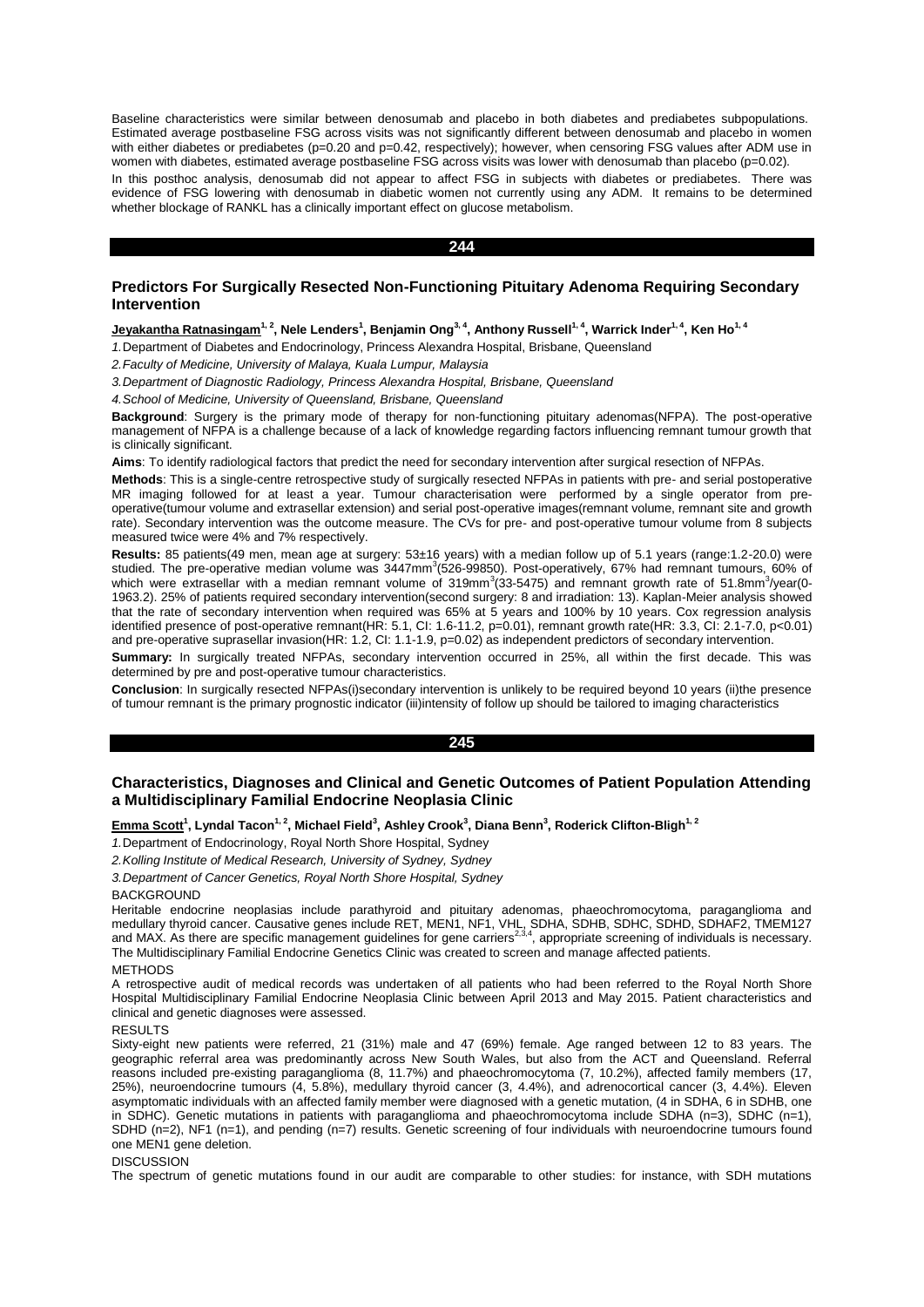Baseline characteristics were similar between denosumab and placebo in both diabetes and prediabetes subpopulations. Estimated average postbaseline FSG across visits was not significantly different between denosumab and placebo in women with either diabetes or prediabetes (p=0.20 and p=0.42, respectively); however, when censoring FSG values after ADM use in women with diabetes, estimated average postbaseline FSG across visits was lower with denosumab than placebo (p=0.02).

In this posthoc analysis, denosumab did not appear to affect FSG in subjects with diabetes or prediabetes. There was evidence of FSG lowering with denosumab in diabetic women not currently using any ADM. It remains to be determined whether blockage of RANKL has a clinically important effect on glucose metabolism.

## 244

### Predictors For Surgically Resected Non-Functioning Pituitary Adenoma Requiring Secondary Intervention

**Jeyakantha Ratnasingam[1, 2], Nele Lenders[1], Benjamin Ong[3, 4], Anthony Russell[1, 4], Warrick Inder[1, 4], Ken Ho[1, 4]**

*1.*Department of Diabetes and Endocrinology, Princess Alexandra Hospital, Brisbane, Queensland

*2.Faculty of Medicine, University of Malaya, Kuala Lumpur, Malaysia*

*3.Department of Diagnostic Radiology, Princess Alexandra Hospital, Brisbane, Queensland*

*4.School of Medicine, University of Queensland, Brisbane, Queensland*

**Background**: Surgery is the primary mode of therapy for non-functioning pituitary adenomas(NFPA). The post-operative management of NFPA is a challenge because of a lack of knowledge regarding factors influencing remnant tumour growth that is clinically significant.

**Aims**: To identify radiological factors that predict the need for secondary intervention after surgical resection of NFPAs.

**Methods**: This is a single-centre retrospective study of surgically resected NFPAs in patients with pre- and serial postoperative MR imaging followed for at least a year. Tumour characterisation were performed by a single operator from pre-operative(tumour volume and extrasellar extension) and serial post-operative images(remnant volume, remnant site and growth rate). Secondary intervention was the outcome measure. The CVs for pre- and post-operative tumour volume from 8 subjects measured twice were 4% and 7% respectively.

**Results:** 85 patients(49 men, mean age at surgery: 53±16 years) with a median follow up of 5.1 years (range:1.2-20.0) were studied. The pre-operative median volume was 3447mm$^3$(526-99850). Post-operatively, 67% had remnant tumours, 60% of which were extrasellar with a median remnant volume of 319mm$^3$(33-5475) and remnant growth rate of 51.8mm$^3$/year(0-1963.2). 25% of patients required secondary intervention(second surgery: 8 and irradiation: 13). Kaplan-Meier analysis showed that the rate of secondary intervention when required was 65% at 5 years and 100% by 10 years. Cox regression analysis identified presence of post-operative remnant(HR: 5.1, CI: 1.6-11.2, p=0.01), remnant growth rate(HR: 3.3, CI: 2.1-7.0, p<0.01) and pre-operative suprasellar invasion(HR: 1.2, CI: 1.1-1.9, p=0.02) as independent predictors of secondary intervention.

**Summary:** In surgically treated NFPAs, secondary intervention occurred in 25%, all within the first decade. This was determined by pre and post-operative tumour characteristics.

**Conclusion**: In surgically resected NFPAs(i)secondary intervention is unlikely to be required beyond 10 years (ii)the presence of tumour remnant is the primary prognostic indicator (iii)intensity of follow up should be tailored to imaging characteristics

## 245

### Characteristics, Diagnoses and Clinical and Genetic Outcomes of Patient Population Attending a Multidisciplinary Familial Endocrine Neoplasia Clinic

**Emma Scott[1, 2], Lyndal Tacon[1, 2], Michael Field[3], Ashley Crook[3], Diana Benn[3], Roderick Clifton-Bligh[1, 2]**

*1.*Department of Endocrinology, Royal North Shore Hospital, Sydney

*2.Kolling Institute of Medical Research, University of Sydney, Sydney*

*3.Department of Cancer Genetics, Royal North Shore Hospital, Sydney*

BACKGROUND

Heritable endocrine neoplasias include parathyroid and pituitary adenomas, phaeochromocytoma, paraganglioma and medullary thyroid cancer. Causative genes include RET, MEN1, NF1, VHL, SDHA, SDHB, SDHC, SDHD, SDHAF2, TMEM127 and MAX. As there are specific management guidelines for gene carriers[2,3,4], appropriate screening of individuals is necessary. The Multidisciplinary Familial Endocrine Genetics Clinic was created to screen and manage affected patients.

METHODS

A retrospective audit of medical records was undertaken of all patients who had been referred to the Royal North Shore Hospital Multidisciplinary Familial Endocrine Neoplasia Clinic between April 2013 and May 2015. Patient characteristics and clinical and genetic diagnoses were assessed.

RESULTS

Sixty-eight new patients were referred, 21 (31%) male and 47 (69%) female. Age ranged between 12 to 83 years. The geographic referral area was predominantly across New South Wales, but also from the ACT and Queensland. Referral reasons included pre-existing paraganglioma (8, 11.7%) and phaeochromocytoma (7, 10.2%), affected family members (17, 25%), neuroendocrine tumours (4, 5.8%), medullary thyroid cancer (3, 4.4%), and adrenocortical cancer (3, 4.4%). Eleven asymptomatic individuals with an affected family member were diagnosed with a genetic mutation, (4 in SDHA, 6 in SDHB, one in SDHC). Genetic mutations in patients with paraganglioma and phaeochromocytoma include SDHA (n=3), SDHC (n=1), SDHD (n=2), NF1 (n=1), and pending (n=7) results. Genetic screening of four individuals with neuroendocrine tumours found one MEN1 gene deletion.

DISCUSSION

The spectrum of genetic mutations found in our audit are comparable to other studies: for instance, with SDH mutations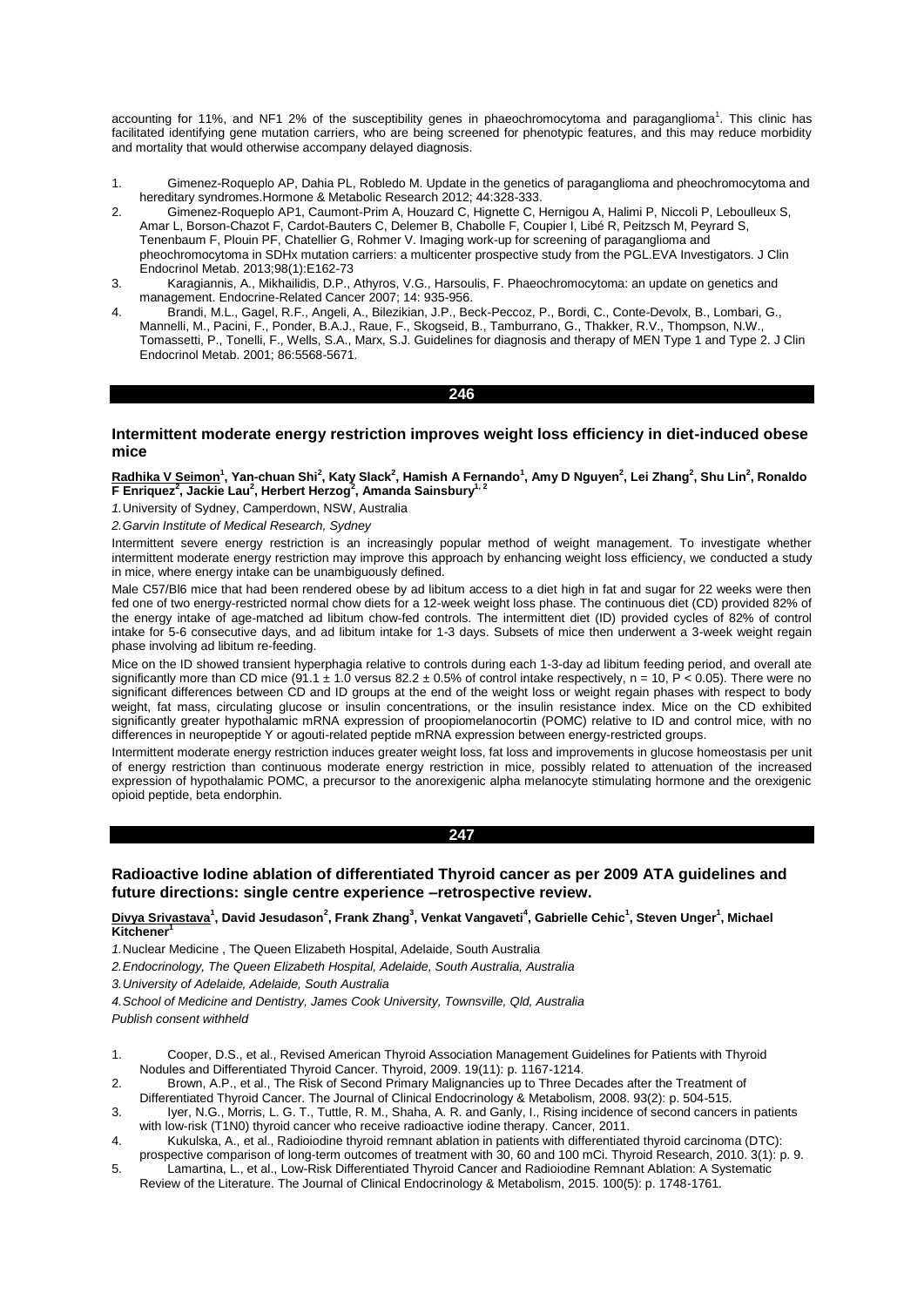accounting for 11%, and NF1 2% of the susceptibility genes in phaeochromocytoma and paraganglioma[1]. This clinic has facilitated identifying gene mutation carriers, who are being screened for phenotypic features, and this may reduce morbidity and mortality that would otherwise accompany delayed diagnosis.

1. Gimenez-Roqueplo AP, Dahia PL, Robledo M. Update in the genetics of paraganglioma and pheochromocytoma and hereditary syndromes.Hormone & Metabolic Research 2012; 44:328-333.
2. Gimenez-Roqueplo AP1, Caumont-Prim A, Houzard C, Hignette C, Hernigou A, Halimi P, Niccoli P, Leboulleux S, Amar L, Borson-Chazot F, Cardot-Bauters C, Delemer B, Chabolle F, Coupier I, Libé R, Peitzsch M, Peyrard S, Tenenbaum F, Plouin PF, Chatellier G, Rohmer V. Imaging work-up for screening of paraganglioma and pheochromocytoma in SDHx mutation carriers: a multicenter prospective study from the PGL.EVA Investigators. J Clin Endocrinol Metab. 2013;98(1):E162-73
3. Karagiannis, A., Mikhailidis, D.P., Athyros, V.G., Harsoulis, F. Phaeochromocytoma: an update on genetics and management. Endocrine-Related Cancer 2007; 14: 935-956.
4. Brandi, M.L., Gagel, R.F., Angeli, A., Bilezikian, J.P., Beck-Peccoz, P., Bordi, C., Conte-Devolx, B., Lombari, G., Mannelli, M., Pacini, F., Ponder, B.A.J., Raue, F., Skogseid, B., Tamburrano, G., Thakker, R.V., Thompson, N.W., Tomassetti, P., Tonelli, F., Wells, S.A., Marx, S.J. Guidelines for diagnosis and therapy of MEN Type 1 and Type 2. J Clin Endocrinol Metab. 2001; 86:5568-5671.

## 246

### Intermittent moderate energy restriction improves weight loss efficiency in diet-induced obese mice

**Radhika V Seimon[1], Yan-chuan Shi[2], Katy Slack[2], Hamish A Fernando[1], Amy D Nguyen[2], Lei Zhang[2], Shu Lin[2], Ronaldo F Enriquez[2], Jackie Lau[2], Herbert Herzog[2], Amanda Sainsbury[1, 2]**

*1.University of Sydney, Camperdown, NSW, Australia*

*2.Garvin Institute of Medical Research, Sydney*

Intermittent severe energy restriction is an increasingly popular method of weight management. To investigate whether intermittent moderate energy restriction may improve this approach by enhancing weight loss efficiency, we conducted a study in mice, where energy intake can be unambiguously defined.

Male C57/Bl6 mice that had been rendered obese by ad libitum access to a diet high in fat and sugar for 22 weeks were then fed one of two energy-restricted normal chow diets for a 12-week weight loss phase. The continuous diet (CD) provided 82% of the energy intake of age-matched ad libitum chow-fed controls. The intermittent diet (ID) provided cycles of 82% of control intake for 5-6 consecutive days, and ad libitum intake for 1-3 days. Subsets of mice then underwent a 3-week weight regain phase involving ad libitum re-feeding.

Mice on the ID showed transient hyperphagia relative to controls during each 1-3-day ad libitum feeding period, and overall ate significantly more than CD mice ($91.1 \pm 1.0$ versus $82.2 \pm 0.5$% of control intake respectively, $n = 10$, $P < 0.05$). There were no significant differences between CD and ID groups at the end of the weight loss or weight regain phases with respect to body weight, fat mass, circulating glucose or insulin concentrations, or the insulin resistance index. Mice on the CD exhibited significantly greater hypothalamic mRNA expression of proopiomelanocortin (POMC) relative to ID and control mice, with no differences in neuropeptide Y or agouti-related peptide mRNA expression between energy-restricted groups.

Intermittent moderate energy restriction induces greater weight loss, fat loss and improvements in glucose homeostasis per unit of energy restriction than continuous moderate energy restriction in mice, possibly related to attenuation of the increased expression of hypothalamic POMC, a precursor to the anorexigenic alpha melanocyte stimulating hormone and the orexigenic opioid peptide, beta endorphin.

## 247

### Radioactive Iodine ablation of differentiated Thyroid cancer as per 2009 ATA guidelines and future directions: single centre experience –retrospective review.

**Divya Srivastava[1], David Jesudason[2], Frank Zhang[3], Venkat Vangaveti[4], Gabrielle Cehic[1], Steven Unger[1], Michael Kitchener[1]**

*1.Nuclear Medicine , The Queen Elizabeth Hospital, Adelaide, South Australia*

*2.Endocrinology, The Queen Elizabeth Hospital, Adelaide, South Australia, Australia*

*3.University of Adelaide, Adelaide, South Australia*

*4.School of Medicine and Dentistry, James Cook University, Townsville, Qld, Australia*

*Publish consent withheld*

1. Cooper, D.S., et al., Revised American Thyroid Association Management Guidelines for Patients with Thyroid Nodules and Differentiated Thyroid Cancer. Thyroid, 2009. 19(11): p. 1167-1214.
2. Brown, A.P., et al., The Risk of Second Primary Malignancies up to Three Decades after the Treatment of Differentiated Thyroid Cancer. The Journal of Clinical Endocrinology & Metabolism, 2008. 93(2): p. 504-515.
3. Iyer, N.G., Morris, L. G. T., Tuttle, R. M., Shaha, A. R. and Ganly, I., Rising incidence of second cancers in patients with low-risk (T1N0) thyroid cancer who receive radioactive iodine therapy. Cancer, 2011.
4. Kukulska, A., et al., Radioiodine thyroid remnant ablation in patients with differentiated thyroid carcinoma (DTC): prospective comparison of long-term outcomes of treatment with 30, 60 and 100 mCi. Thyroid Research, 2010. 3(1): p. 9.
5. Lamartina, L., et al., Low-Risk Differentiated Thyroid Cancer and Radioiodine Remnant Ablation: A Systematic Review of the Literature. The Journal of Clinical Endocrinology & Metabolism, 2015. 100(5): p. 1748-1761.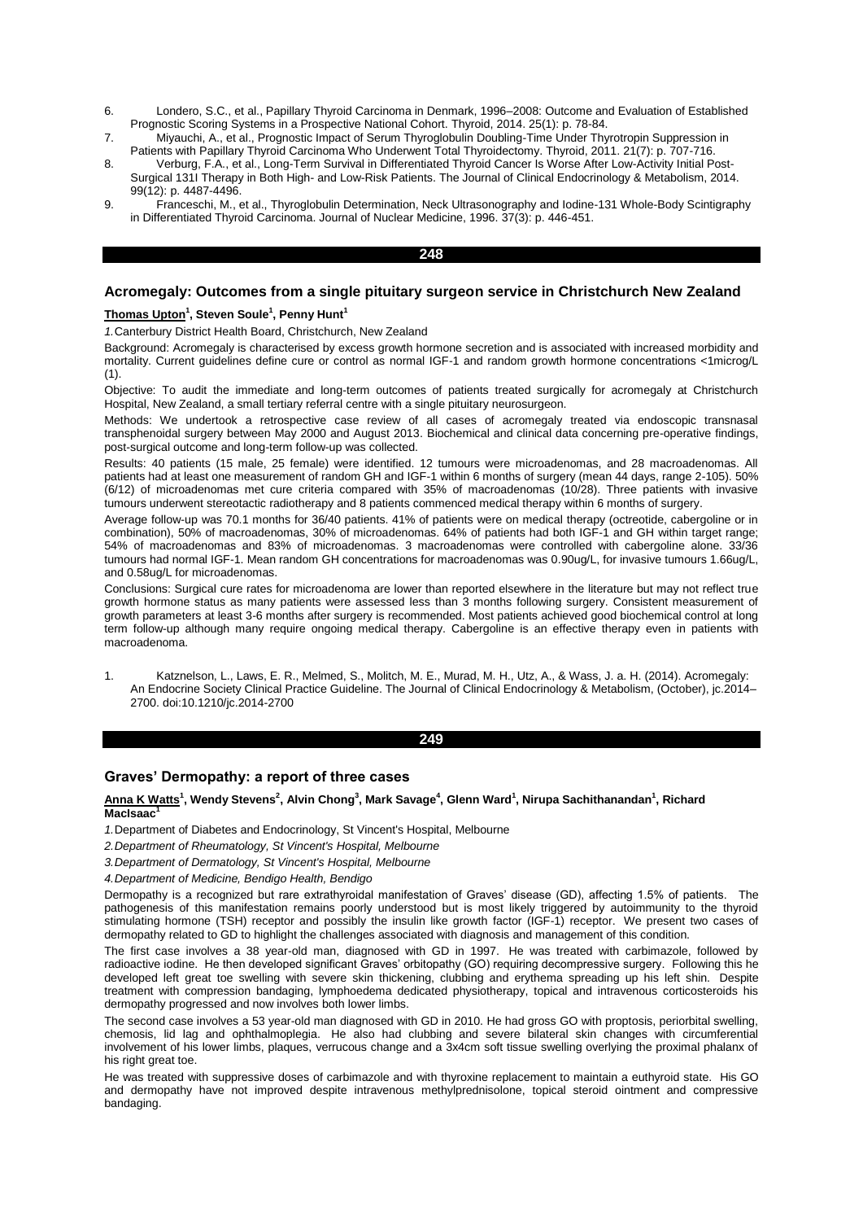6. Londero, S.C., et al., Papillary Thyroid Carcinoma in Denmark, 1996–2008: Outcome and Evaluation of Established Prognostic Scoring Systems in a Prospective National Cohort. Thyroid, 2014. 25(1): p. 78-84.
7. Miyauchi, A., et al., Prognostic Impact of Serum Thyroglobulin Doubling-Time Under Thyrotropin Suppression in Patients with Papillary Thyroid Carcinoma Who Underwent Total Thyroidectomy. Thyroid, 2011. 21(7): p. 707-716.
8. Verburg, F.A., et al., Long-Term Survival in Differentiated Thyroid Cancer Is Worse After Low-Activity Initial Post-Surgical 131I Therapy in Both High- and Low-Risk Patients. The Journal of Clinical Endocrinology & Metabolism, 2014. 99(12): p. 4487-4496.
9. Franceschi, M., et al., Thyroglobulin Determination, Neck Ultrasonography and Iodine-131 Whole-Body Scintigraphy in Differentiated Thyroid Carcinoma. Journal of Nuclear Medicine, 1996. 37(3): p. 446-451.

**248**

## Acromegaly: Outcomes from a single pituitary surgeon service in Christchurch New Zealand

**Thomas Upton[1], Steven Soule[1], Penny Hunt[1]**

*1.*Canterbury District Health Board, Christchurch, New Zealand

Background: Acromegaly is characterised by excess growth hormone secretion and is associated with increased morbidity and mortality. Current guidelines define cure or control as normal IGF-1 and random growth hormone concentrations <1microg/L (1).

Objective: To audit the immediate and long-term outcomes of patients treated surgically for acromegaly at Christchurch Hospital, New Zealand, a small tertiary referral centre with a single pituitary neurosurgeon.

Methods: We undertook a retrospective case review of all cases of acromegaly treated via endoscopic transnasal transphenoidal surgery between May 2000 and August 2013. Biochemical and clinical data concerning pre-operative findings, post-surgical outcome and long-term follow-up was collected.

Results: 40 patients (15 male, 25 female) were identified. 12 tumours were microadenomas, and 28 macroadenomas. All patients had at least one measurement of random GH and IGF-1 within 6 months of surgery (mean 44 days, range 2-105). 50% (6/12) of microadenomas met cure criteria compared with 35% of macroadenomas (10/28). Three patients with invasive tumours underwent stereotactic radiotherapy and 8 patients commenced medical therapy within 6 months of surgery.

Average follow-up was 70.1 months for 36/40 patients. 41% of patients were on medical therapy (octreotide, cabergoline or in combination), 50% of macroadenomas, 30% of microadenomas. 64% of patients had both IGF-1 and GH within target range; 54% of macroadenomas and 83% of microadenomas. 3 macroadenomas were controlled with cabergoline alone. 33/36 tumours had normal IGF-1. Mean random GH concentrations for macroadenomas was 0.90ug/L, for invasive tumours 1.66ug/L, and 0.58ug/L for microadenomas.

Conclusions: Surgical cure rates for microadenoma are lower than reported elsewhere in the literature but may not reflect true growth hormone status as many patients were assessed less than 3 months following surgery. Consistent measurement of growth parameters at least 3-6 months after surgery is recommended. Most patients achieved good biochemical control at long term follow-up although many require ongoing medical therapy. Cabergoline is an effective therapy even in patients with macroadenoma.

1. Katznelson, L., Laws, E. R., Melmed, S., Molitch, M. E., Murad, M. H., Utz, A., & Wass, J. a. H. (2014). Acromegaly: An Endocrine Society Clinical Practice Guideline. The Journal of Clinical Endocrinology & Metabolism, (October), jc.2014–2700. doi:10.1210/jc.2014-2700

**249**

## Graves' Dermopathy: a report of three cases

**Anna K Watts[1], Wendy Stevens[2], Alvin Chong[3], Mark Savage[4], Glenn Ward[1], Nirupa Sachithanandan[1], Richard MacIsaac[1]**

*1.*Department of Diabetes and Endocrinology, St Vincent's Hospital, Melbourne

*2.Department of Rheumatology, St Vincent's Hospital, Melbourne*

*3.Department of Dermatology, St Vincent's Hospital, Melbourne*

*4.Department of Medicine, Bendigo Health, Bendigo*

Dermopathy is a recognized but rare extrathyroidal manifestation of Graves' disease (GD), affecting 1.5% of patients. The pathogenesis of this manifestation remains poorly understood but is most likely triggered by autoimmunity to the thyroid stimulating hormone (TSH) receptor and possibly the insulin like growth factor (IGF-1) receptor. We present two cases of dermopathy related to GD to highlight the challenges associated with diagnosis and management of this condition.

The first case involves a 38 year-old man, diagnosed with GD in 1997. He was treated with carbimazole, followed by radioactive iodine. He then developed significant Graves' orbitopathy (GO) requiring decompressive surgery. Following this he developed left great toe swelling with severe skin thickening, clubbing and erythema spreading up his left shin. Despite treatment with compression bandaging, lymphoedema dedicated physiotherapy, topical and intravenous corticosteroids his dermopathy progressed and now involves both lower limbs.

The second case involves a 53 year-old man diagnosed with GD in 2010. He had gross GO with proptosis, periorbital swelling, chemosis, lid lag and ophthalmoplegia. He also had clubbing and severe bilateral skin changes with circumferential involvement of his lower limbs, plaques, verrucous change and a 3x4cm soft tissue swelling overlying the proximal phalanx of his right great toe.

He was treated with suppressive doses of carbimazole and with thyroxine replacement to maintain a euthyroid state. His GO and dermopathy have not improved despite intravenous methylprednisolone, topical steroid ointment and compressive bandaging.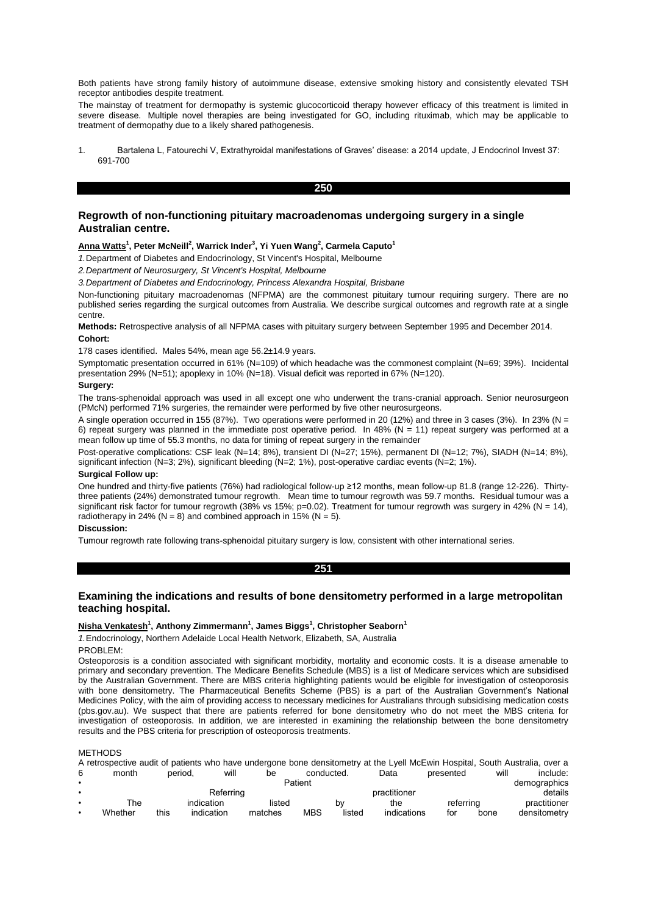Both patients have strong family history of autoimmune disease, extensive smoking history and consistently elevated TSH receptor antibodies despite treatment.

The mainstay of treatment for dermopathy is systemic glucocorticoid therapy however efficacy of this treatment is limited in severe disease. Multiple novel therapies are being investigated for GO, including rituximab, which may be applicable to treatment of dermopathy due to a likely shared pathogenesis.

1. Bartalena L, Fatourechi V, Extrathyroidal manifestations of Graves' disease: a 2014 update, J Endocrinol Invest 37: 691-700

## 250

### Regrowth of non-functioning pituitary macroadenomas undergoing surgery in a single Australian centre.

**Anna Watts[1], Peter McNeill[2], Warrick Inder[3], Yi Yuen Wang[2], Carmela Caputo[1]**

*1.Department of Diabetes and Endocrinology, St Vincent's Hospital, Melbourne*

*2.Department of Neurosurgery, St Vincent's Hospital, Melbourne*

*3.Department of Diabetes and Endocrinology, Princess Alexandra Hospital, Brisbane*

Non-functioning pituitary macroadenomas (NFPMA) are the commonest pituitary tumour requiring surgery. There are no published series regarding the surgical outcomes from Australia. We describe surgical outcomes and regrowth rate at a single centre.

**Methods:** Retrospective analysis of all NFPMA cases with pituitary surgery between September 1995 and December 2014.

**Cohort:**

178 cases identified. Males 54%, mean age 56.2±14.9 years.

Symptomatic presentation occurred in 61% (N=109) of which headache was the commonest complaint (N=69; 39%). Incidental presentation 29% (N=51); apoplexy in 10% (N=18). Visual deficit was reported in 67% (N=120).

**Surgery:**

The trans-sphenoidal approach was used in all except one who underwent the trans-cranial approach. Senior neurosurgeon (PMcN) performed 71% surgeries, the remainder were performed by five other neurosurgeons.

A single operation occurred in 155 (87%). Two operations were performed in 20 (12%) and three in 3 cases (3%). In 23% (N = 6) repeat surgery was planned in the immediate post operative period. In 48% (N = 11) repeat surgery was performed at a mean follow up time of 55.3 months, no data for timing of repeat surgery in the remainder

Post-operative complications: CSF leak (N=14; 8%), transient DI (N=27; 15%), permanent DI (N=12; 7%), SIADH (N=14; 8%), significant infection (N=3; 2%), significant bleeding (N=2; 1%), post-operative cardiac events (N=2; 1%).

**Surgical Follow up:**

One hundred and thirty-five patients (76%) had radiological follow-up ≥12 months, mean follow-up 81.8 (range 12-226). Thirty-three patients (24%) demonstrated tumour regrowth. Mean time to tumour regrowth was 59.7 months. Residual tumour was a significant risk factor for tumour regrowth (38% vs 15%; p=0.02). Treatment for tumour regrowth was surgery in 42% (N = 14), radiotherapy in 24% (N = 8) and combined approach in 15% (N = 5).

**Discussion:**

Tumour regrowth rate following trans-sphenoidal pituitary surgery is low, consistent with other international series.

## 251

### Examining the indications and results of bone densitometry performed in a large metropolitan teaching hospital.

**Nisha Venkatesh[1], Anthony Zimmermann[1], James Biggs[1], Christopher Seaborn[1]**

*1.Endocrinology, Northern Adelaide Local Health Network, Elizabeth, SA, Australia*

PROBLEM:

Osteoporosis is a condition associated with significant morbidity, mortality and economic costs. It is a disease amenable to primary and secondary prevention. The Medicare Benefits Schedule (MBS) is a list of Medicare services which are subsidised by the Australian Government. There are MBS criteria highlighting patients would be eligible for investigation of osteoporosis with bone densitometry. The Pharmaceutical Benefits Scheme (PBS) is a part of the Australian Government's National Medicines Policy, with the aim of providing access to necessary medicines for Australians through subsidising medication costs (pbs.gov.au). We suspect that there are patients referred for bone densitometry who do not meet the MBS criteria for investigation of osteoporosis. In addition, we are interested in examining the relationship between the bone densitometry results and the PBS criteria for prescription of osteoporosis treatments.

METHODS

A retrospective audit of patients who have undergone bone densitometry at the Lyell McEwin Hospital, South Australia, over a 6 month period, will be conducted. Data presented will include:

- Patient demographics
- Referring practitioner details
- The indication listed by the referring practitioner
- Whether this indication matches MBS listed indications for bone densitometry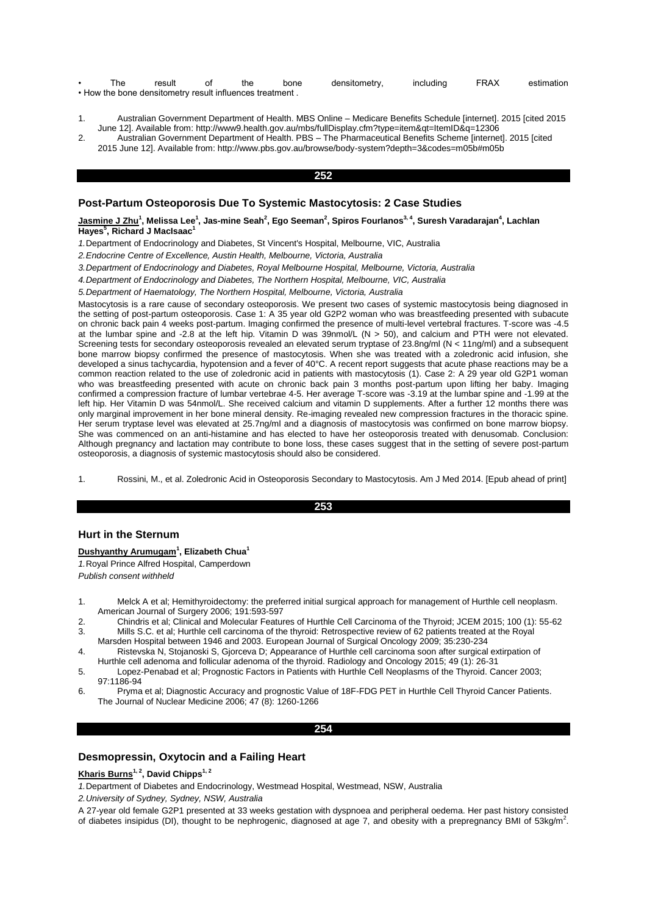- The result of the bone densitometry, including FRAX estimation
- How the bone densitometry result influences treatment .

1. Australian Government Department of Health. MBS Online – Medicare Benefits Schedule [internet]. 2015 [cited 2015 June 12]. Available from: http://www9.health.gov.au/mbs/fullDisplay.cfm?type=item&qt=ItemID&q=12306
2. Australian Government Department of Health. PBS – The Pharmaceutical Benefits Scheme [internet]. 2015 [cited 2015 June 12]. Available from: http://www.pbs.gov.au/browse/body-system?depth=3&codes=m05b#m05b

## 252

### Post-Partum Osteoporosis Due To Systemic Mastocytosis: 2 Case Studies

**Jasmine J Zhu[1], Melissa Lee[1], Jas-mine Seah[2], Ego Seeman[2], Spiros Fourlanos[3, 4], Suresh Varadarajan[4], Lachlan Hayes[5], Richard J MacIsaac[1]**

*1.* Department of Endocrinology and Diabetes, St Vincent's Hospital, Melbourne, VIC, Australia

*2.Endocrine Centre of Excellence, Austin Health, Melbourne, Victoria, Australia*

*3.Department of Endocrinology and Diabetes, Royal Melbourne Hospital, Melbourne, Victoria, Australia*

*4.Department of Endocrinology and Diabetes, The Northern Hospital, Melbourne, VIC, Australia*

*5.Department of Haematology, The Northern Hospital, Melbourne, Victoria, Australia*

Mastocytosis is a rare cause of secondary osteoporosis. We present two cases of systemic mastocytosis being diagnosed in the setting of post-partum osteoporosis. Case 1: A 35 year old G2P2 woman who was breastfeeding presented with subacute on chronic back pain 4 weeks post-partum. Imaging confirmed the presence of multi-level vertebral fractures. T-score was -4.5 at the lumbar spine and -2.8 at the left hip. Vitamin D was 39nmol/L (N > 50), and calcium and PTH were not elevated. Screening tests for secondary osteoporosis revealed an elevated serum tryptase of 23.8ng/ml (N < 11ng/ml) and a subsequent bone marrow biopsy confirmed the presence of mastocytosis. When she was treated with a zoledronic acid infusion, she developed a sinus tachycardia, hypotension and a fever of 40°C. A recent report suggests that acute phase reactions may be a common reaction related to the use of zoledronic acid in patients with mastocytosis (1). Case 2: A 29 year old G2P1 woman who was breastfeeding presented with acute on chronic back pain 3 months post-partum upon lifting her baby. Imaging confirmed a compression fracture of lumbar vertebrae 4-5. Her average T-score was -3.19 at the lumbar spine and -1.99 at the left hip. Her Vitamin D was 54nmol/L. She received calcium and vitamin D supplements. After a further 12 months there was only marginal improvement in her bone mineral density. Re-imaging revealed new compression fractures in the thoracic spine. Her serum tryptase level was elevated at 25.7ng/ml and a diagnosis of mastocytosis was confirmed on bone marrow biopsy. She was commenced on an anti-histamine and has elected to have her osteoporosis treated with denusomab. Conclusion: Although pregnancy and lactation may contribute to bone loss, these cases suggest that in the setting of severe post-partum osteoporosis, a diagnosis of systemic mastocytosis should also be considered.

1. Rossini, M., et al. Zoledronic Acid in Osteoporosis Secondary to Mastocytosis. Am J Med 2014. [Epub ahead of print]

## 253

### Hurt in the Sternum

**Dushyanthy Arumugam[1], Elizabeth Chua[1]**

*1.* Royal Prince Alfred Hospital, Camperdown

*Publish consent withheld*

1. Melck A et al; Hemithyroidectomy: the preferred initial surgical approach for management of Hurthle cell neoplasm. American Journal of Surgery 2006; 191:593-597
2. Chindris et al; Clinical and Molecular Features of Hurthle Cell Carcinoma of the Thyroid; JCEM 2015; 100 (1): 55-62
3. Mills S.C. et al; Hurthle cell carcinoma of the thyroid: Retrospective review of 62 patients treated at the Royal Marsden Hospital between 1946 and 2003. European Journal of Surgical Oncology 2009; 35:230-234
4. Ristevska N, Stojanoski S, Gjorceva D; Appearance of Hurthle cell carcinoma soon after surgical extirpation of Hurthle cell adenoma and follicular adenoma of the thyroid. Radiology and Oncology 2015; 49 (1): 26-31
5. Lopez-Penabad et al; Prognostic Factors in Patients with Hurthle Cell Neoplasms of the Thyroid. Cancer 2003; 97:1186-94
6. Pryma et al; Diagnostic Accuracy and prognostic Value of 18F-FDG PET in Hurthle Cell Thyroid Cancer Patients. The Journal of Nuclear Medicine 2006; 47 (8): 1260-1266

## 254

### Desmopressin, Oxytocin and a Failing Heart

**Kharis Burns[1, 2], David Chipps[1, 2]**

*1.* Department of Diabetes and Endocrinology, Westmead Hospital, Westmead, NSW, Australia

*2.University of Sydney, Sydney, NSW, Australia*

A 27-year old female G2P1 presented at 33 weeks gestation with dyspnoea and peripheral oedema. Her past history consisted of diabetes insipidus (DI), thought to be nephrogenic, diagnosed at age 7, and obesity with a prepregnancy BMI of 53kg/m$^2$.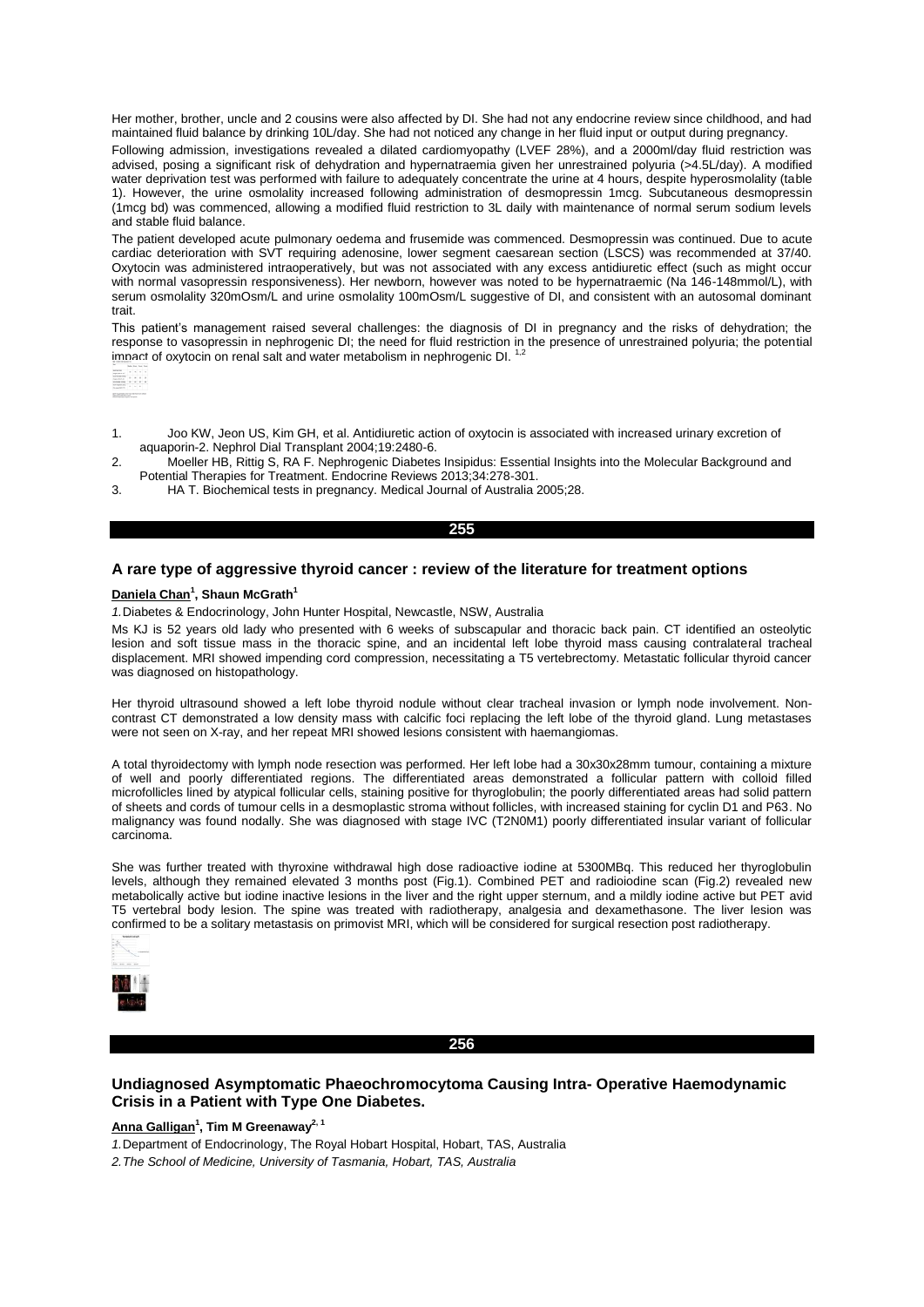Her mother, brother, uncle and 2 cousins were also affected by DI. She had not any endocrine review since childhood, and had maintained fluid balance by drinking 10L/day. She had not noticed any change in her fluid input or output during pregnancy.

Following admission, investigations revealed a dilated cardiomyopathy (LVEF 28%), and a 2000ml/day fluid restriction was advised, posing a significant risk of dehydration and hypernatraemia given her unrestrained polyuria (>4.5L/day). A modified water deprivation test was performed with failure to adequately concentrate the urine at 4 hours, despite hyperosmolality (table 1). However, the urine osmolality increased following administration of desmopressin 1mcg. Subcutaneous desmopressin (1mcg bd) was commenced, allowing a modified fluid restriction to 3L daily with maintenance of normal serum sodium levels and stable fluid balance.

The patient developed acute pulmonary oedema and frusemide was commenced. Desmopressin was continued. Due to acute cardiac deterioration with SVT requiring adenosine, lower segment caesarean section (LSCS) was recommended at 37/40. Oxytocin was administered intraoperatively, but was not associated with any excess antidiuretic effect (such as might occur with normal vasopressin responsiveness). Her newborn, however was noted to be hypernatraemic (Na 146-148mmol/L), with serum osmolality 320mOsm/L and urine osmolality 100mOsm/L suggestive of DI, and consistent with an autosomal dominant trait.

This patient's management raised several challenges: the diagnosis of DI in pregnancy and the risks of dehydration; the response to vasopressin in nephrogenic DI; the need for fluid restriction in the presence of unrestrained polyuria; the potential impact of oxytocin on renal salt and water metabolism in nephrogenic DI. [1,2]

1. Joo KW, Jeon US, Kim GH, et al. Antidiuretic action of oxytocin is associated with increased urinary excretion of aquaporin-2. Nephrol Dial Transplant 2004;19:2480-6.
2. Moeller HB, Rittig S, RA F. Nephrogenic Diabetes Insipidus: Essential Insights into the Molecular Background and Potential Therapies for Treatment. Endocrine Reviews 2013;34:278-301.
3. HA T. Biochemical tests in pregnancy. Medical Journal of Australia 2005;28.

## 255

### A rare type of aggressive thyroid cancer : review of the literature for treatment options

**Daniela Chan[1], Shaun McGrath[1]**

*1. Diabetes & Endocrinology, John Hunter Hospital, Newcastle, NSW, Australia*

Ms KJ is 52 years old lady who presented with 6 weeks of subscapular and thoracic back pain. CT identified an osteolytic lesion and soft tissue mass in the thoracic spine, and an incidental left lobe thyroid mass causing contralateral tracheal displacement. MRI showed impending cord compression, necessitating a T5 vertebrectomy. Metastatic follicular thyroid cancer was diagnosed on histopathology.

Her thyroid ultrasound showed a left lobe thyroid nodule without clear tracheal invasion or lymph node involvement. Non-contrast CT demonstrated a low density mass with calcific foci replacing the left lobe of the thyroid gland. Lung metastases were not seen on X-ray, and her repeat MRI showed lesions consistent with haemangiomas.

A total thyroidectomy with lymph node resection was performed. Her left lobe had a 30x30x28mm tumour, containing a mixture of well and poorly differentiated regions. The differentiated areas demonstrated a follicular pattern with colloid filled microfollicles lined by atypical follicular cells, staining positive for thyroglobulin; the poorly differentiated areas had solid pattern of sheets and cords of tumour cells in a desmoplastic stroma without follicles, with increased staining for cyclin D1 and P63. No malignancy was found nodally. She was diagnosed with stage IVC (T2N0M1) poorly differentiated insular variant of follicular carcinoma.

She was further treated with thyroxine withdrawal high dose radioactive iodine at 5300MBq. This reduced her thyroglobulin levels, although they remained elevated 3 months post (Fig.1). Combined PET and radioiodine scan (Fig.2) revealed new metabolically active but iodine inactive lesions in the liver and the right upper sternum, and a mildly iodine active but PET avid T5 vertebral body lesion. The spine was treated with radiotherapy, analgesia and dexamethasone. The liver lesion was confirmed to be a solitary metastasis on primovist MRI, which will be considered for surgical resection post radiotherapy.

## 256

### Undiagnosed Asymptomatic Phaeochromocytoma Causing Intra- Operative Haemodynamic Crisis in a Patient with Type One Diabetes.

**Anna Galligan[1], Tim M Greenaway[2, 1]**

*1. Department of Endocrinology, The Royal Hobart Hospital, Hobart, TAS, Australia*

*2. The School of Medicine, University of Tasmania, Hobart, TAS, Australia*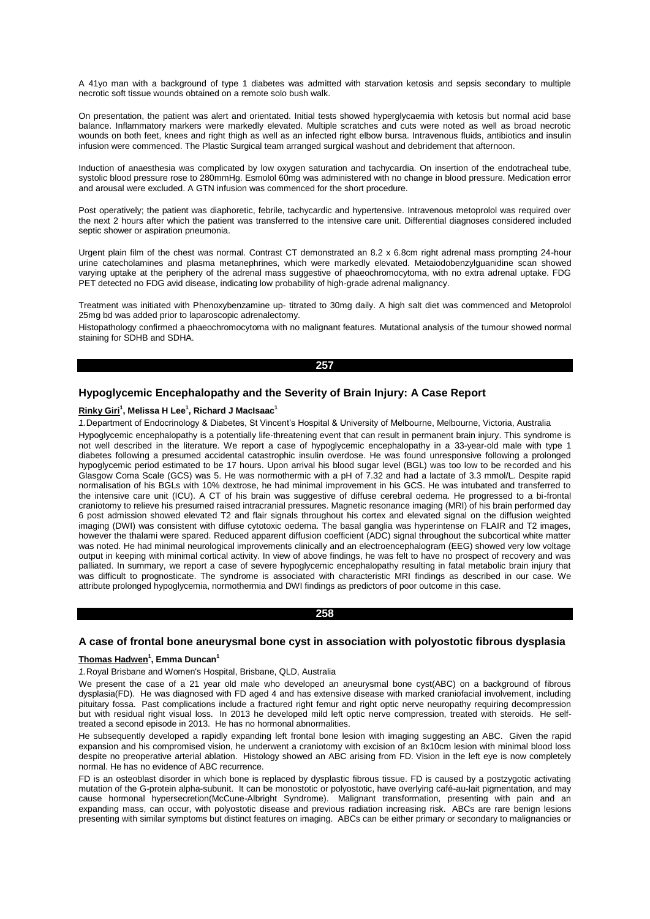A 41yo man with a background of type 1 diabetes was admitted with starvation ketosis and sepsis secondary to multiple necrotic soft tissue wounds obtained on a remote solo bush walk.

On presentation, the patient was alert and orientated. Initial tests showed hyperglycaemia with ketosis but normal acid base balance. Inflammatory markers were markedly elevated. Multiple scratches and cuts were noted as well as broad necrotic wounds on both feet, knees and right thigh as well as an infected right elbow bursa. Intravenous fluids, antibiotics and insulin infusion were commenced. The Plastic Surgical team arranged surgical washout and debridement that afternoon.

Induction of anaesthesia was complicated by low oxygen saturation and tachycardia. On insertion of the endotracheal tube, systolic blood pressure rose to 280mmHg. Esmolol 60mg was administered with no change in blood pressure. Medication error and arousal were excluded. A GTN infusion was commenced for the short procedure.

Post operatively; the patient was diaphoretic, febrile, tachycardic and hypertensive. Intravenous metoprolol was required over the next 2 hours after which the patient was transferred to the intensive care unit. Differential diagnoses considered included septic shower or aspiration pneumonia.

Urgent plain film of the chest was normal. Contrast CT demonstrated an 8.2 x 6.8cm right adrenal mass prompting 24-hour urine catecholamines and plasma metanephrines, which were markedly elevated. Metaiodobenzylguanidine scan showed varying uptake at the periphery of the adrenal mass suggestive of phaeochromocytoma, with no extra adrenal uptake. FDG PET detected no FDG avid disease, indicating low probability of high-grade adrenal malignancy.

Treatment was initiated with Phenoxybenzamine up- titrated to 30mg daily. A high salt diet was commenced and Metoprolol 25mg bd was added prior to laparoscopic adrenalectomy.

Histopathology confirmed a phaeochromocytoma with no malignant features. Mutational analysis of the tumour showed normal staining for SDHB and SDHA.

## 257

### Hypoglycemic Encephalopathy and the Severity of Brain Injury: A Case Report

**Rinky Giri[1], Melissa H Lee[1], Richard J MacIsaac[1]**

*1.* Department of Endocrinology & Diabetes, St Vincent's Hospital & University of Melbourne, Melbourne, Victoria, Australia

Hypoglycemic encephalopathy is a potentially life-threatening event that can result in permanent brain injury. This syndrome is not well described in the literature. We report a case of hypoglycemic encephalopathy in a 33-year-old male with type 1 diabetes following a presumed accidental catastrophic insulin overdose. He was found unresponsive following a prolonged hypoglycemic period estimated to be 17 hours. Upon arrival his blood sugar level (BGL) was too low to be recorded and his Glasgow Coma Scale (GCS) was 5. He was normothermic with a pH of 7.32 and had a lactate of 3.3 mmol/L. Despite rapid normalisation of his BGLs with 10% dextrose, he had minimal improvement in his GCS. He was intubated and transferred to the intensive care unit (ICU). A CT of his brain was suggestive of diffuse cerebral oedema. He progressed to a bi-frontal craniotomy to relieve his presumed raised intracranial pressures. Magnetic resonance imaging (MRI) of his brain performed day 6 post admission showed elevated T2 and flair signals throughout his cortex and elevated signal on the diffusion weighted imaging (DWI) was consistent with diffuse cytotoxic oedema. The basal ganglia was hyperintense on FLAIR and T2 images, however the thalami were spared. Reduced apparent diffusion coefficient (ADC) signal throughout the subcortical white matter was noted. He had minimal neurological improvements clinically and an electroencephalogram (EEG) showed very low voltage output in keeping with minimal cortical activity. In view of above findings, he was felt to have no prospect of recovery and was palliated. In summary, we report a case of severe hypoglycemic encephalopathy resulting in fatal metabolic brain injury that was difficult to prognosticate. The syndrome is associated with characteristic MRI findings as described in our case. We attribute prolonged hypoglycemia, normothermia and DWI findings as predictors of poor outcome in this case.

## 258

### A case of frontal bone aneurysmal bone cyst in association with polyostotic fibrous dysplasia

**Thomas Hadwen[1], Emma Duncan[1]**

*1.* Royal Brisbane and Women's Hospital, Brisbane, QLD, Australia

We present the case of a 21 year old male who developed an aneurysmal bone cyst(ABC) on a background of fibrous dysplasia(FD). He was diagnosed with FD aged 4 and has extensive disease with marked craniofacial involvement, including pituitary fossa. Past complications include a fractured right femur and right optic nerve neuropathy requiring decompression but with residual right visual loss. In 2013 he developed mild left optic nerve compression, treated with steroids. He self-treated a second episode in 2013. He has no hormonal abnormalities.

He subsequently developed a rapidly expanding left frontal bone lesion with imaging suggesting an ABC. Given the rapid expansion and his compromised vision, he underwent a craniotomy with excision of an 8x10cm lesion with minimal blood loss despite no preoperative arterial ablation. Histology showed an ABC arising from FD. Vision in the left eye is now completely normal. He has no evidence of ABC recurrence.

FD is an osteoblast disorder in which bone is replaced by dysplastic fibrous tissue. FD is caused by a postzygotic activating mutation of the G-protein alpha-subunit. It can be monostotic or polyostotic, have overlying café-au-lait pigmentation, and may cause hormonal hypersecretion(McCune-Albright Syndrome). Malignant transformation, presenting with pain and an expanding mass, can occur, with polyostotic disease and previous radiation increasing risk. ABCs are rare benign lesions presenting with similar symptoms but distinct features on imaging. ABCs can be either primary or secondary to malignancies or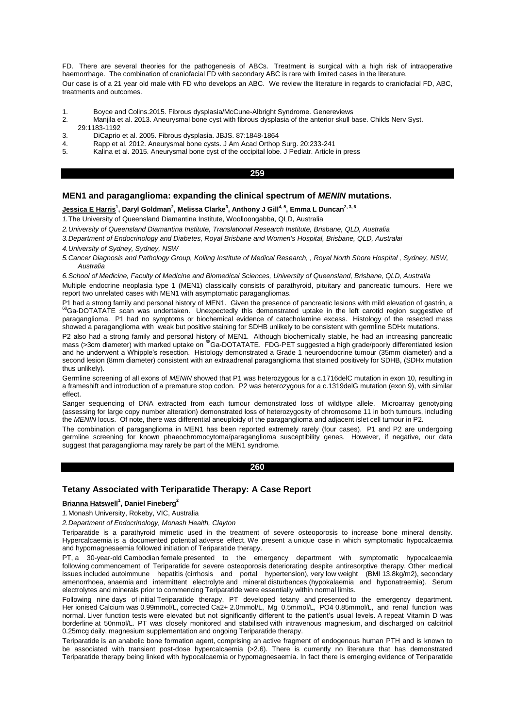FD. There are several theories for the pathogenesis of ABCs. Treatment is surgical with a high risk of intraoperative haemorrhage. The combination of craniofacial FD with secondary ABC is rare with limited cases in the literature.

Our case is of a 21 year old male with FD who develops an ABC. We review the literature in regards to craniofacial FD, ABC, treatments and outcomes.

1. Boyce and Colins.2015. Fibrous dysplasia/McCune-Albright Syndrome. Genereviews
2. Manjila et al. 2013. Aneurysmal bone cyst with fibrous dysplasia of the anterior skull base. Childs Nerv Syst. 29:1183-1192
3. DiCaprio et al. 2005. Fibrous dysplasia. JBJS. 87:1848-1864
4. Rapp et al. 2012. Aneurysmal bone cysts. J Am Acad Orthop Surg. 20:233-241
5. Kalina et al. 2015. Aneurysmal bone cyst of the occipital lobe. J Pediatr. Article in press

## 259

### MEN1 and paraganglioma: expanding the clinical spectrum of *MENIN* mutations.

**Jessica E Harris**[1], **Daryl Goldman**[2], **Melissa Clarke**[3], **Anthony J Gill**[4, 5], **Emma L Duncan**[2, 3, 6]

*1.* The University of Queensland Diamantina Institute, Woolloongabba, QLD, Australia

*2. University of Queensland Diamantina Institute, Translational Research Institute, Brisbane, QLD, Australia*

*3. Department of Endocrinology and Diabetes, Royal Brisbane and Women's Hospital, Brisbane, QLD, Australai*

*4. University of Sydney, Sydney, NSW*

*5. Cancer Diagnosis and Pathology Group, Kolling Institute of Medical Research, , Royal North Shore Hospital , Sydney, NSW, Australia*

*6. School of Medicine, Faculty of Medicine and Biomedical Sciences, University of Queensland, Brisbane, QLD, Australia*

Multiple endocrine neoplasia type 1 (MEN1) classically consists of parathyroid, pituitary and pancreatic tumours. Here we report two unrelated cases with MEN1 with asymptomatic paragangliomas.

P1 had a strong family and personal history of MEN1. Given the presence of pancreatic lesions with mild elevation of gastrin, a $^{68}$Ga-DOTATATE scan was undertaken. Unexpectedly this demonstrated uptake in the left carotid region suggestive of paraganglioma. P1 had no symptoms or biochemical evidence of catecholamine excess. Histology of the resected mass showed a paraganglioma with weak but positive staining for SDHB unlikely to be consistent with germline SDHx mutations.

P2 also had a strong family and personal history of MEN1. Although biochemically stable, he had an increasing pancreatic mass (>3cm diameter) with marked uptake on $^{68}$Ga-DOTATATE. FDG-PET suggested a high grade/poorly differentiated lesion and he underwent a Whipple's resection. Histology demonstrated a Grade 1 neuroendocrine tumour (35mm diameter) and a second lesion (8mm diameter) consistent with an extraadrenal paraganglioma that stained positively for SDHB, (SDHx mutation thus unlikely).

Germline screening of all exons of *MENIN* showed that P1 was heterozygous for a c.1716delC mutation in exon 10, resulting in a frameshift and introduction of a premature stop codon. P2 was heterozygous for a c.1319delG mutation (exon 9), with similar effect.

Sanger sequencing of DNA extracted from each tumour demonstrated loss of wildtype allele. Microarray genotyping (assessing for large copy number alteration) demonstrated loss of heterozygosity of chromosome 11 in both tumours, including the *MENIN* locus. Of note, there was differential aneuploidy of the paraganglioma and adjacent islet cell tumour in P2.

The combination of paraganglioma in MEN1 has been reported extremely rarely (four cases). P1 and P2 are undergoing germline screening for known phaeochromocytoma/paraganglioma susceptibility genes. However, if negative, our data suggest that paraganglioma may rarely be part of the MEN1 syndrome.

## 260

### Tetany Associated with Teriparatide Therapy: A Case Report

**Brianna Hatswell**[1], **Daniel Fineberg**[2]

*1.* Monash University, Rokeby, VIC, Australia

*2. Department of Endocrinology, Monash Health, Clayton*

Teriparatide is a parathyroid mimetic used in the treatment of severe osteoporosis to increase bone mineral density. Hypercalcaemia is a documented potential adverse effect. We present a unique case in which symptomatic hypocalcaemia and hypomagnesaemia followed initiation of Teriparatide therapy.

PT, a 30-year-old Cambodian female presented to the emergency department with symptomatic hypocalcaemia following commencement of Teriparatide for severe osteoporosis deteriorating despite antiresorptive therapy. Other medical issues included autoimmune hepatitis (cirrhosis and portal hypertension), very low weight (BMI 13.8kg/m2), secondary amenorrhoea, anaemia and intermittent electrolyte and mineral disturbances (hypokalaemia and hyponatraemia). Serum electrolytes and minerals prior to commencing Teriparatide were essentially within normal limits.

Following nine days of initial Teriparatide therapy, PT developed tetany and presented to the emergency department. Her ionised Calcium was 0.99mmol/L, corrected $Ca2+$ 2.0mmol/L, Mg 0.5mmol/L, PO4 0.85mmol/L, and renal function was normal. Liver function tests were elevated but not significantly different to the patient's usual levels. A repeat Vitamin D was borderline at 50nmol/L. PT was closely monitored and stabilised with intravenous magnesium, and discharged on calcitriol 0.25mcg daily, magnesium supplementation and ongoing Teriparatide therapy.

Teriparatide is an anabolic bone formation agent, comprising an active fragment of endogenous human PTH and is known to be associated with transient post-dose hypercalcaemia (>2.6). There is currently no literature that has demonstrated Teriparatide therapy being linked with hypocalcaemia or hypomagnesaemia. In fact there is emerging evidence of Teriparatide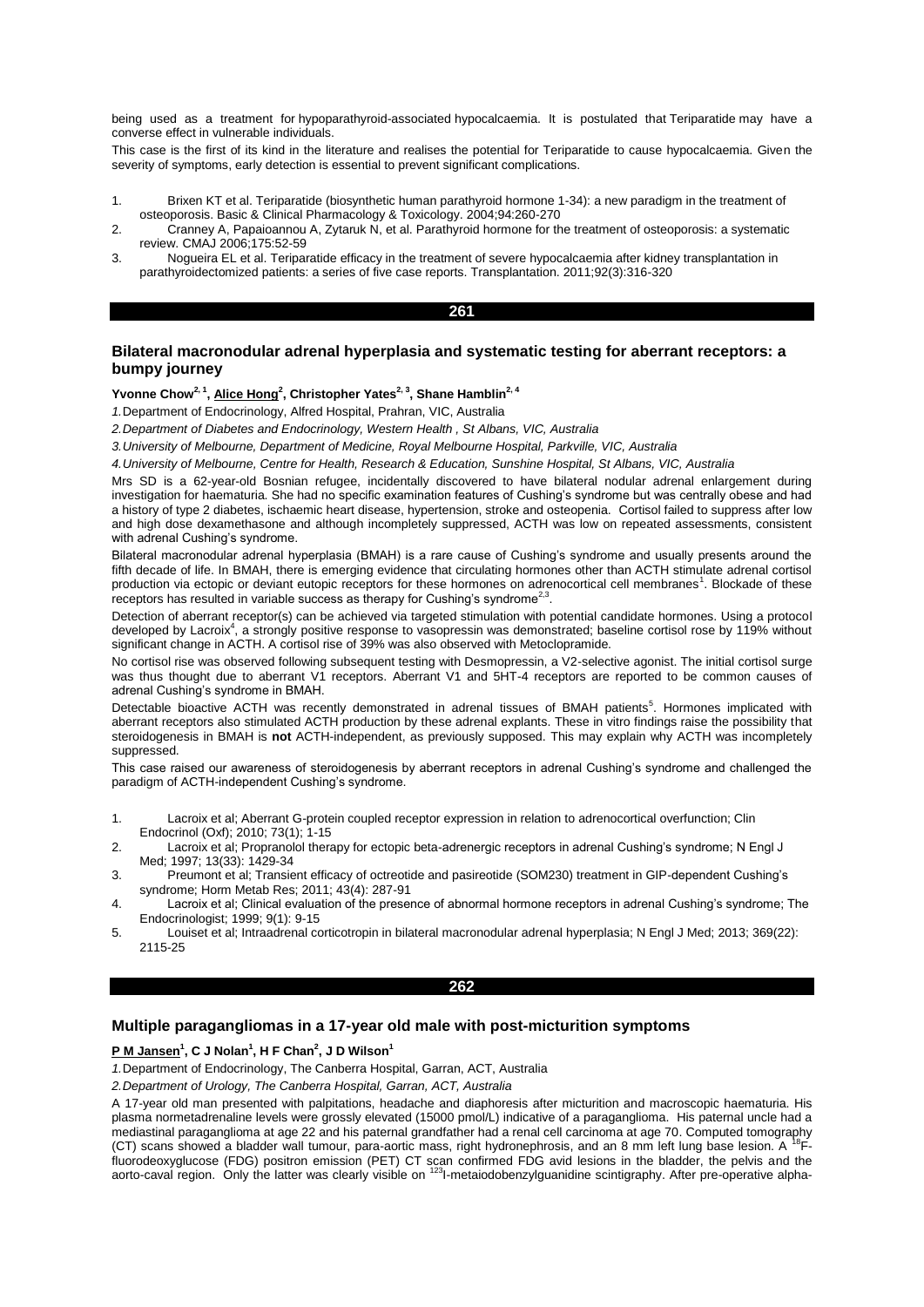being used as a treatment for hypoparathyroid-associated hypocalcaemia. It is postulated that Teriparatide may have a converse effect in vulnerable individuals.

This case is the first of its kind in the literature and realises the potential for Teriparatide to cause hypocalcaemia. Given the severity of symptoms, early detection is essential to prevent significant complications.

1. Brixen KT et al. Teriparatide (biosynthetic human parathyroid hormone 1-34): a new paradigm in the treatment of osteoporosis. Basic & Clinical Pharmacology & Toxicology. 2004;94:260-270
2. Cranney A, Papaioannou A, Zytaruk N, et al. Parathyroid hormone for the treatment of osteoporosis: a systematic review. CMAJ 2006;175:52-59
3. Nogueira EL et al. Teriparatide efficacy in the treatment of severe hypocalcaemia after kidney transplantation in parathyroidectomized patients: a series of five case reports. Transplantation. 2011;92(3):316-320

## 261

### Bilateral macronodular adrenal hyperplasia and systematic testing for aberrant receptors: a bumpy journey

**Yvonne Chow[2, 1], Alice Hong[2], Christopher Yates[2, 3], Shane Hamblin[2, 4]**

*1.* Department of Endocrinology, Alfred Hospital, Prahran, VIC, Australia

*2. Department of Diabetes and Endocrinology, Western Health , St Albans, VIC, Australia*

*3. University of Melbourne, Department of Medicine, Royal Melbourne Hospital, Parkville, VIC, Australia*

*4. University of Melbourne, Centre for Health, Research & Education, Sunshine Hospital, St Albans, VIC, Australia*

Mrs SD is a 62-year-old Bosnian refugee, incidentally discovered to have bilateral nodular adrenal enlargement during investigation for haematuria. She had no specific examination features of Cushing's syndrome but was centrally obese and had a history of type 2 diabetes, ischaemic heart disease, hypertension, stroke and osteopenia. Cortisol failed to suppress after low and high dose dexamethasone and although incompletely suppressed, ACTH was low on repeated assessments, consistent with adrenal Cushing's syndrome.

Bilateral macronodular adrenal hyperplasia (BMAH) is a rare cause of Cushing's syndrome and usually presents around the fifth decade of life. In BMAH, there is emerging evidence that circulating hormones other than ACTH stimulate adrenal cortisol production via ectopic or deviant eutopic receptors for these hormones on adrenocortical cell membranes[1]. Blockade of these receptors has resulted in variable success as therapy for Cushing's syndrome[2,3].

Detection of aberrant receptor(s) can be achieved via targeted stimulation with potential candidate hormones. Using a protocol developed by Lacroix[4], a strongly positive response to vasopressin was demonstrated; baseline cortisol rose by 119% without significant change in ACTH. A cortisol rise of 39% was also observed with Metoclopramide.

No cortisol rise was observed following subsequent testing with Desmopressin, a V2-selective agonist. The initial cortisol surge was thus thought due to aberrant V1 receptors. Aberrant V1 and 5HT-4 receptors are reported to be common causes of adrenal Cushing's syndrome in BMAH.

Detectable bioactive ACTH was recently demonstrated in adrenal tissues of BMAH patients[5]. Hormones implicated with aberrant receptors also stimulated ACTH production by these adrenal explants. These in vitro findings raise the possibility that steroidogenesis in BMAH is **not** ACTH-independent, as previously supposed. This may explain why ACTH was incompletely suppressed.

This case raised our awareness of steroidogenesis by aberrant receptors in adrenal Cushing's syndrome and challenged the paradigm of ACTH-independent Cushing's syndrome.

1. Lacroix et al; Aberrant G-protein coupled receptor expression in relation to adrenocortical overfunction; Clin Endocrinol (Oxf); 2010; 73(1); 1-15
2. Lacroix et al; Propranolol therapy for ectopic beta-adrenergic receptors in adrenal Cushing's syndrome; N Engl J Med; 1997; 13(33): 1429-34
3. Preumont et al; Transient efficacy of octreotide and pasireotide (SOM230) treatment in GIP-dependent Cushing's syndrome; Horm Metab Res; 2011; 43(4): 287-91
4. Lacroix et al; Clinical evaluation of the presence of abnormal hormone receptors in adrenal Cushing's syndrome; The Endocrinologist; 1999; 9(1): 9-15
5. Louiset et al; Intraadrenal corticotropin in bilateral macronodular adrenal hyperplasia; N Engl J Med; 2013; 369(22): 2115-25

## 262

### Multiple paragangliomas in a 17-year old male with post-micturition symptoms

**P M Jansen[1], C J Nolan[1], H F Chan[2], J D Wilson[1]**

*1.* Department of Endocrinology, The Canberra Hospital, Garran, ACT, Australia

*2. Department of Urology, The Canberra Hospital, Garran, ACT, Australia*

A 17-year old man presented with palpitations, headache and diaphoresis after micturition and macroscopic haematuria. His plasma normetadrenaline levels were grossly elevated (15000 pmol/L) indicative of a paraganglioma. His paternal uncle had a mediastinal paraganglioma at age 22 and his paternal grandfather had a renal cell carcinoma at age 70. Computed tomography (CT) scans showed a bladder wall tumour, para-aortic mass, right hydronephrosis, and an 8 mm left lung base lesion. A $^{18}$F-fluorodeoxyglucose (FDG) positron emission (PET) CT scan confirmed FDG avid lesions in the bladder, the pelvis and the aorto-caval region. Only the latter was clearly visible on $^{123}$I-metaiodobenzylguanidine scintigraphy. After pre-operative alpha-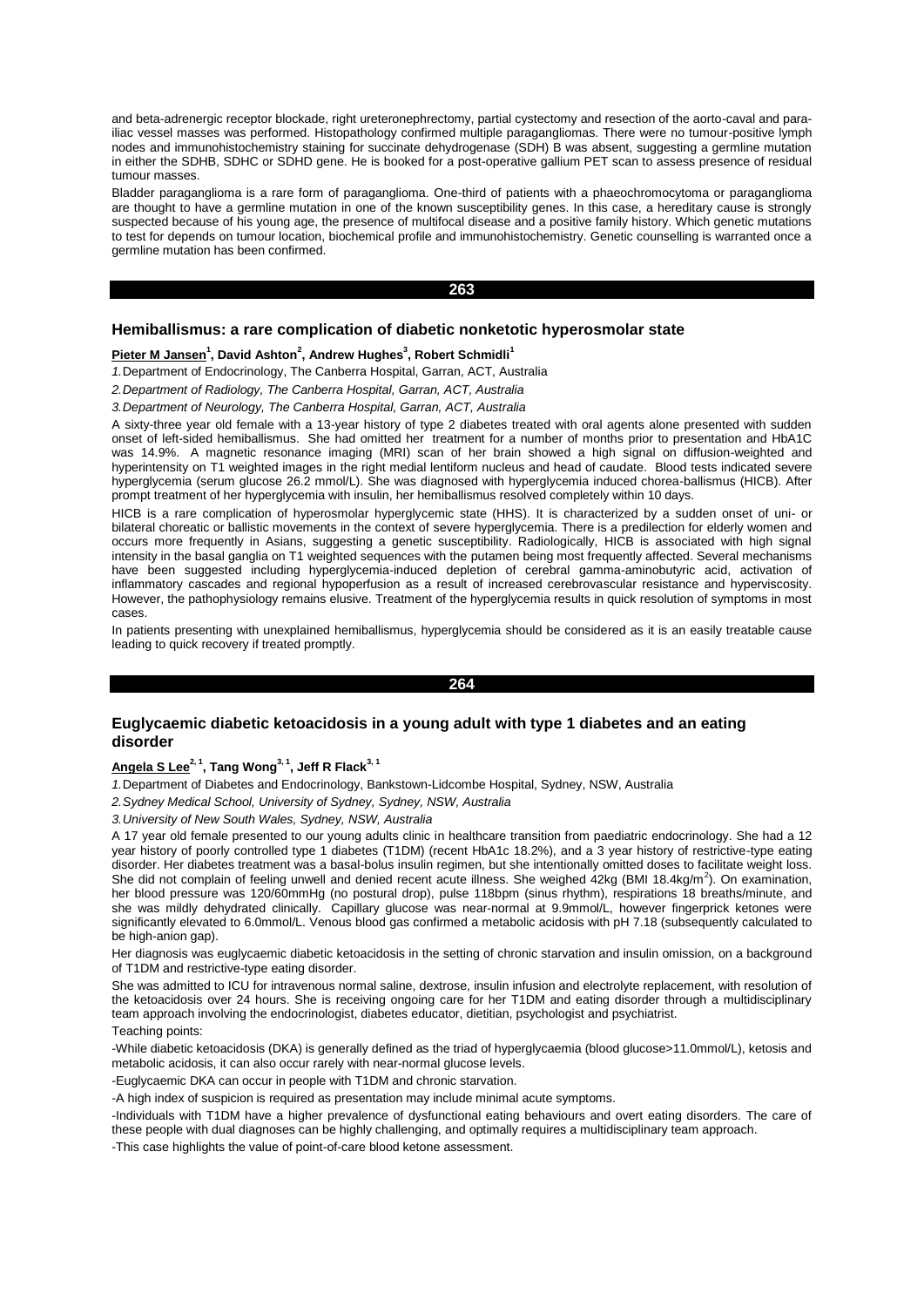and beta-adrenergic receptor blockade, right ureteronephrectomy, partial cystectomy and resection of the aorto-caval and para-iliac vessel masses was performed. Histopathology confirmed multiple paragangliomas. There were no tumour-positive lymph nodes and immunohistochemistry staining for succinate dehydrogenase (SDH) B was absent, suggesting a germline mutation in either the SDHB, SDHC or SDHD gene. He is booked for a post-operative gallium PET scan to assess presence of residual tumour masses.

Bladder paraganglioma is a rare form of paraganglioma. One-third of patients with a phaeochromocytoma or paraganglioma are thought to have a germline mutation in one of the known susceptibility genes. In this case, a hereditary cause is strongly suspected because of his young age, the presence of multifocal disease and a positive family history. Which genetic mutations to test for depends on tumour location, biochemical profile and immunohistochemistry. Genetic counselling is warranted once a germline mutation has been confirmed.

## 263

### Hemiballismus: a rare complication of diabetic nonketotic hyperosmolar state

**Pieter M Jansen[1], David Ashton[2], Andrew Hughes[3], Robert Schmidli[1]**

*1. Department of Endocrinology, The Canberra Hospital, Garran, ACT, Australia*

*2. Department of Radiology, The Canberra Hospital, Garran, ACT, Australia*

*3. Department of Neurology, The Canberra Hospital, Garran, ACT, Australia*

A sixty-three year old female with a 13-year history of type 2 diabetes treated with oral agents alone presented with sudden onset of left-sided hemiballismus. She had omitted her treatment for a number of months prior to presentation and HbA1C was 14.9%. A magnetic resonance imaging (MRI) scan of her brain showed a high signal on diffusion-weighted and hyperintensity on T1 weighted images in the right medial lentiform nucleus and head of caudate. Blood tests indicated severe hyperglycemia (serum glucose 26.2 mmol/L). She was diagnosed with hyperglycemia induced chorea-ballismus (HICB). After prompt treatment of her hyperglycemia with insulin, her hemiballismus resolved completely within 10 days.

HICB is a rare complication of hyperosmolar hyperglycemic state (HHS). It is characterized by a sudden onset of uni- or bilateral choreatic or ballistic movements in the context of severe hyperglycemia. There is a predilection for elderly women and occurs more frequently in Asians, suggesting a genetic susceptibility. Radiologically, HICB is associated with high signal intensity in the basal ganglia on T1 weighted sequences with the putamen being most frequently affected. Several mechanisms have been suggested including hyperglycemia-induced depletion of cerebral gamma-aminobutyric acid, activation of inflammatory cascades and regional hypoperfusion as a result of increased cerebrovascular resistance and hyperviscosity. However, the pathophysiology remains elusive. Treatment of the hyperglycemia results in quick resolution of symptoms in most cases.

In patients presenting with unexplained hemiballismus, hyperglycemia should be considered as it is an easily treatable cause leading to quick recovery if treated promptly.

## 264

### Euglycaemic diabetic ketoacidosis in a young adult with type 1 diabetes and an eating disorder

**Angela S Lee[2, 1], Tang Wong[3, 1], Jeff R Flack[3, 1]**

*1. Department of Diabetes and Endocrinology, Bankstown-Lidcombe Hospital, Sydney, NSW, Australia*

*2. Sydney Medical School, University of Sydney, Sydney, NSW, Australia*

*3. University of New South Wales, Sydney, NSW, Australia*

A 17 year old female presented to our young adults clinic in healthcare transition from paediatric endocrinology. She had a 12 year history of poorly controlled type 1 diabetes (T1DM) (recent HbA1c 18.2%), and a 3 year history of restrictive-type eating disorder. Her diabetes treatment was a basal-bolus insulin regimen, but she intentionally omitted doses to facilitate weight loss. She did not complain of feeling unwell and denied recent acute illness. She weighed 42kg (BMI 18.4kg/m$^2$). On examination, her blood pressure was 120/60mmHg (no postural drop), pulse 118bpm (sinus rhythm), respirations 18 breaths/minute, and she was mildly dehydrated clinically. Capillary glucose was near-normal at 9.9mmol/L, however fingerprick ketones were significantly elevated to 6.0mmol/L. Venous blood gas confirmed a metabolic acidosis with pH 7.18 (subsequently calculated to be high-anion gap).

Her diagnosis was euglycaemic diabetic ketoacidosis in the setting of chronic starvation and insulin omission, on a background of T1DM and restrictive-type eating disorder.

She was admitted to ICU for intravenous normal saline, dextrose, insulin infusion and electrolyte replacement, with resolution of the ketoacidosis over 24 hours. She is receiving ongoing care for her T1DM and eating disorder through a multidisciplinary team approach involving the endocrinologist, diabetes educator, dietitian, psychologist and psychiatrist.

Teaching points:

-While diabetic ketoacidosis (DKA) is generally defined as the triad of hyperglycaemia (blood glucose>11.0mmol/L), ketosis and metabolic acidosis, it can also occur rarely with near-normal glucose levels.

-Euglycaemic DKA can occur in people with T1DM and chronic starvation.

-A high index of suspicion is required as presentation may include minimal acute symptoms.

-Individuals with T1DM have a higher prevalence of dysfunctional eating behaviours and overt eating disorders. The care of these people with dual diagnoses can be highly challenging, and optimally requires a multidisciplinary team approach.

-This case highlights the value of point-of-care blood ketone assessment.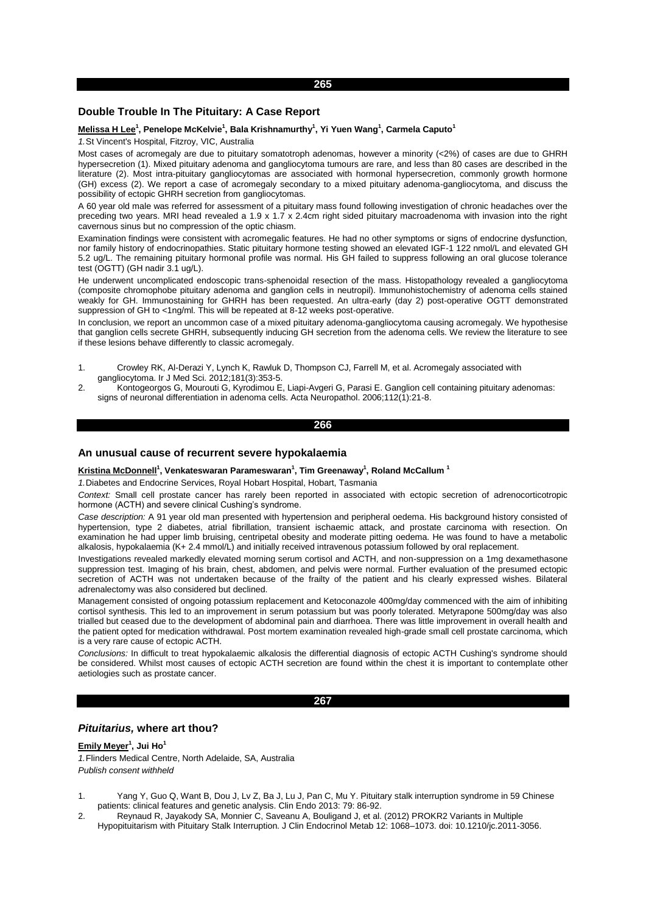## 265

### Double Trouble In The Pituitary: A Case Report

**Melissa H Lee[1], Penelope McKelvie[1], Bala Krishnamurthy[1], Yi Yuen Wang[1], Carmela Caputo[1]**

*1.* St Vincent's Hospital, Fitzroy, VIC, Australia

Most cases of acromegaly are due to pituitary somatotroph adenomas, however a minority (<2%) of cases are due to GHRH hypersecretion (1). Mixed pituitary adenoma and gangliocytoma tumours are rare, and less than 80 cases are described in the literature (2). Most intra-pituitary gangliocytomas are associated with hormonal hypersecretion, commonly growth hormone (GH) excess (2). We report a case of acromegaly secondary to a mixed pituitary adenoma-gangliocytoma, and discuss the possibility of ectopic GHRH secretion from gangliocytomas.

A 60 year old male was referred for assessment of a pituitary mass found following investigation of chronic headaches over the preceding two years. MRI head revealed a 1.9 x 1.7 x 2.4cm right sided pituitary macroadenoma with invasion into the right cavernous sinus but no compression of the optic chiasm.

Examination findings were consistent with acromegalic features. He had no other symptoms or signs of endocrine dysfunction, nor family history of endocrinopathies. Static pituitary hormone testing showed an elevated IGF-1 122 nmol/L and elevated GH 5.2 ug/L. The remaining pituitary hormonal profile was normal. His GH failed to suppress following an oral glucose tolerance test (OGTT) (GH nadir 3.1 ug/L).

He underwent uncomplicated endoscopic trans-sphenoidal resection of the mass. Histopathology revealed a gangliocytoma (composite chromophobe pituitary adenoma and ganglion cells in neutropil). Immunohistochemistry of adenoma cells stained weakly for GH. Immunostaining for GHRH has been requested. An ultra-early (day 2) post-operative OGTT demonstrated suppression of GH to <1ng/ml. This will be repeated at 8-12 weeks post-operative.

In conclusion, we report an uncommon case of a mixed pituitary adenoma-gangliocytoma causing acromegaly. We hypothesise that ganglion cells secrete GHRH, subsequently inducing GH secretion from the adenoma cells. We review the literature to see if these lesions behave differently to classic acromegaly.

1. Crowley RK, Al-Derazi Y, Lynch K, Rawluk D, Thompson CJ, Farrell M, et al. Acromegaly associated with gangliocytoma. Ir J Med Sci. 2012;181(3):353-5.
2. Kontogeorgos G, Mourouti G, Kyrodimou E, Liapi-Avgeri G, Parasi E. Ganglion cell containing pituitary adenomas: signs of neuronal differentiation in adenoma cells. Acta Neuropathol. 2006;112(1):21-8.

## 266

### An unusual cause of recurrent severe hypokalaemia

**Kristina McDonnell[1], Venkateswaran Parameswaran[1], Tim Greenaway[1], Roland McCallum [1]**

*1.* Diabetes and Endocrine Services, Royal Hobart Hospital, Hobart, Tasmania

*Context:* Small cell prostate cancer has rarely been reported in associated with ectopic secretion of adrenocorticotropic hormone (ACTH) and severe clinical Cushing's syndrome.

*Case description:* A 91 year old man presented with hypertension and peripheral oedema. His background history consisted of hypertension, type 2 diabetes, atrial fibrillation, transient ischaemic attack, and prostate carcinoma with resection. On examination he had upper limb bruising, centripetal obesity and moderate pitting oedema. He was found to have a metabolic alkalosis, hypokalaemia (K+ 2.4 mmol/L) and initially received intravenous potassium followed by oral replacement.

Investigations revealed markedly elevated morning serum cortisol and ACTH, and non-suppression on a 1mg dexamethasone suppression test. Imaging of his brain, chest, abdomen, and pelvis were normal. Further evaluation of the presumed ectopic secretion of ACTH was not undertaken because of the frailty of the patient and his clearly expressed wishes. Bilateral adrenalectomy was also considered but declined.

Management consisted of ongoing potassium replacement and Ketoconazole 400mg/day commenced with the aim of inhibiting cortisol synthesis. This led to an improvement in serum potassium but was poorly tolerated. Metyrapone 500mg/day was also trialled but ceased due to the development of abdominal pain and diarrhoea. There was little improvement in overall health and the patient opted for medication withdrawal. Post mortem examination revealed high-grade small cell prostate carcinoma, which is a very rare cause of ectopic ACTH.

*Conclusions:* In difficult to treat hypokalaemic alkalosis the differential diagnosis of ectopic ACTH Cushing's syndrome should be considered. Whilst most causes of ectopic ACTH secretion are found within the chest it is important to contemplate other aetiologies such as prostate cancer.

## 267

### *Pituitarius,* where art thou?

**Emily Meyer[1], Jui Ho[1]**

*1.* Flinders Medical Centre, North Adelaide, SA, Australia

*Publish consent withheld*

1. Yang Y, Guo Q, Want B, Dou J, Lv Z, Ba J, Lu J, Pan C, Mu Y. Pituitary stalk interruption syndrome in 59 Chinese patients: clinical features and genetic analysis. Clin Endo 2013: 79: 86-92.
2. Reynaud R, Jayakody SA, Monnier C, Saveanu A, Bouligand J, et al. (2012) PROKR2 Variants in Multiple Hypopituitarism with Pituitary Stalk Interruption. J Clin Endocrinol Metab 12: 1068–1073. doi: 10.1210/jc.2011-3056.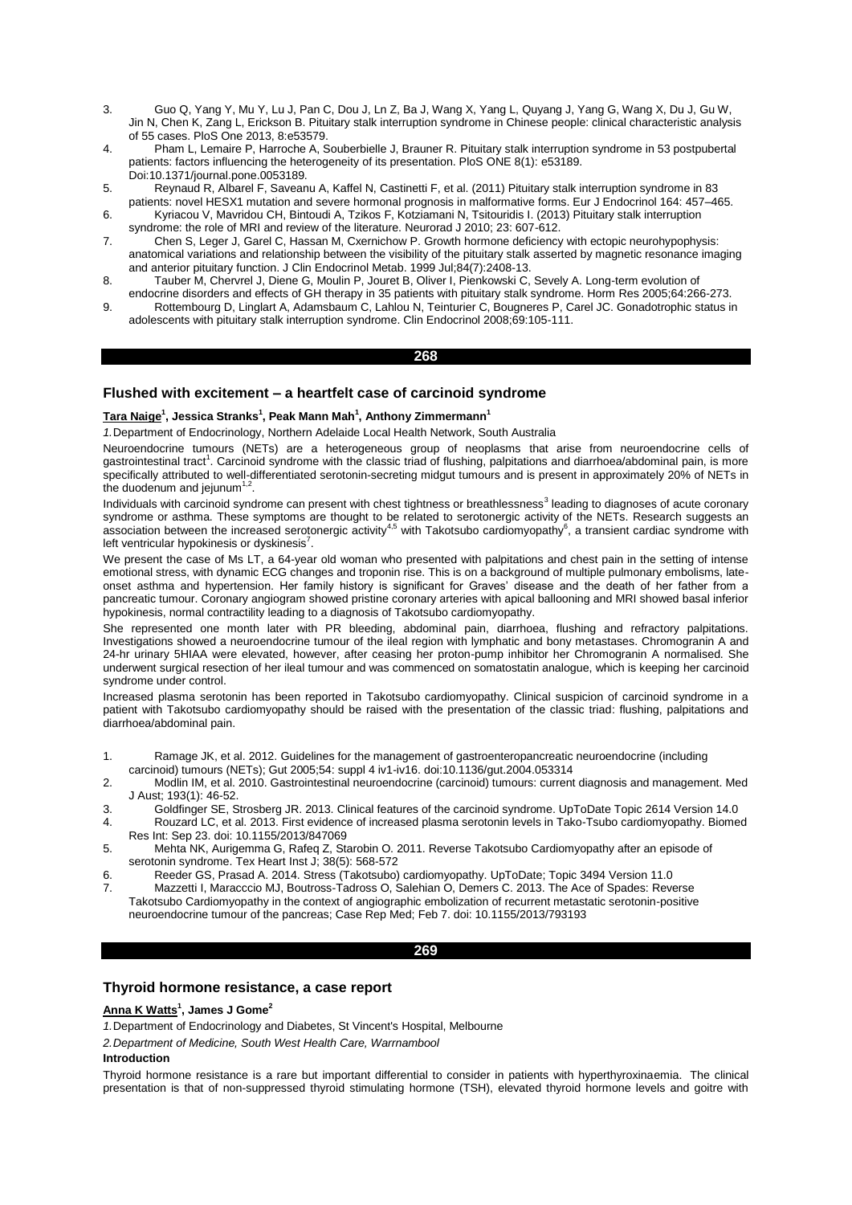3. Guo Q, Yang Y, Mu Y, Lu J, Pan C, Dou J, Ln Z, Ba J, Wang X, Yang L, Quyang J, Yang G, Wang X, Du J, Gu W, Jin N, Chen K, Zang L, Erickson B. Pituitary stalk interruption syndrome in Chinese people: clinical characteristic analysis of 55 cases. PloS One 2013, 8:e53579.
4. Pham L, Lemaire P, Harroche A, Souberbielle J, Brauner R. Pituitary stalk interruption syndrome in 53 postpubertal patients: factors influencing the heterogeneity of its presentation. PloS ONE 8(1): e53189. Doi:10.1371/journal.pone.0053189.
5. Reynaud R, Albarel F, Saveanu A, Kaffel N, Castinetti F, et al. (2011) Pituitary stalk interruption syndrome in 83 patients: novel HESX1 mutation and severe hormonal prognosis in malformative forms. Eur J Endocrinol 164: 457–465.
6. Kyriacou V, Mavridou CH, Bintoudi A, Tzikos F, Kotziamani N, Tsitouridis I. (2013) Pituitary stalk interruption syndrome: the role of MRI and review of the literature. Neurorad J 2010; 23: 607-612.
7. Chen S, Leger J, Garel C, Hassan M, Cxernichow P. Growth hormone deficiency with ectopic neurohypophysis: anatomical variations and relationship between the visibility of the pituitary stalk asserted by magnetic resonance imaging and anterior pituitary function. J Clin Endocrinol Metab. 1999 Jul;84(7):2408-13.
8. Tauber M, Chervrel J, Diene G, Moulin P, Jouret B, Oliver I, Pienkowski C, Sevely A. Long-term evolution of endocrine disorders and effects of GH therapy in 35 patients with pituitary stalk syndrome. Horm Res 2005;64:266-273.
9. Rottembourg D, Linglart A, Adamsbaum C, Lahlou N, Teinturier C, Bougneres P, Carel JC. Gonadotrophic status in adolescents with pituitary stalk interruption syndrome. Clin Endocrinol 2008;69:105-111.

**268**

## Flushed with excitement – a heartfelt case of carcinoid syndrome

**Tara Naige[1], Jessica Stranks[1], Peak Mann Mah[1], Anthony Zimmermann[1]**

*1.* Department of Endocrinology, Northern Adelaide Local Health Network, South Australia

Neuroendocrine tumours (NETs) are a heterogeneous group of neoplasms that arise from neuroendocrine cells of gastrointestinal tract[1]. Carcinoid syndrome with the classic triad of flushing, palpitations and diarrhoea/abdominal pain, is more specifically attributed to well-differentiated serotonin-secreting midgut tumours and is present in approximately 20% of NETs in the duodenum and jejunum[1,2].

Individuals with carcinoid syndrome can present with chest tightness or breathlessness[3] leading to diagnoses of acute coronary syndrome or asthma. These symptoms are thought to be related to serotonergic activity of the NETs. Research suggests an association between the increased serotonergic activity[4,5] with Takotsubo cardiomyopathy[6], a transient cardiac syndrome with left ventricular hypokinesis or dyskinesis[7].

We present the case of Ms LT, a 64-year old woman who presented with palpitations and chest pain in the setting of intense emotional stress, with dynamic ECG changes and troponin rise. This is on a background of multiple pulmonary embolisms, late-onset asthma and hypertension. Her family history is significant for Graves' disease and the death of her father from a pancreatic tumour. Coronary angiogram showed pristine coronary arteries with apical ballooning and MRI showed basal inferior hypokinesis, normal contractility leading to a diagnosis of Takotsubo cardiomyopathy.

She represented one month later with PR bleeding, abdominal pain, diarrhoea, flushing and refractory palpitations. Investigations showed a neuroendocrine tumour of the ileal region with lymphatic and bony metastases. Chromogranin A and 24-hr urinary 5HIAA were elevated, however, after ceasing her proton-pump inhibitor her Chromogranin A normalised. She underwent surgical resection of her ileal tumour and was commenced on somatostatin analogue, which is keeping her carcinoid syndrome under control.

Increased plasma serotonin has been reported in Takotsubo cardiomyopathy. Clinical suspicion of carcinoid syndrome in a patient with Takotsubo cardiomyopathy should be raised with the presentation of the classic triad: flushing, palpitations and diarrhoea/abdominal pain.

1. Ramage JK, et al. 2012. Guidelines for the management of gastroenteropancreatic neuroendocrine (including carcinoid) tumours (NETs); Gut 2005;54: suppl 4 iv1-iv16. doi:10.1136/gut.2004.053314
2. Modlin IM, et al. 2010. Gastrointestinal neuroendocrine (carcinoid) tumours: current diagnosis and management. Med J Aust; 193(1): 46-52.
3. Goldfinger SE, Strosberg JR. 2013. Clinical features of the carcinoid syndrome. UpToDate Topic 2614 Version 14.0
4. Rouzard LC, et al. 2013. First evidence of increased plasma serotonin levels in Tako-Tsubo cardiomyopathy. Biomed Res Int: Sep 23. doi: 10.1155/2013/847069
5. Mehta NK, Aurigemma G, Rafeq Z, Starobin O. 2011. Reverse Takotsubo Cardiomyopathy after an episode of serotonin syndrome. Tex Heart Inst J; 38(5): 568-572
6. Reeder GS, Prasad A. 2014. Stress (Takotsubo) cardiomyopathy. UpToDate; Topic 3494 Version 11.0
7. Mazzetti I, Maracccio MJ, Boutross-Tadross O, Salehian O, Demers C. 2013. The Ace of Spades: Reverse Takotsubo Cardiomyopathy in the context of angiographic embolization of recurrent metastatic serotonin-positive neuroendocrine tumour of the pancreas; Case Rep Med; Feb 7. doi: 10.1155/2013/793193

**269**

## Thyroid hormone resistance, a case report

**Anna K Watts[1], James J Gome[2]**

*1.* Department of Endocrinology and Diabetes, St Vincent's Hospital, Melbourne

*2. Department of Medicine, South West Health Care, Warrnambool*

**Introduction**

Thyroid hormone resistance is a rare but important differential to consider in patients with hyperthyroxinaemia. The clinical presentation is that of non-suppressed thyroid stimulating hormone (TSH), elevated thyroid hormone levels and goitre with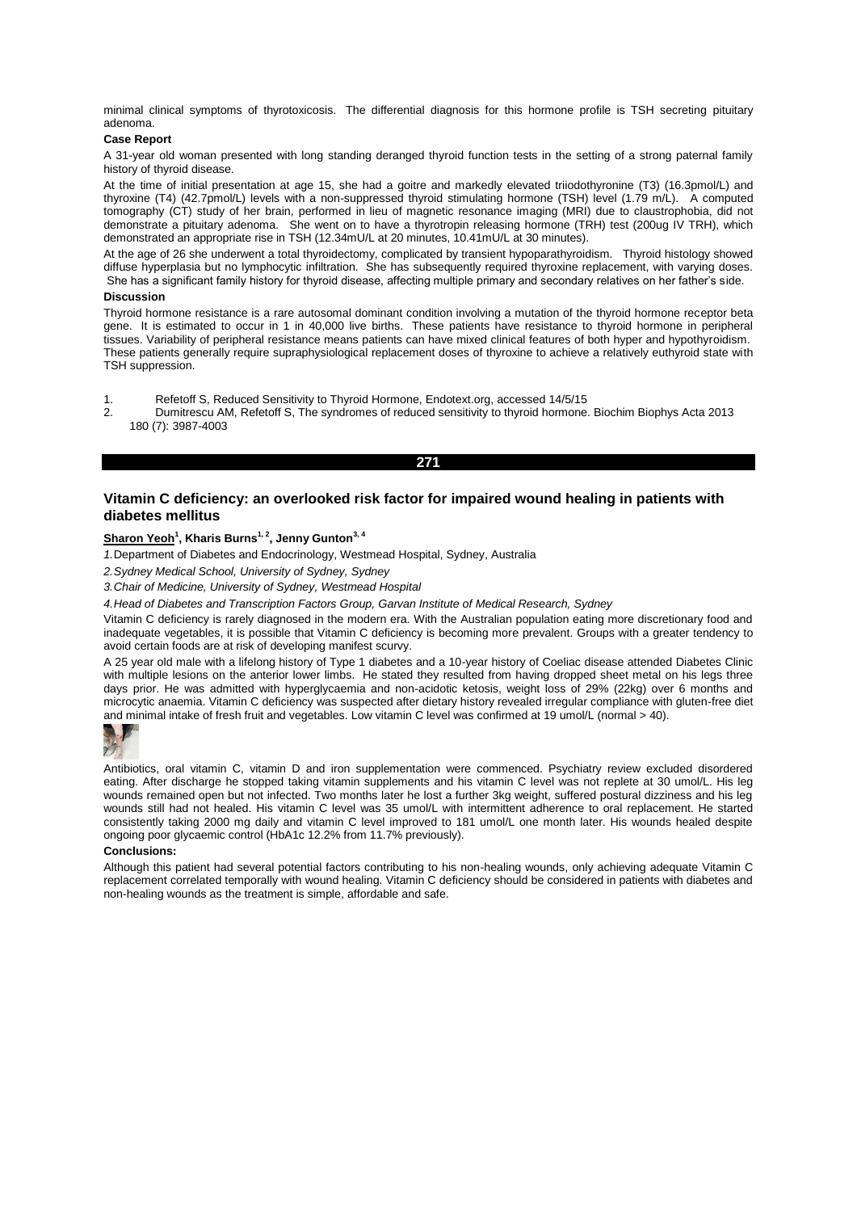minimal clinical symptoms of thyrotoxicosis. The differential diagnosis for this hormone profile is TSH secreting pituitary adenoma.

**Case Report**

A 31-year old woman presented with long standing deranged thyroid function tests in the setting of a strong paternal family history of thyroid disease.

At the time of initial presentation at age 15, she had a goitre and markedly elevated triiodothyronine (T3) (16.3pmol/L) and thyroxine (T4) (42.7pmol/L) levels with a non-suppressed thyroid stimulating hormone (TSH) level (1.79 m/L). A computed tomography (CT) study of her brain, performed in lieu of magnetic resonance imaging (MRI) due to claustrophobia, did not demonstrate a pituitary adenoma. She went on to have a thyrotropin releasing hormone (TRH) test (200ug IV TRH), which demonstrated an appropriate rise in TSH (12.34mU/L at 20 minutes, 10.41mU/L at 30 minutes).

At the age of 26 she underwent a total thyroidectomy, complicated by transient hypoparathyroidism. Thyroid histology showed diffuse hyperplasia but no lymphocytic infiltration. She has subsequently required thyroxine replacement, with varying doses. She has a significant family history for thyroid disease, affecting multiple primary and secondary relatives on her father's side.

**Discussion**

Thyroid hormone resistance is a rare autosomal dominant condition involving a mutation of the thyroid hormone receptor beta gene. It is estimated to occur in 1 in 40,000 live births. These patients have resistance to thyroid hormone in peripheral tissues. Variability of peripheral resistance means patients can have mixed clinical features of both hyper and hypothyroidism. These patients generally require supraphysiological replacement doses of thyroxine to achieve a relatively euthyroid state with TSH suppression.

1. Refetoff S, Reduced Sensitivity to Thyroid Hormone, Endotext.org, accessed 14/5/15
2. Dumitrescu AM, Refetoff S, The syndromes of reduced sensitivity to thyroid hormone. Biochim Biophys Acta 2013 180 (7): 3987-4003

## 271

### Vitamin C deficiency: an overlooked risk factor for impaired wound healing in patients with diabetes mellitus

**Sharon Yeoh[1], Kharis Burns[1, 2], Jenny Gunton[3, 4]**

*1.* Department of Diabetes and Endocrinology, Westmead Hospital, Sydney, Australia

*2. Sydney Medical School, University of Sydney, Sydney*

*3. Chair of Medicine, University of Sydney, Westmead Hospital*

*4. Head of Diabetes and Transcription Factors Group, Garvan Institute of Medical Research, Sydney*

Vitamin C deficiency is rarely diagnosed in the modern era. With the Australian population eating more discretionary food and inadequate vegetables, it is possible that Vitamin C deficiency is becoming more prevalent. Groups with a greater tendency to avoid certain foods are at risk of developing manifest scurvy.

A 25 year old male with a lifelong history of Type 1 diabetes and a 10-year history of Coeliac disease attended Diabetes Clinic with multiple lesions on the anterior lower limbs. He stated they resulted from having dropped sheet metal on his legs three days prior. He was admitted with hyperglycaemia and non-acidotic ketosis, weight loss of 29% (22kg) over 6 months and microcytic anaemia. Vitamin C deficiency was suspected after dietary history revealed irregular compliance with gluten-free diet and minimal intake of fresh fruit and vegetables. Low vitamin C level was confirmed at 19 umol/L (normal > 40).

Antibiotics, oral vitamin C, vitamin D and iron supplementation were commenced. Psychiatry review excluded disordered eating. After discharge he stopped taking vitamin supplements and his vitamin C level was not replete at 30 umol/L. His leg wounds remained open but not infected. Two months later he lost a further 3kg weight, suffered postural dizziness and his leg wounds still had not healed. His vitamin C level was 35 umol/L with intermittent adherence to oral replacement. He started consistently taking 2000 mg daily and vitamin C level improved to 181 umol/L one month later. His wounds healed despite ongoing poor glycaemic control (HbA1c 12.2% from 11.7% previously).

**Conclusions:**

Although this patient had several potential factors contributing to his non-healing wounds, only achieving adequate Vitamin C replacement correlated temporally with wound healing. Vitamin C deficiency should be considered in patients with diabetes and non-healing wounds as the treatment is simple, affordable and safe.